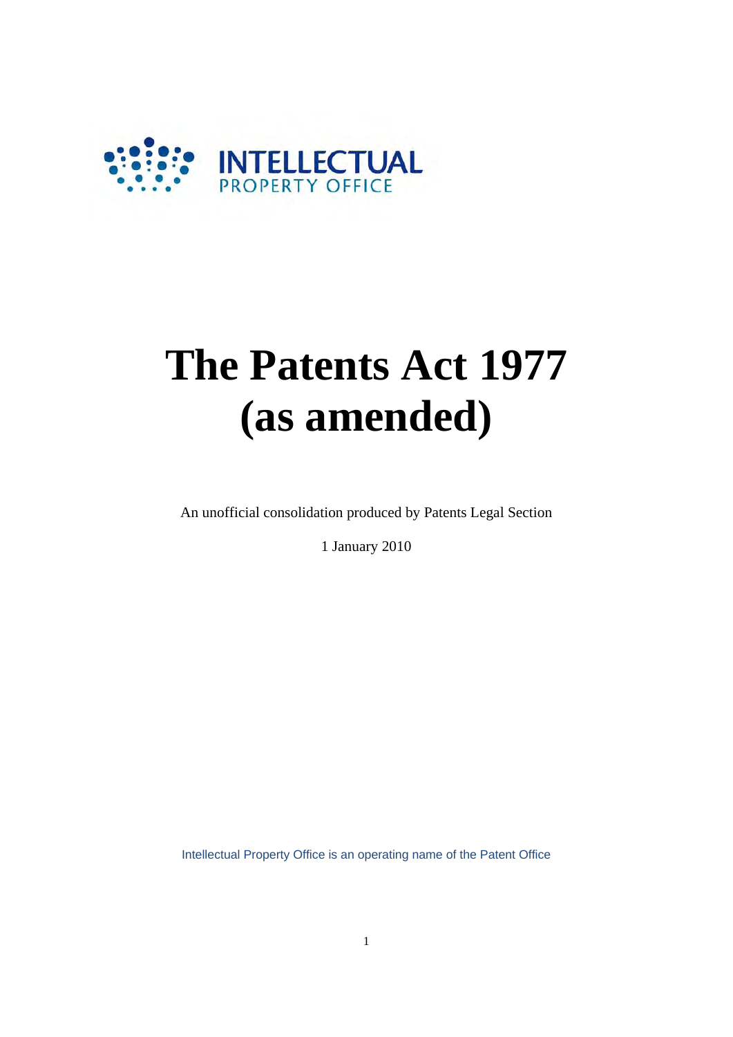INTELLECTUAL PROPERTY OFFICE

# The Patents Act 1977 (as amended)

An unofficial consolidation produced by Patents Legal Section

1 January 2010

Intellectual Property Office is an operating name of the Patent Office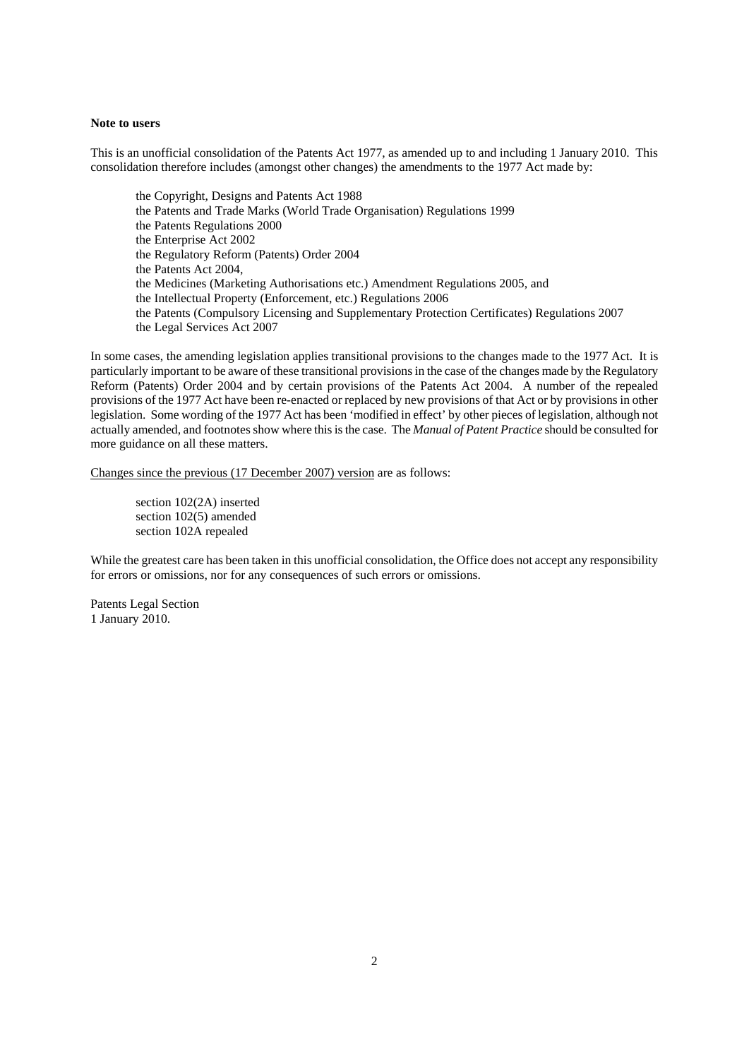**Note to users**

This is an unofficial consolidation of the Patents Act 1977, as amended up to and including 1 January 2010. This consolidation therefore includes (amongst other changes) the amendments to the 1977 Act made by:

the Copyright, Designs and Patents Act 1988
the Patents and Trade Marks (World Trade Organisation) Regulations 1999
the Patents Regulations 2000
the Enterprise Act 2002
the Regulatory Reform (Patents) Order 2004
the Patents Act 2004,
the Medicines (Marketing Authorisations etc.) Amendment Regulations 2005, and
the Intellectual Property (Enforcement, etc.) Regulations 2006
the Patents (Compulsory Licensing and Supplementary Protection Certificates) Regulations 2007
the Legal Services Act 2007

In some cases, the amending legislation applies transitional provisions to the changes made to the 1977 Act. It is particularly important to be aware of these transitional provisions in the case of the changes made by the Regulatory Reform (Patents) Order 2004 and by certain provisions of the Patents Act 2004. A number of the repealed provisions of the 1977 Act have been re-enacted or replaced by new provisions of that Act or by provisions in other legislation. Some wording of the 1977 Act has been 'modified in effect' by other pieces of legislation, although not actually amended, and footnotes show where this is the case. The *Manual of Patent Practice* should be consulted for more guidance on all these matters.

Changes since the previous (17 December 2007) version are as follows:

section 102(2A) inserted
section 102(5) amended
section 102A repealed

While the greatest care has been taken in this unofficial consolidation, the Office does not accept any responsibility for errors or omissions, nor for any consequences of such errors or omissions.

Patents Legal Section
1 January 2010.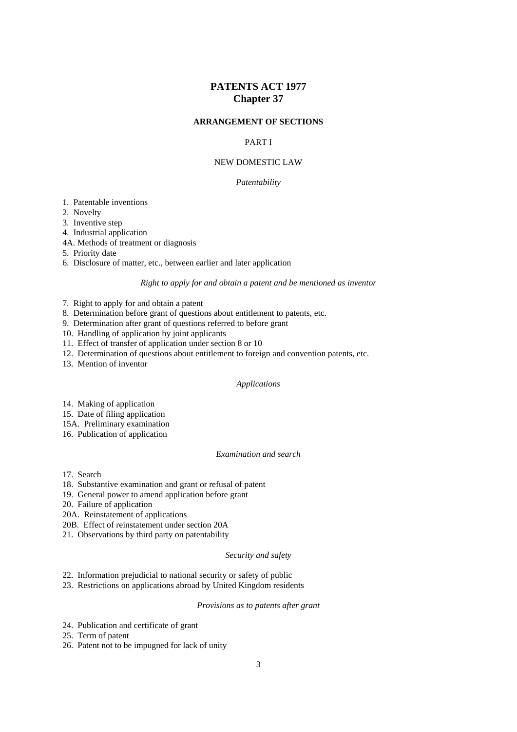# PATENTS ACT 1977
# Chapter 37

## ARRANGEMENT OF SECTIONS

### PART I

### NEW DOMESTIC LAW

*Patentability*

1. Patentable inventions
2. Novelty
3. Inventive step
4. Industrial application

4A. Methods of treatment or diagnosis

5. Priority date
6. Disclosure of matter, etc., between earlier and later application

*Right to apply for and obtain a patent and be mentioned as inventor*

7. Right to apply for and obtain a patent
8. Determination before grant of questions about entitlement to patents, etc.
9. Determination after grant of questions referred to before grant
10. Handling of application by joint applicants
11. Effect of transfer of application under section 8 or 10
12. Determination of questions about entitlement to foreign and convention patents, etc.
13. Mention of inventor

*Applications*

14. Making of application
15. Date of filing application

15A. Preliminary examination

16. Publication of application

*Examination and search*

17. Search
18. Substantive examination and grant or refusal of patent
19. General power to amend application before grant
20. Failure of application

20A. Reinstatement of applications

20B. Effect of reinstatement under section 20A

21. Observations by third party on patentability

*Security and safety*

22. Information prejudicial to national security or safety of public
23. Restrictions on applications abroad by United Kingdom residents

*Provisions as to patents after grant*

24. Publication and certificate of grant
25. Term of patent
26. Patent not to be impugned for lack of unity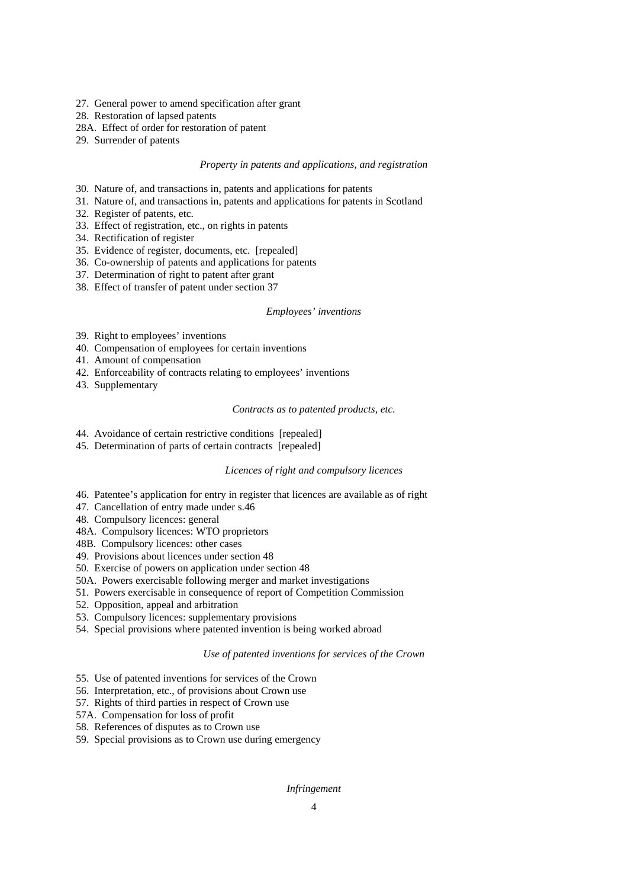27. General power to amend specification after grant
28. Restoration of lapsed patents
28A. Effect of order for restoration of patent
29. Surrender of patents

*Property in patents and applications, and registration*

30. Nature of, and transactions in, patents and applications for patents
31. Nature of, and transactions in, patents and applications for patents in Scotland
32. Register of patents, etc.
33. Effect of registration, etc., on rights in patents
34. Rectification of register
35. Evidence of register, documents, etc. [repealed]
36. Co-ownership of patents and applications for patents
37. Determination of right to patent after grant
38. Effect of transfer of patent under section 37

*Employees' inventions*

39. Right to employees' inventions
40. Compensation of employees for certain inventions
41. Amount of compensation
42. Enforceability of contracts relating to employees' inventions
43. Supplementary

*Contracts as to patented products, etc.*

44. Avoidance of certain restrictive conditions [repealed]
45. Determination of parts of certain contracts [repealed]

*Licences of right and compulsory licences*

46. Patentee's application for entry in register that licences are available as of right
47. Cancellation of entry made under s.46
48. Compulsory licences: general
48A. Compulsory licences: WTO proprietors
48B. Compulsory licences: other cases
49. Provisions about licences under section 48
50. Exercise of powers on application under section 48
50A. Powers exercisable following merger and market investigations
51. Powers exercisable in consequence of report of Competition Commission
52. Opposition, appeal and arbitration
53. Compulsory licences: supplementary provisions
54. Special provisions where patented invention is being worked abroad

*Use of patented inventions for services of the Crown*

55. Use of patented inventions for services of the Crown
56. Interpretation, etc., of provisions about Crown use
57. Rights of third parties in respect of Crown use
57A. Compensation for loss of profit
58. References of disputes as to Crown use
59. Special provisions as to Crown use during emergency

*Infringement*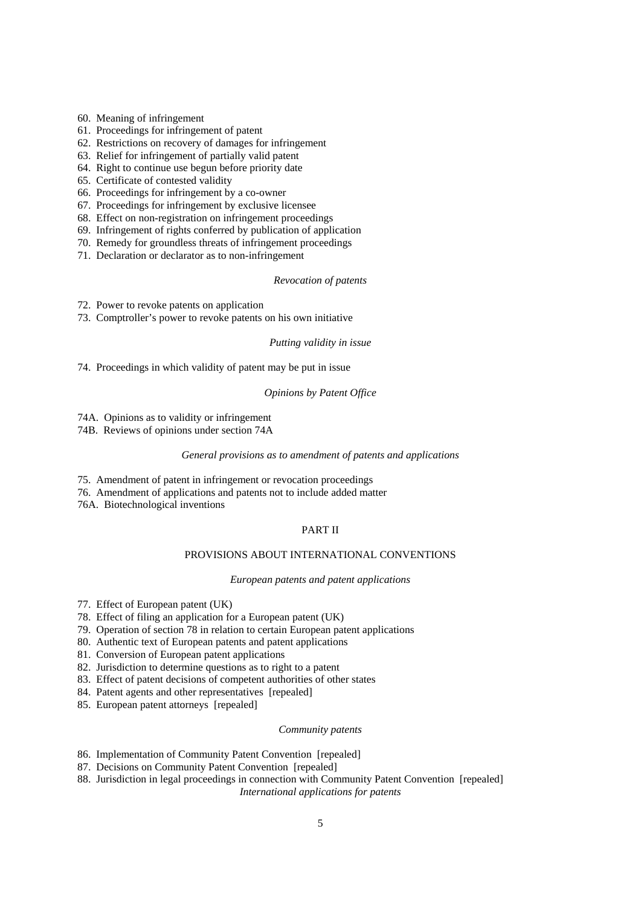60. Meaning of infringement
61. Proceedings for infringement of patent
62. Restrictions on recovery of damages for infringement
63. Relief for infringement of partially valid patent
64. Right to continue use begun before priority date
65. Certificate of contested validity
66. Proceedings for infringement by a co-owner
67. Proceedings for infringement by exclusive licensee
68. Effect on non-registration on infringement proceedings
69. Infringement of rights conferred by publication of application
70. Remedy for groundless threats of infringement proceedings
71. Declaration or declarator as to non-infringement

*Revocation of patents*

72. Power to revoke patents on application
73. Comptroller's power to revoke patents on his own initiative

*Putting validity in issue*

74. Proceedings in which validity of patent may be put in issue

*Opinions by Patent Office*

74A. Opinions as to validity or infringement
74B. Reviews of opinions under section 74A

*General provisions as to amendment of patents and applications*

75. Amendment of patent in infringement or revocation proceedings
76. Amendment of applications and patents not to include added matter
76A. Biotechnological inventions

PART II

PROVISIONS ABOUT INTERNATIONAL CONVENTIONS

*European patents and patent applications*

77. Effect of European patent (UK)
78. Effect of filing an application for a European patent (UK)
79. Operation of section 78 in relation to certain European patent applications
80. Authentic text of European patents and patent applications
81. Conversion of European patent applications
82. Jurisdiction to determine questions as to right to a patent
83. Effect of patent decisions of competent authorities of other states
84. Patent agents and other representatives [repealed]
85. European patent attorneys [repealed]

*Community patents*

86. Implementation of Community Patent Convention [repealed]
87. Decisions on Community Patent Convention [repealed]
88. Jurisdiction in legal proceedings in connection with Community Patent Convention [repealed]

*International applications for patents*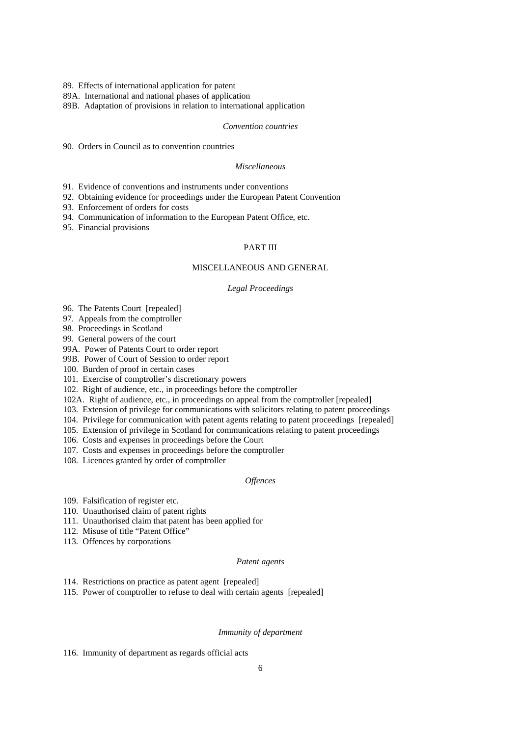89. Effects of international application for patent
89A. International and national phases of application
89B. Adaptation of provisions in relation to international application

*Convention countries*

90. Orders in Council as to convention countries

*Miscellaneous*

91. Evidence of conventions and instruments under conventions
92. Obtaining evidence for proceedings under the European Patent Convention
93. Enforcement of orders for costs
94. Communication of information to the European Patent Office, etc.
95. Financial provisions

PART III

MISCELLANEOUS AND GENERAL

*Legal Proceedings*

96. The Patents Court [repealed]
97. Appeals from the comptroller
98. Proceedings in Scotland
99. General powers of the court
99A. Power of Patents Court to order report
99B. Power of Court of Session to order report
100. Burden of proof in certain cases
101. Exercise of comptroller's discretionary powers
102. Right of audience, etc., in proceedings before the comptroller
102A. Right of audience, etc., in proceedings on appeal from the comptroller [repealed]
103. Extension of privilege for communications with solicitors relating to patent proceedings
104. Privilege for communication with patent agents relating to patent proceedings [repealed]
105. Extension of privilege in Scotland for communications relating to patent proceedings
106. Costs and expenses in proceedings before the Court
107. Costs and expenses in proceedings before the comptroller
108. Licences granted by order of comptroller

*Offences*

109. Falsification of register etc.
110. Unauthorised claim of patent rights
111. Unauthorised claim that patent has been applied for
112. Misuse of title "Patent Office"
113. Offences by corporations

*Patent agents*

114. Restrictions on practice as patent agent [repealed]
115. Power of comptroller to refuse to deal with certain agents [repealed]

*Immunity of department*

116. Immunity of department as regards official acts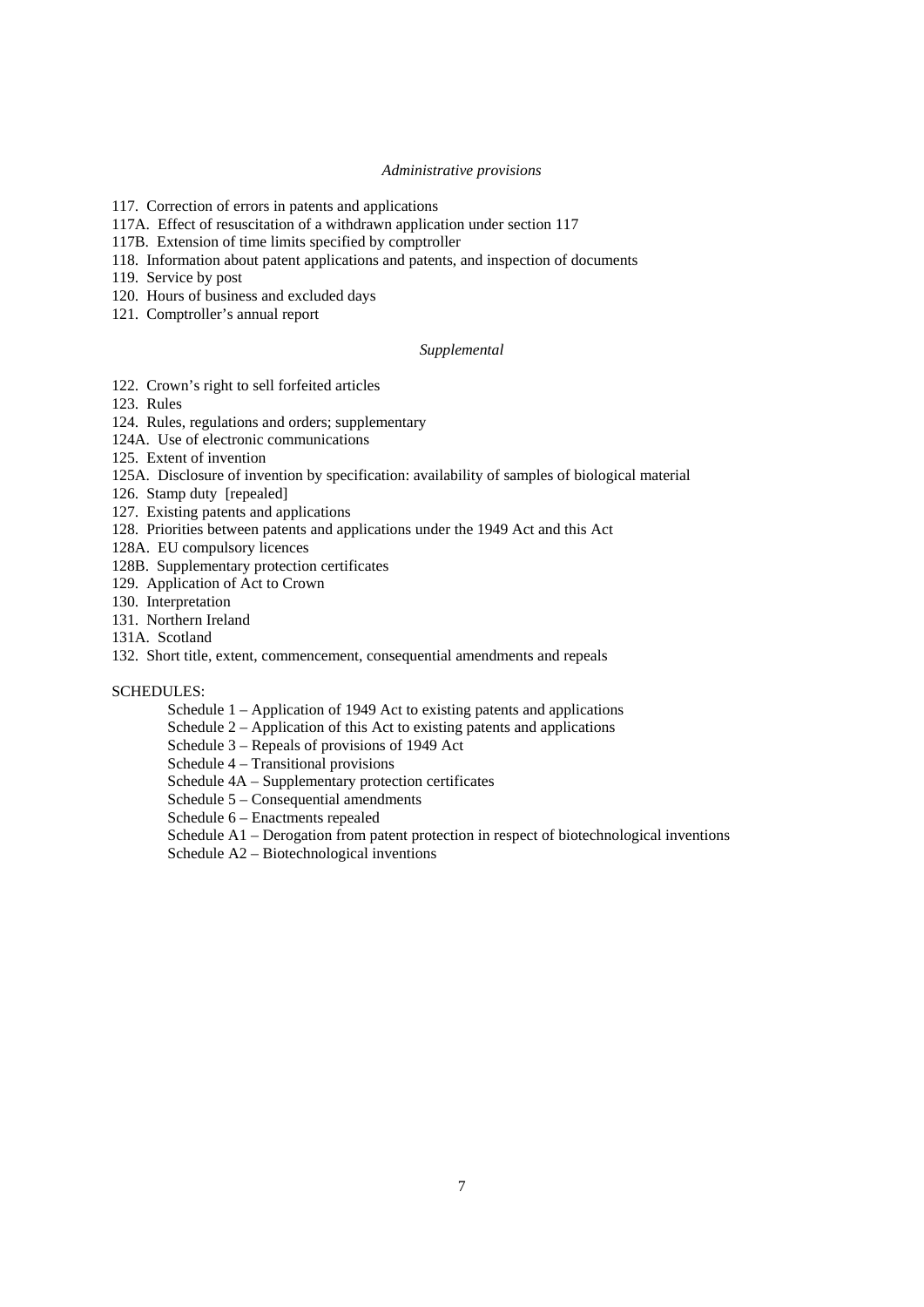*Administrative provisions*

117. Correction of errors in patents and applications
117A. Effect of resuscitation of a withdrawn application under section 117
117B. Extension of time limits specified by comptroller
118. Information about patent applications and patents, and inspection of documents
119. Service by post
120. Hours of business and excluded days
121. Comptroller's annual report

*Supplemental*

122. Crown's right to sell forfeited articles
123. Rules
124. Rules, regulations and orders; supplementary
124A. Use of electronic communications
125. Extent of invention
125A. Disclosure of invention by specification: availability of samples of biological material
126. Stamp duty [repealed]
127. Existing patents and applications
128. Priorities between patents and applications under the 1949 Act and this Act
128A. EU compulsory licences
128B. Supplementary protection certificates
129. Application of Act to Crown
130. Interpretation
131. Northern Ireland
131A. Scotland
132. Short title, extent, commencement, consequential amendments and repeals

SCHEDULES:

Schedule 1 – Application of 1949 Act to existing patents and applications
Schedule 2 – Application of this Act to existing patents and applications
Schedule 3 – Repeals of provisions of 1949 Act
Schedule 4 – Transitional provisions
Schedule 4A – Supplementary protection certificates
Schedule 5 – Consequential amendments
Schedule 6 – Enactments repealed
Schedule A1 – Derogation from patent protection in respect of biotechnological inventions
Schedule A2 – Biotechnological inventions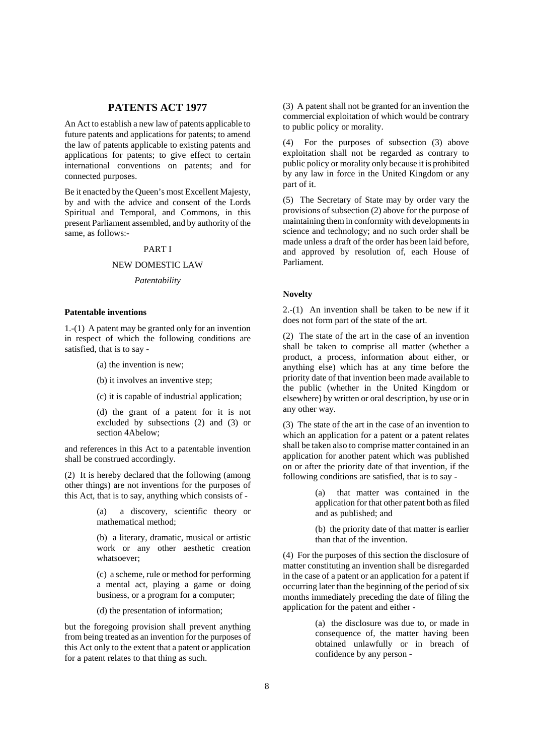# PATENTS ACT 1977

An Act to establish a new law of patents applicable to future patents and applications for patents; to amend the law of patents applicable to existing patents and applications for patents; to give effect to certain international conventions on patents; and for connected purposes.

Be it enacted by the Queen's most Excellent Majesty, by and with the advice and consent of the Lords Spiritual and Temporal, and Commons, in this present Parliament assembled, and by authority of the same, as follows:-

PART I

NEW DOMESTIC LAW

*Patentability*

**Patentable inventions**

1.-(1) A patent may be granted only for an invention in respect of which the following conditions are satisfied, that is to say -

> (a) the invention is new;
>
> (b) it involves an inventive step;
>
> (c) it is capable of industrial application;
>
> (d) the grant of a patent for it is not excluded by subsections (2) and (3) or section 4Abelow;

and references in this Act to a patentable invention shall be construed accordingly.

(2) It is hereby declared that the following (among other things) are not inventions for the purposes of this Act, that is to say, anything which consists of -

> (a) a discovery, scientific theory or mathematical method;
>
> (b) a literary, dramatic, musical or artistic work or any other aesthetic creation whatsoever;
>
> (c) a scheme, rule or method for performing a mental act, playing a game or doing business, or a program for a computer;
>
> (d) the presentation of information;

but the foregoing provision shall prevent anything from being treated as an invention for the purposes of this Act only to the extent that a patent or application for a patent relates to that thing as such.

(3) A patent shall not be granted for an invention the commercial exploitation of which would be contrary to public policy or morality.

(4) For the purposes of subsection (3) above exploitation shall not be regarded as contrary to public policy or morality only because it is prohibited by any law in force in the United Kingdom or any part of it.

(5) The Secretary of State may by order vary the provisions of subsection (2) above for the purpose of maintaining them in conformity with developments in science and technology; and no such order shall be made unless a draft of the order has been laid before, and approved by resolution of, each House of Parliament.

**Novelty**

2.-(1) An invention shall be taken to be new if it does not form part of the state of the art.

(2) The state of the art in the case of an invention shall be taken to comprise all matter (whether a product, a process, information about either, or anything else) which has at any time before the priority date of that invention been made available to the public (whether in the United Kingdom or elsewhere) by written or oral description, by use or in any other way.

(3) The state of the art in the case of an invention to which an application for a patent or a patent relates shall be taken also to comprise matter contained in an application for another patent which was published on or after the priority date of that invention, if the following conditions are satisfied, that is to say -

> (a) that matter was contained in the application for that other patent both as filed and as published; and
>
> (b) the priority date of that matter is earlier than that of the invention.

(4) For the purposes of this section the disclosure of matter constituting an invention shall be disregarded in the case of a patent or an application for a patent if occurring later than the beginning of the period of six months immediately preceding the date of filing the application for the patent and either -

> (a) the disclosure was due to, or made in consequence of, the matter having been obtained unlawfully or in breach of confidence by any person -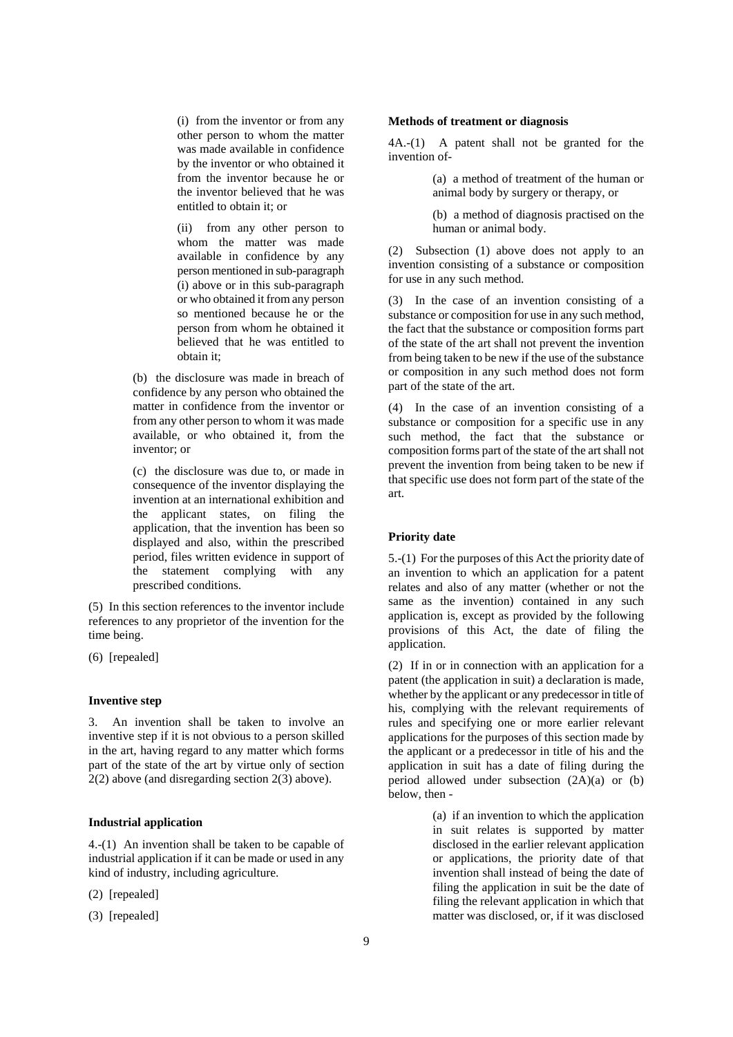(i) from the inventor or from any other person to whom the matter was made available in confidence by the inventor or who obtained it from the inventor because he or the inventor believed that he was entitled to obtain it; or

(ii) from any other person to whom the matter was made available in confidence by any person mentioned in sub-paragraph (i) above or in this sub-paragraph or who obtained it from any person so mentioned because he or the person from whom he obtained it believed that he was entitled to obtain it;

(b) the disclosure was made in breach of confidence by any person who obtained the matter in confidence from the inventor or from any other person to whom it was made available, or who obtained it, from the inventor; or

(c) the disclosure was due to, or made in consequence of the inventor displaying the invention at an international exhibition and the applicant states, on filing the application, that the invention has been so displayed and also, within the prescribed period, files written evidence in support of the statement complying with any prescribed conditions.

(5) In this section references to the inventor include references to any proprietor of the invention for the time being.

(6) [repealed]

**Inventive step**

3. An invention shall be taken to involve an inventive step if it is not obvious to a person skilled in the art, having regard to any matter which forms part of the state of the art by virtue only of section 2(2) above (and disregarding section 2(3) above).

**Industrial application**

4.-(1) An invention shall be taken to be capable of industrial application if it can be made or used in any kind of industry, including agriculture.

(2) [repealed]

(3) [repealed]

**Methods of treatment or diagnosis**

4A.-(1) A patent shall not be granted for the invention of-

(a) a method of treatment of the human or animal body by surgery or therapy, or

(b) a method of diagnosis practised on the human or animal body.

(2) Subsection (1) above does not apply to an invention consisting of a substance or composition for use in any such method.

(3) In the case of an invention consisting of a substance or composition for use in any such method, the fact that the substance or composition forms part of the state of the art shall not prevent the invention from being taken to be new if the use of the substance or composition in any such method does not form part of the state of the art.

(4) In the case of an invention consisting of a substance or composition for a specific use in any such method, the fact that the substance or composition forms part of the state of the art shall not prevent the invention from being taken to be new if that specific use does not form part of the state of the art.

**Priority date**

5.-(1) For the purposes of this Act the priority date of an invention to which an application for a patent relates and also of any matter (whether or not the same as the invention) contained in any such application is, except as provided by the following provisions of this Act, the date of filing the application.

(2) If in or in connection with an application for a patent (the application in suit) a declaration is made, whether by the applicant or any predecessor in title of his, complying with the relevant requirements of rules and specifying one or more earlier relevant applications for the purposes of this section made by the applicant or a predecessor in title of his and the application in suit has a date of filing during the period allowed under subsection (2A)(a) or (b) below, then -

(a) if an invention to which the application in suit relates is supported by matter disclosed in the earlier relevant application or applications, the priority date of that invention shall instead of being the date of filing the application in suit be the date of filing the relevant application in which that matter was disclosed, or, if it was disclosed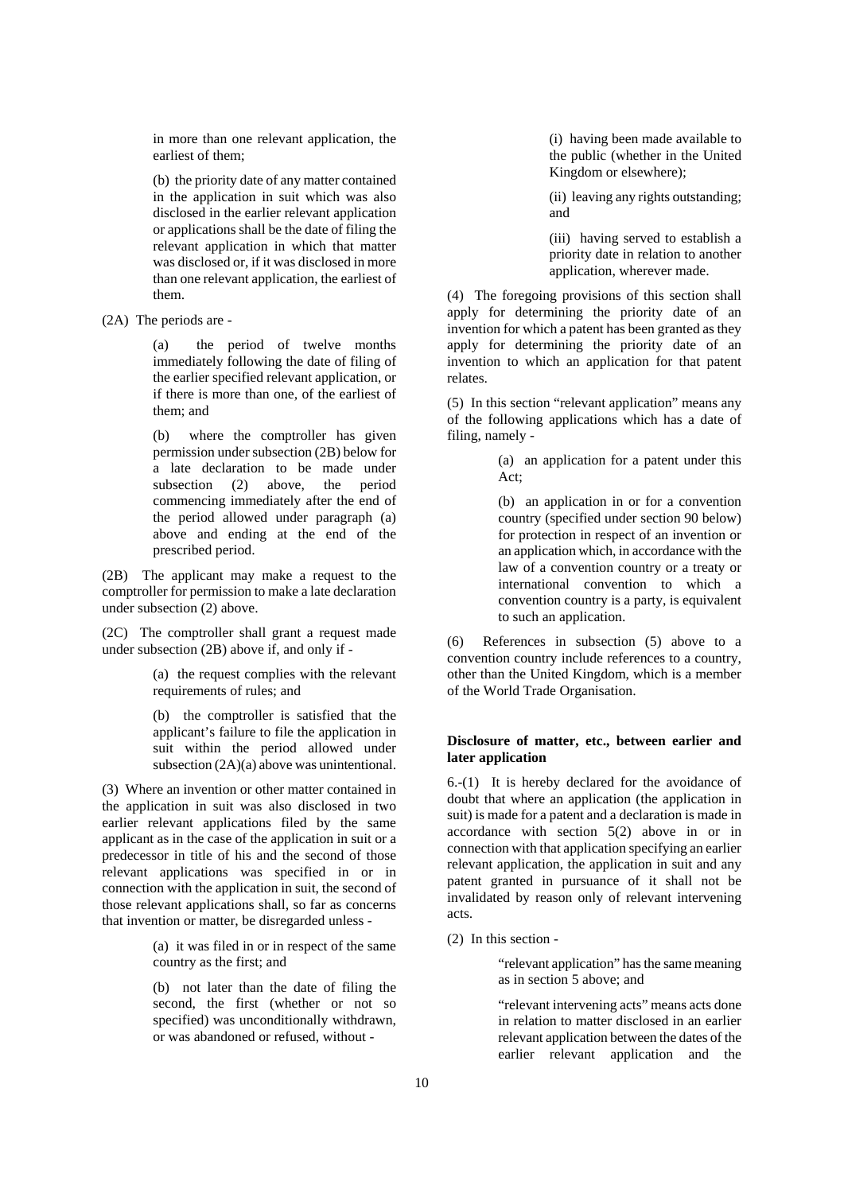in more than one relevant application, the earliest of them;

(b) the priority date of any matter contained in the application in suit which was also disclosed in the earlier relevant application or applications shall be the date of filing the relevant application in which that matter was disclosed or, if it was disclosed in more than one relevant application, the earliest of them.

(2A) The periods are -

(a) the period of twelve months immediately following the date of filing of the earlier specified relevant application, or if there is more than one, of the earliest of them; and

(b) where the comptroller has given permission under subsection (2B) below for a late declaration to be made under subsection (2) above, the period commencing immediately after the end of the period allowed under paragraph (a) above and ending at the end of the prescribed period.

(2B) The applicant may make a request to the comptroller for permission to make a late declaration under subsection (2) above.

(2C) The comptroller shall grant a request made under subsection (2B) above if, and only if -

(a) the request complies with the relevant requirements of rules; and

(b) the comptroller is satisfied that the applicant's failure to file the application in suit within the period allowed under subsection (2A)(a) above was unintentional.

(3) Where an invention or other matter contained in the application in suit was also disclosed in two earlier relevant applications filed by the same applicant as in the case of the application in suit or a predecessor in title of his and the second of those relevant applications was specified in or in connection with the application in suit, the second of those relevant applications shall, so far as concerns that invention or matter, be disregarded unless -

(a) it was filed in or in respect of the same country as the first; and

(b) not later than the date of filing the second, the first (whether or not so specified) was unconditionally withdrawn, or was abandoned or refused, without -

(i) having been made available to the public (whether in the United Kingdom or elsewhere);

(ii) leaving any rights outstanding; and

(iii) having served to establish a priority date in relation to another application, wherever made.

(4) The foregoing provisions of this section shall apply for determining the priority date of an invention for which a patent has been granted as they apply for determining the priority date of an invention to which an application for that patent relates.

(5) In this section "relevant application" means any of the following applications which has a date of filing, namely -

(a) an application for a patent under this Act;

(b) an application in or for a convention country (specified under section 90 below) for protection in respect of an invention or an application which, in accordance with the law of a convention country or a treaty or international convention to which a convention country is a party, is equivalent to such an application.

(6) References in subsection (5) above to a convention country include references to a country, other than the United Kingdom, which is a member of the World Trade Organisation.

**Disclosure of matter, etc., between earlier and later application**

6.-(1) It is hereby declared for the avoidance of doubt that where an application (the application in suit) is made for a patent and a declaration is made in accordance with section 5(2) above in or in connection with that application specifying an earlier relevant application, the application in suit and any patent granted in pursuance of it shall not be invalidated by reason only of relevant intervening acts.

(2) In this section -

"relevant application" has the same meaning as in section 5 above; and

"relevant intervening acts" means acts done in relation to matter disclosed in an earlier relevant application between the dates of the earlier relevant application and the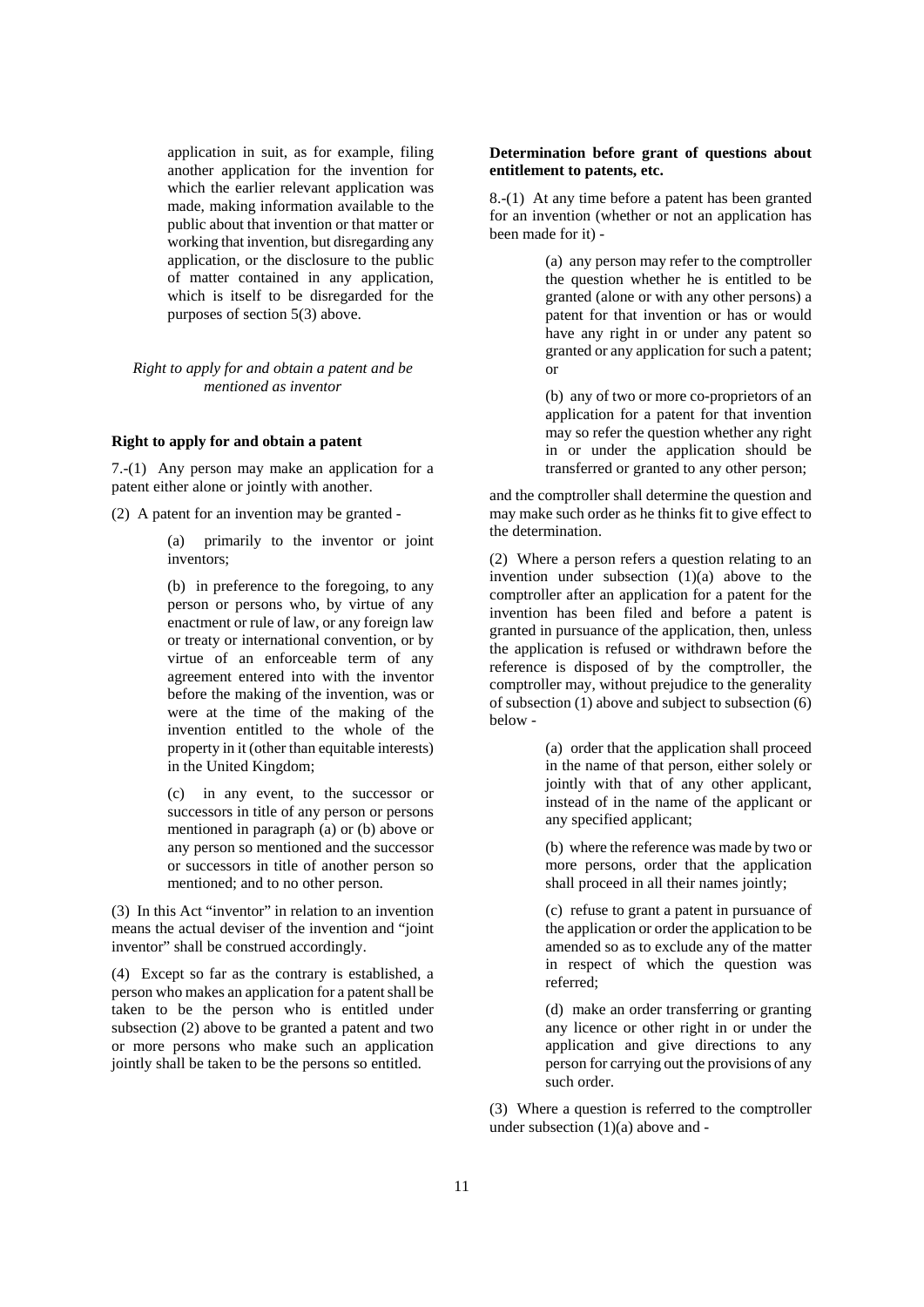application in suit, as for example, filing another application for the invention for which the earlier relevant application was made, making information available to the public about that invention or that matter or working that invention, but disregarding any application, or the disclosure to the public of matter contained in any application, which is itself to be disregarded for the purposes of section 5(3) above.

*Right to apply for and obtain a patent and be mentioned as inventor*

**Right to apply for and obtain a patent**

7.-(1) Any person may make an application for a patent either alone or jointly with another.

(2) A patent for an invention may be granted -

> (a) primarily to the inventor or joint inventors;
>
> (b) in preference to the foregoing, to any person or persons who, by virtue of any enactment or rule of law, or any foreign law or treaty or international convention, or by virtue of an enforceable term of any agreement entered into with the inventor before the making of the invention, was or were at the time of the making of the invention entitled to the whole of the property in it (other than equitable interests) in the United Kingdom;
>
> (c) in any event, to the successor or successors in title of any person or persons mentioned in paragraph (a) or (b) above or any person so mentioned and the successor or successors in title of another person so mentioned; and to no other person.

(3) In this Act "inventor" in relation to an invention means the actual deviser of the invention and "joint inventor" shall be construed accordingly.

(4) Except so far as the contrary is established, a person who makes an application for a patent shall be taken to be the person who is entitled under subsection (2) above to be granted a patent and two or more persons who make such an application jointly shall be taken to be the persons so entitled.

**Determination before grant of questions about entitlement to patents, etc.**

8.-(1) At any time before a patent has been granted for an invention (whether or not an application has been made for it) -

> (a) any person may refer to the comptroller the question whether he is entitled to be granted (alone or with any other persons) a patent for that invention or has or would have any right in or under any patent so granted or any application for such a patent; or
>
> (b) any of two or more co-proprietors of an application for a patent for that invention may so refer the question whether any right in or under the application should be transferred or granted to any other person;

and the comptroller shall determine the question and may make such order as he thinks fit to give effect to the determination.

(2) Where a person refers a question relating to an invention under subsection (1)(a) above to the comptroller after an application for a patent for the invention has been filed and before a patent is granted in pursuance of the application, then, unless the application is refused or withdrawn before the reference is disposed of by the comptroller, the comptroller may, without prejudice to the generality of subsection (1) above and subject to subsection (6) below -

> (a) order that the application shall proceed in the name of that person, either solely or jointly with that of any other applicant, instead of in the name of the applicant or any specified applicant;
>
> (b) where the reference was made by two or more persons, order that the application shall proceed in all their names jointly;
>
> (c) refuse to grant a patent in pursuance of the application or order the application to be amended so as to exclude any of the matter in respect of which the question was referred;
>
> (d) make an order transferring or granting any licence or other right in or under the application and give directions to any person for carrying out the provisions of any such order.

(3) Where a question is referred to the comptroller under subsection (1)(a) above and -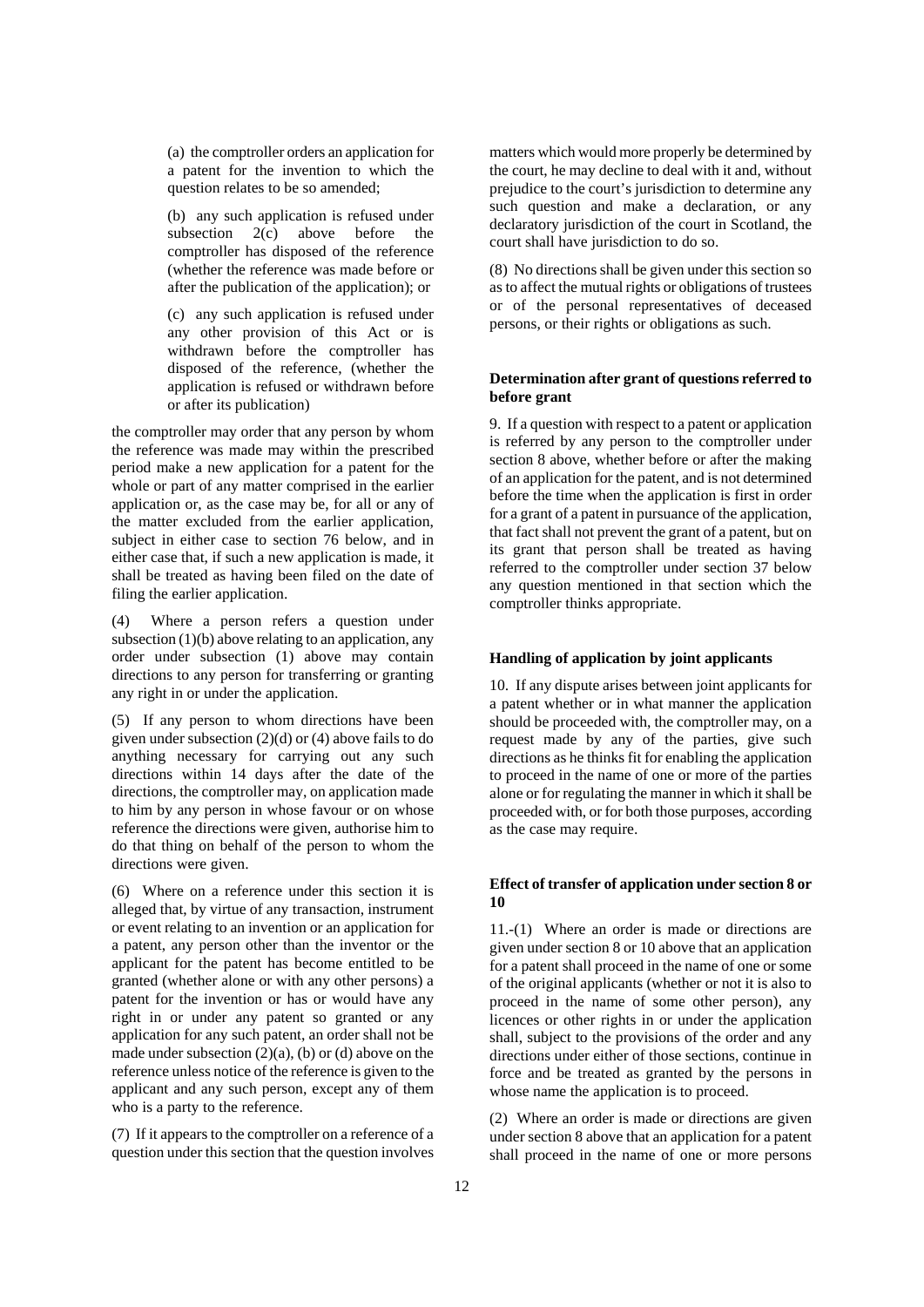(a) the comptroller orders an application for a patent for the invention to which the question relates to be so amended;

(b) any such application is refused under subsection 2(c) above before the comptroller has disposed of the reference (whether the reference was made before or after the publication of the application); or

(c) any such application is refused under any other provision of this Act or is withdrawn before the comptroller has disposed of the reference, (whether the application is refused or withdrawn before or after its publication)

the comptroller may order that any person by whom the reference was made may within the prescribed period make a new application for a patent for the whole or part of any matter comprised in the earlier application or, as the case may be, for all or any of the matter excluded from the earlier application, subject in either case to section 76 below, and in either case that, if such a new application is made, it shall be treated as having been filed on the date of filing the earlier application.

(4) Where a person refers a question under subsection (1)(b) above relating to an application, any order under subsection (1) above may contain directions to any person for transferring or granting any right in or under the application.

(5) If any person to whom directions have been given under subsection (2)(d) or (4) above fails to do anything necessary for carrying out any such directions within 14 days after the date of the directions, the comptroller may, on application made to him by any person in whose favour or on whose reference the directions were given, authorise him to do that thing on behalf of the person to whom the directions were given.

(6) Where on a reference under this section it is alleged that, by virtue of any transaction, instrument or event relating to an invention or an application for a patent, any person other than the inventor or the applicant for the patent has become entitled to be granted (whether alone or with any other persons) a patent for the invention or has or would have any right in or under any patent so granted or any application for any such patent, an order shall not be made under subsection (2)(a), (b) or (d) above on the reference unless notice of the reference is given to the applicant and any such person, except any of them who is a party to the reference.

(7) If it appears to the comptroller on a reference of a question under this section that the question involves matters which would more properly be determined by the court, he may decline to deal with it and, without prejudice to the court's jurisdiction to determine any such question and make a declaration, or any declaratory jurisdiction of the court in Scotland, the court shall have jurisdiction to do so.

(8) No directions shall be given under this section so as to affect the mutual rights or obligations of trustees or of the personal representatives of deceased persons, or their rights or obligations as such.

**Determination after grant of questions referred to before grant**

9. If a question with respect to a patent or application is referred by any person to the comptroller under section 8 above, whether before or after the making of an application for the patent, and is not determined before the time when the application is first in order for a grant of a patent in pursuance of the application, that fact shall not prevent the grant of a patent, but on its grant that person shall be treated as having referred to the comptroller under section 37 below any question mentioned in that section which the comptroller thinks appropriate.

**Handling of application by joint applicants**

10. If any dispute arises between joint applicants for a patent whether or in what manner the application should be proceeded with, the comptroller may, on a request made by any of the parties, give such directions as he thinks fit for enabling the application to proceed in the name of one or more of the parties alone or for regulating the manner in which it shall be proceeded with, or for both those purposes, according as the case may require.

**Effect of transfer of application under section 8 or 10**

11.-(1) Where an order is made or directions are given under section 8 or 10 above that an application for a patent shall proceed in the name of one or some of the original applicants (whether or not it is also to proceed in the name of some other person), any licences or other rights in or under the application shall, subject to the provisions of the order and any directions under either of those sections, continue in force and be treated as granted by the persons in whose name the application is to proceed.

(2) Where an order is made or directions are given under section 8 above that an application for a patent shall proceed in the name of one or more persons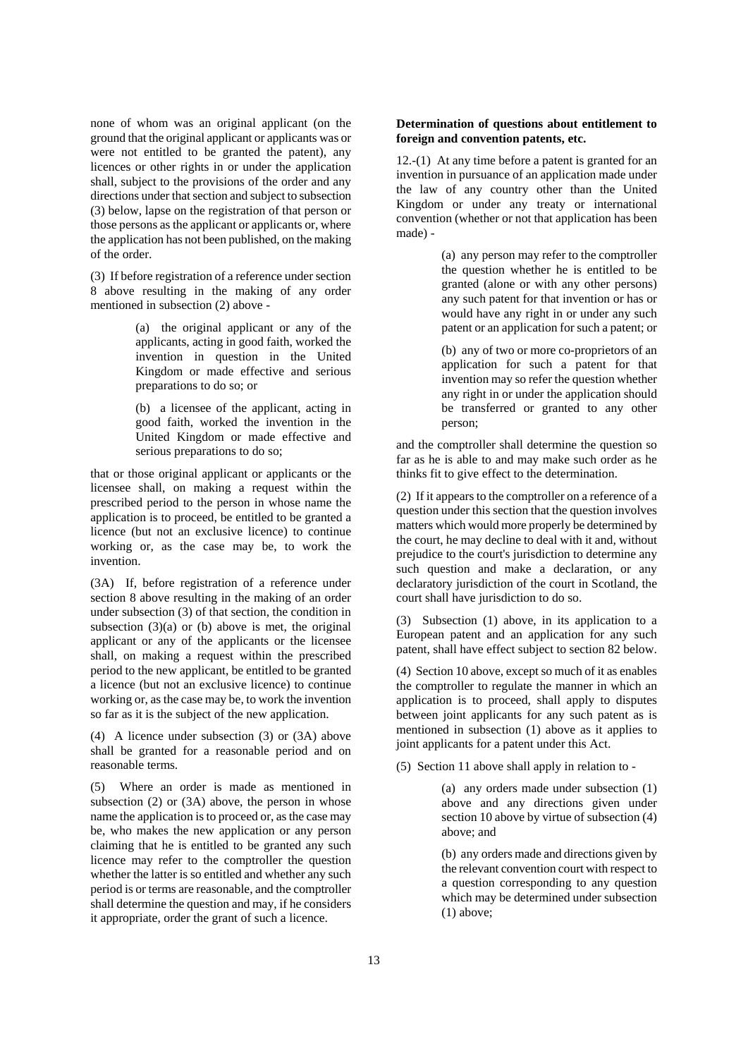none of whom was an original applicant (on the ground that the original applicant or applicants was or were not entitled to be granted the patent), any licences or other rights in or under the application shall, subject to the provisions of the order and any directions under that section and subject to subsection (3) below, lapse on the registration of that person or those persons as the applicant or applicants or, where the application has not been published, on the making of the order.

(3) If before registration of a reference under section 8 above resulting in the making of any order mentioned in subsection (2) above -

> (a) the original applicant or any of the applicants, acting in good faith, worked the invention in question in the United Kingdom or made effective and serious preparations to do so; or
>
> (b) a licensee of the applicant, acting in good faith, worked the invention in the United Kingdom or made effective and serious preparations to do so;

that or those original applicant or applicants or the licensee shall, on making a request within the prescribed period to the person in whose name the application is to proceed, be entitled to be granted a licence (but not an exclusive licence) to continue working or, as the case may be, to work the invention.

(3A) If, before registration of a reference under section 8 above resulting in the making of an order under subsection (3) of that section, the condition in subsection (3)(a) or (b) above is met, the original applicant or any of the applicants or the licensee shall, on making a request within the prescribed period to the new applicant, be entitled to be granted a licence (but not an exclusive licence) to continue working or, as the case may be, to work the invention so far as it is the subject of the new application.

(4) A licence under subsection (3) or (3A) above shall be granted for a reasonable period and on reasonable terms.

(5) Where an order is made as mentioned in subsection (2) or (3A) above, the person in whose name the application is to proceed or, as the case may be, who makes the new application or any person claiming that he is entitled to be granted any such licence may refer to the comptroller the question whether the latter is so entitled and whether any such period is or terms are reasonable, and the comptroller shall determine the question and may, if he considers it appropriate, order the grant of such a licence.

**Determination of questions about entitlement to foreign and convention patents, etc.**

12.-(1) At any time before a patent is granted for an invention in pursuance of an application made under the law of any country other than the United Kingdom or under any treaty or international convention (whether or not that application has been made) -

> (a) any person may refer to the comptroller the question whether he is entitled to be granted (alone or with any other persons) any such patent for that invention or has or would have any right in or under any such patent or an application for such a patent; or
>
> (b) any of two or more co-proprietors of an application for such a patent for that invention may so refer the question whether any right in or under the application should be transferred or granted to any other person;

and the comptroller shall determine the question so far as he is able to and may make such order as he thinks fit to give effect to the determination.

(2) If it appears to the comptroller on a reference of a question under this section that the question involves matters which would more properly be determined by the court, he may decline to deal with it and, without prejudice to the court's jurisdiction to determine any such question and make a declaration, or any declaratory jurisdiction of the court in Scotland, the court shall have jurisdiction to do so.

(3) Subsection (1) above, in its application to a European patent and an application for any such patent, shall have effect subject to section 82 below.

(4) Section 10 above, except so much of it as enables the comptroller to regulate the manner in which an application is to proceed, shall apply to disputes between joint applicants for any such patent as is mentioned in subsection (1) above as it applies to joint applicants for a patent under this Act.

(5) Section 11 above shall apply in relation to -

> (a) any orders made under subsection (1) above and any directions given under section 10 above by virtue of subsection (4) above; and
>
> (b) any orders made and directions given by the relevant convention court with respect to a question corresponding to any question which may be determined under subsection (1) above;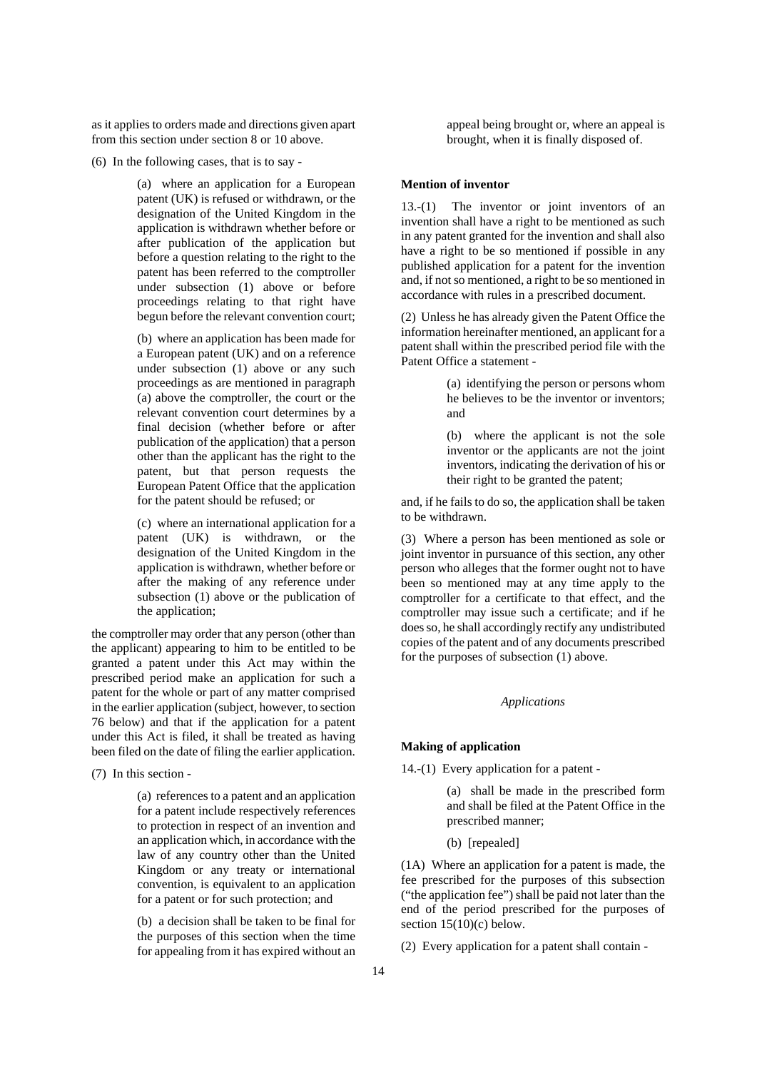as it applies to orders made and directions given apart from this section under section 8 or 10 above.

(6) In the following cases, that is to say -

> (a) where an application for a European patent (UK) is refused or withdrawn, or the designation of the United Kingdom in the application is withdrawn whether before or after publication of the application but before a question relating to the right to the patent has been referred to the comptroller under subsection (1) above or before proceedings relating to that right have begun before the relevant convention court;
>
> (b) where an application has been made for a European patent (UK) and on a reference under subsection (1) above or any such proceedings as are mentioned in paragraph (a) above the comptroller, the court or the relevant convention court determines by a final decision (whether before or after publication of the application) that a person other than the applicant has the right to the patent, but that person requests the European Patent Office that the application for the patent should be refused; or
>
> (c) where an international application for a patent (UK) is withdrawn, or the designation of the United Kingdom in the application is withdrawn, whether before or after the making of any reference under subsection (1) above or the publication of the application;

the comptroller may order that any person (other than the applicant) appearing to him to be entitled to be granted a patent under this Act may within the prescribed period make an application for such a patent for the whole or part of any matter comprised in the earlier application (subject, however, to section 76 below) and that if the application for a patent under this Act is filed, it shall be treated as having been filed on the date of filing the earlier application.

(7) In this section -

> (a) references to a patent and an application for a patent include respectively references to protection in respect of an invention and an application which, in accordance with the law of any country other than the United Kingdom or any treaty or international convention, is equivalent to an application for a patent or for such protection; and
>
> (b) a decision shall be taken to be final for the purposes of this section when the time for appealing from it has expired without an appeal being brought or, where an appeal is brought, when it is finally disposed of.

**Mention of inventor**

13.-(1) The inventor or joint inventors of an invention shall have a right to be mentioned as such in any patent granted for the invention and shall also have a right to be so mentioned if possible in any published application for a patent for the invention and, if not so mentioned, a right to be so mentioned in accordance with rules in a prescribed document.

(2) Unless he has already given the Patent Office the information hereinafter mentioned, an applicant for a patent shall within the prescribed period file with the Patent Office a statement -

> (a) identifying the person or persons whom he believes to be the inventor or inventors; and
>
> (b) where the applicant is not the sole inventor or the applicants are not the joint inventors, indicating the derivation of his or their right to be granted the patent;

and, if he fails to do so, the application shall be taken to be withdrawn.

(3) Where a person has been mentioned as sole or joint inventor in pursuance of this section, any other person who alleges that the former ought not to have been so mentioned may at any time apply to the comptroller for a certificate to that effect, and the comptroller may issue such a certificate; and if he does so, he shall accordingly rectify any undistributed copies of the patent and of any documents prescribed for the purposes of subsection (1) above.

*Applications*

**Making of application**

14.-(1) Every application for a patent -

> (a) shall be made in the prescribed form and shall be filed at the Patent Office in the prescribed manner;
>
> (b) [repealed]

(1A) Where an application for a patent is made, the fee prescribed for the purposes of this subsection ("the application fee") shall be paid not later than the end of the period prescribed for the purposes of section 15(10)(c) below.

(2) Every application for a patent shall contain -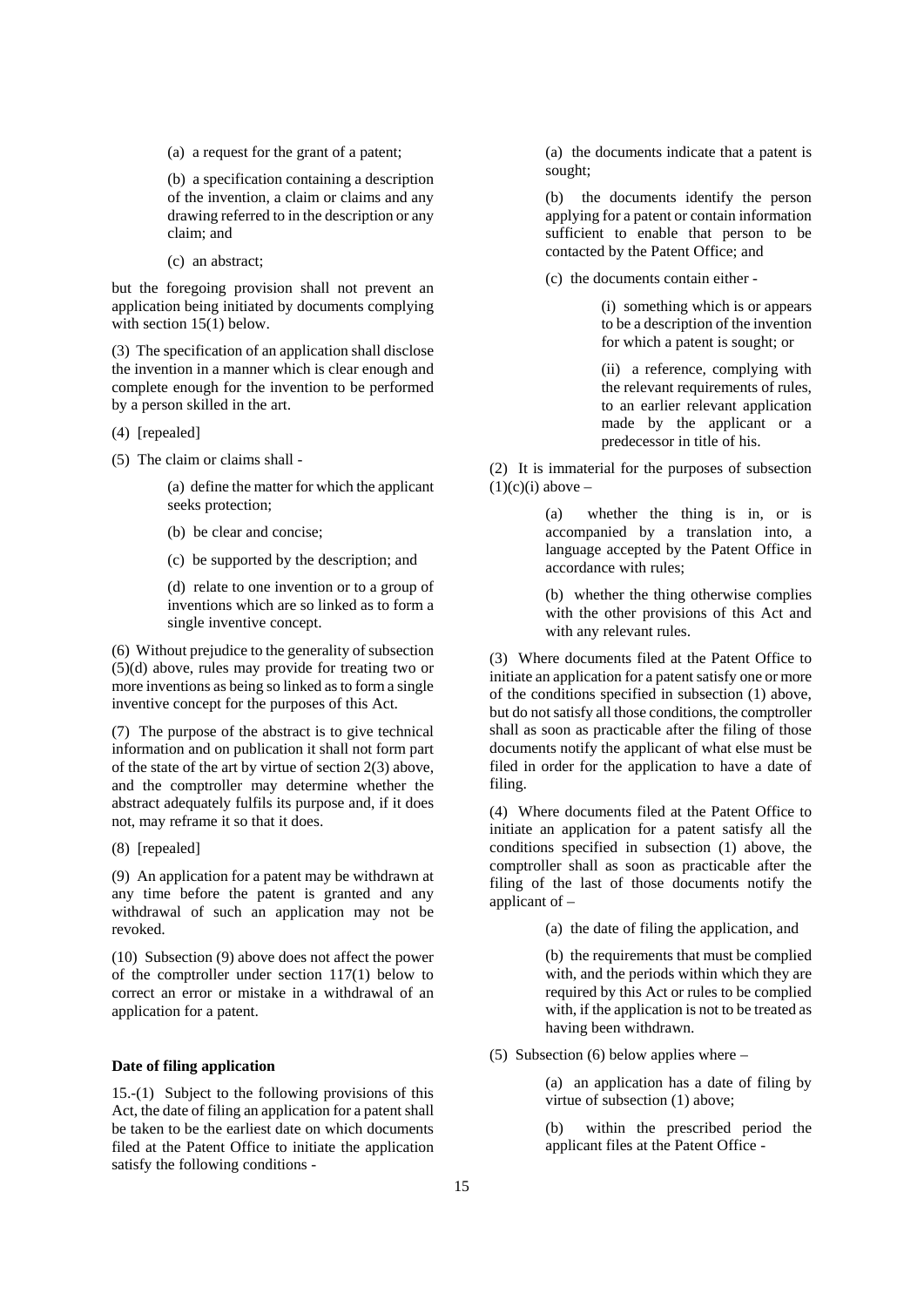(a) a request for the grant of a patent;

(b) a specification containing a description of the invention, a claim or claims and any drawing referred to in the description or any claim; and

(c) an abstract;

but the foregoing provision shall not prevent an application being initiated by documents complying with section 15(1) below.

(3) The specification of an application shall disclose the invention in a manner which is clear enough and complete enough for the invention to be performed by a person skilled in the art.

(4) [repealed]

(5) The claim or claims shall -

> (a) define the matter for which the applicant seeks protection;
>
> (b) be clear and concise;
>
> (c) be supported by the description; and
>
> (d) relate to one invention or to a group of inventions which are so linked as to form a single inventive concept.

(6) Without prejudice to the generality of subsection (5)(d) above, rules may provide for treating two or more inventions as being so linked as to form a single inventive concept for the purposes of this Act.

(7) The purpose of the abstract is to give technical information and on publication it shall not form part of the state of the art by virtue of section 2(3) above, and the comptroller may determine whether the abstract adequately fulfils its purpose and, if it does not, may reframe it so that it does.

(8) [repealed]

(9) An application for a patent may be withdrawn at any time before the patent is granted and any withdrawal of such an application may not be revoked.

(10) Subsection (9) above does not affect the power of the comptroller under section 117(1) below to correct an error or mistake in a withdrawal of an application for a patent.

**Date of filing application**

15.-(1) Subject to the following provisions of this Act, the date of filing an application for a patent shall be taken to be the earliest date on which documents filed at the Patent Office to initiate the application satisfy the following conditions -

> (a) the documents indicate that a patent is sought;
>
> (b) the documents identify the person applying for a patent or contain information sufficient to enable that person to be contacted by the Patent Office; and
>
> (c) the documents contain either -
>
> > (i) something which is or appears to be a description of the invention for which a patent is sought; or
> >
> > (ii) a reference, complying with the relevant requirements of rules, to an earlier relevant application made by the applicant or a predecessor in title of his.

(2) It is immaterial for the purposes of subsection (1)(c)(i) above –

> (a) whether the thing is in, or is accompanied by a translation into, a language accepted by the Patent Office in accordance with rules;
>
> (b) whether the thing otherwise complies with the other provisions of this Act and with any relevant rules.

(3) Where documents filed at the Patent Office to initiate an application for a patent satisfy one or more of the conditions specified in subsection (1) above, but do not satisfy all those conditions, the comptroller shall as soon as practicable after the filing of those documents notify the applicant of what else must be filed in order for the application to have a date of filing.

(4) Where documents filed at the Patent Office to initiate an application for a patent satisfy all the conditions specified in subsection (1) above, the comptroller shall as soon as practicable after the filing of the last of those documents notify the applicant of –

> (a) the date of filing the application, and
>
> (b) the requirements that must be complied with, and the periods within which they are required by this Act or rules to be complied with, if the application is not to be treated as having been withdrawn.

(5) Subsection (6) below applies where –

> (a) an application has a date of filing by virtue of subsection (1) above;
>
> (b) within the prescribed period the applicant files at the Patent Office -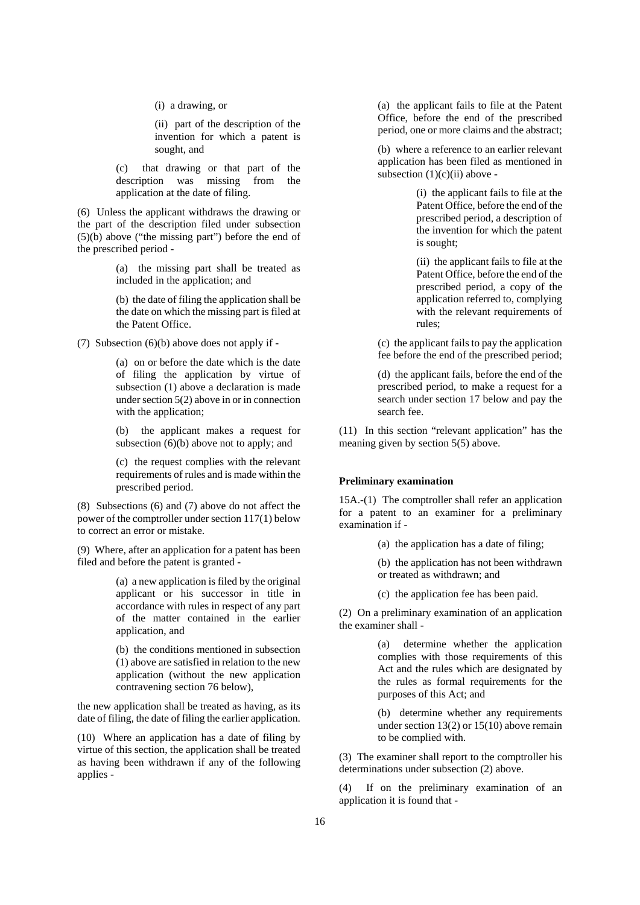(i) a drawing, or

(ii) part of the description of the invention for which a patent is sought, and

(c) that drawing or that part of the description was missing from the application at the date of filing.

(6) Unless the applicant withdraws the drawing or the part of the description filed under subsection (5)(b) above ("the missing part") before the end of the prescribed period -

(a) the missing part shall be treated as included in the application; and

(b) the date of filing the application shall be the date on which the missing part is filed at the Patent Office.

(7) Subsection (6)(b) above does not apply if -

(a) on or before the date which is the date of filing the application by virtue of subsection (1) above a declaration is made under section 5(2) above in or in connection with the application;

(b) the applicant makes a request for subsection (6)(b) above not to apply; and

(c) the request complies with the relevant requirements of rules and is made within the prescribed period.

(8) Subsections (6) and (7) above do not affect the power of the comptroller under section 117(1) below to correct an error or mistake.

(9) Where, after an application for a patent has been filed and before the patent is granted -

(a) a new application is filed by the original applicant or his successor in title in accordance with rules in respect of any part of the matter contained in the earlier application, and

(b) the conditions mentioned in subsection (1) above are satisfied in relation to the new application (without the new application contravening section 76 below),

the new application shall be treated as having, as its date of filing, the date of filing the earlier application.

(10) Where an application has a date of filing by virtue of this section, the application shall be treated as having been withdrawn if any of the following applies -

(a) the applicant fails to file at the Patent Office, before the end of the prescribed period, one or more claims and the abstract;

(b) where a reference to an earlier relevant application has been filed as mentioned in subsection (1)(c)(ii) above -

(i) the applicant fails to file at the Patent Office, before the end of the prescribed period, a description of the invention for which the patent is sought;

(ii) the applicant fails to file at the Patent Office, before the end of the prescribed period, a copy of the application referred to, complying with the relevant requirements of rules;

(c) the applicant fails to pay the application fee before the end of the prescribed period;

(d) the applicant fails, before the end of the prescribed period, to make a request for a search under section 17 below and pay the search fee.

(11) In this section "relevant application" has the meaning given by section 5(5) above.

**Preliminary examination**

15A.-(1) The comptroller shall refer an application for a patent to an examiner for a preliminary examination if -

(a) the application has a date of filing;

(b) the application has not been withdrawn or treated as withdrawn; and

(c) the application fee has been paid.

(2) On a preliminary examination of an application the examiner shall -

(a) determine whether the application complies with those requirements of this Act and the rules which are designated by the rules as formal requirements for the purposes of this Act; and

(b) determine whether any requirements under section 13(2) or 15(10) above remain to be complied with.

(3) The examiner shall report to the comptroller his determinations under subsection (2) above.

(4) If on the preliminary examination of an application it is found that -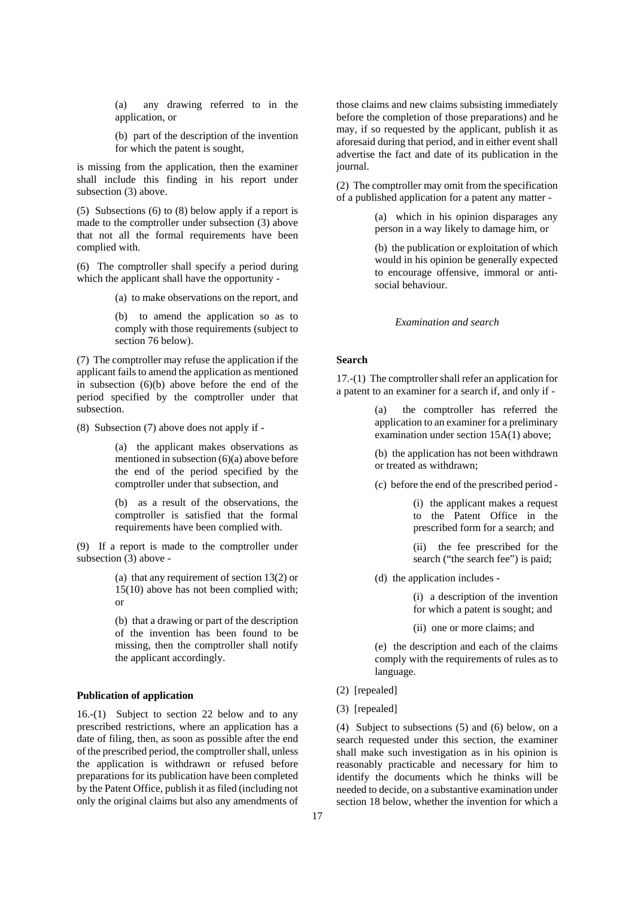(a) any drawing referred to in the application, or

(b) part of the description of the invention for which the patent is sought,

is missing from the application, then the examiner shall include this finding in his report under subsection (3) above.

(5) Subsections (6) to (8) below apply if a report is made to the comptroller under subsection (3) above that not all the formal requirements have been complied with.

(6) The comptroller shall specify a period during which the applicant shall have the opportunity -

(a) to make observations on the report, and

(b) to amend the application so as to comply with those requirements (subject to section 76 below).

(7) The comptroller may refuse the application if the applicant fails to amend the application as mentioned in subsection (6)(b) above before the end of the period specified by the comptroller under that subsection.

(8) Subsection (7) above does not apply if -

(a) the applicant makes observations as mentioned in subsection (6)(a) above before the end of the period specified by the comptroller under that subsection, and

(b) as a result of the observations, the comptroller is satisfied that the formal requirements have been complied with.

(9) If a report is made to the comptroller under subsection (3) above -

(a) that any requirement of section 13(2) or 15(10) above has not been complied with; or

(b) that a drawing or part of the description of the invention has been found to be missing, then the comptroller shall notify the applicant accordingly.

**Publication of application**

16.-(1) Subject to section 22 below and to any prescribed restrictions, where an application has a date of filing, then, as soon as possible after the end of the prescribed period, the comptroller shall, unless the application is withdrawn or refused before preparations for its publication have been completed by the Patent Office, publish it as filed (including not only the original claims but also any amendments of those claims and new claims subsisting immediately before the completion of those preparations) and he may, if so requested by the applicant, publish it as aforesaid during that period, and in either event shall advertise the fact and date of its publication in the journal.

(2) The comptroller may omit from the specification of a published application for a patent any matter -

(a) which in his opinion disparages any person in a way likely to damage him, or

(b) the publication or exploitation of which would in his opinion be generally expected to encourage offensive, immoral or anti-social behaviour.

*Examination and search*

**Search**

17.-(1) The comptroller shall refer an application for a patent to an examiner for a search if, and only if -

(a) the comptroller has referred the application to an examiner for a preliminary examination under section 15A(1) above;

(b) the application has not been withdrawn or treated as withdrawn;

(c) before the end of the prescribed period -

(i) the applicant makes a request to the Patent Office in the prescribed form for a search; and

(ii) the fee prescribed for the search ("the search fee") is paid;

(d) the application includes -

(i) a description of the invention for which a patent is sought; and

(ii) one or more claims; and

(e) the description and each of the claims comply with the requirements of rules as to language.

(2) [repealed]

(3) [repealed]

(4) Subject to subsections (5) and (6) below, on a search requested under this section, the examiner shall make such investigation as in his opinion is reasonably practicable and necessary for him to identify the documents which he thinks will be needed to decide, on a substantive examination under section 18 below, whether the invention for which a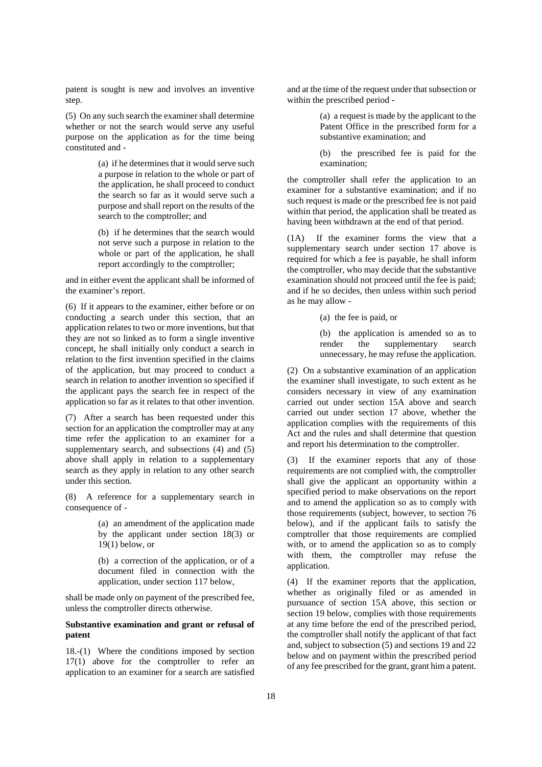patent is sought is new and involves an inventive step.

(5) On any such search the examiner shall determine whether or not the search would serve any useful purpose on the application as for the time being constituted and -

> (a) if he determines that it would serve such a purpose in relation to the whole or part of the application, he shall proceed to conduct the search so far as it would serve such a purpose and shall report on the results of the search to the comptroller; and
>
> (b) if he determines that the search would not serve such a purpose in relation to the whole or part of the application, he shall report accordingly to the comptroller;

and in either event the applicant shall be informed of the examiner's report.

(6) If it appears to the examiner, either before or on conducting a search under this section, that an application relates to two or more inventions, but that they are not so linked as to form a single inventive concept, he shall initially only conduct a search in relation to the first invention specified in the claims of the application, but may proceed to conduct a search in relation to another invention so specified if the applicant pays the search fee in respect of the application so far as it relates to that other invention.

(7) After a search has been requested under this section for an application the comptroller may at any time refer the application to an examiner for a supplementary search, and subsections (4) and (5) above shall apply in relation to a supplementary search as they apply in relation to any other search under this section.

(8) A reference for a supplementary search in consequence of -

> (a) an amendment of the application made by the applicant under section 18(3) or 19(1) below, or
>
> (b) a correction of the application, or of a document filed in connection with the application, under section 117 below,

shall be made only on payment of the prescribed fee, unless the comptroller directs otherwise.

**Substantive examination and grant or refusal of patent**

18.-(1) Where the conditions imposed by section 17(1) above for the comptroller to refer an application to an examiner for a search are satisfied and at the time of the request under that subsection or within the prescribed period -

> (a) a request is made by the applicant to the Patent Office in the prescribed form for a substantive examination; and
>
> (b) the prescribed fee is paid for the examination;

the comptroller shall refer the application to an examiner for a substantive examination; and if no such request is made or the prescribed fee is not paid within that period, the application shall be treated as having been withdrawn at the end of that period.

(1A) If the examiner forms the view that a supplementary search under section 17 above is required for which a fee is payable, he shall inform the comptroller, who may decide that the substantive examination should not proceed until the fee is paid; and if he so decides, then unless within such period as he may allow -

> (a) the fee is paid, or
>
> (b) the application is amended so as to render the supplementary search unnecessary, he may refuse the application.

(2) On a substantive examination of an application the examiner shall investigate, to such extent as he considers necessary in view of any examination carried out under section 15A above and search carried out under section 17 above, whether the application complies with the requirements of this Act and the rules and shall determine that question and report his determination to the comptroller.

(3) If the examiner reports that any of those requirements are not complied with, the comptroller shall give the applicant an opportunity within a specified period to make observations on the report and to amend the application so as to comply with those requirements (subject, however, to section 76 below), and if the applicant fails to satisfy the comptroller that those requirements are complied with, or to amend the application so as to comply with them, the comptroller may refuse the application.

(4) If the examiner reports that the application, whether as originally filed or as amended in pursuance of section 15A above, this section or section 19 below, complies with those requirements at any time before the end of the prescribed period, the comptroller shall notify the applicant of that fact and, subject to subsection (5) and sections 19 and 22 below and on payment within the prescribed period of any fee prescribed for the grant, grant him a patent.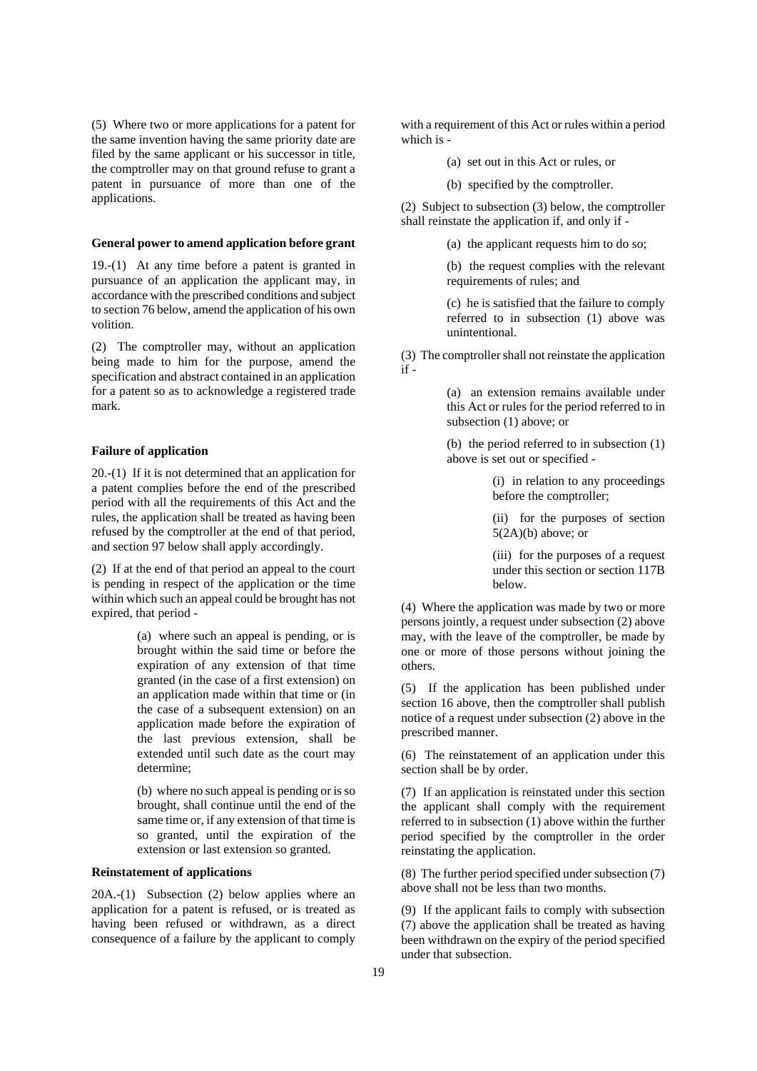(5) Where two or more applications for a patent for the same invention having the same priority date are filed by the same applicant or his successor in title, the comptroller may on that ground refuse to grant a patent in pursuance of more than one of the applications.

**General power to amend application before grant**

19.-(1) At any time before a patent is granted in pursuance of an application the applicant may, in accordance with the prescribed conditions and subject to section 76 below, amend the application of his own volition.

(2) The comptroller may, without an application being made to him for the purpose, amend the specification and abstract contained in an application for a patent so as to acknowledge a registered trade mark.

**Failure of application**

20.-(1) If it is not determined that an application for a patent complies before the end of the prescribed period with all the requirements of this Act and the rules, the application shall be treated as having been refused by the comptroller at the end of that period, and section 97 below shall apply accordingly.

(2) If at the end of that period an appeal to the court is pending in respect of the application or the time within which such an appeal could be brought has not expired, that period -

> (a) where such an appeal is pending, or is brought within the said time or before the expiration of any extension of that time granted (in the case of a first extension) on an application made within that time or (in the case of a subsequent extension) on an application made before the expiration of the last previous extension, shall be extended until such date as the court may determine;
>
> (b) where no such appeal is pending or is so brought, shall continue until the end of the same time or, if any extension of that time is so granted, until the expiration of the extension or last extension so granted.

**Reinstatement of applications**

20A.-(1) Subsection (2) below applies where an application for a patent is refused, or is treated as having been refused or withdrawn, as a direct consequence of a failure by the applicant to comply with a requirement of this Act or rules within a period which is -

> (a) set out in this Act or rules, or
>
> (b) specified by the comptroller.

(2) Subject to subsection (3) below, the comptroller shall reinstate the application if, and only if -

> (a) the applicant requests him to do so;
>
> (b) the request complies with the relevant requirements of rules; and
>
> (c) he is satisfied that the failure to comply referred to in subsection (1) above was unintentional.

(3) The comptroller shall not reinstate the application if -

> (a) an extension remains available under this Act or rules for the period referred to in subsection (1) above; or
>
> (b) the period referred to in subsection (1) above is set out or specified -
>
> > (i) in relation to any proceedings before the comptroller;
> >
> > (ii) for the purposes of section 5(2A)(b) above; or
> >
> > (iii) for the purposes of a request under this section or section 117B below.

(4) Where the application was made by two or more persons jointly, a request under subsection (2) above may, with the leave of the comptroller, be made by one or more of those persons without joining the others.

(5) If the application has been published under section 16 above, then the comptroller shall publish notice of a request under subsection (2) above in the prescribed manner.

(6) The reinstatement of an application under this section shall be by order.

(7) If an application is reinstated under this section the applicant shall comply with the requirement referred to in subsection (1) above within the further period specified by the comptroller in the order reinstating the application.

(8) The further period specified under subsection (7) above shall not be less than two months.

(9) If the applicant fails to comply with subsection (7) above the application shall be treated as having been withdrawn on the expiry of the period specified under that subsection.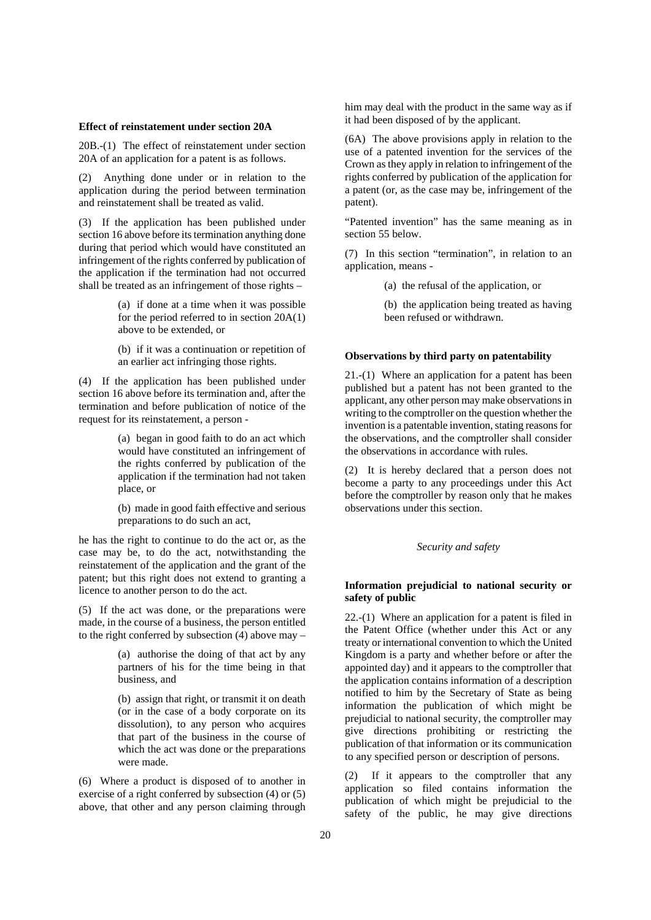**Effect of reinstatement under section 20A**

20B.-(1) The effect of reinstatement under section 20A of an application for a patent is as follows.

(2) Anything done under or in relation to the application during the period between termination and reinstatement shall be treated as valid.

(3) If the application has been published under section 16 above before its termination anything done during that period which would have constituted an infringement of the rights conferred by publication of the application if the termination had not occurred shall be treated as an infringement of those rights –

> (a) if done at a time when it was possible for the period referred to in section 20A(1) above to be extended, or
>
> (b) if it was a continuation or repetition of an earlier act infringing those rights.

(4) If the application has been published under section 16 above before its termination and, after the termination and before publication of notice of the request for its reinstatement, a person -

> (a) began in good faith to do an act which would have constituted an infringement of the rights conferred by publication of the application if the termination had not taken place, or
>
> (b) made in good faith effective and serious preparations to do such an act,

he has the right to continue to do the act or, as the case may be, to do the act, notwithstanding the reinstatement of the application and the grant of the patent; but this right does not extend to granting a licence to another person to do the act.

(5) If the act was done, or the preparations were made, in the course of a business, the person entitled to the right conferred by subsection (4) above may –

> (a) authorise the doing of that act by any partners of his for the time being in that business, and
>
> (b) assign that right, or transmit it on death (or in the case of a body corporate on its dissolution), to any person who acquires that part of the business in the course of which the act was done or the preparations were made.

(6) Where a product is disposed of to another in exercise of a right conferred by subsection (4) or (5) above, that other and any person claiming through him may deal with the product in the same way as if it had been disposed of by the applicant.

(6A) The above provisions apply in relation to the use of a patented invention for the services of the Crown as they apply in relation to infringement of the rights conferred by publication of the application for a patent (or, as the case may be, infringement of the patent).

"Patented invention" has the same meaning as in section 55 below.

(7) In this section "termination", in relation to an application, means -

> (a) the refusal of the application, or
>
> (b) the application being treated as having been refused or withdrawn.

**Observations by third party on patentability**

21.-(1) Where an application for a patent has been published but a patent has not been granted to the applicant, any other person may make observations in writing to the comptroller on the question whether the invention is a patentable invention, stating reasons for the observations, and the comptroller shall consider the observations in accordance with rules.

(2) It is hereby declared that a person does not become a party to any proceedings under this Act before the comptroller by reason only that he makes observations under this section.

*Security and safety*

**Information prejudicial to national security or safety of public**

22.-(1) Where an application for a patent is filed in the Patent Office (whether under this Act or any treaty or international convention to which the United Kingdom is a party and whether before or after the appointed day) and it appears to the comptroller that the application contains information of a description notified to him by the Secretary of State as being information the publication of which might be prejudicial to national security, the comptroller may give directions prohibiting or restricting the publication of that information or its communication to any specified person or description of persons.

(2) If it appears to the comptroller that any application so filed contains information the publication of which might be prejudicial to the safety of the public, he may give directions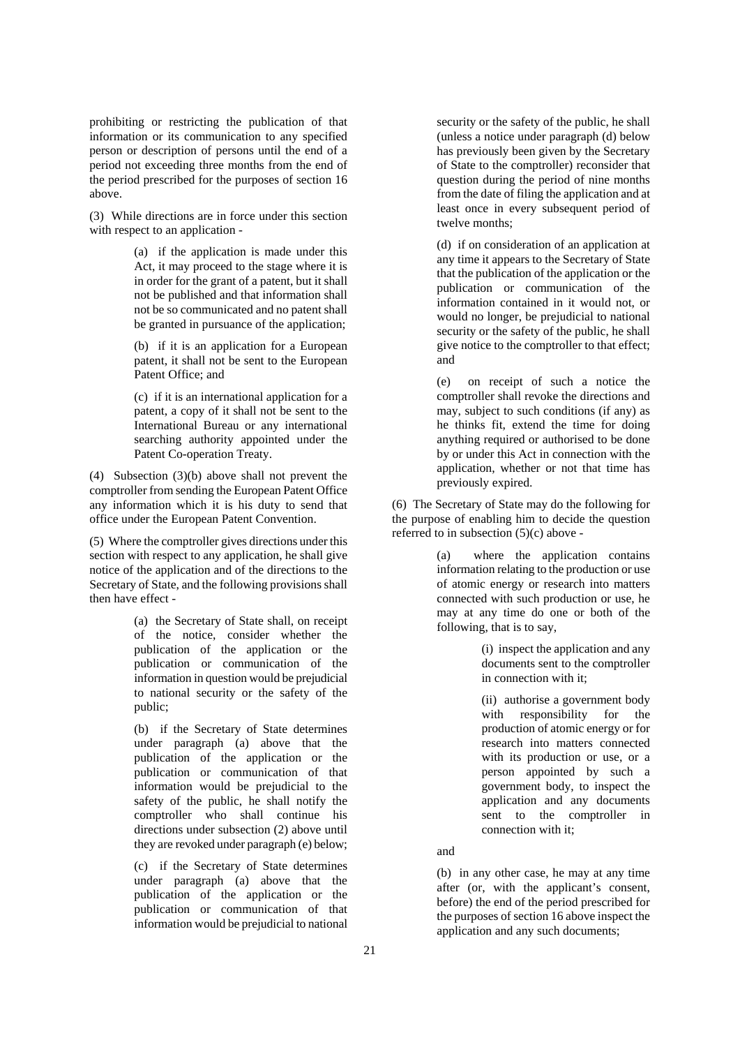prohibiting or restricting the publication of that information or its communication to any specified person or description of persons until the end of a period not exceeding three months from the end of the period prescribed for the purposes of section 16 above.

(3) While directions are in force under this section with respect to an application -

> (a) if the application is made under this Act, it may proceed to the stage where it is in order for the grant of a patent, but it shall not be published and that information shall not be so communicated and no patent shall be granted in pursuance of the application;
>
> (b) if it is an application for a European patent, it shall not be sent to the European Patent Office; and
>
> (c) if it is an international application for a patent, a copy of it shall not be sent to the International Bureau or any international searching authority appointed under the Patent Co-operation Treaty.

(4) Subsection (3)(b) above shall not prevent the comptroller from sending the European Patent Office any information which it is his duty to send that office under the European Patent Convention.

(5) Where the comptroller gives directions under this section with respect to any application, he shall give notice of the application and of the directions to the Secretary of State, and the following provisions shall then have effect -

> (a) the Secretary of State shall, on receipt of the notice, consider whether the publication of the application or the publication or communication of the information in question would be prejudicial to national security or the safety of the public;
>
> (b) if the Secretary of State determines under paragraph (a) above that the publication of the application or the publication or communication of that information would be prejudicial to the safety of the public, he shall notify the comptroller who shall continue his directions under subsection (2) above until they are revoked under paragraph (e) below;
>
> (c) if the Secretary of State determines under paragraph (a) above that the publication of the application or the publication or communication of that information would be prejudicial to national security or the safety of the public, he shall (unless a notice under paragraph (d) below has previously been given by the Secretary of State to the comptroller) reconsider that question during the period of nine months from the date of filing the application and at least once in every subsequent period of twelve months;
>
> (d) if on consideration of an application at any time it appears to the Secretary of State that the publication of the application or the publication or communication of the information contained in it would not, or would no longer, be prejudicial to national security or the safety of the public, he shall give notice to the comptroller to that effect; and
>
> (e) on receipt of such a notice the comptroller shall revoke the directions and may, subject to such conditions (if any) as he thinks fit, extend the time for doing anything required or authorised to be done by or under this Act in connection with the application, whether or not that time has previously expired.

(6) The Secretary of State may do the following for the purpose of enabling him to decide the question referred to in subsection (5)(c) above -

> (a) where the application contains information relating to the production or use of atomic energy or research into matters connected with such production or use, he may at any time do one or both of the following, that is to say,
>
> > (i) inspect the application and any documents sent to the comptroller in connection with it;
> >
> > (ii) authorise a government body with responsibility for the production of atomic energy or for research into matters connected with its production or use, or a person appointed by such a government body, to inspect the application and any documents sent to the comptroller in connection with it;
>
> and
>
> (b) in any other case, he may at any time after (or, with the applicant's consent, before) the end of the period prescribed for the purposes of section 16 above inspect the application and any such documents;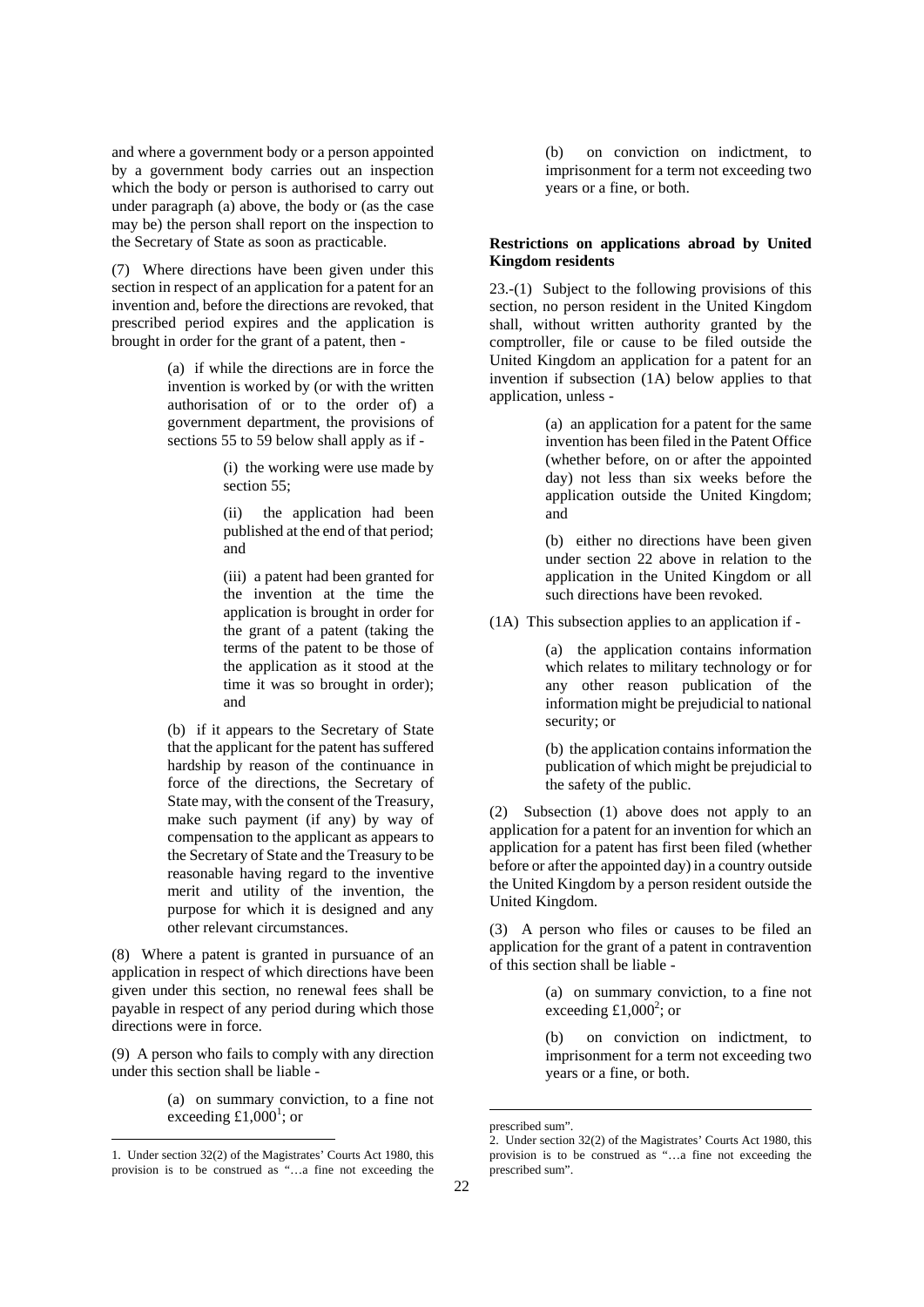and where a government body or a person appointed by a government body carries out an inspection which the body or person is authorised to carry out under paragraph (a) above, the body or (as the case may be) the person shall report on the inspection to the Secretary of State as soon as practicable.

(7) Where directions have been given under this section in respect of an application for a patent for an invention and, before the directions are revoked, that prescribed period expires and the application is brought in order for the grant of a patent, then -

> (a) if while the directions are in force the invention is worked by (or with the written authorisation of or to the order of) a government department, the provisions of sections 55 to 59 below shall apply as if -
>
> > (i) the working were use made by section 55;
> >
> > (ii) the application had been published at the end of that period; and
> >
> > (iii) a patent had been granted for the invention at the time the application is brought in order for the grant of a patent (taking the terms of the patent to be those of the application as it stood at the time it was so brought in order); and
>
> (b) if it appears to the Secretary of State that the applicant for the patent has suffered hardship by reason of the continuance in force of the directions, the Secretary of State may, with the consent of the Treasury, make such payment (if any) by way of compensation to the applicant as appears to the Secretary of State and the Treasury to be reasonable having regard to the inventive merit and utility of the invention, the purpose for which it is designed and any other relevant circumstances.

(8) Where a patent is granted in pursuance of an application in respect of which directions have been given under this section, no renewal fees shall be payable in respect of any period during which those directions were in force.

(9) A person who fails to comply with any direction under this section shall be liable -

> (a) on summary conviction, to a fine not exceeding £1,000[1]; or
>
> (b) on conviction on indictment, to imprisonment for a term not exceeding two years or a fine, or both.

**Restrictions on applications abroad by United Kingdom residents**

23.-(1) Subject to the following provisions of this section, no person resident in the United Kingdom shall, without written authority granted by the comptroller, file or cause to be filed outside the United Kingdom an application for a patent for an invention if subsection (1A) below applies to that application, unless -

> (a) an application for a patent for the same invention has been filed in the Patent Office (whether before, on or after the appointed day) not less than six weeks before the application outside the United Kingdom; and
>
> (b) either no directions have been given under section 22 above in relation to the application in the United Kingdom or all such directions have been revoked.

(1A) This subsection applies to an application if -

> (a) the application contains information which relates to military technology or for any other reason publication of the information might be prejudicial to national security; or
>
> (b) the application contains information the publication of which might be prejudicial to the safety of the public.

(2) Subsection (1) above does not apply to an application for a patent for an invention for which an application for a patent has first been filed (whether before or after the appointed day) in a country outside the United Kingdom by a person resident outside the United Kingdom.

(3) A person who files or causes to be filed an application for the grant of a patent in contravention of this section shall be liable -

> (a) on summary conviction, to a fine not exceeding £1,000[2]; or
>
> (b) on conviction on indictment, to imprisonment for a term not exceeding two years or a fine, or both.

---

1. Under section 32(2) of the Magistrates' Courts Act 1980, this provision is to be construed as "…a fine not exceeding the prescribed sum".

2. Under section 32(2) of the Magistrates' Courts Act 1980, this provision is to be construed as "…a fine not exceeding the prescribed sum".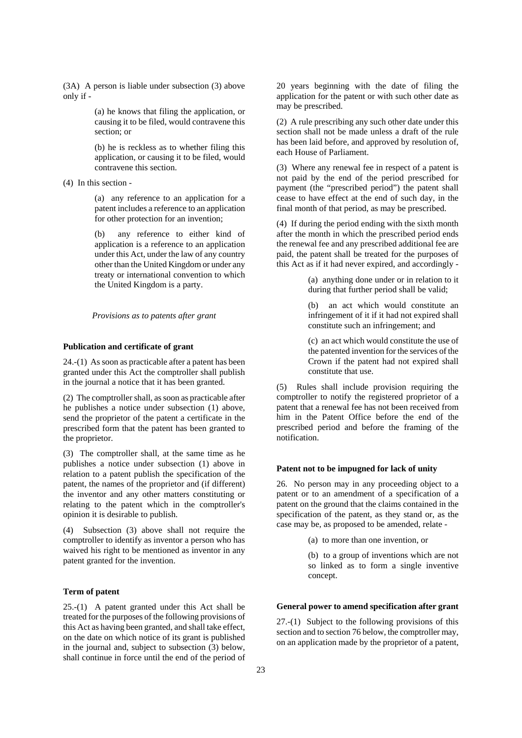(3A) A person is liable under subsection (3) above only if -

(a) he knows that filing the application, or causing it to be filed, would contravene this section; or

(b) he is reckless as to whether filing this application, or causing it to be filed, would contravene this section.

(4) In this section -

(a) any reference to an application for a patent includes a reference to an application for other protection for an invention;

(b) any reference to either kind of application is a reference to an application under this Act, under the law of any country other than the United Kingdom or under any treaty or international convention to which the United Kingdom is a party.

*Provisions as to patents after grant*

**Publication and certificate of grant**

24.-(1) As soon as practicable after a patent has been granted under this Act the comptroller shall publish in the journal a notice that it has been granted.

(2) The comptroller shall, as soon as practicable after he publishes a notice under subsection (1) above, send the proprietor of the patent a certificate in the prescribed form that the patent has been granted to the proprietor.

(3) The comptroller shall, at the same time as he publishes a notice under subsection (1) above in relation to a patent publish the specification of the patent, the names of the proprietor and (if different) the inventor and any other matters constituting or relating to the patent which in the comptroller's opinion it is desirable to publish.

(4) Subsection (3) above shall not require the comptroller to identify as inventor a person who has waived his right to be mentioned as inventor in any patent granted for the invention.

**Term of patent**

25.-(1) A patent granted under this Act shall be treated for the purposes of the following provisions of this Act as having been granted, and shall take effect, on the date on which notice of its grant is published in the journal and, subject to subsection (3) below, shall continue in force until the end of the period of 20 years beginning with the date of filing the application for the patent or with such other date as may be prescribed.

(2) A rule prescribing any such other date under this section shall not be made unless a draft of the rule has been laid before, and approved by resolution of, each House of Parliament.

(3) Where any renewal fee in respect of a patent is not paid by the end of the period prescribed for payment (the "prescribed period") the patent shall cease to have effect at the end of such day, in the final month of that period, as may be prescribed.

(4) If during the period ending with the sixth month after the month in which the prescribed period ends the renewal fee and any prescribed additional fee are paid, the patent shall be treated for the purposes of this Act as if it had never expired, and accordingly -

(a) anything done under or in relation to it during that further period shall be valid;

(b) an act which would constitute an infringement of it if it had not expired shall constitute such an infringement; and

(c) an act which would constitute the use of the patented invention for the services of the Crown if the patent had not expired shall constitute that use.

(5) Rules shall include provision requiring the comptroller to notify the registered proprietor of a patent that a renewal fee has not been received from him in the Patent Office before the end of the prescribed period and before the framing of the notification.

**Patent not to be impugned for lack of unity**

26. No person may in any proceeding object to a patent or to an amendment of a specification of a patent on the ground that the claims contained in the specification of the patent, as they stand or, as the case may be, as proposed to be amended, relate -

(a) to more than one invention, or

(b) to a group of inventions which are not so linked as to form a single inventive concept.

**General power to amend specification after grant**

27.-(1) Subject to the following provisions of this section and to section 76 below, the comptroller may, on an application made by the proprietor of a patent,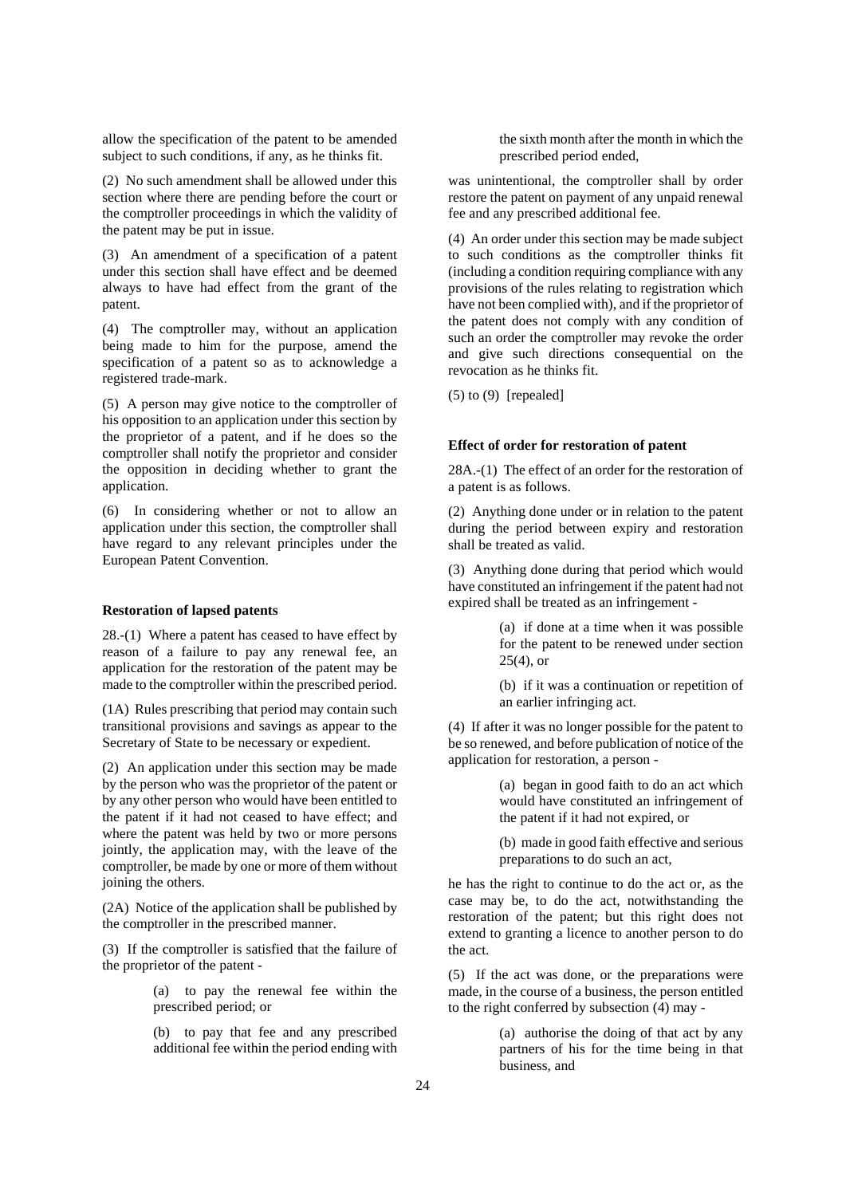allow the specification of the patent to be amended subject to such conditions, if any, as he thinks fit.

(2) No such amendment shall be allowed under this section where there are pending before the court or the comptroller proceedings in which the validity of the patent may be put in issue.

(3) An amendment of a specification of a patent under this section shall have effect and be deemed always to have had effect from the grant of the patent.

(4) The comptroller may, without an application being made to him for the purpose, amend the specification of a patent so as to acknowledge a registered trade-mark.

(5) A person may give notice to the comptroller of his opposition to an application under this section by the proprietor of a patent, and if he does so the comptroller shall notify the proprietor and consider the opposition in deciding whether to grant the application.

(6) In considering whether or not to allow an application under this section, the comptroller shall have regard to any relevant principles under the European Patent Convention.

**Restoration of lapsed patents**

28.-(1) Where a patent has ceased to have effect by reason of a failure to pay any renewal fee, an application for the restoration of the patent may be made to the comptroller within the prescribed period.

(1A) Rules prescribing that period may contain such transitional provisions and savings as appear to the Secretary of State to be necessary or expedient.

(2) An application under this section may be made by the person who was the proprietor of the patent or by any other person who would have been entitled to the patent if it had not ceased to have effect; and where the patent was held by two or more persons jointly, the application may, with the leave of the comptroller, be made by one or more of them without joining the others.

(2A) Notice of the application shall be published by the comptroller in the prescribed manner.

(3) If the comptroller is satisfied that the failure of the proprietor of the patent -

> (a) to pay the renewal fee within the prescribed period; or
>
> (b) to pay that fee and any prescribed additional fee within the period ending with the sixth month after the month in which the prescribed period ended,

was unintentional, the comptroller shall by order restore the patent on payment of any unpaid renewal fee and any prescribed additional fee.

(4) An order under this section may be made subject to such conditions as the comptroller thinks fit (including a condition requiring compliance with any provisions of the rules relating to registration which have not been complied with), and if the proprietor of the patent does not comply with any condition of such an order the comptroller may revoke the order and give such directions consequential on the revocation as he thinks fit.

(5) to (9) [repealed]

**Effect of order for restoration of patent**

28A.-(1) The effect of an order for the restoration of a patent is as follows.

(2) Anything done under or in relation to the patent during the period between expiry and restoration shall be treated as valid.

(3) Anything done during that period which would have constituted an infringement if the patent had not expired shall be treated as an infringement -

> (a) if done at a time when it was possible for the patent to be renewed under section 25(4), or
>
> (b) if it was a continuation or repetition of an earlier infringing act.

(4) If after it was no longer possible for the patent to be so renewed, and before publication of notice of the application for restoration, a person -

> (a) began in good faith to do an act which would have constituted an infringement of the patent if it had not expired, or
>
> (b) made in good faith effective and serious preparations to do such an act,

he has the right to continue to do the act or, as the case may be, to do the act, notwithstanding the restoration of the patent; but this right does not extend to granting a licence to another person to do the act.

(5) If the act was done, or the preparations were made, in the course of a business, the person entitled to the right conferred by subsection (4) may -

> (a) authorise the doing of that act by any partners of his for the time being in that business, and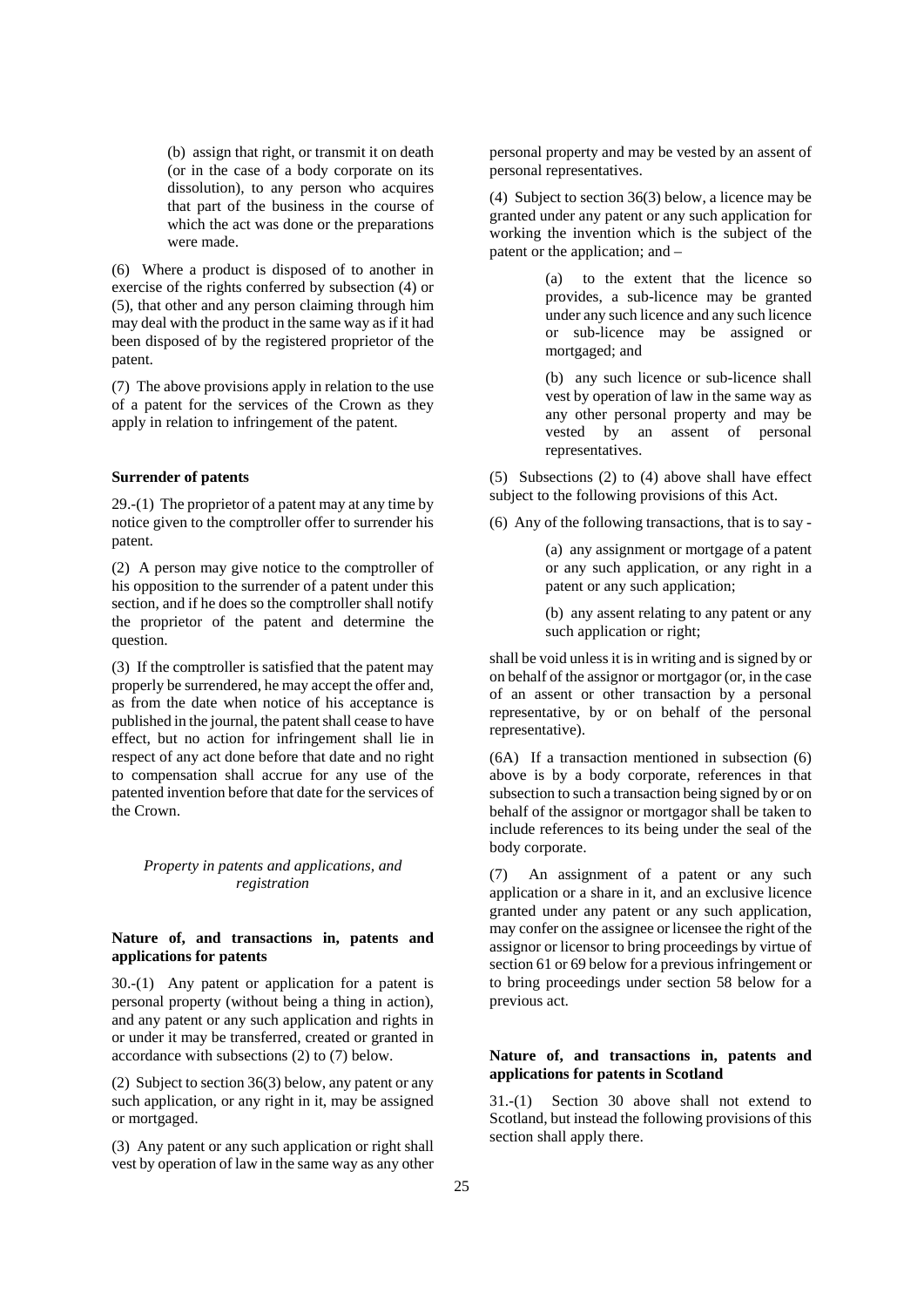(b) assign that right, or transmit it on death (or in the case of a body corporate on its dissolution), to any person who acquires that part of the business in the course of which the act was done or the preparations were made.

(6) Where a product is disposed of to another in exercise of the rights conferred by subsection (4) or (5), that other and any person claiming through him may deal with the product in the same way as if it had been disposed of by the registered proprietor of the patent.

(7) The above provisions apply in relation to the use of a patent for the services of the Crown as they apply in relation to infringement of the patent.

**Surrender of patents**

29.-(1) The proprietor of a patent may at any time by notice given to the comptroller offer to surrender his patent.

(2) A person may give notice to the comptroller of his opposition to the surrender of a patent under this section, and if he does so the comptroller shall notify the proprietor of the patent and determine the question.

(3) If the comptroller is satisfied that the patent may properly be surrendered, he may accept the offer and, as from the date when notice of his acceptance is published in the journal, the patent shall cease to have effect, but no action for infringement shall lie in respect of any act done before that date and no right to compensation shall accrue for any use of the patented invention before that date for the services of the Crown.

*Property in patents and applications, and registration*

**Nature of, and transactions in, patents and applications for patents**

30.-(1) Any patent or application for a patent is personal property (without being a thing in action), and any patent or any such application and rights in or under it may be transferred, created or granted in accordance with subsections (2) to (7) below.

(2) Subject to section 36(3) below, any patent or any such application, or any right in it, may be assigned or mortgaged.

(3) Any patent or any such application or right shall vest by operation of law in the same way as any other personal property and may be vested by an assent of personal representatives.

(4) Subject to section 36(3) below, a licence may be granted under any patent or any such application for working the invention which is the subject of the patent or the application; and –

(a) to the extent that the licence so provides, a sub-licence may be granted under any such licence and any such licence or sub-licence may be assigned or mortgaged; and

(b) any such licence or sub-licence shall vest by operation of law in the same way as any other personal property and may be vested by an assent of personal representatives.

(5) Subsections (2) to (4) above shall have effect subject to the following provisions of this Act.

(6) Any of the following transactions, that is to say -

(a) any assignment or mortgage of a patent or any such application, or any right in a patent or any such application;

(b) any assent relating to any patent or any such application or right;

shall be void unless it is in writing and is signed by or on behalf of the assignor or mortgagor (or, in the case of an assent or other transaction by a personal representative, by or on behalf of the personal representative).

(6A) If a transaction mentioned in subsection (6) above is by a body corporate, references in that subsection to such a transaction being signed by or on behalf of the assignor or mortgagor shall be taken to include references to its being under the seal of the body corporate.

(7) An assignment of a patent or any such application or a share in it, and an exclusive licence granted under any patent or any such application, may confer on the assignee or licensee the right of the assignor or licensor to bring proceedings by virtue of section 61 or 69 below for a previous infringement or to bring proceedings under section 58 below for a previous act.

**Nature of, and transactions in, patents and applications for patents in Scotland**

31.-(1) Section 30 above shall not extend to Scotland, but instead the following provisions of this section shall apply there.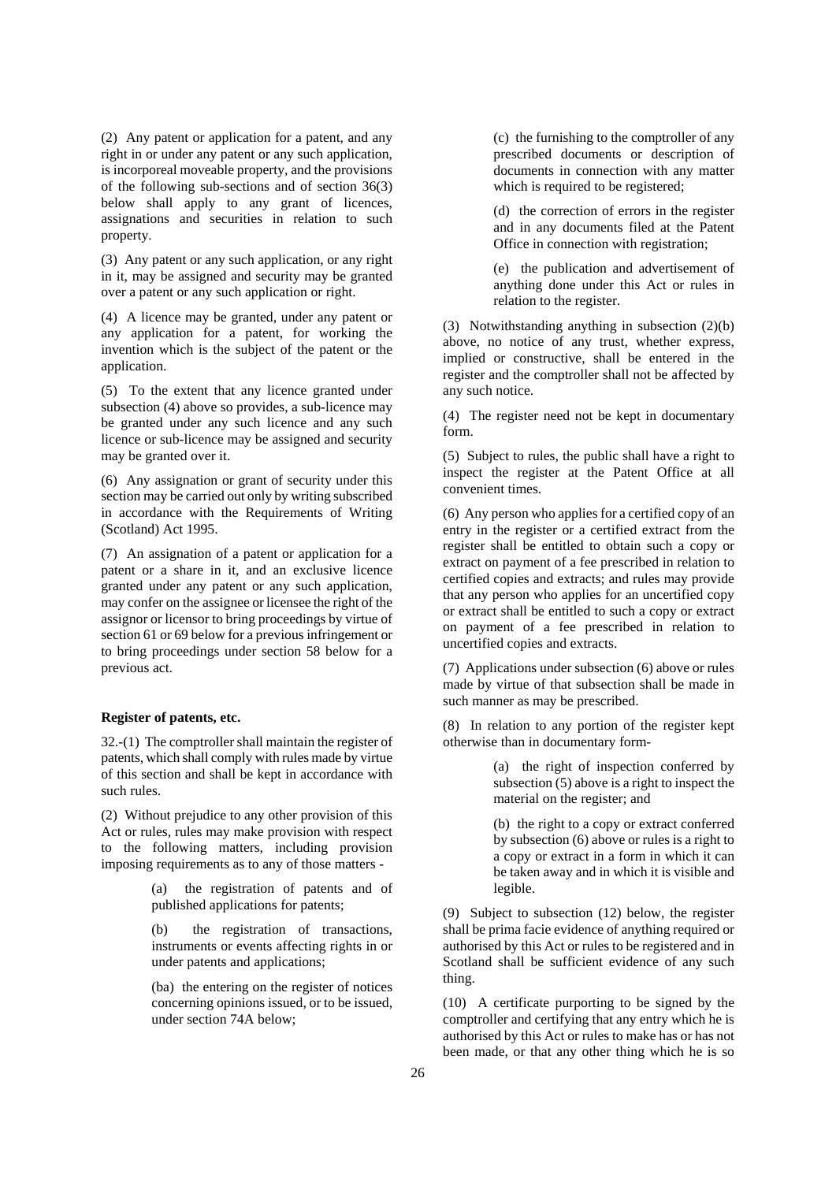(2) Any patent or application for a patent, and any right in or under any patent or any such application, is incorporeal moveable property, and the provisions of the following sub-sections and of section 36(3) below shall apply to any grant of licences, assignations and securities in relation to such property.

(3) Any patent or any such application, or any right in it, may be assigned and security may be granted over a patent or any such application or right.

(4) A licence may be granted, under any patent or any application for a patent, for working the invention which is the subject of the patent or the application.

(5) To the extent that any licence granted under subsection (4) above so provides, a sub-licence may be granted under any such licence and any such licence or sub-licence may be assigned and security may be granted over it.

(6) Any assignation or grant of security under this section may be carried out only by writing subscribed in accordance with the Requirements of Writing (Scotland) Act 1995.

(7) An assignation of a patent or application for a patent or a share in it, and an exclusive licence granted under any patent or any such application, may confer on the assignee or licensee the right of the assignor or licensor to bring proceedings by virtue of section 61 or 69 below for a previous infringement or to bring proceedings under section 58 below for a previous act.

**Register of patents, etc.**

32.-(1) The comptroller shall maintain the register of patents, which shall comply with rules made by virtue of this section and shall be kept in accordance with such rules.

(2) Without prejudice to any other provision of this Act or rules, rules may make provision with respect to the following matters, including provision imposing requirements as to any of those matters -

> (a) the registration of patents and of published applications for patents;
>
> (b) the registration of transactions, instruments or events affecting rights in or under patents and applications;
>
> (ba) the entering on the register of notices concerning opinions issued, or to be issued, under section 74A below;
>
> (c) the furnishing to the comptroller of any prescribed documents or description of documents in connection with any matter which is required to be registered;
>
> (d) the correction of errors in the register and in any documents filed at the Patent Office in connection with registration;
>
> (e) the publication and advertisement of anything done under this Act or rules in relation to the register.

(3) Notwithstanding anything in subsection (2)(b) above, no notice of any trust, whether express, implied or constructive, shall be entered in the register and the comptroller shall not be affected by any such notice.

(4) The register need not be kept in documentary form.

(5) Subject to rules, the public shall have a right to inspect the register at the Patent Office at all convenient times.

(6) Any person who applies for a certified copy of an entry in the register or a certified extract from the register shall be entitled to obtain such a copy or extract on payment of a fee prescribed in relation to certified copies and extracts; and rules may provide that any person who applies for an uncertified copy or extract shall be entitled to such a copy or extract on payment of a fee prescribed in relation to uncertified copies and extracts.

(7) Applications under subsection (6) above or rules made by virtue of that subsection shall be made in such manner as may be prescribed.

(8) In relation to any portion of the register kept otherwise than in documentary form-

> (a) the right of inspection conferred by subsection (5) above is a right to inspect the material on the register; and
>
> (b) the right to a copy or extract conferred by subsection (6) above or rules is a right to a copy or extract in a form in which it can be taken away and in which it is visible and legible.

(9) Subject to subsection (12) below, the register shall be prima facie evidence of anything required or authorised by this Act or rules to be registered and in Scotland shall be sufficient evidence of any such thing.

(10) A certificate purporting to be signed by the comptroller and certifying that any entry which he is authorised by this Act or rules to make has or has not been made, or that any other thing which he is so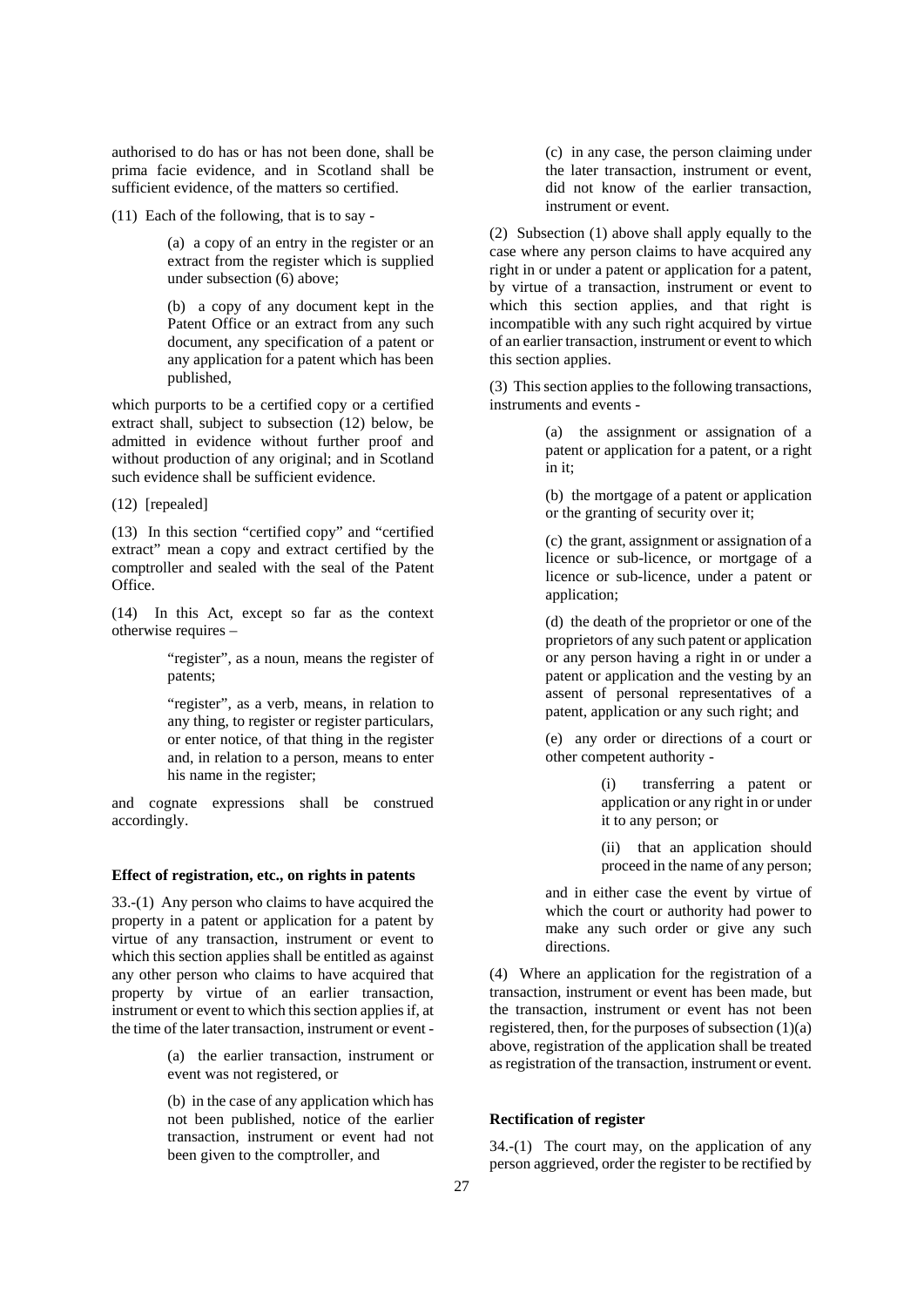authorised to do has or has not been done, shall be prima facie evidence, and in Scotland shall be sufficient evidence, of the matters so certified.

(11) Each of the following, that is to say -

> (a) a copy of an entry in the register or an extract from the register which is supplied under subsection (6) above;
>
> (b) a copy of any document kept in the Patent Office or an extract from any such document, any specification of a patent or any application for a patent which has been published,

which purports to be a certified copy or a certified extract shall, subject to subsection (12) below, be admitted in evidence without further proof and without production of any original; and in Scotland such evidence shall be sufficient evidence.

(12) [repealed]

(13) In this section "certified copy" and "certified extract" mean a copy and extract certified by the comptroller and sealed with the seal of the Patent Office.

(14) In this Act, except so far as the context otherwise requires –

> "register", as a noun, means the register of patents;
>
> "register", as a verb, means, in relation to any thing, to register or register particulars, or enter notice, of that thing in the register and, in relation to a person, means to enter his name in the register;

and cognate expressions shall be construed accordingly.

**Effect of registration, etc., on rights in patents**

33.-(1) Any person who claims to have acquired the property in a patent or application for a patent by virtue of any transaction, instrument or event to which this section applies shall be entitled as against any other person who claims to have acquired that property by virtue of an earlier transaction, instrument or event to which this section applies if, at the time of the later transaction, instrument or event -

> (a) the earlier transaction, instrument or event was not registered, or
>
> (b) in the case of any application which has not been published, notice of the earlier transaction, instrument or event had not been given to the comptroller, and
>
> (c) in any case, the person claiming under the later transaction, instrument or event, did not know of the earlier transaction, instrument or event.

(2) Subsection (1) above shall apply equally to the case where any person claims to have acquired any right in or under a patent or application for a patent, by virtue of a transaction, instrument or event to which this section applies, and that right is incompatible with any such right acquired by virtue of an earlier transaction, instrument or event to which this section applies.

(3) This section applies to the following transactions, instruments and events -

> (a) the assignment or assignation of a patent or application for a patent, or a right in it;
>
> (b) the mortgage of a patent or application or the granting of security over it;
>
> (c) the grant, assignment or assignation of a licence or sub-licence, or mortgage of a licence or sub-licence, under a patent or application;
>
> (d) the death of the proprietor or one of the proprietors of any such patent or application or any person having a right in or under a patent or application and the vesting by an assent of personal representatives of a patent, application or any such right; and
>
> (e) any order or directions of a court or other competent authority -
>
> > (i) transferring a patent or application or any right in or under it to any person; or
> >
> > (ii) that an application should proceed in the name of any person;
>
> and in either case the event by virtue of which the court or authority had power to make any such order or give any such directions.

(4) Where an application for the registration of a transaction, instrument or event has been made, but the transaction, instrument or event has not been registered, then, for the purposes of subsection (1)(a) above, registration of the application shall be treated as registration of the transaction, instrument or event.

**Rectification of register**

34.-(1) The court may, on the application of any person aggrieved, order the register to be rectified by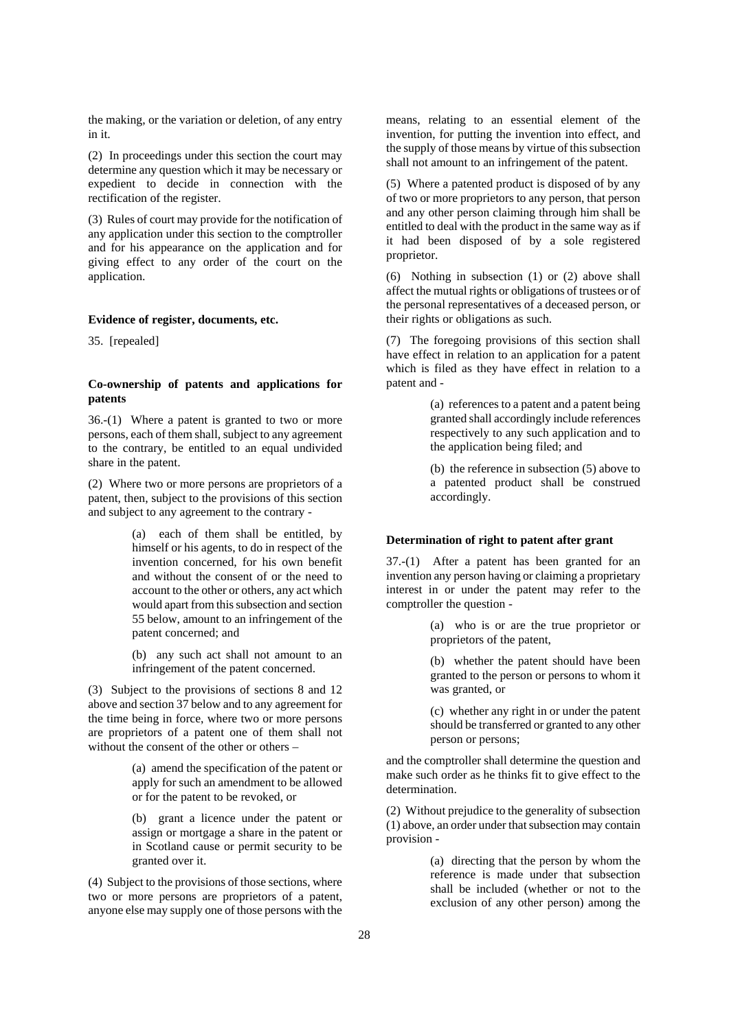the making, or the variation or deletion, of any entry in it.

(2) In proceedings under this section the court may determine any question which it may be necessary or expedient to decide in connection with the rectification of the register.

(3) Rules of court may provide for the notification of any application under this section to the comptroller and for his appearance on the application and for giving effect to any order of the court on the application.

**Evidence of register, documents, etc.**

35. [repealed]

**Co-ownership of patents and applications for patents**

36.-(1) Where a patent is granted to two or more persons, each of them shall, subject to any agreement to the contrary, be entitled to an equal undivided share in the patent.

(2) Where two or more persons are proprietors of a patent, then, subject to the provisions of this section and subject to any agreement to the contrary -

> (a) each of them shall be entitled, by himself or his agents, to do in respect of the invention concerned, for his own benefit and without the consent of or the need to account to the other or others, any act which would apart from this subsection and section 55 below, amount to an infringement of the patent concerned; and
>
> (b) any such act shall not amount to an infringement of the patent concerned.

(3) Subject to the provisions of sections 8 and 12 above and section 37 below and to any agreement for the time being in force, where two or more persons are proprietors of a patent one of them shall not without the consent of the other or others –

> (a) amend the specification of the patent or apply for such an amendment to be allowed or for the patent to be revoked, or
>
> (b) grant a licence under the patent or assign or mortgage a share in the patent or in Scotland cause or permit security to be granted over it.

(4) Subject to the provisions of those sections, where two or more persons are proprietors of a patent, anyone else may supply one of those persons with the means, relating to an essential element of the invention, for putting the invention into effect, and the supply of those means by virtue of this subsection shall not amount to an infringement of the patent.

(5) Where a patented product is disposed of by any of two or more proprietors to any person, that person and any other person claiming through him shall be entitled to deal with the product in the same way as if it had been disposed of by a sole registered proprietor.

(6) Nothing in subsection (1) or (2) above shall affect the mutual rights or obligations of trustees or of the personal representatives of a deceased person, or their rights or obligations as such.

(7) The foregoing provisions of this section shall have effect in relation to an application for a patent which is filed as they have effect in relation to a patent and -

> (a) references to a patent and a patent being granted shall accordingly include references respectively to any such application and to the application being filed; and
>
> (b) the reference in subsection (5) above to a patented product shall be construed accordingly.

**Determination of right to patent after grant**

37.-(1) After a patent has been granted for an invention any person having or claiming a proprietary interest in or under the patent may refer to the comptroller the question -

> (a) who is or are the true proprietor or proprietors of the patent,
>
> (b) whether the patent should have been granted to the person or persons to whom it was granted, or
>
> (c) whether any right in or under the patent should be transferred or granted to any other person or persons;

and the comptroller shall determine the question and make such order as he thinks fit to give effect to the determination.

(2) Without prejudice to the generality of subsection (1) above, an order under that subsection may contain provision -

> (a) directing that the person by whom the reference is made under that subsection shall be included (whether or not to the exclusion of any other person) among the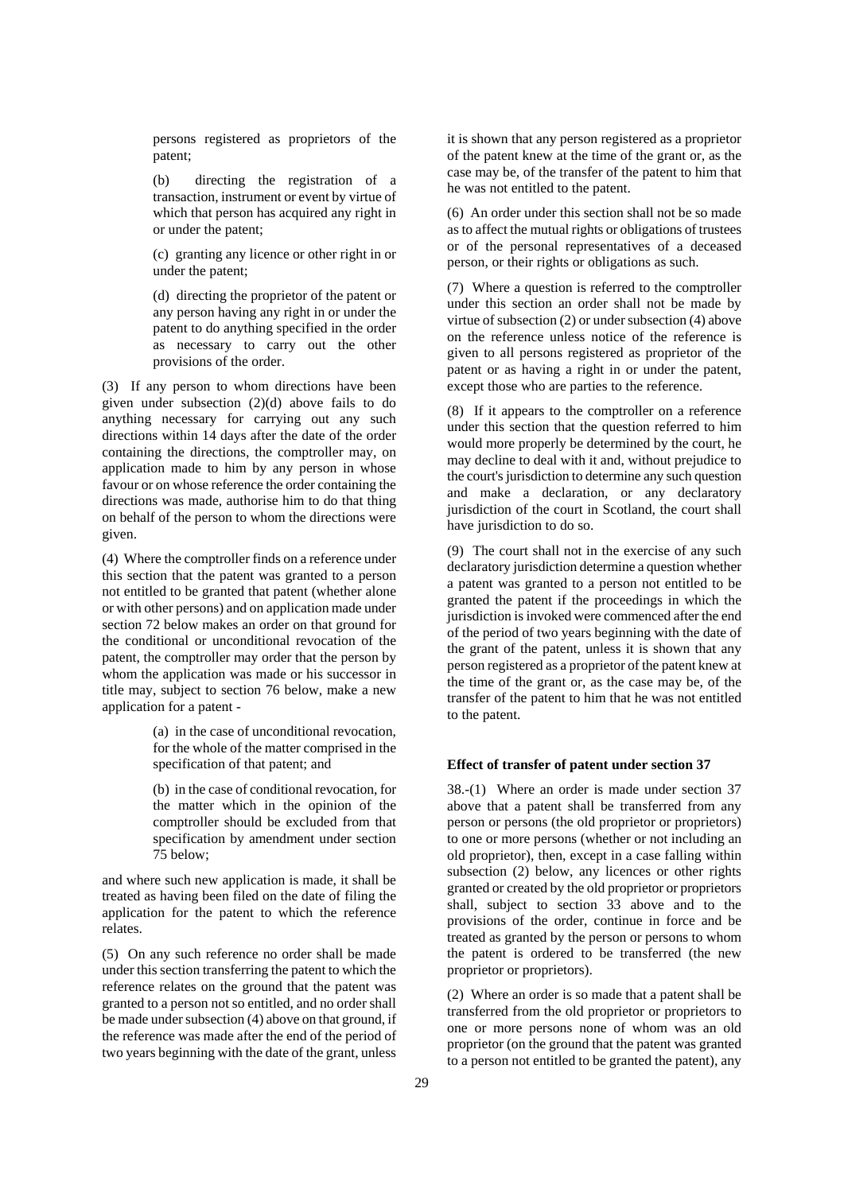persons registered as proprietors of the patent;

(b) directing the registration of a transaction, instrument or event by virtue of which that person has acquired any right in or under the patent;

(c) granting any licence or other right in or under the patent;

(d) directing the proprietor of the patent or any person having any right in or under the patent to do anything specified in the order as necessary to carry out the other provisions of the order.

(3) If any person to whom directions have been given under subsection (2)(d) above fails to do anything necessary for carrying out any such directions within 14 days after the date of the order containing the directions, the comptroller may, on application made to him by any person in whose favour or on whose reference the order containing the directions was made, authorise him to do that thing on behalf of the person to whom the directions were given.

(4) Where the comptroller finds on a reference under this section that the patent was granted to a person not entitled to be granted that patent (whether alone or with other persons) and on application made under section 72 below makes an order on that ground for the conditional or unconditional revocation of the patent, the comptroller may order that the person by whom the application was made or his successor in title may, subject to section 76 below, make a new application for a patent -

(a) in the case of unconditional revocation, for the whole of the matter comprised in the specification of that patent; and

(b) in the case of conditional revocation, for the matter which in the opinion of the comptroller should be excluded from that specification by amendment under section 75 below;

and where such new application is made, it shall be treated as having been filed on the date of filing the application for the patent to which the reference relates.

(5) On any such reference no order shall be made under this section transferring the patent to which the reference relates on the ground that the patent was granted to a person not so entitled, and no order shall be made under subsection (4) above on that ground, if the reference was made after the end of the period of two years beginning with the date of the grant, unless it is shown that any person registered as a proprietor of the patent knew at the time of the grant or, as the case may be, of the transfer of the patent to him that he was not entitled to the patent.

(6) An order under this section shall not be so made as to affect the mutual rights or obligations of trustees or of the personal representatives of a deceased person, or their rights or obligations as such.

(7) Where a question is referred to the comptroller under this section an order shall not be made by virtue of subsection (2) or under subsection (4) above on the reference unless notice of the reference is given to all persons registered as proprietor of the patent or as having a right in or under the patent, except those who are parties to the reference.

(8) If it appears to the comptroller on a reference under this section that the question referred to him would more properly be determined by the court, he may decline to deal with it and, without prejudice to the court's jurisdiction to determine any such question and make a declaration, or any declaratory jurisdiction of the court in Scotland, the court shall have jurisdiction to do so.

(9) The court shall not in the exercise of any such declaratory jurisdiction determine a question whether a patent was granted to a person not entitled to be granted the patent if the proceedings in which the jurisdiction is invoked were commenced after the end of the period of two years beginning with the date of the grant of the patent, unless it is shown that any person registered as a proprietor of the patent knew at the time of the grant or, as the case may be, of the transfer of the patent to him that he was not entitled to the patent.

**Effect of transfer of patent under section 37**

38.-(1) Where an order is made under section 37 above that a patent shall be transferred from any person or persons (the old proprietor or proprietors) to one or more persons (whether or not including an old proprietor), then, except in a case falling within subsection (2) below, any licences or other rights granted or created by the old proprietor or proprietors shall, subject to section 33 above and to the provisions of the order, continue in force and be treated as granted by the person or persons to whom the patent is ordered to be transferred (the new proprietor or proprietors).

(2) Where an order is so made that a patent shall be transferred from the old proprietor or proprietors to one or more persons none of whom was an old proprietor (on the ground that the patent was granted to a person not entitled to be granted the patent), any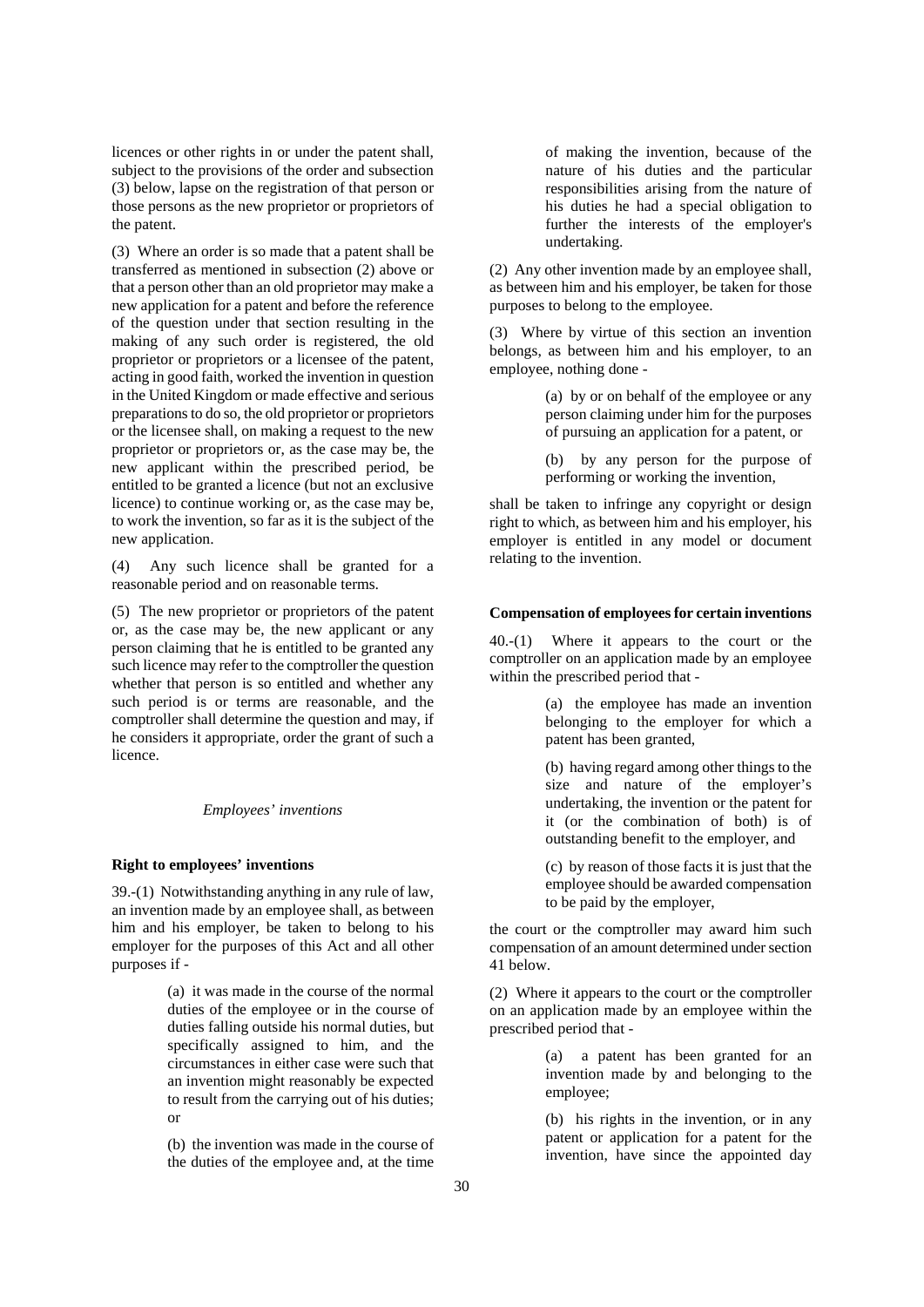licences or other rights in or under the patent shall, subject to the provisions of the order and subsection (3) below, lapse on the registration of that person or those persons as the new proprietor or proprietors of the patent.

(3) Where an order is so made that a patent shall be transferred as mentioned in subsection (2) above or that a person other than an old proprietor may make a new application for a patent and before the reference of the question under that section resulting in the making of any such order is registered, the old proprietor or proprietors or a licensee of the patent, acting in good faith, worked the invention in question in the United Kingdom or made effective and serious preparations to do so, the old proprietor or proprietors or the licensee shall, on making a request to the new proprietor or proprietors or, as the case may be, the new applicant within the prescribed period, be entitled to be granted a licence (but not an exclusive licence) to continue working or, as the case may be, to work the invention, so far as it is the subject of the new application.

(4) Any such licence shall be granted for a reasonable period and on reasonable terms.

(5) The new proprietor or proprietors of the patent or, as the case may be, the new applicant or any person claiming that he is entitled to be granted any such licence may refer to the comptroller the question whether that person is so entitled and whether any such period is or terms are reasonable, and the comptroller shall determine the question and may, if he considers it appropriate, order the grant of such a licence.

*Employees' inventions*

**Right to employees' inventions**

39.-(1) Notwithstanding anything in any rule of law, an invention made by an employee shall, as between him and his employer, be taken to belong to his employer for the purposes of this Act and all other purposes if -

> (a) it was made in the course of the normal duties of the employee or in the course of duties falling outside his normal duties, but specifically assigned to him, and the circumstances in either case were such that an invention might reasonably be expected to result from the carrying out of his duties; or
>
> (b) the invention was made in the course of the duties of the employee and, at the time of making the invention, because of the nature of his duties and the particular responsibilities arising from the nature of his duties he had a special obligation to further the interests of the employer's undertaking.

(2) Any other invention made by an employee shall, as between him and his employer, be taken for those purposes to belong to the employee.

(3) Where by virtue of this section an invention belongs, as between him and his employer, to an employee, nothing done -

> (a) by or on behalf of the employee or any person claiming under him for the purposes of pursuing an application for a patent, or
>
> (b) by any person for the purpose of performing or working the invention,

shall be taken to infringe any copyright or design right to which, as between him and his employer, his employer is entitled in any model or document relating to the invention.

**Compensation of employees for certain inventions**

40.-(1) Where it appears to the court or the comptroller on an application made by an employee within the prescribed period that -

> (a) the employee has made an invention belonging to the employer for which a patent has been granted,
>
> (b) having regard among other things to the size and nature of the employer's undertaking, the invention or the patent for it (or the combination of both) is of outstanding benefit to the employer, and
>
> (c) by reason of those facts it is just that the employee should be awarded compensation to be paid by the employer,

the court or the comptroller may award him such compensation of an amount determined under section 41 below.

(2) Where it appears to the court or the comptroller on an application made by an employee within the prescribed period that -

> (a) a patent has been granted for an invention made by and belonging to the employee;
>
> (b) his rights in the invention, or in any patent or application for a patent for the invention, have since the appointed day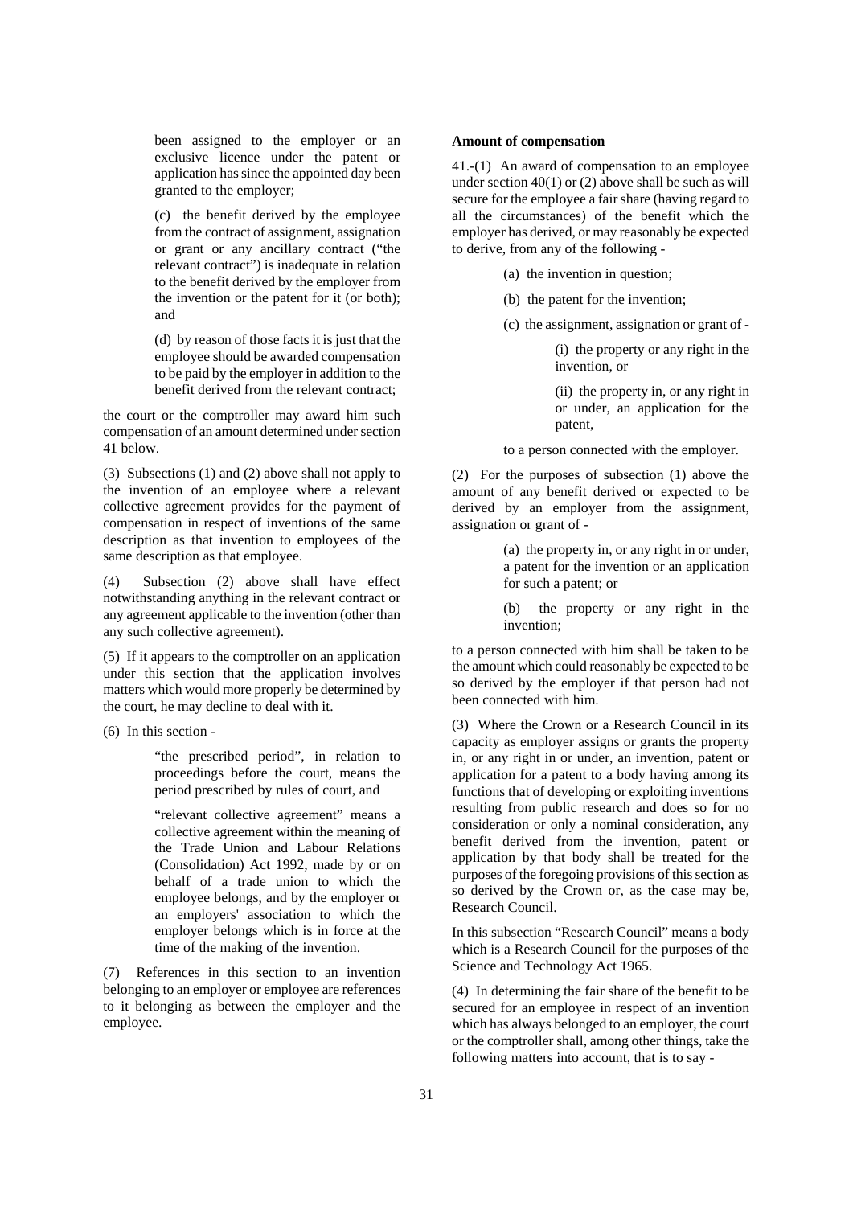been assigned to the employer or an exclusive licence under the patent or application has since the appointed day been granted to the employer;

(c) the benefit derived by the employee from the contract of assignment, assignation or grant or any ancillary contract ("the relevant contract") is inadequate in relation to the benefit derived by the employer from the invention or the patent for it (or both); and

(d) by reason of those facts it is just that the employee should be awarded compensation to be paid by the employer in addition to the benefit derived from the relevant contract;

the court or the comptroller may award him such compensation of an amount determined under section 41 below.

(3) Subsections (1) and (2) above shall not apply to the invention of an employee where a relevant collective agreement provides for the payment of compensation in respect of inventions of the same description as that invention to employees of the same description as that employee.

(4) Subsection (2) above shall have effect notwithstanding anything in the relevant contract or any agreement applicable to the invention (other than any such collective agreement).

(5) If it appears to the comptroller on an application under this section that the application involves matters which would more properly be determined by the court, he may decline to deal with it.

(6) In this section -

"the prescribed period", in relation to proceedings before the court, means the period prescribed by rules of court, and

"relevant collective agreement" means a collective agreement within the meaning of the Trade Union and Labour Relations (Consolidation) Act 1992, made by or on behalf of a trade union to which the employee belongs, and by the employer or an employers' association to which the employer belongs which is in force at the time of the making of the invention.

(7) References in this section to an invention belonging to an employer or employee are references to it belonging as between the employer and the employee.

**Amount of compensation**

41.-(1) An award of compensation to an employee under section 40(1) or (2) above shall be such as will secure for the employee a fair share (having regard to all the circumstances) of the benefit which the employer has derived, or may reasonably be expected to derive, from any of the following -

(a) the invention in question;

(b) the patent for the invention;

(c) the assignment, assignation or grant of -

(i) the property or any right in the invention, or

(ii) the property in, or any right in or under, an application for the patent,

to a person connected with the employer.

(2) For the purposes of subsection (1) above the amount of any benefit derived or expected to be derived by an employer from the assignment, assignation or grant of -

(a) the property in, or any right in or under, a patent for the invention or an application for such a patent; or

(b) the property or any right in the invention;

to a person connected with him shall be taken to be the amount which could reasonably be expected to be so derived by the employer if that person had not been connected with him.

(3) Where the Crown or a Research Council in its capacity as employer assigns or grants the property in, or any right in or under, an invention, patent or application for a patent to a body having among its functions that of developing or exploiting inventions resulting from public research and does so for no consideration or only a nominal consideration, any benefit derived from the invention, patent or application by that body shall be treated for the purposes of the foregoing provisions of this section as so derived by the Crown or, as the case may be, Research Council.

In this subsection "Research Council" means a body which is a Research Council for the purposes of the Science and Technology Act 1965.

(4) In determining the fair share of the benefit to be secured for an employee in respect of an invention which has always belonged to an employer, the court or the comptroller shall, among other things, take the following matters into account, that is to say -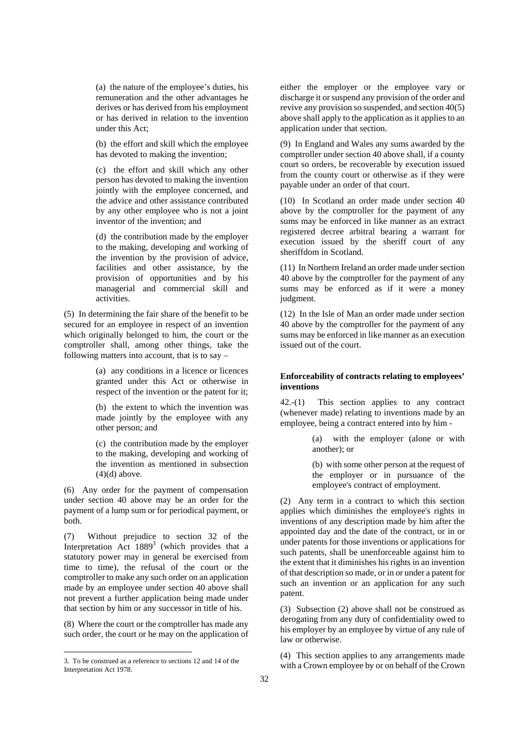(a) the nature of the employee's duties, his remuneration and the other advantages he derives or has derived from his employment or has derived in relation to the invention under this Act;

(b) the effort and skill which the employee has devoted to making the invention;

(c) the effort and skill which any other person has devoted to making the invention jointly with the employee concerned, and the advice and other assistance contributed by any other employee who is not a joint inventor of the invention; and

(d) the contribution made by the employer to the making, developing and working of the invention by the provision of advice, facilities and other assistance, by the provision of opportunities and by his managerial and commercial skill and activities.

(5) In determining the fair share of the benefit to be secured for an employee in respect of an invention which originally belonged to him, the court or the comptroller shall, among other things, take the following matters into account, that is to say –

(a) any conditions in a licence or licences granted under this Act or otherwise in respect of the invention or the patent for it;

(b) the extent to which the invention was made jointly by the employee with any other person; and

(c) the contribution made by the employer to the making, developing and working of the invention as mentioned in subsection (4)(d) above.

(6) Any order for the payment of compensation under section 40 above may be an order for the payment of a lump sum or for periodical payment, or both.

(7) Without prejudice to section 32 of the Interpretation Act 1889[3] (which provides that a statutory power may in general be exercised from time to time), the refusal of the court or the comptroller to make any such order on an application made by an employee under section 40 above shall not prevent a further application being made under that section by him or any successor in title of his.

(8) Where the court or the comptroller has made any such order, the court or he may on the application of either the employer or the employee vary or discharge it or suspend any provision of the order and revive any provision so suspended, and section 40(5) above shall apply to the application as it applies to an application under that section.

(9) In England and Wales any sums awarded by the comptroller under section 40 above shall, if a county court so orders, be recoverable by execution issued from the county court or otherwise as if they were payable under an order of that court.

(10) In Scotland an order made under section 40 above by the comptroller for the payment of any sums may be enforced in like manner as an extract registered decree arbitral bearing a warrant for execution issued by the sheriff court of any sheriffdom in Scotland.

(11) In Northern Ireland an order made under section 40 above by the comptroller for the payment of any sums may be enforced as if it were a money judgment.

(12) In the Isle of Man an order made under section 40 above by the comptroller for the payment of any sums may be enforced in like manner as an execution issued out of the court.

**Enforceability of contracts relating to employees' inventions**

42.-(1) This section applies to any contract (whenever made) relating to inventions made by an employee, being a contract entered into by him -

(a) with the employer (alone or with another); or

(b) with some other person at the request of the employer or in pursuance of the employee's contract of employment.

(2) Any term in a contract to which this section applies which diminishes the employee's rights in inventions of any description made by him after the appointed day and the date of the contract, or in or under patents for those inventions or applications for such patents, shall be unenforceable against him to the extent that it diminishes his rights in an invention of that description so made, or in or under a patent for such an invention or an application for any such patent.

(3) Subsection (2) above shall not be construed as derogating from any duty of confidentiality owed to his employer by an employee by virtue of any rule of law or otherwise.

(4) This section applies to any arrangements made with a Crown employee by or on behalf of the Crown

3. To be construed as a reference to sections 12 and 14 of the Interpretation Act 1978.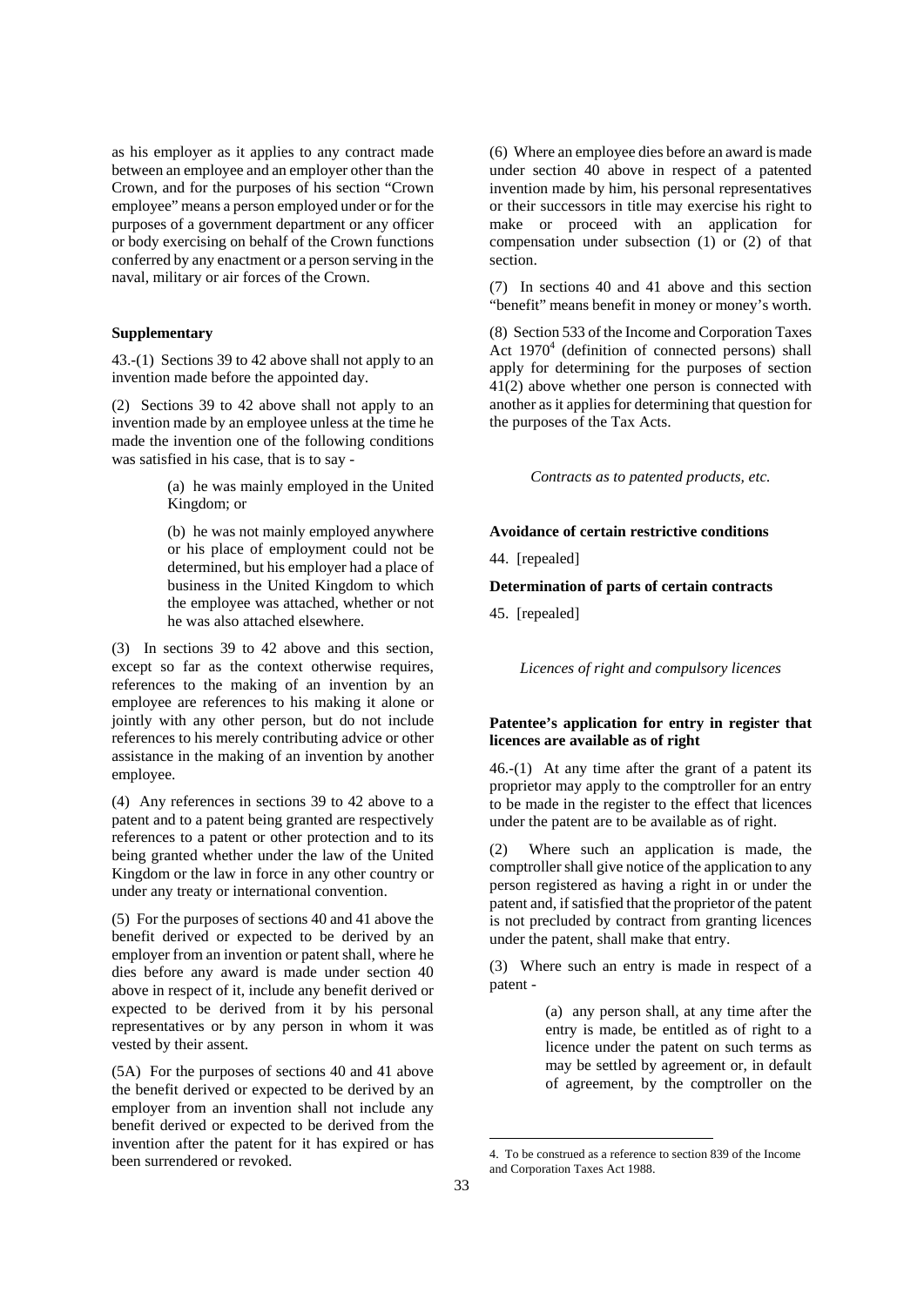as his employer as it applies to any contract made between an employee and an employer other than the Crown, and for the purposes of his section "Crown employee" means a person employed under or for the purposes of a government department or any officer or body exercising on behalf of the Crown functions conferred by any enactment or a person serving in the naval, military or air forces of the Crown.

**Supplementary**

43.-(1) Sections 39 to 42 above shall not apply to an invention made before the appointed day.

(2) Sections 39 to 42 above shall not apply to an invention made by an employee unless at the time he made the invention one of the following conditions was satisfied in his case, that is to say -

> (a) he was mainly employed in the United Kingdom; or
>
> (b) he was not mainly employed anywhere or his place of employment could not be determined, but his employer had a place of business in the United Kingdom to which the employee was attached, whether or not he was also attached elsewhere.

(3) In sections 39 to 42 above and this section, except so far as the context otherwise requires, references to the making of an invention by an employee are references to his making it alone or jointly with any other person, but do not include references to his merely contributing advice or other assistance in the making of an invention by another employee.

(4) Any references in sections 39 to 42 above to a patent and to a patent being granted are respectively references to a patent or other protection and to its being granted whether under the law of the United Kingdom or the law in force in any other country or under any treaty or international convention.

(5) For the purposes of sections 40 and 41 above the benefit derived or expected to be derived by an employer from an invention or patent shall, where he dies before any award is made under section 40 above in respect of it, include any benefit derived or expected to be derived from it by his personal representatives or by any person in whom it was vested by their assent.

(5A) For the purposes of sections 40 and 41 above the benefit derived or expected to be derived by an employer from an invention shall not include any benefit derived or expected to be derived from the invention after the patent for it has expired or has been surrendered or revoked.

(6) Where an employee dies before an award is made under section 40 above in respect of a patented invention made by him, his personal representatives or their successors in title may exercise his right to make or proceed with an application for compensation under subsection (1) or (2) of that section.

(7) In sections 40 and 41 above and this section "benefit" means benefit in money or money's worth.

(8) Section 533 of the Income and Corporation Taxes Act 1970[4] (definition of connected persons) shall apply for determining for the purposes of section 41(2) above whether one person is connected with another as it applies for determining that question for the purposes of the Tax Acts.

*Contracts as to patented products, etc.*

**Avoidance of certain restrictive conditions**

44. [repealed]

**Determination of parts of certain contracts**

45. [repealed]

*Licences of right and compulsory licences*

**Patentee's application for entry in register that licences are available as of right**

46.-(1) At any time after the grant of a patent its proprietor may apply to the comptroller for an entry to be made in the register to the effect that licences under the patent are to be available as of right.

(2) Where such an application is made, the comptroller shall give notice of the application to any person registered as having a right in or under the patent and, if satisfied that the proprietor of the patent is not precluded by contract from granting licences under the patent, shall make that entry.

(3) Where such an entry is made in respect of a patent -

> (a) any person shall, at any time after the entry is made, be entitled as of right to a licence under the patent on such terms as may be settled by agreement or, in default of agreement, by the comptroller on the

4. To be construed as a reference to section 839 of the Income and Corporation Taxes Act 1988.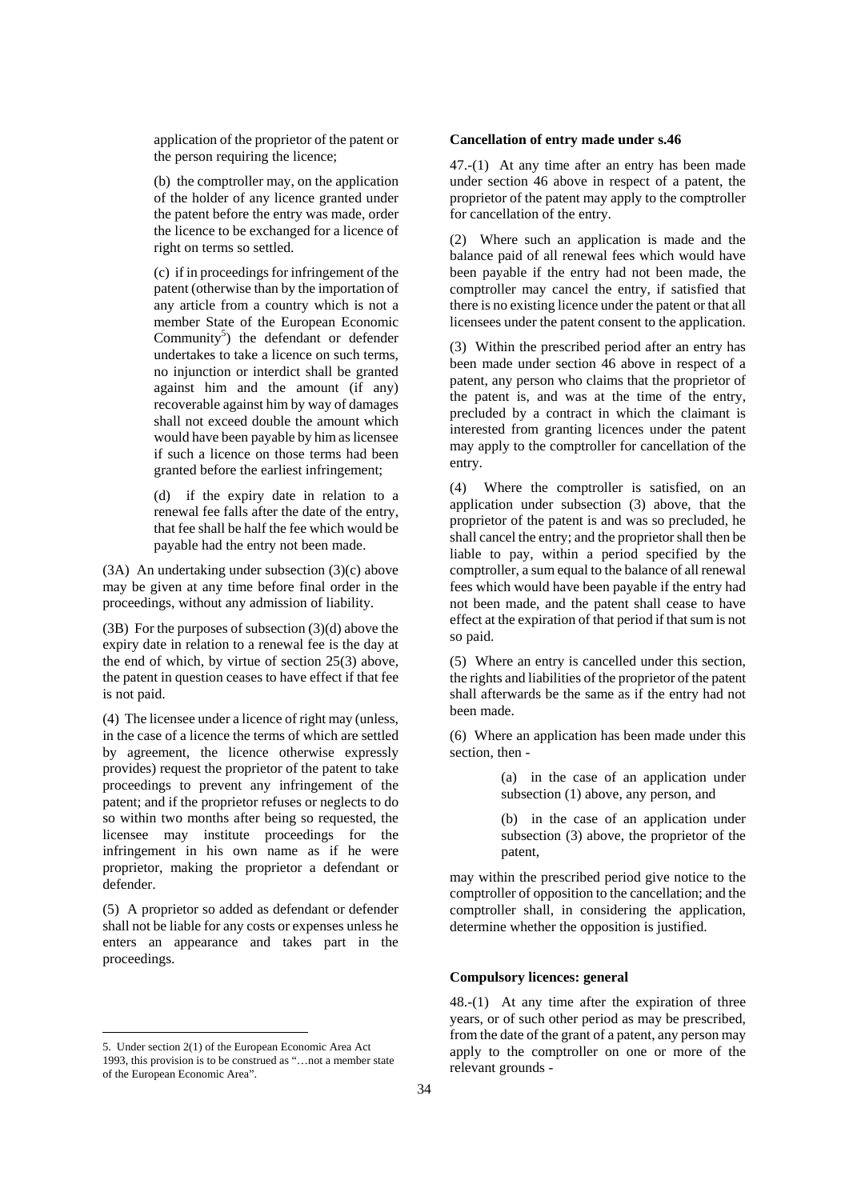application of the proprietor of the patent or the person requiring the licence;

(b) the comptroller may, on the application of the holder of any licence granted under the patent before the entry was made, order the licence to be exchanged for a licence of right on terms so settled.

(c) if in proceedings for infringement of the patent (otherwise than by the importation of any article from a country which is not a member State of the European Economic Community[5]) the defendant or defender undertakes to take a licence on such terms, no injunction or interdict shall be granted against him and the amount (if any) recoverable against him by way of damages shall not exceed double the amount which would have been payable by him as licensee if such a licence on those terms had been granted before the earliest infringement;

(d) if the expiry date in relation to a renewal fee falls after the date of the entry, that fee shall be half the fee which would be payable had the entry not been made.

(3A) An undertaking under subsection (3)(c) above may be given at any time before final order in the proceedings, without any admission of liability.

(3B) For the purposes of subsection (3)(d) above the expiry date in relation to a renewal fee is the day at the end of which, by virtue of section 25(3) above, the patent in question ceases to have effect if that fee is not paid.

(4) The licensee under a licence of right may (unless, in the case of a licence the terms of which are settled by agreement, the licence otherwise expressly provides) request the proprietor of the patent to take proceedings to prevent any infringement of the patent; and if the proprietor refuses or neglects to do so within two months after being so requested, the licensee may institute proceedings for the infringement in his own name as if he were proprietor, making the proprietor a defendant or defender.

(5) A proprietor so added as defendant or defender shall not be liable for any costs or expenses unless he enters an appearance and takes part in the proceedings.

**Cancellation of entry made under s.46**

47.-(1) At any time after an entry has been made under section 46 above in respect of a patent, the proprietor of the patent may apply to the comptroller for cancellation of the entry.

(2) Where such an application is made and the balance paid of all renewal fees which would have been payable if the entry had not been made, the comptroller may cancel the entry, if satisfied that there is no existing licence under the patent or that all licensees under the patent consent to the application.

(3) Within the prescribed period after an entry has been made under section 46 above in respect of a patent, any person who claims that the proprietor of the patent is, and was at the time of the entry, precluded by a contract in which the claimant is interested from granting licences under the patent may apply to the comptroller for cancellation of the entry.

(4) Where the comptroller is satisfied, on an application under subsection (3) above, that the proprietor of the patent is and was so precluded, he shall cancel the entry; and the proprietor shall then be liable to pay, within a period specified by the comptroller, a sum equal to the balance of all renewal fees which would have been payable if the entry had not been made, and the patent shall cease to have effect at the expiration of that period if that sum is not so paid.

(5) Where an entry is cancelled under this section, the rights and liabilities of the proprietor of the patent shall afterwards be the same as if the entry had not been made.

(6) Where an application has been made under this section, then -

(a) in the case of an application under subsection (1) above, any person, and

(b) in the case of an application under subsection (3) above, the proprietor of the patent,

may within the prescribed period give notice to the comptroller of opposition to the cancellation; and the comptroller shall, in considering the application, determine whether the opposition is justified.

**Compulsory licences: general**

48.-(1) At any time after the expiration of three years, or of such other period as may be prescribed, from the date of the grant of a patent, any person may apply to the comptroller on one or more of the relevant grounds -

---

5. Under section 2(1) of the European Economic Area Act 1993, this provision is to be construed as "…not a member state of the European Economic Area".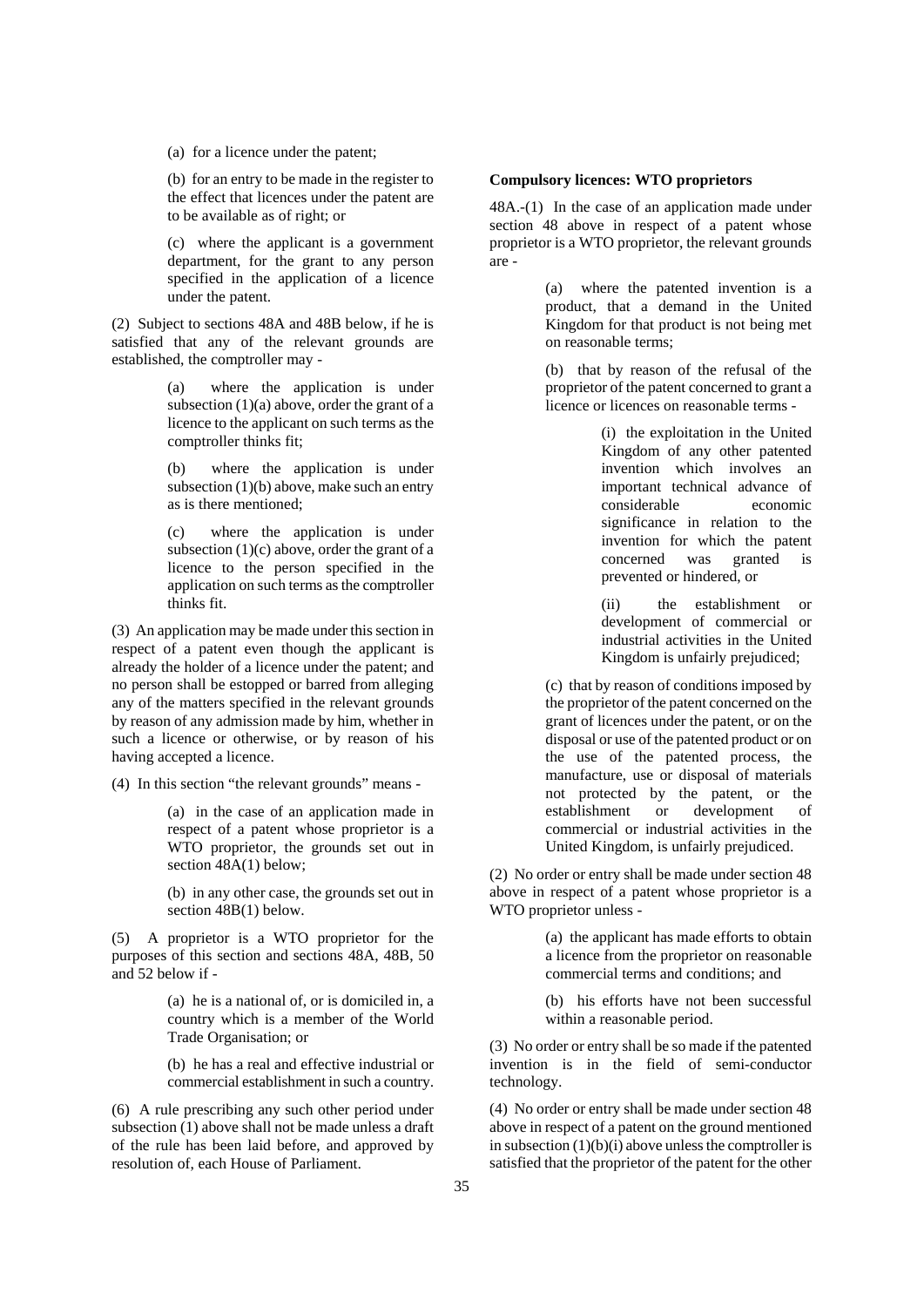(a) for a licence under the patent;

(b) for an entry to be made in the register to the effect that licences under the patent are to be available as of right; or

(c) where the applicant is a government department, for the grant to any person specified in the application of a licence under the patent.

(2) Subject to sections 48A and 48B below, if he is satisfied that any of the relevant grounds are established, the comptroller may -

(a) where the application is under subsection (1)(a) above, order the grant of a licence to the applicant on such terms as the comptroller thinks fit;

(b) where the application is under subsection (1)(b) above, make such an entry as is there mentioned;

(c) where the application is under subsection (1)(c) above, order the grant of a licence to the person specified in the application on such terms as the comptroller thinks fit.

(3) An application may be made under this section in respect of a patent even though the applicant is already the holder of a licence under the patent; and no person shall be estopped or barred from alleging any of the matters specified in the relevant grounds by reason of any admission made by him, whether in such a licence or otherwise, or by reason of his having accepted a licence.

(4) In this section "the relevant grounds" means -

(a) in the case of an application made in respect of a patent whose proprietor is a WTO proprietor, the grounds set out in section 48A(1) below;

(b) in any other case, the grounds set out in section 48B(1) below.

(5) A proprietor is a WTO proprietor for the purposes of this section and sections 48A, 48B, 50 and 52 below if -

(a) he is a national of, or is domiciled in, a country which is a member of the World Trade Organisation; or

(b) he has a real and effective industrial or commercial establishment in such a country.

(6) A rule prescribing any such other period under subsection (1) above shall not be made unless a draft of the rule has been laid before, and approved by resolution of, each House of Parliament.

**Compulsory licences: WTO proprietors**

48A.-(1) In the case of an application made under section 48 above in respect of a patent whose proprietor is a WTO proprietor, the relevant grounds are -

(a) where the patented invention is a product, that a demand in the United Kingdom for that product is not being met on reasonable terms;

(b) that by reason of the refusal of the proprietor of the patent concerned to grant a licence or licences on reasonable terms -

(i) the exploitation in the United Kingdom of any other patented invention which involves an important technical advance of considerable economic significance in relation to the invention for which the patent concerned was granted is prevented or hindered, or

(ii) the establishment or development of commercial or industrial activities in the United Kingdom is unfairly prejudiced;

(c) that by reason of conditions imposed by the proprietor of the patent concerned on the grant of licences under the patent, or on the disposal or use of the patented product or on the use of the patented process, the manufacture, use or disposal of materials not protected by the patent, or the establishment or development of commercial or industrial activities in the United Kingdom, is unfairly prejudiced.

(2) No order or entry shall be made under section 48 above in respect of a patent whose proprietor is a WTO proprietor unless -

(a) the applicant has made efforts to obtain a licence from the proprietor on reasonable commercial terms and conditions; and

(b) his efforts have not been successful within a reasonable period.

(3) No order or entry shall be so made if the patented invention is in the field of semi-conductor technology.

(4) No order or entry shall be made under section 48 above in respect of a patent on the ground mentioned in subsection (1)(b)(i) above unless the comptroller is satisfied that the proprietor of the patent for the other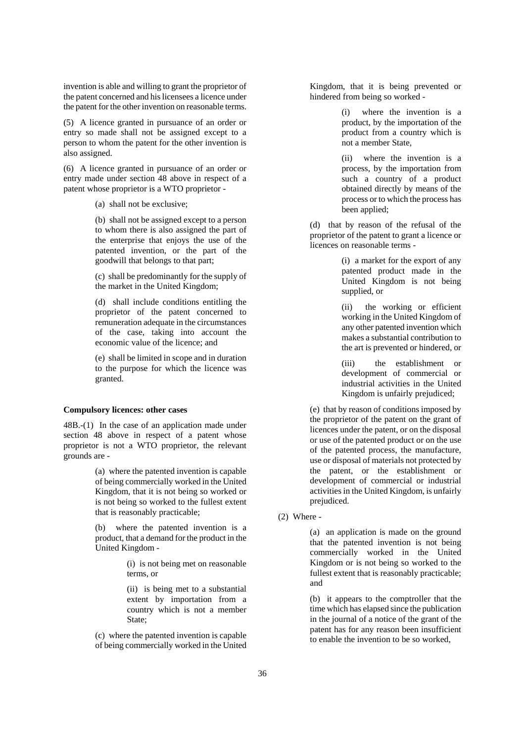invention is able and willing to grant the proprietor of the patent concerned and his licensees a licence under the patent for the other invention on reasonable terms.

(5) A licence granted in pursuance of an order or entry so made shall not be assigned except to a person to whom the patent for the other invention is also assigned.

(6) A licence granted in pursuance of an order or entry made under section 48 above in respect of a patent whose proprietor is a WTO proprietor -

> (a) shall not be exclusive;
>
> (b) shall not be assigned except to a person to whom there is also assigned the part of the enterprise that enjoys the use of the patented invention, or the part of the goodwill that belongs to that part;
>
> (c) shall be predominantly for the supply of the market in the United Kingdom;
>
> (d) shall include conditions entitling the proprietor of the patent concerned to remuneration adequate in the circumstances of the case, taking into account the economic value of the licence; and
>
> (e) shall be limited in scope and in duration to the purpose for which the licence was granted.

**Compulsory licences: other cases**

48B.-(1) In the case of an application made under section 48 above in respect of a patent whose proprietor is not a WTO proprietor, the relevant grounds are -

> (a) where the patented invention is capable of being commercially worked in the United Kingdom, that it is not being so worked or is not being so worked to the fullest extent that is reasonably practicable;
>
> (b) where the patented invention is a product, that a demand for the product in the United Kingdom -
>
> > (i) is not being met on reasonable terms, or
> >
> > (ii) is being met to a substantial extent by importation from a country which is not a member State;
>
> (c) where the patented invention is capable of being commercially worked in the United Kingdom, that it is being prevented or hindered from being so worked -
>
> > (i) where the invention is a product, by the importation of the product from a country which is not a member State,
> >
> > (ii) where the invention is a process, by the importation from such a country of a product obtained directly by means of the process or to which the process has been applied;
>
> (d) that by reason of the refusal of the proprietor of the patent to grant a licence or licences on reasonable terms -
>
> > (i) a market for the export of any patented product made in the United Kingdom is not being supplied, or
> >
> > (ii) the working or efficient working in the United Kingdom of any other patented invention which makes a substantial contribution to the art is prevented or hindered, or
> >
> > (iii) the establishment or development of commercial or industrial activities in the United Kingdom is unfairly prejudiced;
>
> (e) that by reason of conditions imposed by the proprietor of the patent on the grant of licences under the patent, or on the disposal or use of the patented product or on the use of the patented process, the manufacture, use or disposal of materials not protected by the patent, or the establishment or development of commercial or industrial activities in the United Kingdom, is unfairly prejudiced.

(2) Where -

> (a) an application is made on the ground that the patented invention is not being commercially worked in the United Kingdom or is not being so worked to the fullest extent that is reasonably practicable; and
>
> (b) it appears to the comptroller that the time which has elapsed since the publication in the journal of a notice of the grant of the patent has for any reason been insufficient to enable the invention to be so worked,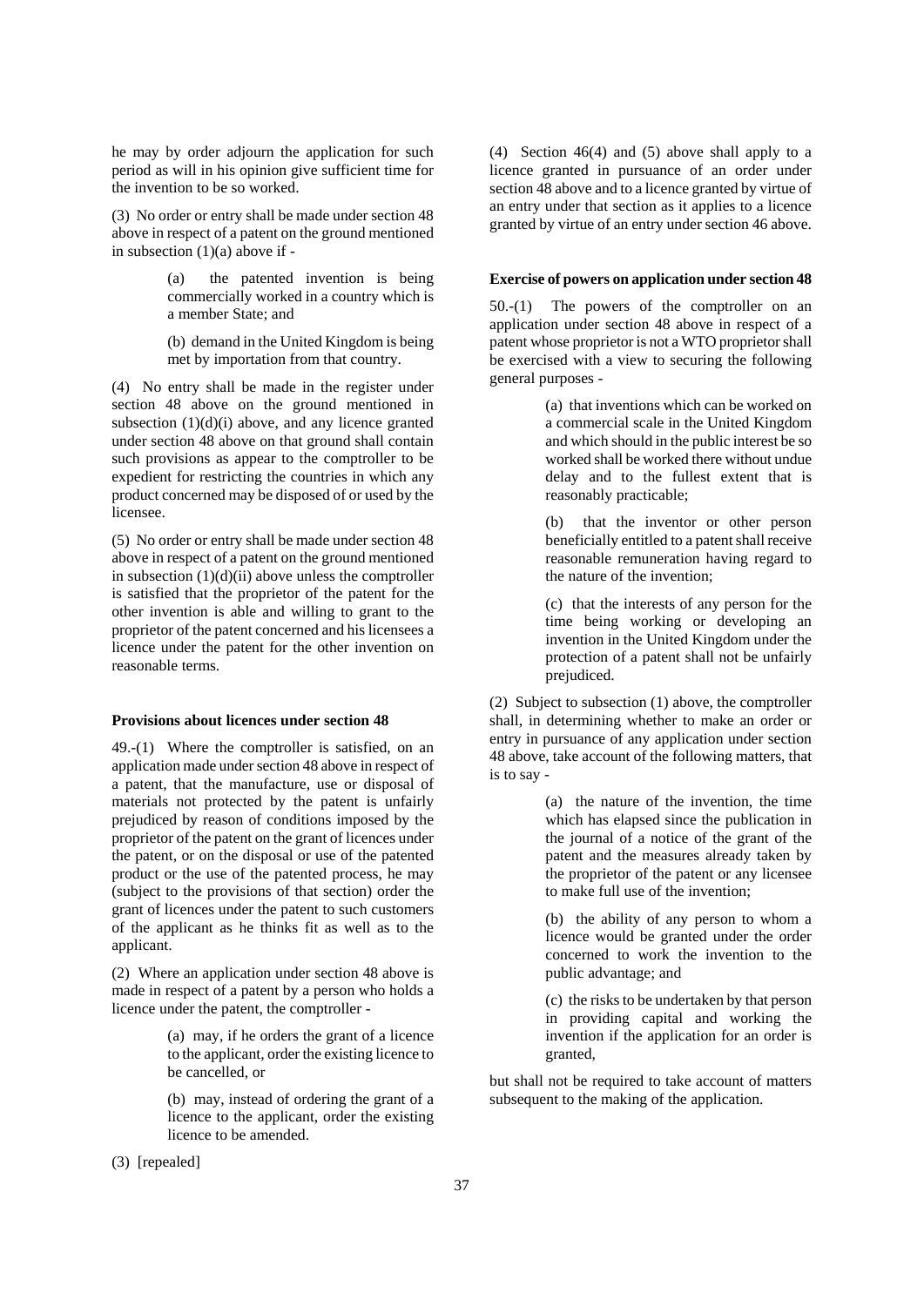he may by order adjourn the application for such period as will in his opinion give sufficient time for the invention to be so worked.

(3) No order or entry shall be made under section 48 above in respect of a patent on the ground mentioned in subsection (1)(a) above if -

> (a) the patented invention is being commercially worked in a country which is a member State; and
>
> (b) demand in the United Kingdom is being met by importation from that country.

(4) No entry shall be made in the register under section 48 above on the ground mentioned in subsection (1)(d)(i) above, and any licence granted under section 48 above on that ground shall contain such provisions as appear to the comptroller to be expedient for restricting the countries in which any product concerned may be disposed of or used by the licensee.

(5) No order or entry shall be made under section 48 above in respect of a patent on the ground mentioned in subsection (1)(d)(ii) above unless the comptroller is satisfied that the proprietor of the patent for the other invention is able and willing to grant to the proprietor of the patent concerned and his licensees a licence under the patent for the other invention on reasonable terms.

**Provisions about licences under section 48**

49.-(1) Where the comptroller is satisfied, on an application made under section 48 above in respect of a patent, that the manufacture, use or disposal of materials not protected by the patent is unfairly prejudiced by reason of conditions imposed by the proprietor of the patent on the grant of licences under the patent, or on the disposal or use of the patented product or the use of the patented process, he may (subject to the provisions of that section) order the grant of licences under the patent to such customers of the applicant as he thinks fit as well as to the applicant.

(2) Where an application under section 48 above is made in respect of a patent by a person who holds a licence under the patent, the comptroller -

> (a) may, if he orders the grant of a licence to the applicant, order the existing licence to be cancelled, or
>
> (b) may, instead of ordering the grant of a licence to the applicant, order the existing licence to be amended.

(3) [repealed]

(4) Section 46(4) and (5) above shall apply to a licence granted in pursuance of an order under section 48 above and to a licence granted by virtue of an entry under that section as it applies to a licence granted by virtue of an entry under section 46 above.

**Exercise of powers on application under section 48**

50.-(1) The powers of the comptroller on an application under section 48 above in respect of a patent whose proprietor is not a WTO proprietor shall be exercised with a view to securing the following general purposes -

> (a) that inventions which can be worked on a commercial scale in the United Kingdom and which should in the public interest be so worked shall be worked there without undue delay and to the fullest extent that is reasonably practicable;
>
> (b) that the inventor or other person beneficially entitled to a patent shall receive reasonable remuneration having regard to the nature of the invention;
>
> (c) that the interests of any person for the time being working or developing an invention in the United Kingdom under the protection of a patent shall not be unfairly prejudiced.

(2) Subject to subsection (1) above, the comptroller shall, in determining whether to make an order or entry in pursuance of any application under section 48 above, take account of the following matters, that is to say -

> (a) the nature of the invention, the time which has elapsed since the publication in the journal of a notice of the grant of the patent and the measures already taken by the proprietor of the patent or any licensee to make full use of the invention;
>
> (b) the ability of any person to whom a licence would be granted under the order concerned to work the invention to the public advantage; and
>
> (c) the risks to be undertaken by that person in providing capital and working the invention if the application for an order is granted,

but shall not be required to take account of matters subsequent to the making of the application.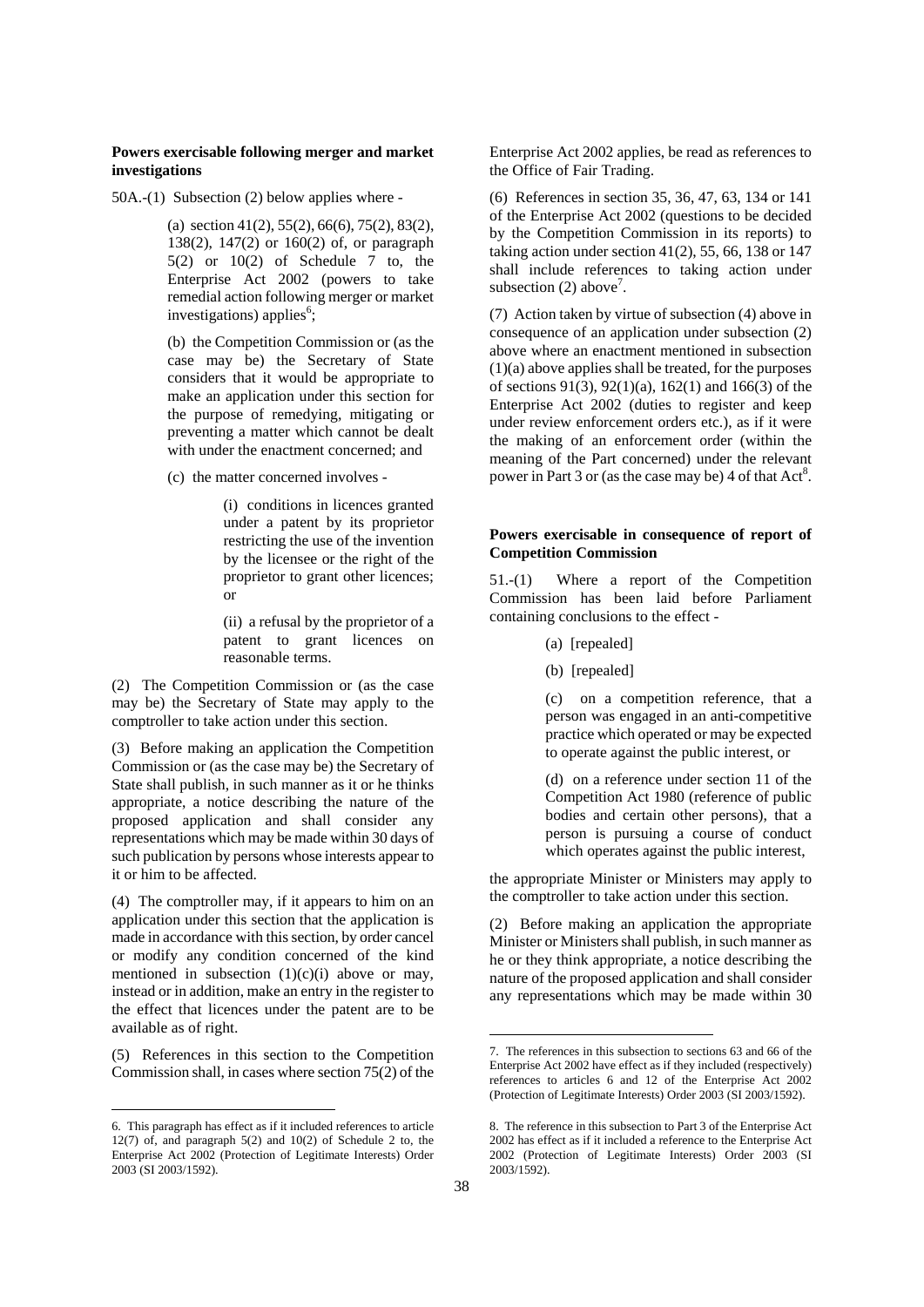**Powers exercisable following merger and market investigations**

50A.-(1) Subsection (2) below applies where -

(a) section 41(2), 55(2), 66(6), 75(2), 83(2), 138(2), 147(2) or 160(2) of, or paragraph 5(2) or 10(2) of Schedule 7 to, the Enterprise Act 2002 (powers to take remedial action following merger or market investigations) applies[6];

(b) the Competition Commission or (as the case may be) the Secretary of State considers that it would be appropriate to make an application under this section for the purpose of remedying, mitigating or preventing a matter which cannot be dealt with under the enactment concerned; and

(c) the matter concerned involves -

(i) conditions in licences granted under a patent by its proprietor restricting the use of the invention by the licensee or the right of the proprietor to grant other licences; or

(ii) a refusal by the proprietor of a patent to grant licences on reasonable terms.

(2) The Competition Commission or (as the case may be) the Secretary of State may apply to the comptroller to take action under this section.

(3) Before making an application the Competition Commission or (as the case may be) the Secretary of State shall publish, in such manner as it or he thinks appropriate, a notice describing the nature of the proposed application and shall consider any representations which may be made within 30 days of such publication by persons whose interests appear to it or him to be affected.

(4) The comptroller may, if it appears to him on an application under this section that the application is made in accordance with this section, by order cancel or modify any condition concerned of the kind mentioned in subsection (1)(c)(i) above or may, instead or in addition, make an entry in the register to the effect that licences under the patent are to be available as of right.

(5) References in this section to the Competition Commission shall, in cases where section 75(2) of the Enterprise Act 2002 applies, be read as references to the Office of Fair Trading.

(6) References in section 35, 36, 47, 63, 134 or 141 of the Enterprise Act 2002 (questions to be decided by the Competition Commission in its reports) to taking action under section 41(2), 55, 66, 138 or 147 shall include references to taking action under subsection (2) above[7].

(7) Action taken by virtue of subsection (4) above in consequence of an application under subsection (2) above where an enactment mentioned in subsection (1)(a) above applies shall be treated, for the purposes of sections 91(3), 92(1)(a), 162(1) and 166(3) of the Enterprise Act 2002 (duties to register and keep under review enforcement orders etc.), as if it were the making of an enforcement order (within the meaning of the Part concerned) under the relevant power in Part 3 or (as the case may be) 4 of that Act[8].

**Powers exercisable in consequence of report of Competition Commission**

51.-(1) Where a report of the Competition Commission has been laid before Parliament containing conclusions to the effect -

(a) [repealed]

(b) [repealed]

(c) on a competition reference, that a person was engaged in an anti-competitive practice which operated or may be expected to operate against the public interest, or

(d) on a reference under section 11 of the Competition Act 1980 (reference of public bodies and certain other persons), that a person is pursuing a course of conduct which operates against the public interest,

the appropriate Minister or Ministers may apply to the comptroller to take action under this section.

(2) Before making an application the appropriate Minister or Ministers shall publish, in such manner as he or they think appropriate, a notice describing the nature of the proposed application and shall consider any representations which may be made within 30

---

6. This paragraph has effect as if it included references to article 12(7) of, and paragraph 5(2) and 10(2) of Schedule 2 to, the Enterprise Act 2002 (Protection of Legitimate Interests) Order 2003 (SI 2003/1592).

7. The references in this subsection to sections 63 and 66 of the Enterprise Act 2002 have effect as if they included (respectively) references to articles 6 and 12 of the Enterprise Act 2002 (Protection of Legitimate Interests) Order 2003 (SI 2003/1592).

8. The reference in this subsection to Part 3 of the Enterprise Act 2002 has effect as if it included a reference to the Enterprise Act 2002 (Protection of Legitimate Interests) Order 2003 (SI 2003/1592).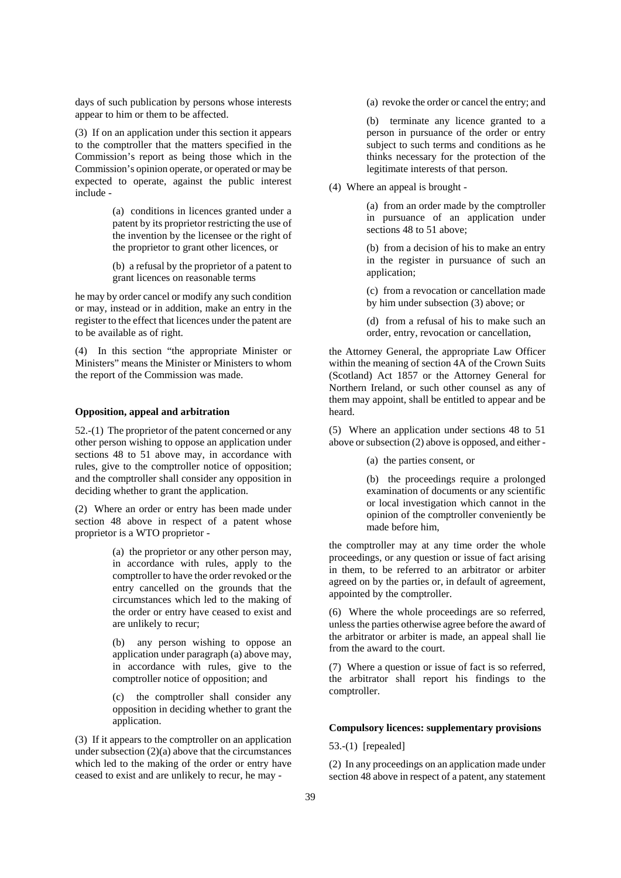days of such publication by persons whose interests appear to him or them to be affected.

(3) If on an application under this section it appears to the comptroller that the matters specified in the Commission's report as being those which in the Commission's opinion operate, or operated or may be expected to operate, against the public interest include -

> (a) conditions in licences granted under a patent by its proprietor restricting the use of the invention by the licensee or the right of the proprietor to grant other licences, or
>
> (b) a refusal by the proprietor of a patent to grant licences on reasonable terms

he may by order cancel or modify any such condition or may, instead or in addition, make an entry in the register to the effect that licences under the patent are to be available as of right.

(4) In this section "the appropriate Minister or Ministers" means the Minister or Ministers to whom the report of the Commission was made.

**Opposition, appeal and arbitration**

52.-(1) The proprietor of the patent concerned or any other person wishing to oppose an application under sections 48 to 51 above may, in accordance with rules, give to the comptroller notice of opposition; and the comptroller shall consider any opposition in deciding whether to grant the application.

(2) Where an order or entry has been made under section 48 above in respect of a patent whose proprietor is a WTO proprietor -

> (a) the proprietor or any other person may, in accordance with rules, apply to the comptroller to have the order revoked or the entry cancelled on the grounds that the circumstances which led to the making of the order or entry have ceased to exist and are unlikely to recur;
>
> (b) any person wishing to oppose an application under paragraph (a) above may, in accordance with rules, give to the comptroller notice of opposition; and
>
> (c) the comptroller shall consider any opposition in deciding whether to grant the application.

(3) If it appears to the comptroller on an application under subsection (2)(a) above that the circumstances which led to the making of the order or entry have ceased to exist and are unlikely to recur, he may -

> (a) revoke the order or cancel the entry; and
>
> (b) terminate any licence granted to a person in pursuance of the order or entry subject to such terms and conditions as he thinks necessary for the protection of the legitimate interests of that person.

(4) Where an appeal is brought -

> (a) from an order made by the comptroller in pursuance of an application under sections 48 to 51 above;
>
> (b) from a decision of his to make an entry in the register in pursuance of such an application;
>
> (c) from a revocation or cancellation made by him under subsection (3) above; or
>
> (d) from a refusal of his to make such an order, entry, revocation or cancellation,

the Attorney General, the appropriate Law Officer within the meaning of section 4A of the Crown Suits (Scotland) Act 1857 or the Attorney General for Northern Ireland, or such other counsel as any of them may appoint, shall be entitled to appear and be heard.

(5) Where an application under sections 48 to 51 above or subsection (2) above is opposed, and either -

> (a) the parties consent, or
>
> (b) the proceedings require a prolonged examination of documents or any scientific or local investigation which cannot in the opinion of the comptroller conveniently be made before him,

the comptroller may at any time order the whole proceedings, or any question or issue of fact arising in them, to be referred to an arbitrator or arbiter agreed on by the parties or, in default of agreement, appointed by the comptroller.

(6) Where the whole proceedings are so referred, unless the parties otherwise agree before the award of the arbitrator or arbiter is made, an appeal shall lie from the award to the court.

(7) Where a question or issue of fact is so referred, the arbitrator shall report his findings to the comptroller.

**Compulsory licences: supplementary provisions**

53.-(1) [repealed]

(2) In any proceedings on an application made under section 48 above in respect of a patent, any statement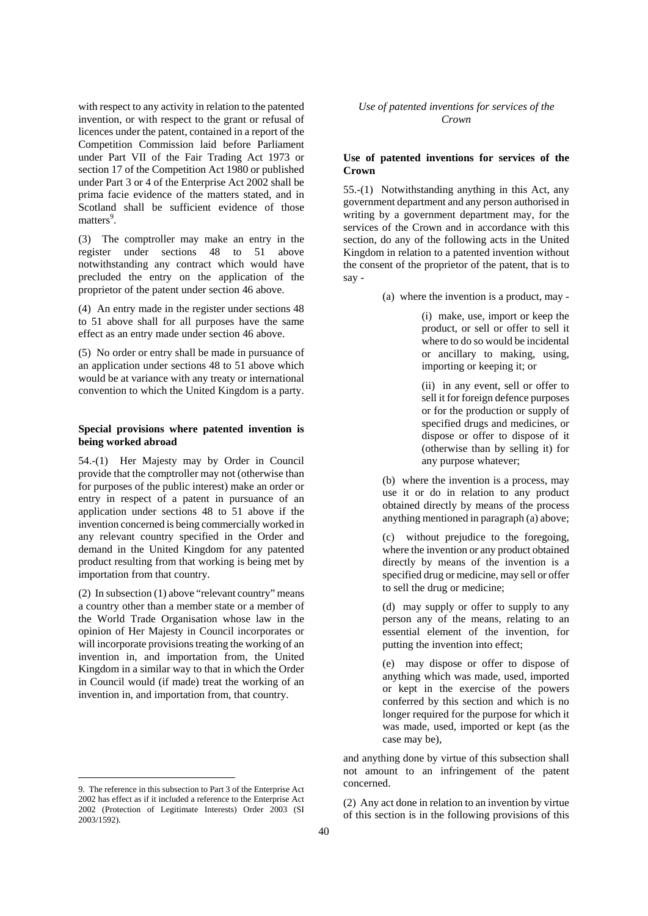with respect to any activity in relation to the patented invention, or with respect to the grant or refusal of licences under the patent, contained in a report of the Competition Commission laid before Parliament under Part VII of the Fair Trading Act 1973 or section 17 of the Competition Act 1980 or published under Part 3 or 4 of the Enterprise Act 2002 shall be prima facie evidence of the matters stated, and in Scotland shall be sufficient evidence of those matters[9].

(3) The comptroller may make an entry in the register under sections 48 to 51 above notwithstanding any contract which would have precluded the entry on the application of the proprietor of the patent under section 46 above.

(4) An entry made in the register under sections 48 to 51 above shall for all purposes have the same effect as an entry made under section 46 above.

(5) No order or entry shall be made in pursuance of an application under sections 48 to 51 above which would be at variance with any treaty or international convention to which the United Kingdom is a party.

**Special provisions where patented invention is being worked abroad**

54.-(1) Her Majesty may by Order in Council provide that the comptroller may not (otherwise than for purposes of the public interest) make an order or entry in respect of a patent in pursuance of an application under sections 48 to 51 above if the invention concerned is being commercially worked in any relevant country specified in the Order and demand in the United Kingdom for any patented product resulting from that working is being met by importation from that country.

(2) In subsection (1) above "relevant country" means a country other than a member state or a member of the World Trade Organisation whose law in the opinion of Her Majesty in Council incorporates or will incorporate provisions treating the working of an invention in, and importation from, the United Kingdom in a similar way to that in which the Order in Council would (if made) treat the working of an invention in, and importation from, that country.

*Use of patented inventions for services of the Crown*

**Use of patented inventions for services of the Crown**

55.-(1) Notwithstanding anything in this Act, any government department and any person authorised in writing by a government department may, for the services of the Crown and in accordance with this section, do any of the following acts in the United Kingdom in relation to a patented invention without the consent of the proprietor of the patent, that is to say -

(a) where the invention is a product, may -

(i) make, use, import or keep the product, or sell or offer to sell it where to do so would be incidental or ancillary to making, using, importing or keeping it; or

(ii) in any event, sell or offer to sell it for foreign defence purposes or for the production or supply of specified drugs and medicines, or dispose or offer to dispose of it (otherwise than by selling it) for any purpose whatever;

(b) where the invention is a process, may use it or do in relation to any product obtained directly by means of the process anything mentioned in paragraph (a) above;

(c) without prejudice to the foregoing, where the invention or any product obtained directly by means of the invention is a specified drug or medicine, may sell or offer to sell the drug or medicine;

(d) may supply or offer to supply to any person any of the means, relating to an essential element of the invention, for putting the invention into effect;

(e) may dispose or offer to dispose of anything which was made, used, imported or kept in the exercise of the powers conferred by this section and which is no longer required for the purpose for which it was made, used, imported or kept (as the case may be),

and anything done by virtue of this subsection shall not amount to an infringement of the patent concerned.

(2) Any act done in relation to an invention by virtue of this section is in the following provisions of this

9. The reference in this subsection to Part 3 of the Enterprise Act 2002 has effect as if it included a reference to the Enterprise Act 2002 (Protection of Legitimate Interests) Order 2003 (SI 2003/1592).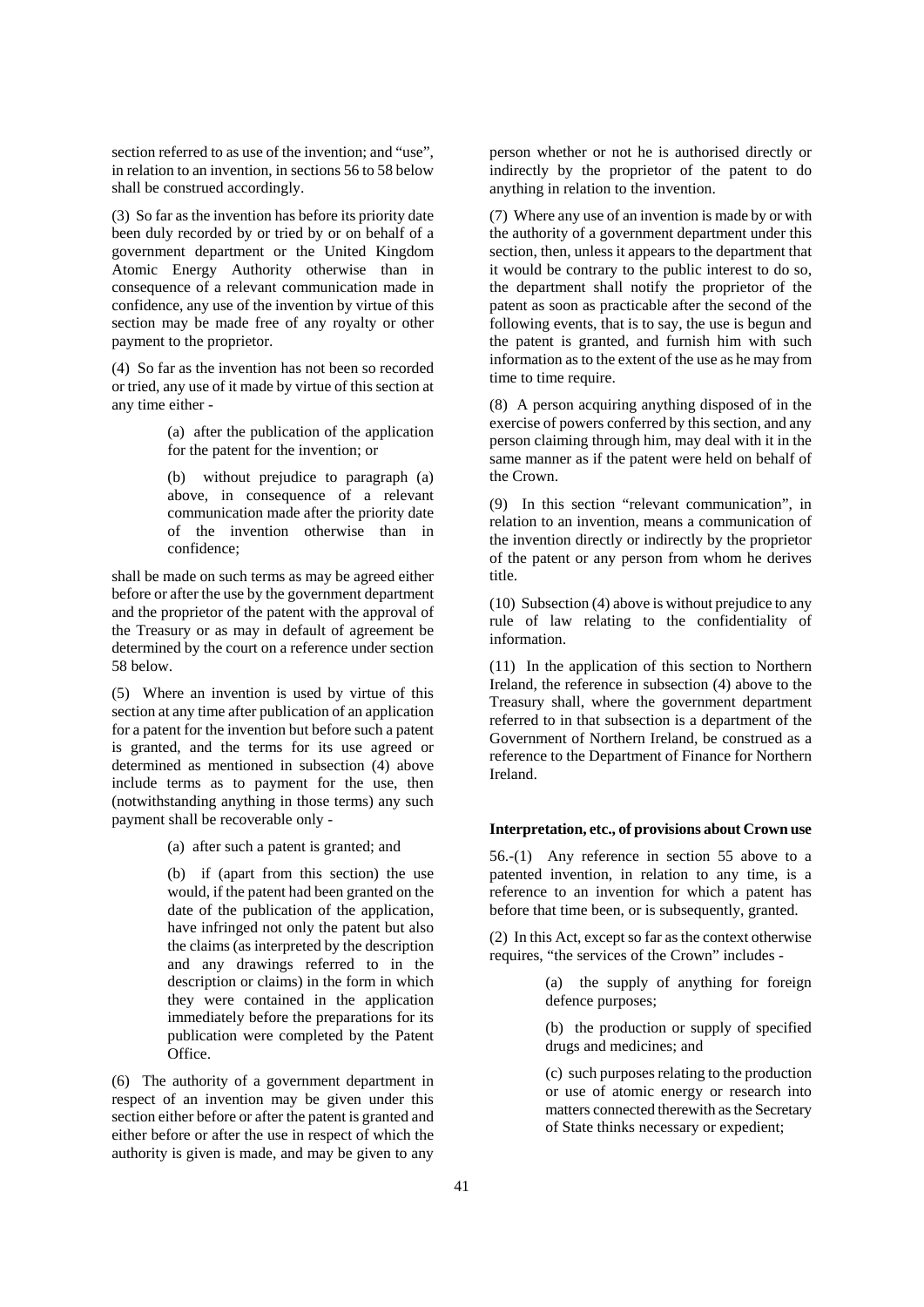section referred to as use of the invention; and "use", in relation to an invention, in sections 56 to 58 below shall be construed accordingly.

(3) So far as the invention has before its priority date been duly recorded by or tried by or on behalf of a government department or the United Kingdom Atomic Energy Authority otherwise than in consequence of a relevant communication made in confidence, any use of the invention by virtue of this section may be made free of any royalty or other payment to the proprietor.

(4) So far as the invention has not been so recorded or tried, any use of it made by virtue of this section at any time either -

> (a) after the publication of the application for the patent for the invention; or
>
> (b) without prejudice to paragraph (a) above, in consequence of a relevant communication made after the priority date of the invention otherwise than in confidence;

shall be made on such terms as may be agreed either before or after the use by the government department and the proprietor of the patent with the approval of the Treasury or as may in default of agreement be determined by the court on a reference under section 58 below.

(5) Where an invention is used by virtue of this section at any time after publication of an application for a patent for the invention but before such a patent is granted, and the terms for its use agreed or determined as mentioned in subsection (4) above include terms as to payment for the use, then (notwithstanding anything in those terms) any such payment shall be recoverable only -

> (a) after such a patent is granted; and
>
> (b) if (apart from this section) the use would, if the patent had been granted on the date of the publication of the application, have infringed not only the patent but also the claims (as interpreted by the description and any drawings referred to in the description or claims) in the form in which they were contained in the application immediately before the preparations for its publication were completed by the Patent Office.

(6) The authority of a government department in respect of an invention may be given under this section either before or after the patent is granted and either before or after the use in respect of which the authority is given is made, and may be given to any person whether or not he is authorised directly or indirectly by the proprietor of the patent to do anything in relation to the invention.

(7) Where any use of an invention is made by or with the authority of a government department under this section, then, unless it appears to the department that it would be contrary to the public interest to do so, the department shall notify the proprietor of the patent as soon as practicable after the second of the following events, that is to say, the use is begun and the patent is granted, and furnish him with such information as to the extent of the use as he may from time to time require.

(8) A person acquiring anything disposed of in the exercise of powers conferred by this section, and any person claiming through him, may deal with it in the same manner as if the patent were held on behalf of the Crown.

(9) In this section "relevant communication", in relation to an invention, means a communication of the invention directly or indirectly by the proprietor of the patent or any person from whom he derives title.

(10) Subsection (4) above is without prejudice to any rule of law relating to the confidentiality of information.

(11) In the application of this section to Northern Ireland, the reference in subsection (4) above to the Treasury shall, where the government department referred to in that subsection is a department of the Government of Northern Ireland, be construed as a reference to the Department of Finance for Northern Ireland.

**Interpretation, etc., of provisions about Crown use**

56.-(1) Any reference in section 55 above to a patented invention, in relation to any time, is a reference to an invention for which a patent has before that time been, or is subsequently, granted.

(2) In this Act, except so far as the context otherwise requires, "the services of the Crown" includes -

> (a) the supply of anything for foreign defence purposes;
>
> (b) the production or supply of specified drugs and medicines; and
>
> (c) such purposes relating to the production or use of atomic energy or research into matters connected therewith as the Secretary of State thinks necessary or expedient;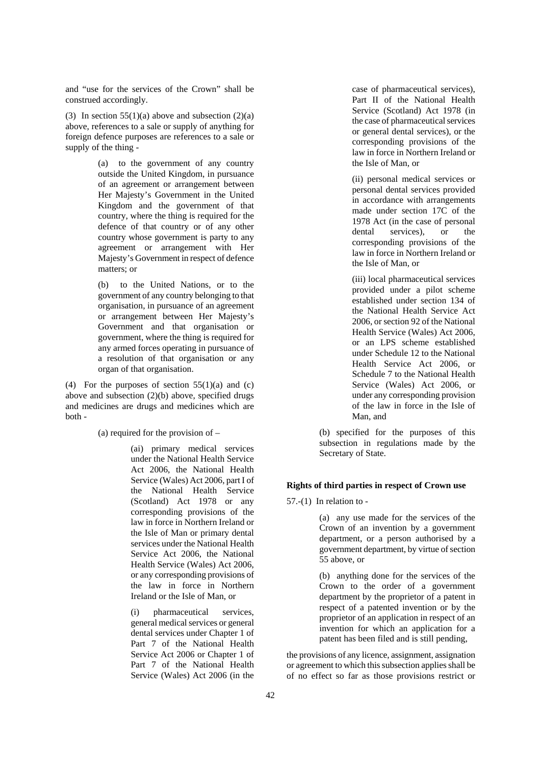and "use for the services of the Crown" shall be construed accordingly.

(3) In section 55(1)(a) above and subsection (2)(a) above, references to a sale or supply of anything for foreign defence purposes are references to a sale or supply of the thing -

> (a) to the government of any country outside the United Kingdom, in pursuance of an agreement or arrangement between Her Majesty's Government in the United Kingdom and the government of that country, where the thing is required for the defence of that country or of any other country whose government is party to any agreement or arrangement with Her Majesty's Government in respect of defence matters; or
>
> (b) to the United Nations, or to the government of any country belonging to that organisation, in pursuance of an agreement or arrangement between Her Majesty's Government and that organisation or government, where the thing is required for any armed forces operating in pursuance of a resolution of that organisation or any organ of that organisation.

(4) For the purposes of section 55(1)(a) and (c) above and subsection (2)(b) above, specified drugs and medicines are drugs and medicines which are both -

> (a) required for the provision of –
>
> > (ai) primary medical services under the National Health Service Act 2006, the National Health Service (Wales) Act 2006, part I of the National Health Service (Scotland) Act 1978 or any corresponding provisions of the law in force in Northern Ireland or the Isle of Man or primary dental services under the National Health Service Act 2006, the National Health Service (Wales) Act 2006, or any corresponding provisions of the law in force in Northern Ireland or the Isle of Man, or
> >
> > (i) pharmaceutical services, general medical services or general dental services under Chapter 1 of Part 7 of the National Health Service Act 2006 or Chapter 1 of Part 7 of the National Health Service (Wales) Act 2006 (in the case of pharmaceutical services), Part II of the National Health Service (Scotland) Act 1978 (in the case of pharmaceutical services or general dental services), or the corresponding provisions of the law in force in Northern Ireland or the Isle of Man, or
> >
> > (ii) personal medical services or personal dental services provided in accordance with arrangements made under section 17C of the 1978 Act (in the case of personal dental services), or the corresponding provisions of the law in force in Northern Ireland or the Isle of Man, or
> >
> > (iii) local pharmaceutical services provided under a pilot scheme established under section 134 of the National Health Service Act 2006, or section 92 of the National Health Service (Wales) Act 2006, or an LPS scheme established under Schedule 12 to the National Health Service Act 2006, or Schedule 7 to the National Health Service (Wales) Act 2006, or under any corresponding provision of the law in force in the Isle of Man, and
>
> (b) specified for the purposes of this subsection in regulations made by the Secretary of State.

**Rights of third parties in respect of Crown use**

57.-(1) In relation to -

> (a) any use made for the services of the Crown of an invention by a government department, or a person authorised by a government department, by virtue of section 55 above, or
>
> (b) anything done for the services of the Crown to the order of a government department by the proprietor of a patent in respect of a patented invention or by the proprietor of an application in respect of an invention for which an application for a patent has been filed and is still pending,

the provisions of any licence, assignment, assignation or agreement to which this subsection applies shall be of no effect so far as those provisions restrict or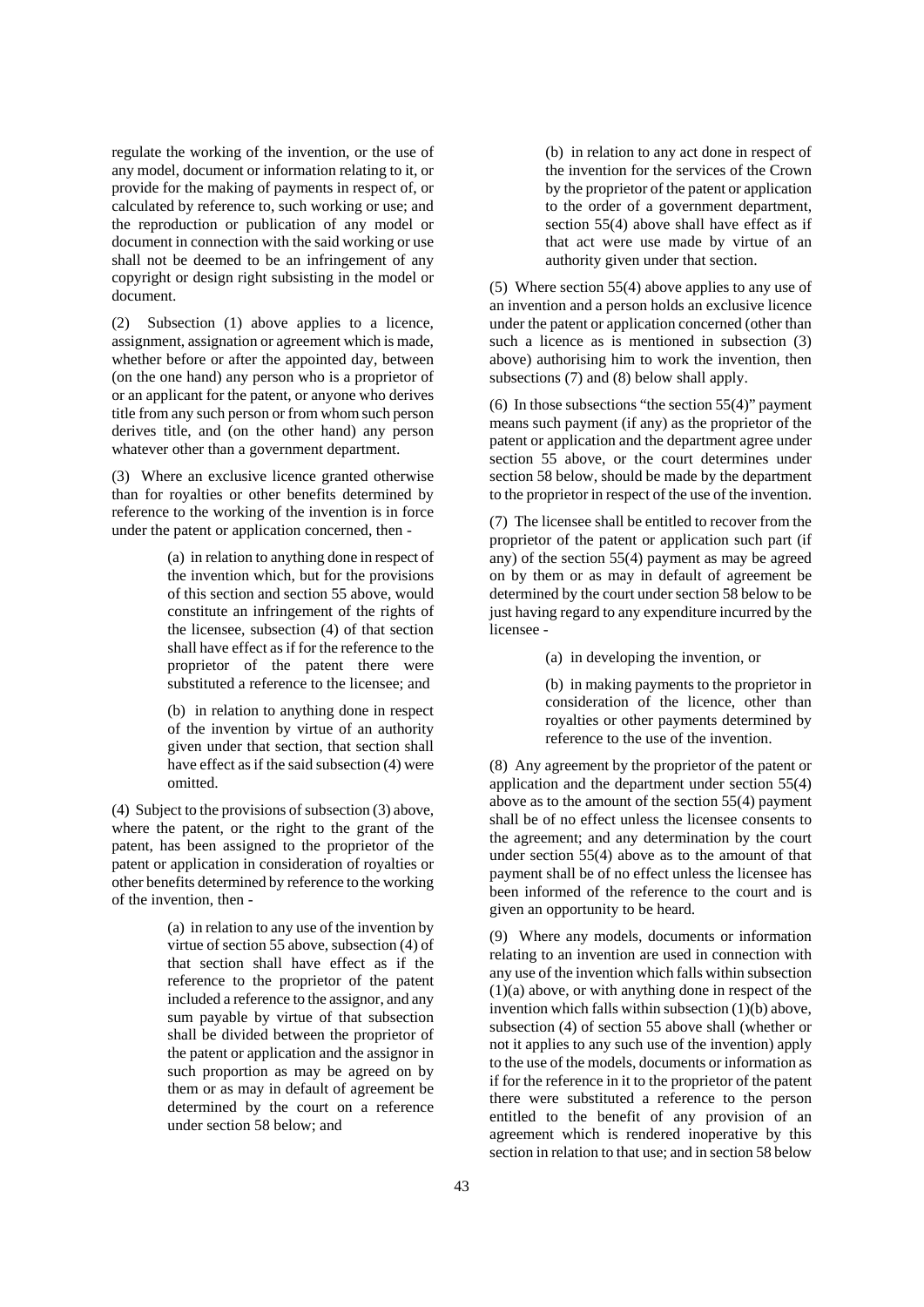regulate the working of the invention, or the use of any model, document or information relating to it, or provide for the making of payments in respect of, or calculated by reference to, such working or use; and the reproduction or publication of any model or document in connection with the said working or use shall not be deemed to be an infringement of any copyright or design right subsisting in the model or document.

(2) Subsection (1) above applies to a licence, assignment, assignation or agreement which is made, whether before or after the appointed day, between (on the one hand) any person who is a proprietor of or an applicant for the patent, or anyone who derives title from any such person or from whom such person derives title, and (on the other hand) any person whatever other than a government department.

(3) Where an exclusive licence granted otherwise than for royalties or other benefits determined by reference to the working of the invention is in force under the patent or application concerned, then -

> (a) in relation to anything done in respect of the invention which, but for the provisions of this section and section 55 above, would constitute an infringement of the rights of the licensee, subsection (4) of that section shall have effect as if for the reference to the proprietor of the patent there were substituted a reference to the licensee; and
>
> (b) in relation to anything done in respect of the invention by virtue of an authority given under that section, that section shall have effect as if the said subsection (4) were omitted.

(4) Subject to the provisions of subsection (3) above, where the patent, or the right to the grant of the patent, has been assigned to the proprietor of the patent or application in consideration of royalties or other benefits determined by reference to the working of the invention, then -

> (a) in relation to any use of the invention by virtue of section 55 above, subsection (4) of that section shall have effect as if the reference to the proprietor of the patent included a reference to the assignor, and any sum payable by virtue of that subsection shall be divided between the proprietor of the patent or application and the assignor in such proportion as may be agreed on by them or as may in default of agreement be determined by the court on a reference under section 58 below; and
>
> (b) in relation to any act done in respect of the invention for the services of the Crown by the proprietor of the patent or application to the order of a government department, section 55(4) above shall have effect as if that act were use made by virtue of an authority given under that section.

(5) Where section 55(4) above applies to any use of an invention and a person holds an exclusive licence under the patent or application concerned (other than such a licence as is mentioned in subsection (3) above) authorising him to work the invention, then subsections (7) and (8) below shall apply.

(6) In those subsections "the section 55(4)" payment means such payment (if any) as the proprietor of the patent or application and the department agree under section 55 above, or the court determines under section 58 below, should be made by the department to the proprietor in respect of the use of the invention.

(7) The licensee shall be entitled to recover from the proprietor of the patent or application such part (if any) of the section 55(4) payment as may be agreed on by them or as may in default of agreement be determined by the court under section 58 below to be just having regard to any expenditure incurred by the licensee -

> (a) in developing the invention, or
>
> (b) in making payments to the proprietor in consideration of the licence, other than royalties or other payments determined by reference to the use of the invention.

(8) Any agreement by the proprietor of the patent or application and the department under section 55(4) above as to the amount of the section 55(4) payment shall be of no effect unless the licensee consents to the agreement; and any determination by the court under section 55(4) above as to the amount of that payment shall be of no effect unless the licensee has been informed of the reference to the court and is given an opportunity to be heard.

(9) Where any models, documents or information relating to an invention are used in connection with any use of the invention which falls within subsection (1)(a) above, or with anything done in respect of the invention which falls within subsection (1)(b) above, subsection (4) of section 55 above shall (whether or not it applies to any such use of the invention) apply to the use of the models, documents or information as if for the reference in it to the proprietor of the patent there were substituted a reference to the person entitled to the benefit of any provision of an agreement which is rendered inoperative by this section in relation to that use; and in section 58 below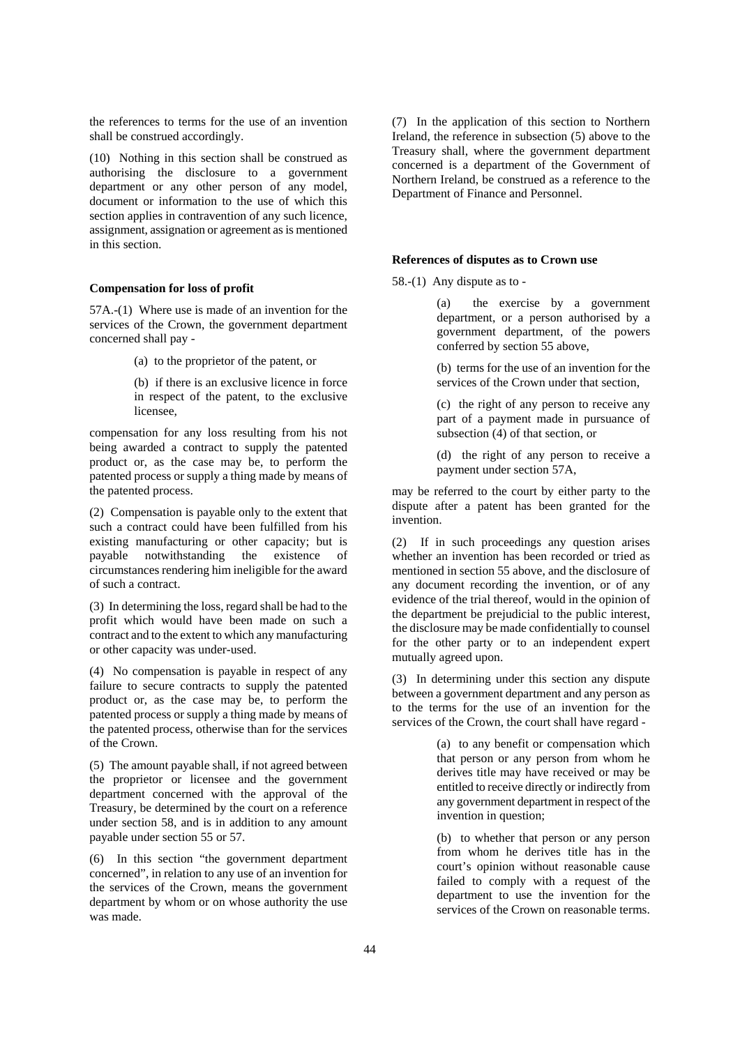the references to terms for the use of an invention shall be construed accordingly.

(10) Nothing in this section shall be construed as authorising the disclosure to a government department or any other person of any model, document or information to the use of which this section applies in contravention of any such licence, assignment, assignation or agreement as is mentioned in this section.

**Compensation for loss of profit**

57A.-(1) Where use is made of an invention for the services of the Crown, the government department concerned shall pay -

> (a) to the proprietor of the patent, or
>
> (b) if there is an exclusive licence in force in respect of the patent, to the exclusive licensee,

compensation for any loss resulting from his not being awarded a contract to supply the patented product or, as the case may be, to perform the patented process or supply a thing made by means of the patented process.

(2) Compensation is payable only to the extent that such a contract could have been fulfilled from his existing manufacturing or other capacity; but is payable notwithstanding the existence of circumstances rendering him ineligible for the award of such a contract.

(3) In determining the loss, regard shall be had to the profit which would have been made on such a contract and to the extent to which any manufacturing or other capacity was under-used.

(4) No compensation is payable in respect of any failure to secure contracts to supply the patented product or, as the case may be, to perform the patented process or supply a thing made by means of the patented process, otherwise than for the services of the Crown.

(5) The amount payable shall, if not agreed between the proprietor or licensee and the government department concerned with the approval of the Treasury, be determined by the court on a reference under section 58, and is in addition to any amount payable under section 55 or 57.

(6) In this section "the government department concerned", in relation to any use of an invention for the services of the Crown, means the government department by whom or on whose authority the use was made.

(7) In the application of this section to Northern Ireland, the reference in subsection (5) above to the Treasury shall, where the government department concerned is a department of the Government of Northern Ireland, be construed as a reference to the Department of Finance and Personnel.

**References of disputes as to Crown use**

58.-(1) Any dispute as to -

> (a) the exercise by a government department, or a person authorised by a government department, of the powers conferred by section 55 above,
>
> (b) terms for the use of an invention for the services of the Crown under that section,
>
> (c) the right of any person to receive any part of a payment made in pursuance of subsection (4) of that section, or
>
> (d) the right of any person to receive a payment under section 57A,

may be referred to the court by either party to the dispute after a patent has been granted for the invention.

(2) If in such proceedings any question arises whether an invention has been recorded or tried as mentioned in section 55 above, and the disclosure of any document recording the invention, or of any evidence of the trial thereof, would in the opinion of the department be prejudicial to the public interest, the disclosure may be made confidentially to counsel for the other party or to an independent expert mutually agreed upon.

(3) In determining under this section any dispute between a government department and any person as to the terms for the use of an invention for the services of the Crown, the court shall have regard -

> (a) to any benefit or compensation which that person or any person from whom he derives title may have received or may be entitled to receive directly or indirectly from any government department in respect of the invention in question;
>
> (b) to whether that person or any person from whom he derives title has in the court's opinion without reasonable cause failed to comply with a request of the department to use the invention for the services of the Crown on reasonable terms.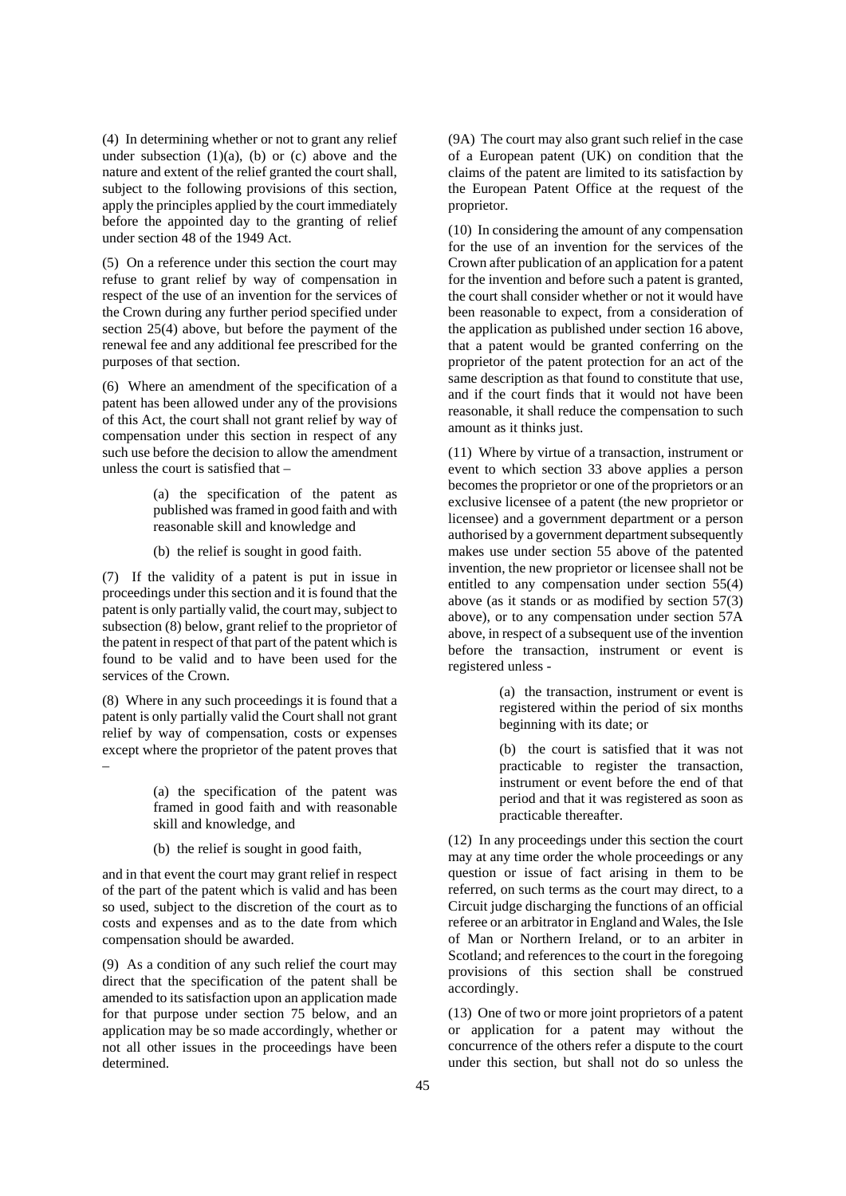(4) In determining whether or not to grant any relief under subsection (1)(a), (b) or (c) above and the nature and extent of the relief granted the court shall, subject to the following provisions of this section, apply the principles applied by the court immediately before the appointed day to the granting of relief under section 48 of the 1949 Act.

(5) On a reference under this section the court may refuse to grant relief by way of compensation in respect of the use of an invention for the services of the Crown during any further period specified under section 25(4) above, but before the payment of the renewal fee and any additional fee prescribed for the purposes of that section.

(6) Where an amendment of the specification of a patent has been allowed under any of the provisions of this Act, the court shall not grant relief by way of compensation under this section in respect of any such use before the decision to allow the amendment unless the court is satisfied that –

> (a) the specification of the patent as published was framed in good faith and with reasonable skill and knowledge and
>
> (b) the relief is sought in good faith.

(7) If the validity of a patent is put in issue in proceedings under this section and it is found that the patent is only partially valid, the court may, subject to subsection (8) below, grant relief to the proprietor of the patent in respect of that part of the patent which is found to be valid and to have been used for the services of the Crown.

(8) Where in any such proceedings it is found that a patent is only partially valid the Court shall not grant relief by way of compensation, costs or expenses except where the proprietor of the patent proves that –

> (a) the specification of the patent was framed in good faith and with reasonable skill and knowledge, and
>
> (b) the relief is sought in good faith,

and in that event the court may grant relief in respect of the part of the patent which is valid and has been so used, subject to the discretion of the court as to costs and expenses and as to the date from which compensation should be awarded.

(9) As a condition of any such relief the court may direct that the specification of the patent shall be amended to its satisfaction upon an application made for that purpose under section 75 below, and an application may be so made accordingly, whether or not all other issues in the proceedings have been determined.

(9A) The court may also grant such relief in the case of a European patent (UK) on condition that the claims of the patent are limited to its satisfaction by the European Patent Office at the request of the proprietor.

(10) In considering the amount of any compensation for the use of an invention for the services of the Crown after publication of an application for a patent for the invention and before such a patent is granted, the court shall consider whether or not it would have been reasonable to expect, from a consideration of the application as published under section 16 above, that a patent would be granted conferring on the proprietor of the patent protection for an act of the same description as that found to constitute that use, and if the court finds that it would not have been reasonable, it shall reduce the compensation to such amount as it thinks just.

(11) Where by virtue of a transaction, instrument or event to which section 33 above applies a person becomes the proprietor or one of the proprietors or an exclusive licensee of a patent (the new proprietor or licensee) and a government department or a person authorised by a government department subsequently makes use under section 55 above of the patented invention, the new proprietor or licensee shall not be entitled to any compensation under section 55(4) above (as it stands or as modified by section 57(3) above), or to any compensation under section 57A above, in respect of a subsequent use of the invention before the transaction, instrument or event is registered unless -

> (a) the transaction, instrument or event is registered within the period of six months beginning with its date; or
>
> (b) the court is satisfied that it was not practicable to register the transaction, instrument or event before the end of that period and that it was registered as soon as practicable thereafter.

(12) In any proceedings under this section the court may at any time order the whole proceedings or any question or issue of fact arising in them to be referred, on such terms as the court may direct, to a Circuit judge discharging the functions of an official referee or an arbitrator in England and Wales, the Isle of Man or Northern Ireland, or to an arbiter in Scotland; and references to the court in the foregoing provisions of this section shall be construed accordingly.

(13) One of two or more joint proprietors of a patent or application for a patent may without the concurrence of the others refer a dispute to the court under this section, but shall not do so unless the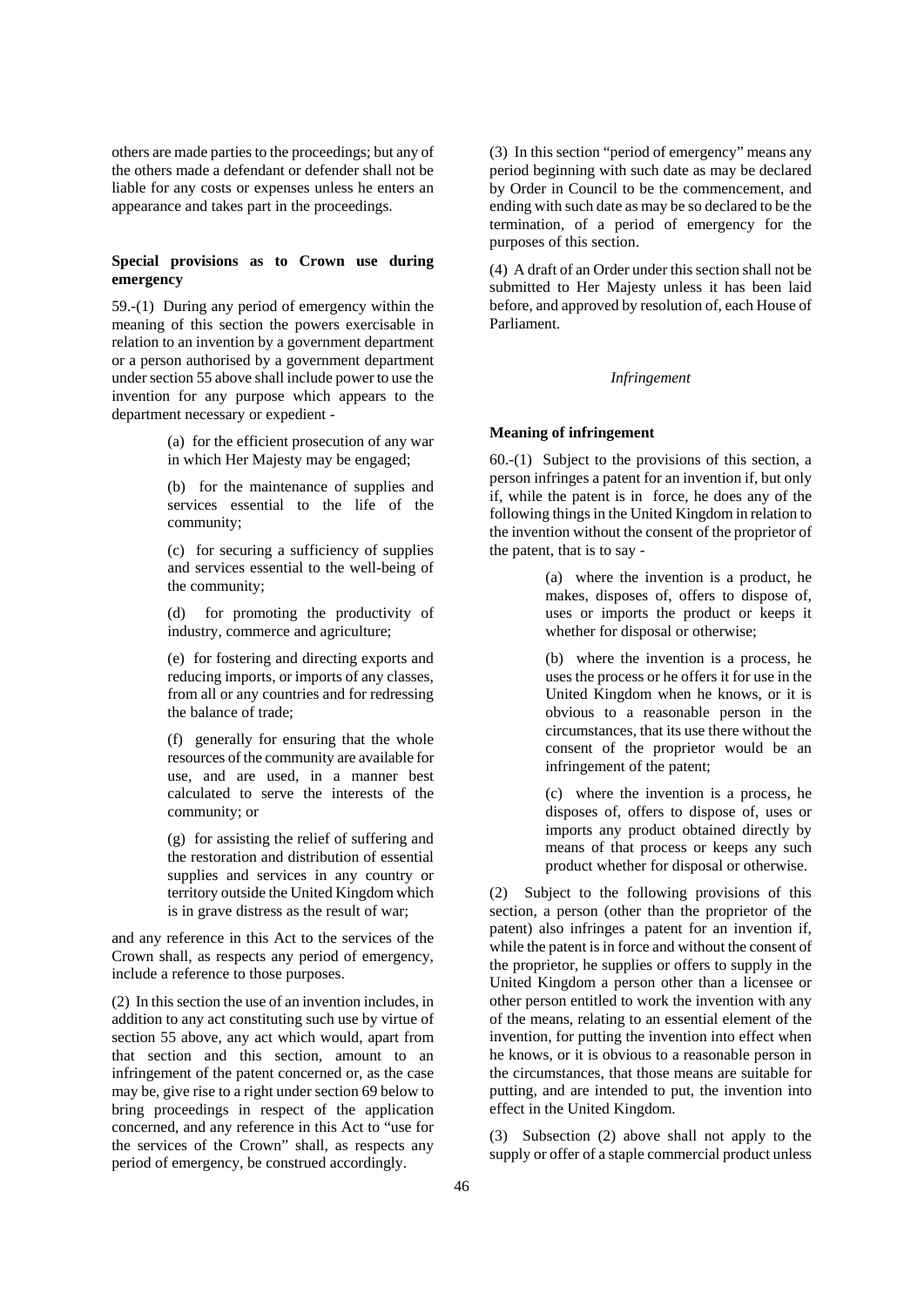others are made parties to the proceedings; but any of the others made a defendant or defender shall not be liable for any costs or expenses unless he enters an appearance and takes part in the proceedings.

**Special provisions as to Crown use during emergency**

59.-(1) During any period of emergency within the meaning of this section the powers exercisable in relation to an invention by a government department or a person authorised by a government department under section 55 above shall include power to use the invention for any purpose which appears to the department necessary or expedient -

> (a) for the efficient prosecution of any war in which Her Majesty may be engaged;
>
> (b) for the maintenance of supplies and services essential to the life of the community;
>
> (c) for securing a sufficiency of supplies and services essential to the well-being of the community;
>
> (d) for promoting the productivity of industry, commerce and agriculture;
>
> (e) for fostering and directing exports and reducing imports, or imports of any classes, from all or any countries and for redressing the balance of trade;
>
> (f) generally for ensuring that the whole resources of the community are available for use, and are used, in a manner best calculated to serve the interests of the community; or
>
> (g) for assisting the relief of suffering and the restoration and distribution of essential supplies and services in any country or territory outside the United Kingdom which is in grave distress as the result of war;

and any reference in this Act to the services of the Crown shall, as respects any period of emergency, include a reference to those purposes.

(2) In this section the use of an invention includes, in addition to any act constituting such use by virtue of section 55 above, any act which would, apart from that section and this section, amount to an infringement of the patent concerned or, as the case may be, give rise to a right under section 69 below to bring proceedings in respect of the application concerned, and any reference in this Act to "use for the services of the Crown" shall, as respects any period of emergency, be construed accordingly.

(3) In this section "period of emergency" means any period beginning with such date as may be declared by Order in Council to be the commencement, and ending with such date as may be so declared to be the termination, of a period of emergency for the purposes of this section.

(4) A draft of an Order under this section shall not be submitted to Her Majesty unless it has been laid before, and approved by resolution of, each House of Parliament.

*Infringement*

**Meaning of infringement**

60.-(1) Subject to the provisions of this section, a person infringes a patent for an invention if, but only if, while the patent is in force, he does any of the following things in the United Kingdom in relation to the invention without the consent of the proprietor of the patent, that is to say -

> (a) where the invention is a product, he makes, disposes of, offers to dispose of, uses or imports the product or keeps it whether for disposal or otherwise;
>
> (b) where the invention is a process, he uses the process or he offers it for use in the United Kingdom when he knows, or it is obvious to a reasonable person in the circumstances, that its use there without the consent of the proprietor would be an infringement of the patent;
>
> (c) where the invention is a process, he disposes of, offers to dispose of, uses or imports any product obtained directly by means of that process or keeps any such product whether for disposal or otherwise.

(2) Subject to the following provisions of this section, a person (other than the proprietor of the patent) also infringes a patent for an invention if, while the patent is in force and without the consent of the proprietor, he supplies or offers to supply in the United Kingdom a person other than a licensee or other person entitled to work the invention with any of the means, relating to an essential element of the invention, for putting the invention into effect when he knows, or it is obvious to a reasonable person in the circumstances, that those means are suitable for putting, and are intended to put, the invention into effect in the United Kingdom.

(3) Subsection (2) above shall not apply to the supply or offer of a staple commercial product unless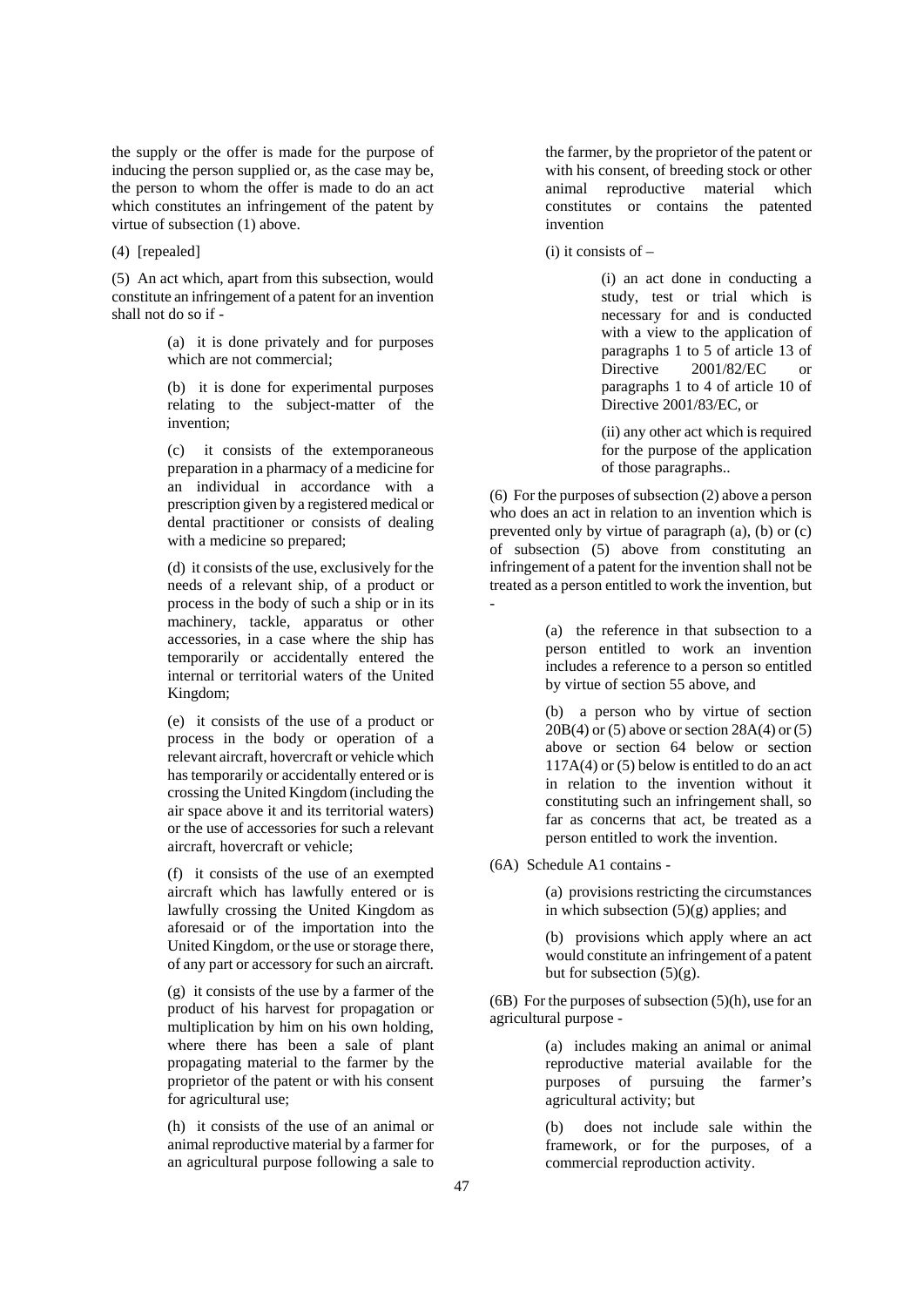the supply or the offer is made for the purpose of inducing the person supplied or, as the case may be, the person to whom the offer is made to do an act which constitutes an infringement of the patent by virtue of subsection (1) above.

(4) [repealed]

(5) An act which, apart from this subsection, would constitute an infringement of a patent for an invention shall not do so if -

> (a) it is done privately and for purposes which are not commercial;
>
> (b) it is done for experimental purposes relating to the subject-matter of the invention;
>
> (c) it consists of the extemporaneous preparation in a pharmacy of a medicine for an individual in accordance with a prescription given by a registered medical or dental practitioner or consists of dealing with a medicine so prepared;
>
> (d) it consists of the use, exclusively for the needs of a relevant ship, of a product or process in the body of such a ship or in its machinery, tackle, apparatus or other accessories, in a case where the ship has temporarily or accidentally entered the internal or territorial waters of the United Kingdom;
>
> (e) it consists of the use of a product or process in the body or operation of a relevant aircraft, hovercraft or vehicle which has temporarily or accidentally entered or is crossing the United Kingdom (including the air space above it and its territorial waters) or the use of accessories for such a relevant aircraft, hovercraft or vehicle;
>
> (f) it consists of the use of an exempted aircraft which has lawfully entered or is lawfully crossing the United Kingdom as aforesaid or of the importation into the United Kingdom, or the use or storage there, of any part or accessory for such an aircraft.
>
> (g) it consists of the use by a farmer of the product of his harvest for propagation or multiplication by him on his own holding, where there has been a sale of plant propagating material to the farmer by the proprietor of the patent or with his consent for agricultural use;
>
> (h) it consists of the use of an animal or animal reproductive material by a farmer for an agricultural purpose following a sale to the farmer, by the proprietor of the patent or with his consent, of breeding stock or other animal reproductive material which constitutes or contains the patented invention
>
> (i) it consists of –
>
>> (i) an act done in conducting a study, test or trial which is necessary for and is conducted with a view to the application of paragraphs 1 to 5 of article 13 of Directive 2001/82/EC or paragraphs 1 to 4 of article 10 of Directive 2001/83/EC, or
>>
>> (ii) any other act which is required for the purpose of the application of those paragraphs..

(6) For the purposes of subsection (2) above a person who does an act in relation to an invention which is prevented only by virtue of paragraph (a), (b) or (c) of subsection (5) above from constituting an infringement of a patent for the invention shall not be treated as a person entitled to work the invention, but -

> (a) the reference in that subsection to a person entitled to work an invention includes a reference to a person so entitled by virtue of section 55 above, and
>
> (b) a person who by virtue of section 20B(4) or (5) above or section 28A(4) or (5) above or section 64 below or section 117A(4) or (5) below is entitled to do an act in relation to the invention without it constituting such an infringement shall, so far as concerns that act, be treated as a person entitled to work the invention.

(6A) Schedule A1 contains -

> (a) provisions restricting the circumstances in which subsection (5)(g) applies; and
>
> (b) provisions which apply where an act would constitute an infringement of a patent but for subsection (5)(g).

(6B) For the purposes of subsection (5)(h), use for an agricultural purpose -

> (a) includes making an animal or animal reproductive material available for the purposes of pursuing the farmer's agricultural activity; but
>
> (b) does not include sale within the framework, or for the purposes, of a commercial reproduction activity.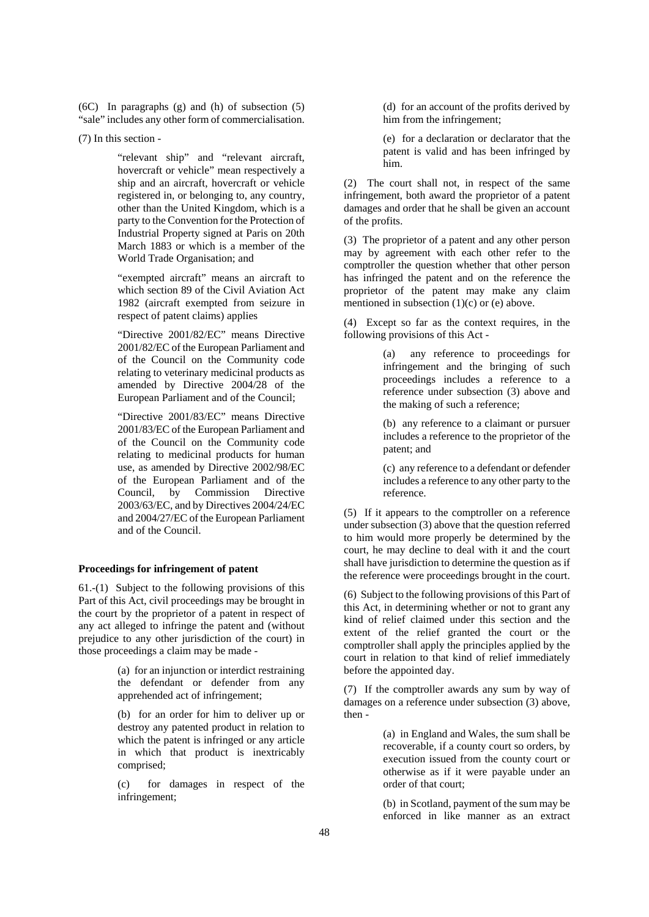(6C) In paragraphs (g) and (h) of subsection (5) "sale" includes any other form of commercialisation.

(7) In this section -

> "relevant ship" and "relevant aircraft, hovercraft or vehicle" mean respectively a ship and an aircraft, hovercraft or vehicle registered in, or belonging to, any country, other than the United Kingdom, which is a party to the Convention for the Protection of Industrial Property signed at Paris on 20th March 1883 or which is a member of the World Trade Organisation; and
>
> "exempted aircraft" means an aircraft to which section 89 of the Civil Aviation Act 1982 (aircraft exempted from seizure in respect of patent claims) applies
>
> "Directive 2001/82/EC" means Directive 2001/82/EC of the European Parliament and of the Council on the Community code relating to veterinary medicinal products as amended by Directive 2004/28 of the European Parliament and of the Council;
>
> "Directive 2001/83/EC" means Directive 2001/83/EC of the European Parliament and of the Council on the Community code relating to medicinal products for human use, as amended by Directive 2002/98/EC of the European Parliament and of the Council, by Commission Directive 2003/63/EC, and by Directives 2004/24/EC and 2004/27/EC of the European Parliament and of the Council.

**Proceedings for infringement of patent**

61.-(1) Subject to the following provisions of this Part of this Act, civil proceedings may be brought in the court by the proprietor of a patent in respect of any act alleged to infringe the patent and (without prejudice to any other jurisdiction of the court) in those proceedings a claim may be made -

> (a) for an injunction or interdict restraining the defendant or defender from any apprehended act of infringement;
>
> (b) for an order for him to deliver up or destroy any patented product in relation to which the patent is infringed or any article in which that product is inextricably comprised;
>
> (c) for damages in respect of the infringement;
>
> (d) for an account of the profits derived by him from the infringement;
>
> (e) for a declaration or declarator that the patent is valid and has been infringed by him.

(2) The court shall not, in respect of the same infringement, both award the proprietor of a patent damages and order that he shall be given an account of the profits.

(3) The proprietor of a patent and any other person may by agreement with each other refer to the comptroller the question whether that other person has infringed the patent and on the reference the proprietor of the patent may make any claim mentioned in subsection (1)(c) or (e) above.

(4) Except so far as the context requires, in the following provisions of this Act -

> (a) any reference to proceedings for infringement and the bringing of such proceedings includes a reference to a reference under subsection (3) above and the making of such a reference;
>
> (b) any reference to a claimant or pursuer includes a reference to the proprietor of the patent; and
>
> (c) any reference to a defendant or defender includes a reference to any other party to the reference.

(5) If it appears to the comptroller on a reference under subsection (3) above that the question referred to him would more properly be determined by the court, he may decline to deal with it and the court shall have jurisdiction to determine the question as if the reference were proceedings brought in the court.

(6) Subject to the following provisions of this Part of this Act, in determining whether or not to grant any kind of relief claimed under this section and the extent of the relief granted the court or the comptroller shall apply the principles applied by the court in relation to that kind of relief immediately before the appointed day.

(7) If the comptroller awards any sum by way of damages on a reference under subsection (3) above, then -

> (a) in England and Wales, the sum shall be recoverable, if a county court so orders, by execution issued from the county court or otherwise as if it were payable under an order of that court;
>
> (b) in Scotland, payment of the sum may be enforced in like manner as an extract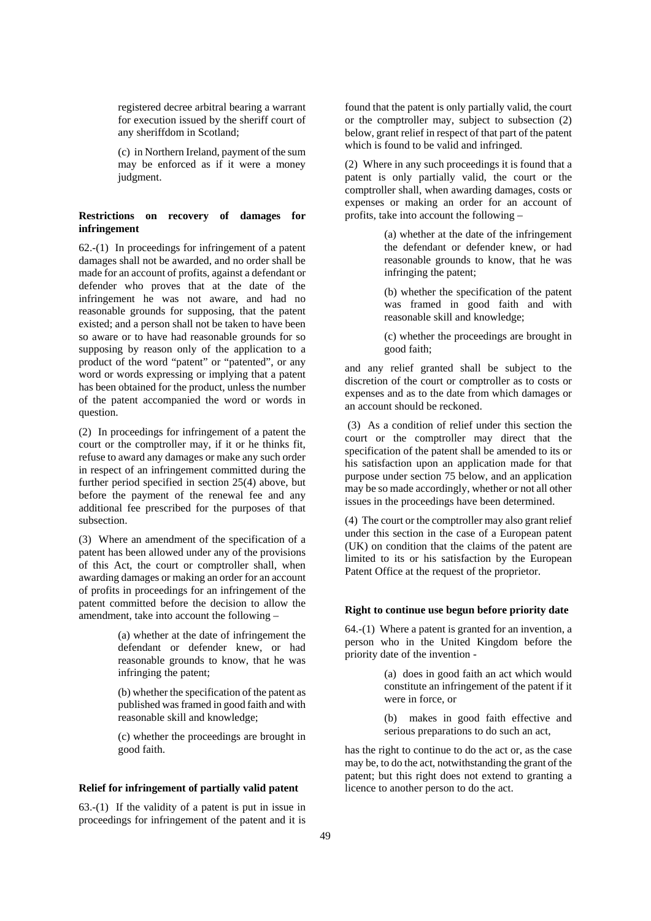registered decree arbitral bearing a warrant for execution issued by the sheriff court of any sheriffdom in Scotland;

(c) in Northern Ireland, payment of the sum may be enforced as if it were a money judgment.

**Restrictions on recovery of damages for infringement**

62.-(1) In proceedings for infringement of a patent damages shall not be awarded, and no order shall be made for an account of profits, against a defendant or defender who proves that at the date of the infringement he was not aware, and had no reasonable grounds for supposing, that the patent existed; and a person shall not be taken to have been so aware or to have had reasonable grounds for so supposing by reason only of the application to a product of the word "patent" or "patented", or any word or words expressing or implying that a patent has been obtained for the product, unless the number of the patent accompanied the word or words in question.

(2) In proceedings for infringement of a patent the court or the comptroller may, if it or he thinks fit, refuse to award any damages or make any such order in respect of an infringement committed during the further period specified in section 25(4) above, but before the payment of the renewal fee and any additional fee prescribed for the purposes of that subsection.

(3) Where an amendment of the specification of a patent has been allowed under any of the provisions of this Act, the court or comptroller shall, when awarding damages or making an order for an account of profits in proceedings for an infringement of the patent committed before the decision to allow the amendment, take into account the following –

(a) whether at the date of infringement the defendant or defender knew, or had reasonable grounds to know, that he was infringing the patent;

(b) whether the specification of the patent as published was framed in good faith and with reasonable skill and knowledge;

(c) whether the proceedings are brought in good faith.

**Relief for infringement of partially valid patent**

63.-(1) If the validity of a patent is put in issue in proceedings for infringement of the patent and it is found that the patent is only partially valid, the court or the comptroller may, subject to subsection (2) below, grant relief in respect of that part of the patent which is found to be valid and infringed.

(2) Where in any such proceedings it is found that a patent is only partially valid, the court or the comptroller shall, when awarding damages, costs or expenses or making an order for an account of profits, take into account the following –

(a) whether at the date of the infringement the defendant or defender knew, or had reasonable grounds to know, that he was infringing the patent;

(b) whether the specification of the patent was framed in good faith and with reasonable skill and knowledge;

(c) whether the proceedings are brought in good faith;

and any relief granted shall be subject to the discretion of the court or comptroller as to costs or expenses and as to the date from which damages or an account should be reckoned.

(3) As a condition of relief under this section the court or the comptroller may direct that the specification of the patent shall be amended to its or his satisfaction upon an application made for that purpose under section 75 below, and an application may be so made accordingly, whether or not all other issues in the proceedings have been determined.

(4) The court or the comptroller may also grant relief under this section in the case of a European patent (UK) on condition that the claims of the patent are limited to its or his satisfaction by the European Patent Office at the request of the proprietor.

**Right to continue use begun before priority date**

64.-(1) Where a patent is granted for an invention, a person who in the United Kingdom before the priority date of the invention -

(a) does in good faith an act which would constitute an infringement of the patent if it were in force, or

(b) makes in good faith effective and serious preparations to do such an act,

has the right to continue to do the act or, as the case may be, to do the act, notwithstanding the grant of the patent; but this right does not extend to granting a licence to another person to do the act.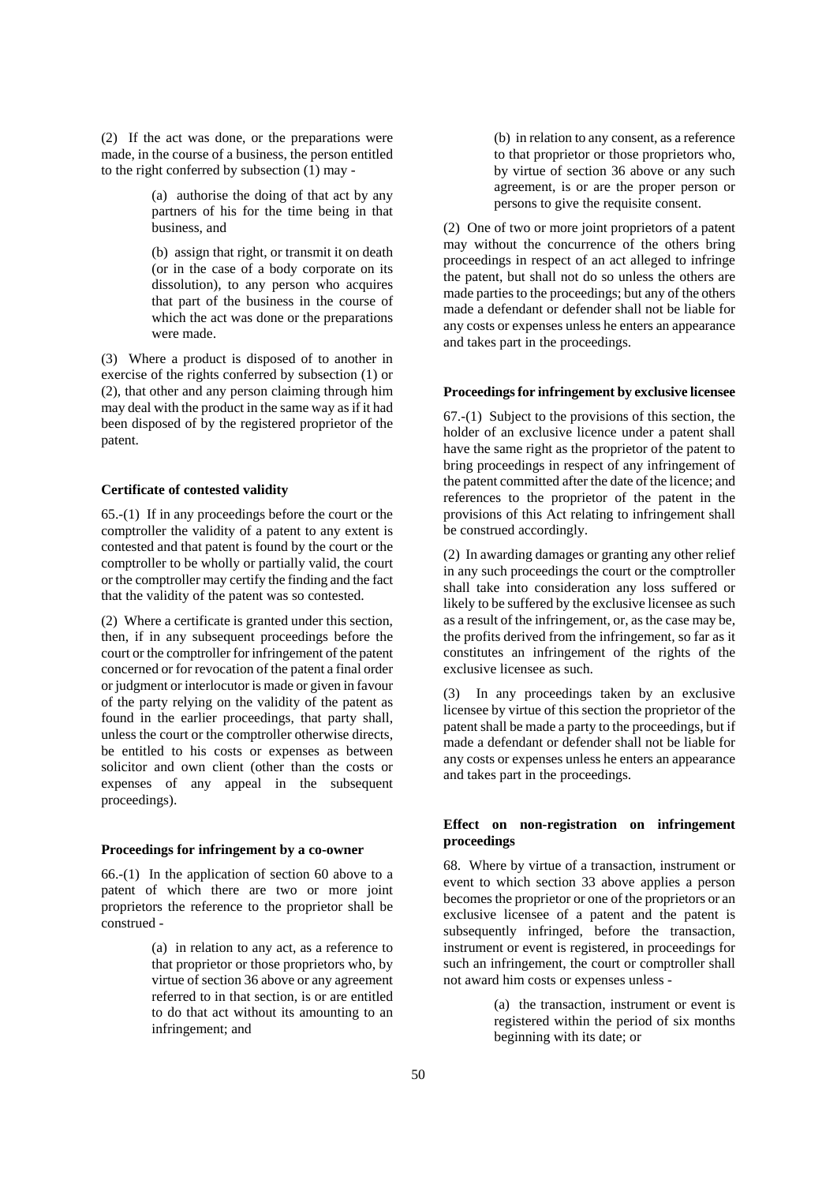(2) If the act was done, or the preparations were made, in the course of a business, the person entitled to the right conferred by subsection (1) may -

> (a) authorise the doing of that act by any partners of his for the time being in that business, and
>
> (b) assign that right, or transmit it on death (or in the case of a body corporate on its dissolution), to any person who acquires that part of the business in the course of which the act was done or the preparations were made.

(3) Where a product is disposed of to another in exercise of the rights conferred by subsection (1) or (2), that other and any person claiming through him may deal with the product in the same way as if it had been disposed of by the registered proprietor of the patent.

**Certificate of contested validity**

65.-(1) If in any proceedings before the court or the comptroller the validity of a patent to any extent is contested and that patent is found by the court or the comptroller to be wholly or partially valid, the court or the comptroller may certify the finding and the fact that the validity of the patent was so contested.

(2) Where a certificate is granted under this section, then, if in any subsequent proceedings before the court or the comptroller for infringement of the patent concerned or for revocation of the patent a final order or judgment or interlocutor is made or given in favour of the party relying on the validity of the patent as found in the earlier proceedings, that party shall, unless the court or the comptroller otherwise directs, be entitled to his costs or expenses as between solicitor and own client (other than the costs or expenses of any appeal in the subsequent proceedings).

**Proceedings for infringement by a co-owner**

66.-(1) In the application of section 60 above to a patent of which there are two or more joint proprietors the reference to the proprietor shall be construed -

> (a) in relation to any act, as a reference to that proprietor or those proprietors who, by virtue of section 36 above or any agreement referred to in that section, is or are entitled to do that act without its amounting to an infringement; and
>
> (b) in relation to any consent, as a reference to that proprietor or those proprietors who, by virtue of section 36 above or any such agreement, is or are the proper person or persons to give the requisite consent.

(2) One of two or more joint proprietors of a patent may without the concurrence of the others bring proceedings in respect of an act alleged to infringe the patent, but shall not do so unless the others are made parties to the proceedings; but any of the others made a defendant or defender shall not be liable for any costs or expenses unless he enters an appearance and takes part in the proceedings.

**Proceedings for infringement by exclusive licensee**

67.-(1) Subject to the provisions of this section, the holder of an exclusive licence under a patent shall have the same right as the proprietor of the patent to bring proceedings in respect of any infringement of the patent committed after the date of the licence; and references to the proprietor of the patent in the provisions of this Act relating to infringement shall be construed accordingly.

(2) In awarding damages or granting any other relief in any such proceedings the court or the comptroller shall take into consideration any loss suffered or likely to be suffered by the exclusive licensee as such as a result of the infringement, or, as the case may be, the profits derived from the infringement, so far as it constitutes an infringement of the rights of the exclusive licensee as such.

(3) In any proceedings taken by an exclusive licensee by virtue of this section the proprietor of the patent shall be made a party to the proceedings, but if made a defendant or defender shall not be liable for any costs or expenses unless he enters an appearance and takes part in the proceedings.

**Effect on non-registration on infringement proceedings**

68. Where by virtue of a transaction, instrument or event to which section 33 above applies a person becomes the proprietor or one of the proprietors or an exclusive licensee of a patent and the patent is subsequently infringed, before the transaction, instrument or event is registered, in proceedings for such an infringement, the court or comptroller shall not award him costs or expenses unless -

> (a) the transaction, instrument or event is registered within the period of six months beginning with its date; or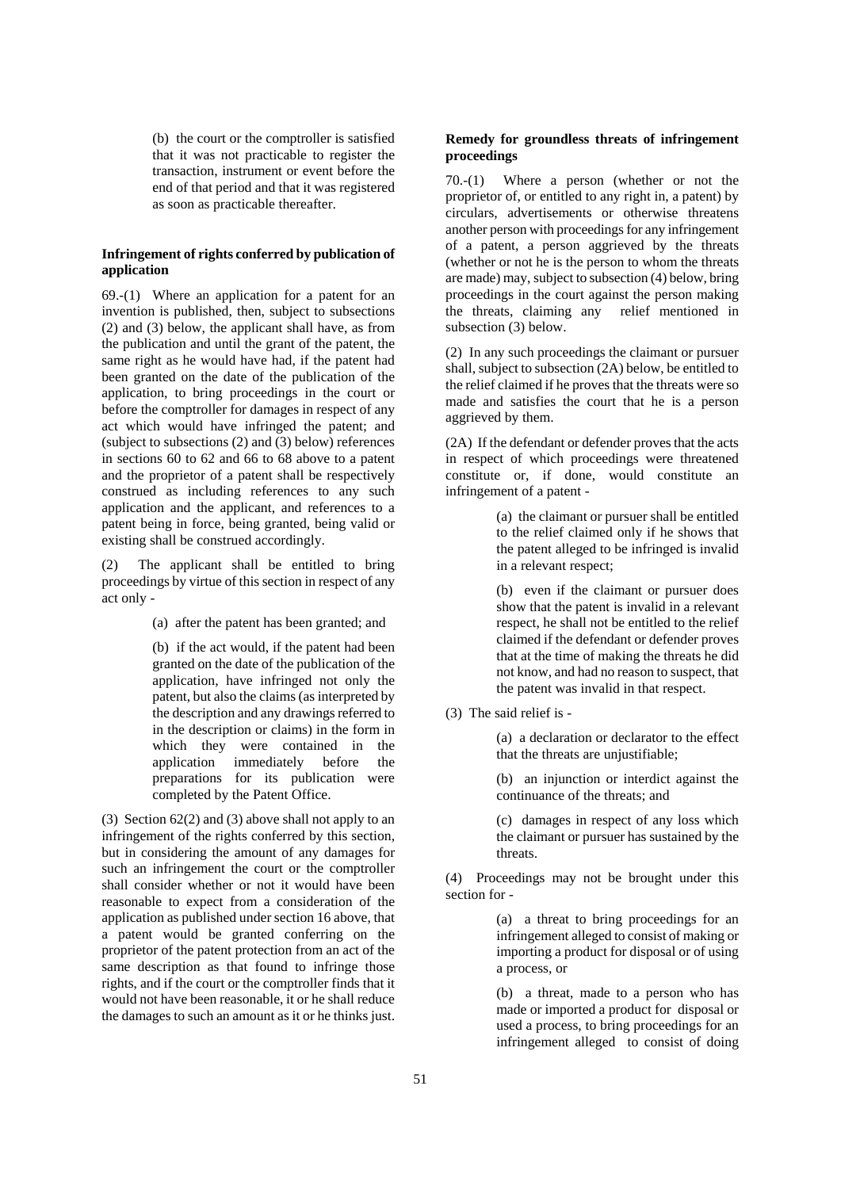(b) the court or the comptroller is satisfied that it was not practicable to register the transaction, instrument or event before the end of that period and that it was registered as soon as practicable thereafter.

**Infringement of rights conferred by publication of application**

69.-(1) Where an application for a patent for an invention is published, then, subject to subsections (2) and (3) below, the applicant shall have, as from the publication and until the grant of the patent, the same right as he would have had, if the patent had been granted on the date of the publication of the application, to bring proceedings in the court or before the comptroller for damages in respect of any act which would have infringed the patent; and (subject to subsections (2) and (3) below) references in sections 60 to 62 and 66 to 68 above to a patent and the proprietor of a patent shall be respectively construed as including references to any such application and the applicant, and references to a patent being in force, being granted, being valid or existing shall be construed accordingly.

(2) The applicant shall be entitled to bring proceedings by virtue of this section in respect of any act only -

(a) after the patent has been granted; and

(b) if the act would, if the patent had been granted on the date of the publication of the application, have infringed not only the patent, but also the claims (as interpreted by the description and any drawings referred to in the description or claims) in the form in which they were contained in the application immediately before the preparations for its publication were completed by the Patent Office.

(3) Section 62(2) and (3) above shall not apply to an infringement of the rights conferred by this section, but in considering the amount of any damages for such an infringement the court or the comptroller shall consider whether or not it would have been reasonable to expect from a consideration of the application as published under section 16 above, that a patent would be granted conferring on the proprietor of the patent protection from an act of the same description as that found to infringe those rights, and if the court or the comptroller finds that it would not have been reasonable, it or he shall reduce the damages to such an amount as it or he thinks just.

**Remedy for groundless threats of infringement proceedings**

70.-(1) Where a person (whether or not the proprietor of, or entitled to any right in, a patent) by circulars, advertisements or otherwise threatens another person with proceedings for any infringement of a patent, a person aggrieved by the threats (whether or not he is the person to whom the threats are made) may, subject to subsection (4) below, bring proceedings in the court against the person making the threats, claiming any relief mentioned in subsection (3) below.

(2) In any such proceedings the claimant or pursuer shall, subject to subsection (2A) below, be entitled to the relief claimed if he proves that the threats were so made and satisfies the court that he is a person aggrieved by them.

(2A) If the defendant or defender proves that the acts in respect of which proceedings were threatened constitute or, if done, would constitute an infringement of a patent -

(a) the claimant or pursuer shall be entitled to the relief claimed only if he shows that the patent alleged to be infringed is invalid in a relevant respect;

(b) even if the claimant or pursuer does show that the patent is invalid in a relevant respect, he shall not be entitled to the relief claimed if the defendant or defender proves that at the time of making the threats he did not know, and had no reason to suspect, that the patent was invalid in that respect.

(3) The said relief is -

(a) a declaration or declarator to the effect that the threats are unjustifiable;

(b) an injunction or interdict against the continuance of the threats; and

(c) damages in respect of any loss which the claimant or pursuer has sustained by the threats.

(4) Proceedings may not be brought under this section for -

(a) a threat to bring proceedings for an infringement alleged to consist of making or importing a product for disposal or of using a process, or

(b) a threat, made to a person who has made or imported a product for disposal or used a process, to bring proceedings for an infringement alleged to consist of doing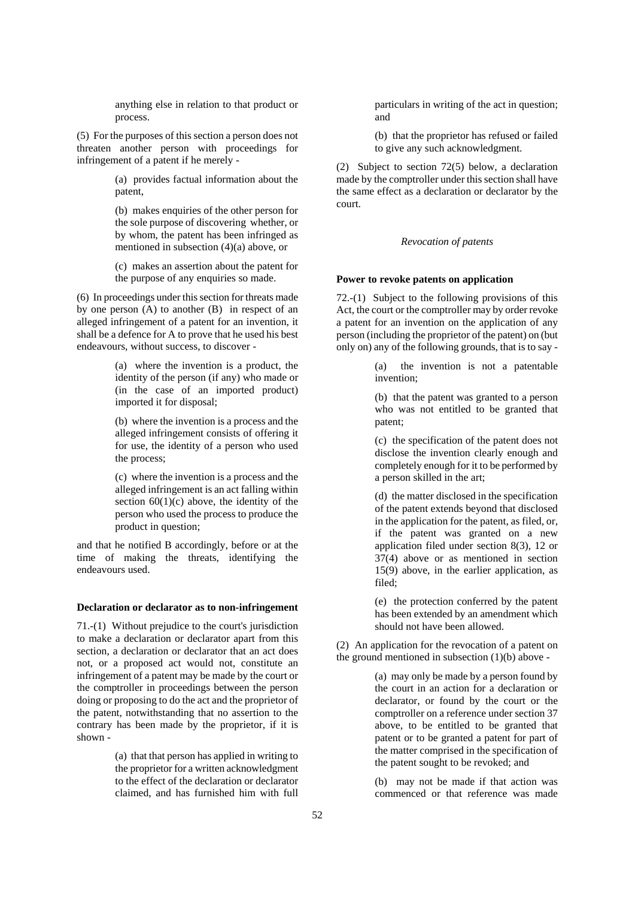anything else in relation to that product or process.

(5) For the purposes of this section a person does not threaten another person with proceedings for infringement of a patent if he merely -

(a) provides factual information about the patent,

(b) makes enquiries of the other person for the sole purpose of discovering whether, or by whom, the patent has been infringed as mentioned in subsection (4)(a) above, or

(c) makes an assertion about the patent for the purpose of any enquiries so made.

(6) In proceedings under this section for threats made by one person (A) to another (B) in respect of an alleged infringement of a patent for an invention, it shall be a defence for A to prove that he used his best endeavours, without success, to discover -

(a) where the invention is a product, the identity of the person (if any) who made or (in the case of an imported product) imported it for disposal;

(b) where the invention is a process and the alleged infringement consists of offering it for use, the identity of a person who used the process;

(c) where the invention is a process and the alleged infringement is an act falling within section 60(1)(c) above, the identity of the person who used the process to produce the product in question;

and that he notified B accordingly, before or at the time of making the threats, identifying the endeavours used.

**Declaration or declarator as to non-infringement**

71.-(1) Without prejudice to the court's jurisdiction to make a declaration or declarator apart from this section, a declaration or declarator that an act does not, or a proposed act would not, constitute an infringement of a patent may be made by the court or the comptroller in proceedings between the person doing or proposing to do the act and the proprietor of the patent, notwithstanding that no assertion to the contrary has been made by the proprietor, if it is shown -

(a) that that person has applied in writing to the proprietor for a written acknowledgment to the effect of the declaration or declarator claimed, and has furnished him with full particulars in writing of the act in question; and

(b) that the proprietor has refused or failed to give any such acknowledgment.

(2) Subject to section 72(5) below, a declaration made by the comptroller under this section shall have the same effect as a declaration or declarator by the court.

*Revocation of patents*

**Power to revoke patents on application**

72.-(1) Subject to the following provisions of this Act, the court or the comptroller may by order revoke a patent for an invention on the application of any person (including the proprietor of the patent) on (but only on) any of the following grounds, that is to say -

(a) the invention is not a patentable invention;

(b) that the patent was granted to a person who was not entitled to be granted that patent;

(c) the specification of the patent does not disclose the invention clearly enough and completely enough for it to be performed by a person skilled in the art;

(d) the matter disclosed in the specification of the patent extends beyond that disclosed in the application for the patent, as filed, or, if the patent was granted on a new application filed under section 8(3), 12 or 37(4) above or as mentioned in section 15(9) above, in the earlier application, as filed;

(e) the protection conferred by the patent has been extended by an amendment which should not have been allowed.

(2) An application for the revocation of a patent on the ground mentioned in subsection (1)(b) above -

(a) may only be made by a person found by the court in an action for a declaration or declarator, or found by the court or the comptroller on a reference under section 37 above, to be entitled to be granted that patent or to be granted a patent for part of the matter comprised in the specification of the patent sought to be revoked; and

(b) may not be made if that action was commenced or that reference was made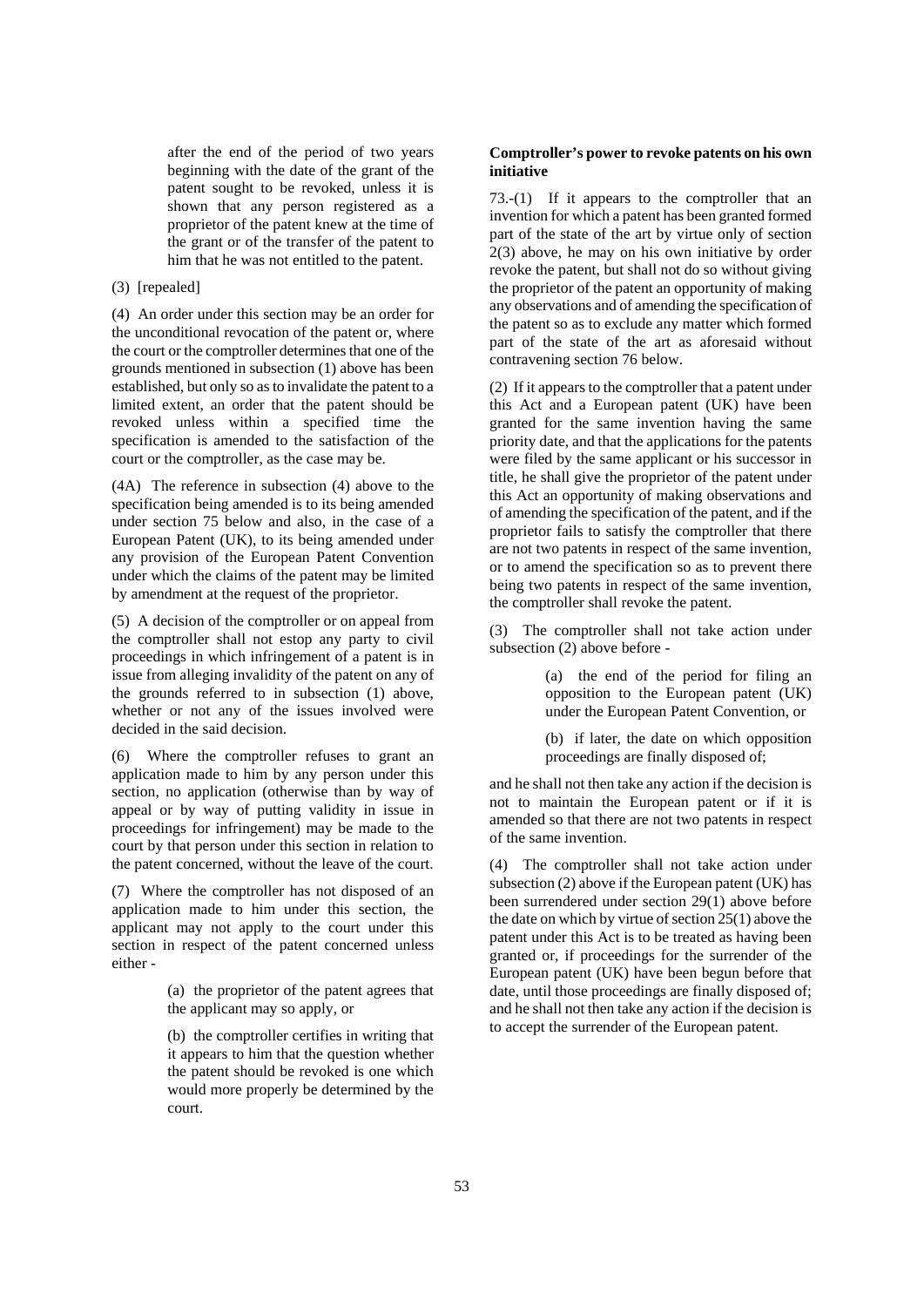after the end of the period of two years beginning with the date of the grant of the patent sought to be revoked, unless it is shown that any person registered as a proprietor of the patent knew at the time of the grant or of the transfer of the patent to him that he was not entitled to the patent.

(3) [repealed]

(4) An order under this section may be an order for the unconditional revocation of the patent or, where the court or the comptroller determines that one of the grounds mentioned in subsection (1) above has been established, but only so as to invalidate the patent to a limited extent, an order that the patent should be revoked unless within a specified time the specification is amended to the satisfaction of the court or the comptroller, as the case may be.

(4A) The reference in subsection (4) above to the specification being amended is to its being amended under section 75 below and also, in the case of a European Patent (UK), to its being amended under any provision of the European Patent Convention under which the claims of the patent may be limited by amendment at the request of the proprietor.

(5) A decision of the comptroller or on appeal from the comptroller shall not estop any party to civil proceedings in which infringement of a patent is in issue from alleging invalidity of the patent on any of the grounds referred to in subsection (1) above, whether or not any of the issues involved were decided in the said decision.

(6) Where the comptroller refuses to grant an application made to him by any person under this section, no application (otherwise than by way of appeal or by way of putting validity in issue in proceedings for infringement) may be made to the court by that person under this section in relation to the patent concerned, without the leave of the court.

(7) Where the comptroller has not disposed of an application made to him under this section, the applicant may not apply to the court under this section in respect of the patent concerned unless either -

> (a) the proprietor of the patent agrees that the applicant may so apply, or
>
> (b) the comptroller certifies in writing that it appears to him that the question whether the patent should be revoked is one which would more properly be determined by the court.

**Comptroller's power to revoke patents on his own initiative**

73.-(1) If it appears to the comptroller that an invention for which a patent has been granted formed part of the state of the art by virtue only of section 2(3) above, he may on his own initiative by order revoke the patent, but shall not do so without giving the proprietor of the patent an opportunity of making any observations and of amending the specification of the patent so as to exclude any matter which formed part of the state of the art as aforesaid without contravening section 76 below.

(2) If it appears to the comptroller that a patent under this Act and a European patent (UK) have been granted for the same invention having the same priority date, and that the applications for the patents were filed by the same applicant or his successor in title, he shall give the proprietor of the patent under this Act an opportunity of making observations and of amending the specification of the patent, and if the proprietor fails to satisfy the comptroller that there are not two patents in respect of the same invention, or to amend the specification so as to prevent there being two patents in respect of the same invention, the comptroller shall revoke the patent.

(3) The comptroller shall not take action under subsection (2) above before -

> (a) the end of the period for filing an opposition to the European patent (UK) under the European Patent Convention, or
>
> (b) if later, the date on which opposition proceedings are finally disposed of;

and he shall not then take any action if the decision is not to maintain the European patent or if it is amended so that there are not two patents in respect of the same invention.

(4) The comptroller shall not take action under subsection (2) above if the European patent (UK) has been surrendered under section 29(1) above before the date on which by virtue of section 25(1) above the patent under this Act is to be treated as having been granted or, if proceedings for the surrender of the European patent (UK) have been begun before that date, until those proceedings are finally disposed of; and he shall not then take any action if the decision is to accept the surrender of the European patent.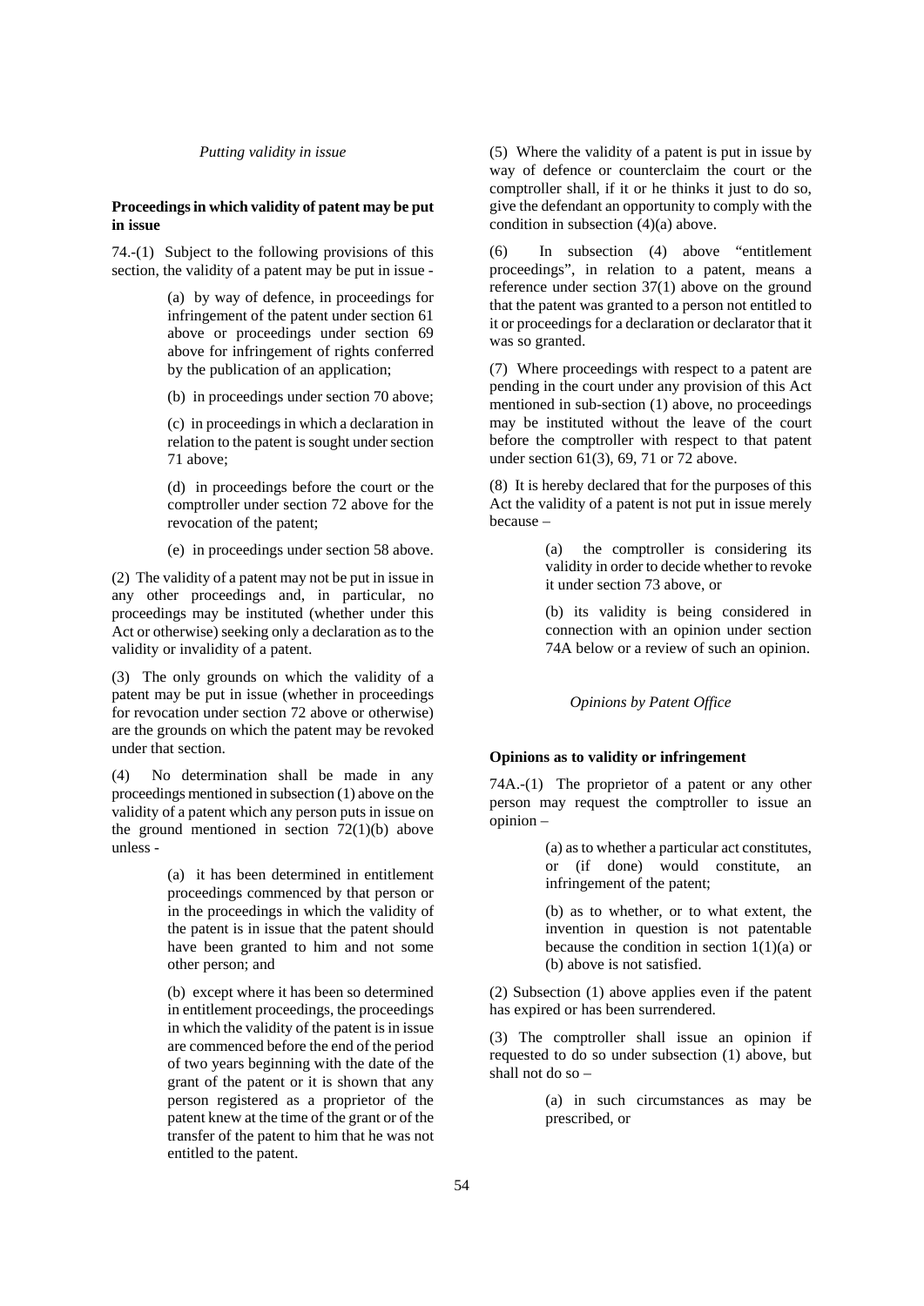*Putting validity in issue*

**Proceedings in which validity of patent may be put in issue**

74.-(1) Subject to the following provisions of this section, the validity of a patent may be put in issue -

> (a) by way of defence, in proceedings for infringement of the patent under section 61 above or proceedings under section 69 above for infringement of rights conferred by the publication of an application;
>
> (b) in proceedings under section 70 above;
>
> (c) in proceedings in which a declaration in relation to the patent is sought under section 71 above;
>
> (d) in proceedings before the court or the comptroller under section 72 above for the revocation of the patent;
>
> (e) in proceedings under section 58 above.

(2) The validity of a patent may not be put in issue in any other proceedings and, in particular, no proceedings may be instituted (whether under this Act or otherwise) seeking only a declaration as to the validity or invalidity of a patent.

(3) The only grounds on which the validity of a patent may be put in issue (whether in proceedings for revocation under section 72 above or otherwise) are the grounds on which the patent may be revoked under that section.

(4) No determination shall be made in any proceedings mentioned in subsection (1) above on the validity of a patent which any person puts in issue on the ground mentioned in section 72(1)(b) above unless -

> (a) it has been determined in entitlement proceedings commenced by that person or in the proceedings in which the validity of the patent is in issue that the patent should have been granted to him and not some other person; and
>
> (b) except where it has been so determined in entitlement proceedings, the proceedings in which the validity of the patent is in issue are commenced before the end of the period of two years beginning with the date of the grant of the patent or it is shown that any person registered as a proprietor of the patent knew at the time of the grant or of the transfer of the patent to him that he was not entitled to the patent.

(5) Where the validity of a patent is put in issue by way of defence or counterclaim the court or the comptroller shall, if it or he thinks it just to do so, give the defendant an opportunity to comply with the condition in subsection (4)(a) above.

(6) In subsection (4) above "entitlement proceedings", in relation to a patent, means a reference under section 37(1) above on the ground that the patent was granted to a person not entitled to it or proceedings for a declaration or declarator that it was so granted.

(7) Where proceedings with respect to a patent are pending in the court under any provision of this Act mentioned in sub-section (1) above, no proceedings may be instituted without the leave of the court before the comptroller with respect to that patent under section 61(3), 69, 71 or 72 above.

(8) It is hereby declared that for the purposes of this Act the validity of a patent is not put in issue merely because –

> (a) the comptroller is considering its validity in order to decide whether to revoke it under section 73 above, or
>
> (b) its validity is being considered in connection with an opinion under section 74A below or a review of such an opinion.

*Opinions by Patent Office*

**Opinions as to validity or infringement**

74A.-(1) The proprietor of a patent or any other person may request the comptroller to issue an opinion –

> (a) as to whether a particular act constitutes, or (if done) would constitute, an infringement of the patent;
>
> (b) as to whether, or to what extent, the invention in question is not patentable because the condition in section 1(1)(a) or (b) above is not satisfied.

(2) Subsection (1) above applies even if the patent has expired or has been surrendered.

(3) The comptroller shall issue an opinion if requested to do so under subsection (1) above, but shall not do so –

> (a) in such circumstances as may be prescribed, or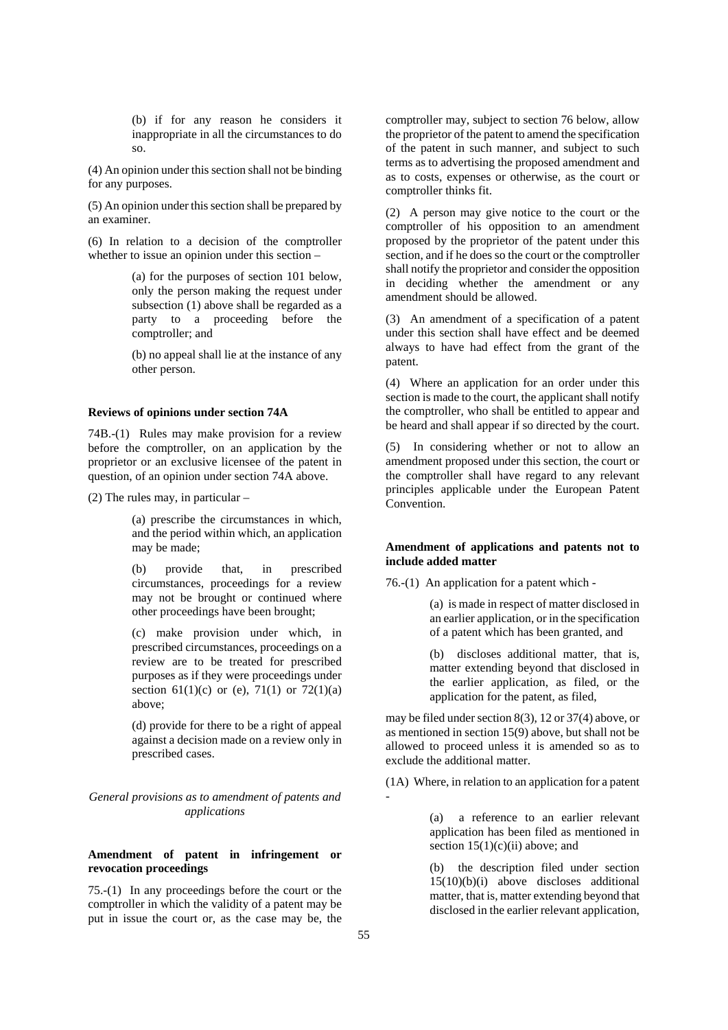(b) if for any reason he considers it inappropriate in all the circumstances to do so.

(4) An opinion under this section shall not be binding for any purposes.

(5) An opinion under this section shall be prepared by an examiner.

(6) In relation to a decision of the comptroller whether to issue an opinion under this section –

(a) for the purposes of section 101 below, only the person making the request under subsection (1) above shall be regarded as a party to a proceeding before the comptroller; and

(b) no appeal shall lie at the instance of any other person.

**Reviews of opinions under section 74A**

74B.-(1) Rules may make provision for a review before the comptroller, on an application by the proprietor or an exclusive licensee of the patent in question, of an opinion under section 74A above.

(2) The rules may, in particular –

(a) prescribe the circumstances in which, and the period within which, an application may be made;

(b) provide that, in prescribed circumstances, proceedings for a review may not be brought or continued where other proceedings have been brought;

(c) make provision under which, in prescribed circumstances, proceedings on a review are to be treated for prescribed purposes as if they were proceedings under section 61(1)(c) or (e), 71(1) or 72(1)(a) above;

(d) provide for there to be a right of appeal against a decision made on a review only in prescribed cases.

*General provisions as to amendment of patents and applications*

**Amendment of patent in infringement or revocation proceedings**

75.-(1) In any proceedings before the court or the comptroller in which the validity of a patent may be put in issue the court or, as the case may be, the comptroller may, subject to section 76 below, allow the proprietor of the patent to amend the specification of the patent in such manner, and subject to such terms as to advertising the proposed amendment and as to costs, expenses or otherwise, as the court or comptroller thinks fit.

(2) A person may give notice to the court or the comptroller of his opposition to an amendment proposed by the proprietor of the patent under this section, and if he does so the court or the comptroller shall notify the proprietor and consider the opposition in deciding whether the amendment or any amendment should be allowed.

(3) An amendment of a specification of a patent under this section shall have effect and be deemed always to have had effect from the grant of the patent.

(4) Where an application for an order under this section is made to the court, the applicant shall notify the comptroller, who shall be entitled to appear and be heard and shall appear if so directed by the court.

(5) In considering whether or not to allow an amendment proposed under this section, the court or the comptroller shall have regard to any relevant principles applicable under the European Patent Convention.

**Amendment of applications and patents not to include added matter**

76.-(1) An application for a patent which -

(a) is made in respect of matter disclosed in an earlier application, or in the specification of a patent which has been granted, and

(b) discloses additional matter, that is, matter extending beyond that disclosed in the earlier application, as filed, or the application for the patent, as filed,

may be filed under section 8(3), 12 or 37(4) above, or as mentioned in section 15(9) above, but shall not be allowed to proceed unless it is amended so as to exclude the additional matter.

(1A) Where, in relation to an application for a patent -

(a) a reference to an earlier relevant application has been filed as mentioned in section 15(1)(c)(ii) above; and

(b) the description filed under section 15(10)(b)(i) above discloses additional matter, that is, matter extending beyond that disclosed in the earlier relevant application,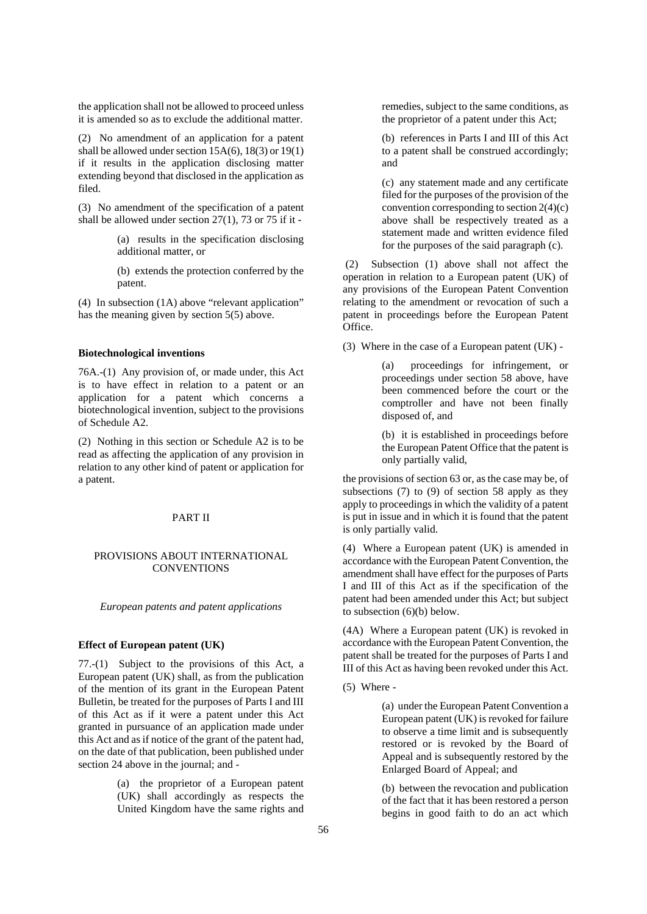the application shall not be allowed to proceed unless it is amended so as to exclude the additional matter.

(2) No amendment of an application for a patent shall be allowed under section 15A(6), 18(3) or 19(1) if it results in the application disclosing matter extending beyond that disclosed in the application as filed.

(3) No amendment of the specification of a patent shall be allowed under section 27(1), 73 or 75 if it -

> (a) results in the specification disclosing additional matter, or
>
> (b) extends the protection conferred by the patent.

(4) In subsection (1A) above "relevant application" has the meaning given by section 5(5) above.

**Biotechnological inventions**

76A.-(1) Any provision of, or made under, this Act is to have effect in relation to a patent or an application for a patent which concerns a biotechnological invention, subject to the provisions of Schedule A2.

(2) Nothing in this section or Schedule A2 is to be read as affecting the application of any provision in relation to any other kind of patent or application for a patent.

## PART II

## PROVISIONS ABOUT INTERNATIONAL CONVENTIONS

*European patents and patent applications*

**Effect of European patent (UK)**

77.-(1) Subject to the provisions of this Act, a European patent (UK) shall, as from the publication of the mention of its grant in the European Patent Bulletin, be treated for the purposes of Parts I and III of this Act as if it were a patent under this Act granted in pursuance of an application made under this Act and as if notice of the grant of the patent had, on the date of that publication, been published under section 24 above in the journal; and -

> (a) the proprietor of a European patent (UK) shall accordingly as respects the United Kingdom have the same rights and remedies, subject to the same conditions, as the proprietor of a patent under this Act;
>
> (b) references in Parts I and III of this Act to a patent shall be construed accordingly; and
>
> (c) any statement made and any certificate filed for the purposes of the provision of the convention corresponding to section 2(4)(c) above shall be respectively treated as a statement made and written evidence filed for the purposes of the said paragraph (c).

(2) Subsection (1) above shall not affect the operation in relation to a European patent (UK) of any provisions of the European Patent Convention relating to the amendment or revocation of such a patent in proceedings before the European Patent Office.

(3) Where in the case of a European patent (UK) -

> (a) proceedings for infringement, or proceedings under section 58 above, have been commenced before the court or the comptroller and have not been finally disposed of, and
>
> (b) it is established in proceedings before the European Patent Office that the patent is only partially valid,

the provisions of section 63 or, as the case may be, of subsections (7) to (9) of section 58 apply as they apply to proceedings in which the validity of a patent is put in issue and in which it is found that the patent is only partially valid.

(4) Where a European patent (UK) is amended in accordance with the European Patent Convention, the amendment shall have effect for the purposes of Parts I and III of this Act as if the specification of the patent had been amended under this Act; but subject to subsection (6)(b) below.

(4A) Where a European patent (UK) is revoked in accordance with the European Patent Convention, the patent shall be treated for the purposes of Parts I and III of this Act as having been revoked under this Act.

(5) Where -

> (a) under the European Patent Convention a European patent (UK) is revoked for failure to observe a time limit and is subsequently restored or is revoked by the Board of Appeal and is subsequently restored by the Enlarged Board of Appeal; and
>
> (b) between the revocation and publication of the fact that it has been restored a person begins in good faith to do an act which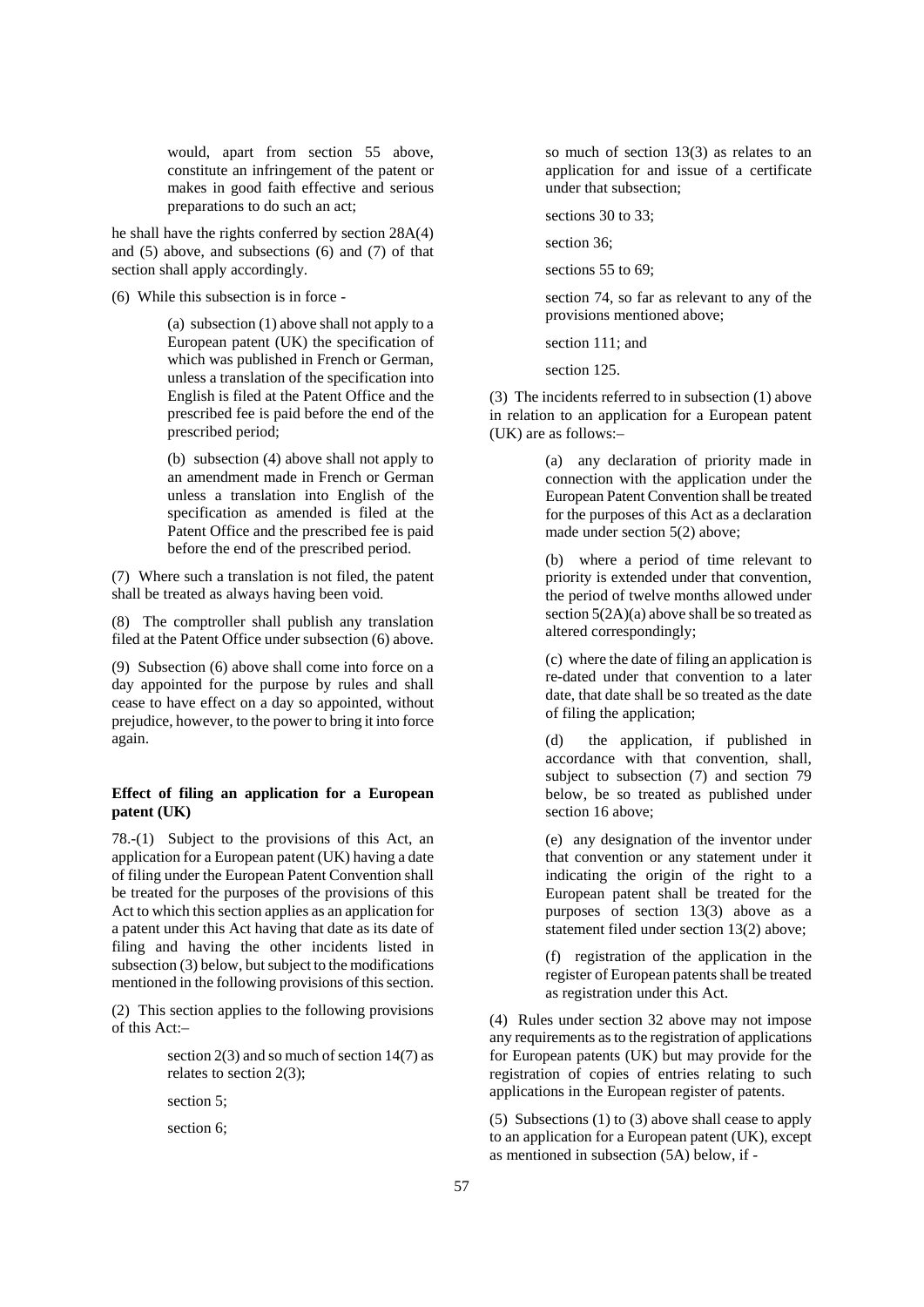would, apart from section 55 above, constitute an infringement of the patent or makes in good faith effective and serious preparations to do such an act;

he shall have the rights conferred by section 28A(4) and (5) above, and subsections (6) and (7) of that section shall apply accordingly.

(6) While this subsection is in force -

(a) subsection (1) above shall not apply to a European patent (UK) the specification of which was published in French or German, unless a translation of the specification into English is filed at the Patent Office and the prescribed fee is paid before the end of the prescribed period;

(b) subsection (4) above shall not apply to an amendment made in French or German unless a translation into English of the specification as amended is filed at the Patent Office and the prescribed fee is paid before the end of the prescribed period.

(7) Where such a translation is not filed, the patent shall be treated as always having been void.

(8) The comptroller shall publish any translation filed at the Patent Office under subsection (6) above.

(9) Subsection (6) above shall come into force on a day appointed for the purpose by rules and shall cease to have effect on a day so appointed, without prejudice, however, to the power to bring it into force again.

**Effect of filing an application for a European patent (UK)**

78.-(1) Subject to the provisions of this Act, an application for a European patent (UK) having a date of filing under the European Patent Convention shall be treated for the purposes of the provisions of this Act to which this section applies as an application for a patent under this Act having that date as its date of filing and having the other incidents listed in subsection (3) below, but subject to the modifications mentioned in the following provisions of this section.

(2) This section applies to the following provisions of this Act:–

section 2(3) and so much of section 14(7) as relates to section 2(3);

section 5;

section 6;

so much of section 13(3) as relates to an application for and issue of a certificate under that subsection;

sections 30 to 33;

section 36;

sections 55 to 69;

section 74, so far as relevant to any of the provisions mentioned above;

section 111; and

section 125.

(3) The incidents referred to in subsection (1) above in relation to an application for a European patent (UK) are as follows:–

(a) any declaration of priority made in connection with the application under the European Patent Convention shall be treated for the purposes of this Act as a declaration made under section 5(2) above;

(b) where a period of time relevant to priority is extended under that convention, the period of twelve months allowed under section 5(2A)(a) above shall be so treated as altered correspondingly;

(c) where the date of filing an application is re-dated under that convention to a later date, that date shall be so treated as the date of filing the application;

(d) the application, if published in accordance with that convention, shall, subject to subsection (7) and section 79 below, be so treated as published under section 16 above;

(e) any designation of the inventor under that convention or any statement under it indicating the origin of the right to a European patent shall be treated for the purposes of section 13(3) above as a statement filed under section 13(2) above;

(f) registration of the application in the register of European patents shall be treated as registration under this Act.

(4) Rules under section 32 above may not impose any requirements as to the registration of applications for European patents (UK) but may provide for the registration of copies of entries relating to such applications in the European register of patents.

(5) Subsections (1) to (3) above shall cease to apply to an application for a European patent (UK), except as mentioned in subsection (5A) below, if -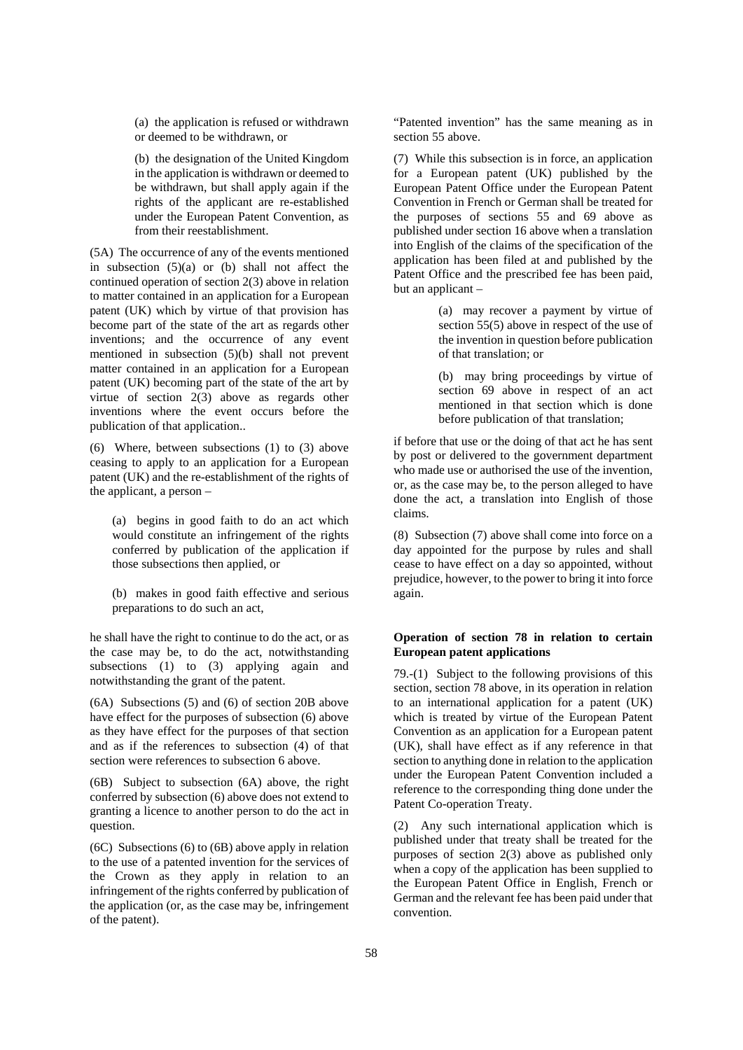(a) the application is refused or withdrawn or deemed to be withdrawn, or

(b) the designation of the United Kingdom in the application is withdrawn or deemed to be withdrawn, but shall apply again if the rights of the applicant are re-established under the European Patent Convention, as from their reestablishment.

(5A) The occurrence of any of the events mentioned in subsection (5)(a) or (b) shall not affect the continued operation of section 2(3) above in relation to matter contained in an application for a European patent (UK) which by virtue of that provision has become part of the state of the art as regards other inventions; and the occurrence of any event mentioned in subsection (5)(b) shall not prevent matter contained in an application for a European patent (UK) becoming part of the state of the art by virtue of section 2(3) above as regards other inventions where the event occurs before the publication of that application..

(6) Where, between subsections (1) to (3) above ceasing to apply to an application for a European patent (UK) and the re-establishment of the rights of the applicant, a person –

(a) begins in good faith to do an act which would constitute an infringement of the rights conferred by publication of the application if those subsections then applied, or

(b) makes in good faith effective and serious preparations to do such an act,

he shall have the right to continue to do the act, or as the case may be, to do the act, notwithstanding subsections (1) to (3) applying again and notwithstanding the grant of the patent.

(6A) Subsections (5) and (6) of section 20B above have effect for the purposes of subsection (6) above as they have effect for the purposes of that section and as if the references to subsection (4) of that section were references to subsection 6 above.

(6B) Subject to subsection (6A) above, the right conferred by subsection (6) above does not extend to granting a licence to another person to do the act in question.

(6C) Subsections (6) to (6B) above apply in relation to the use of a patented invention for the services of the Crown as they apply in relation to an infringement of the rights conferred by publication of the application (or, as the case may be, infringement of the patent).

"Patented invention" has the same meaning as in section 55 above.

(7) While this subsection is in force, an application for a European patent (UK) published by the European Patent Office under the European Patent Convention in French or German shall be treated for the purposes of sections 55 and 69 above as published under section 16 above when a translation into English of the claims of the specification of the application has been filed at and published by the Patent Office and the prescribed fee has been paid, but an applicant –

(a) may recover a payment by virtue of section 55(5) above in respect of the use of the invention in question before publication of that translation; or

(b) may bring proceedings by virtue of section 69 above in respect of an act mentioned in that section which is done before publication of that translation;

if before that use or the doing of that act he has sent by post or delivered to the government department who made use or authorised the use of the invention, or, as the case may be, to the person alleged to have done the act, a translation into English of those claims.

(8) Subsection (7) above shall come into force on a day appointed for the purpose by rules and shall cease to have effect on a day so appointed, without prejudice, however, to the power to bring it into force again.

**Operation of section 78 in relation to certain European patent applications**

79.-(1) Subject to the following provisions of this section, section 78 above, in its operation in relation to an international application for a patent (UK) which is treated by virtue of the European Patent Convention as an application for a European patent (UK), shall have effect as if any reference in that section to anything done in relation to the application under the European Patent Convention included a reference to the corresponding thing done under the Patent Co-operation Treaty.

(2) Any such international application which is published under that treaty shall be treated for the purposes of section 2(3) above as published only when a copy of the application has been supplied to the European Patent Office in English, French or German and the relevant fee has been paid under that convention.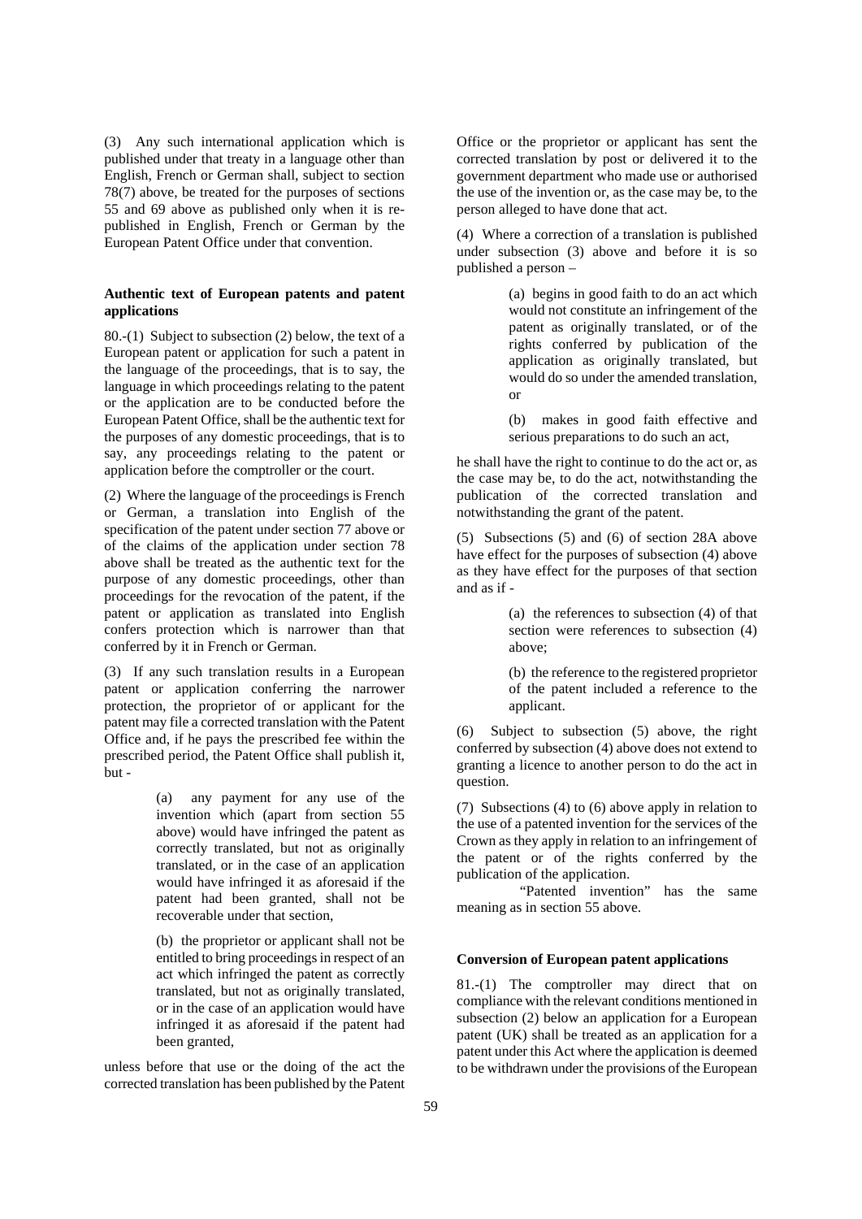(3) Any such international application which is published under that treaty in a language other than English, French or German shall, subject to section 78(7) above, be treated for the purposes of sections 55 and 69 above as published only when it is re-published in English, French or German by the European Patent Office under that convention.

**Authentic text of European patents and patent applications**

80.-(1) Subject to subsection (2) below, the text of a European patent or application for such a patent in the language of the proceedings, that is to say, the language in which proceedings relating to the patent or the application are to be conducted before the European Patent Office, shall be the authentic text for the purposes of any domestic proceedings, that is to say, any proceedings relating to the patent or application before the comptroller or the court.

(2) Where the language of the proceedings is French or German, a translation into English of the specification of the patent under section 77 above or of the claims of the application under section 78 above shall be treated as the authentic text for the purpose of any domestic proceedings, other than proceedings for the revocation of the patent, if the patent or application as translated into English confers protection which is narrower than that conferred by it in French or German.

(3) If any such translation results in a European patent or application conferring the narrower protection, the proprietor of or applicant for the patent may file a corrected translation with the Patent Office and, if he pays the prescribed fee within the prescribed period, the Patent Office shall publish it, but -

> (a) any payment for any use of the invention which (apart from section 55 above) would have infringed the patent as correctly translated, but not as originally translated, or in the case of an application would have infringed it as aforesaid if the patent had been granted, shall not be recoverable under that section,
>
> (b) the proprietor or applicant shall not be entitled to bring proceedings in respect of an act which infringed the patent as correctly translated, but not as originally translated, or in the case of an application would have infringed it as aforesaid if the patent had been granted,

unless before that use or the doing of the act the corrected translation has been published by the Patent Office or the proprietor or applicant has sent the corrected translation by post or delivered it to the government department who made use or authorised the use of the invention or, as the case may be, to the person alleged to have done that act.

(4) Where a correction of a translation is published under subsection (3) above and before it is so published a person –

> (a) begins in good faith to do an act which would not constitute an infringement of the patent as originally translated, or of the rights conferred by publication of the application as originally translated, but would do so under the amended translation, or
>
> (b) makes in good faith effective and serious preparations to do such an act,

he shall have the right to continue to do the act or, as the case may be, to do the act, notwithstanding the publication of the corrected translation and notwithstanding the grant of the patent.

(5) Subsections (5) and (6) of section 28A above have effect for the purposes of subsection (4) above as they have effect for the purposes of that section and as if -

> (a) the references to subsection (4) of that section were references to subsection (4) above;
>
> (b) the reference to the registered proprietor of the patent included a reference to the applicant.

(6) Subject to subsection (5) above, the right conferred by subsection (4) above does not extend to granting a licence to another person to do the act in question.

(7) Subsections (4) to (6) above apply in relation to the use of a patented invention for the services of the Crown as they apply in relation to an infringement of the patent or of the rights conferred by the publication of the application.

"Patented invention" has the same meaning as in section 55 above.

**Conversion of European patent applications**

81.-(1) The comptroller may direct that on compliance with the relevant conditions mentioned in subsection (2) below an application for a European patent (UK) shall be treated as an application for a patent under this Act where the application is deemed to be withdrawn under the provisions of the European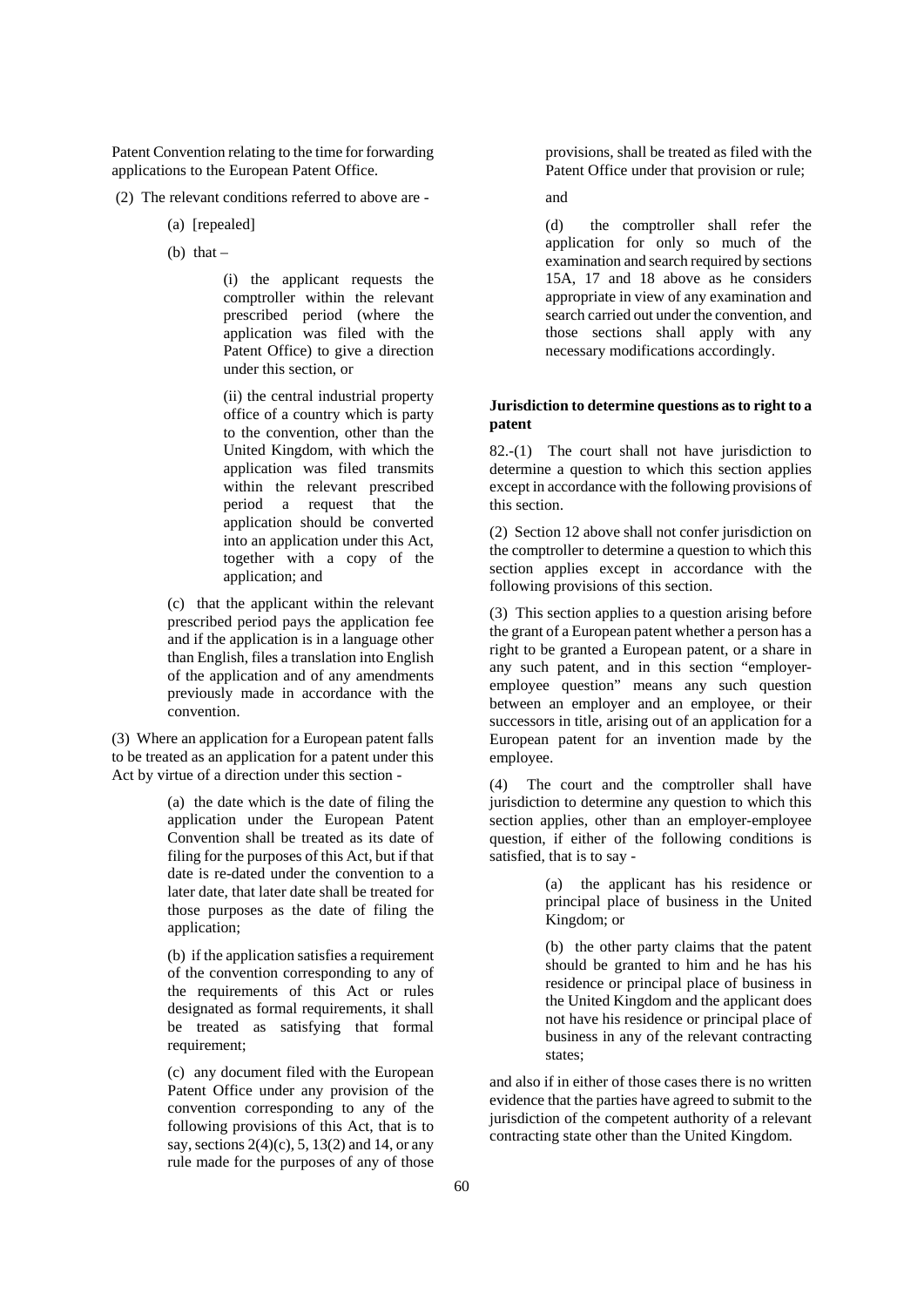Patent Convention relating to the time for forwarding applications to the European Patent Office.

(2) The relevant conditions referred to above are -

(a) [repealed]

(b) that –

(i) the applicant requests the comptroller within the relevant prescribed period (where the application was filed with the Patent Office) to give a direction under this section, or

(ii) the central industrial property office of a country which is party to the convention, other than the United Kingdom, with which the application was filed transmits within the relevant prescribed period a request that the application should be converted into an application under this Act, together with a copy of the application; and

(c) that the applicant within the relevant prescribed period pays the application fee and if the application is in a language other than English, files a translation into English of the application and of any amendments previously made in accordance with the convention.

(3) Where an application for a European patent falls to be treated as an application for a patent under this Act by virtue of a direction under this section -

(a) the date which is the date of filing the application under the European Patent Convention shall be treated as its date of filing for the purposes of this Act, but if that date is re-dated under the convention to a later date, that later date shall be treated for those purposes as the date of filing the application;

(b) if the application satisfies a requirement of the convention corresponding to any of the requirements of this Act or rules designated as formal requirements, it shall be treated as satisfying that formal requirement;

(c) any document filed with the European Patent Office under any provision of the convention corresponding to any of the following provisions of this Act, that is to say, sections 2(4)(c), 5, 13(2) and 14, or any rule made for the purposes of any of those provisions, shall be treated as filed with the Patent Office under that provision or rule;

and

(d) the comptroller shall refer the application for only so much of the examination and search required by sections 15A, 17 and 18 above as he considers appropriate in view of any examination and search carried out under the convention, and those sections shall apply with any necessary modifications accordingly.

**Jurisdiction to determine questions as to right to a patent**

82.-(1) The court shall not have jurisdiction to determine a question to which this section applies except in accordance with the following provisions of this section.

(2) Section 12 above shall not confer jurisdiction on the comptroller to determine a question to which this section applies except in accordance with the following provisions of this section.

(3) This section applies to a question arising before the grant of a European patent whether a person has a right to be granted a European patent, or a share in any such patent, and in this section "employer-employee question" means any such question between an employer and an employee, or their successors in title, arising out of an application for a European patent for an invention made by the employee.

(4) The court and the comptroller shall have jurisdiction to determine any question to which this section applies, other than an employer-employee question, if either of the following conditions is satisfied, that is to say -

(a) the applicant has his residence or principal place of business in the United Kingdom; or

(b) the other party claims that the patent should be granted to him and he has his residence or principal place of business in the United Kingdom and the applicant does not have his residence or principal place of business in any of the relevant contracting states;

and also if in either of those cases there is no written evidence that the parties have agreed to submit to the jurisdiction of the competent authority of a relevant contracting state other than the United Kingdom.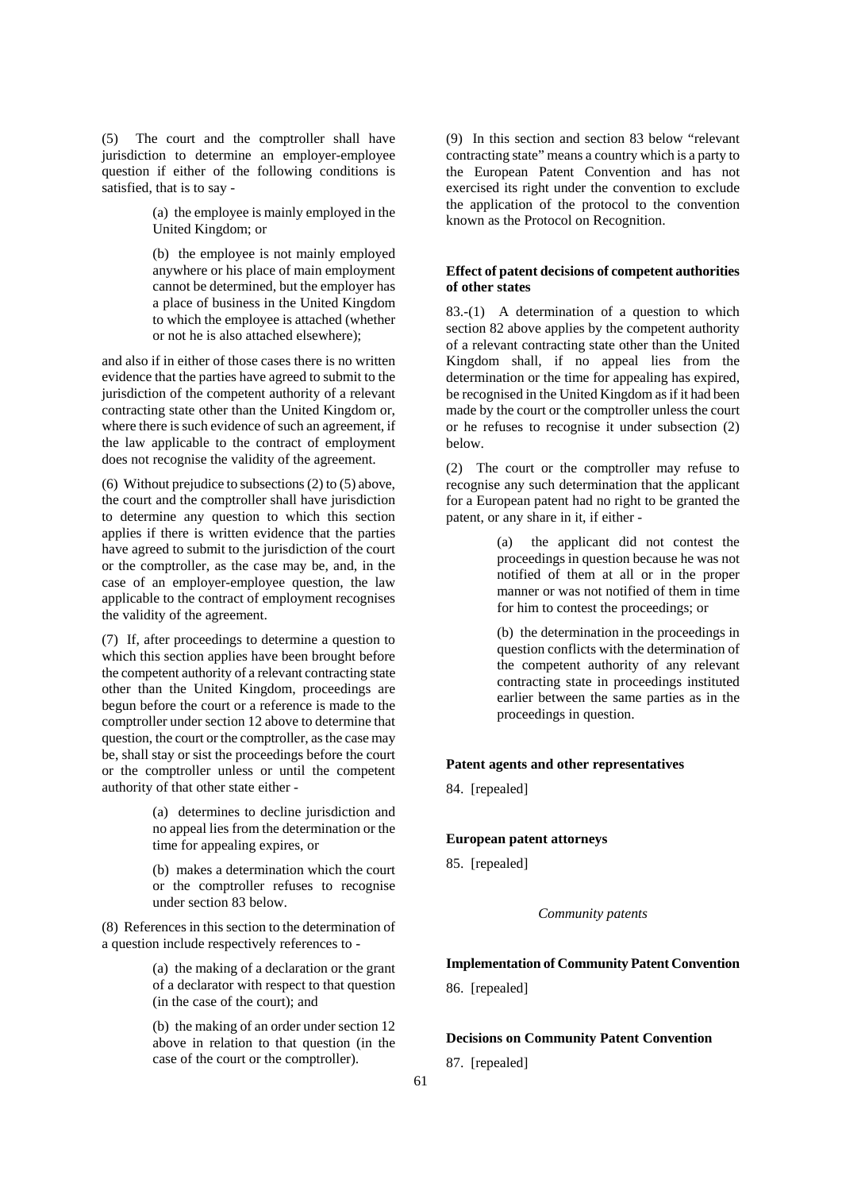(5) The court and the comptroller shall have jurisdiction to determine an employer-employee question if either of the following conditions is satisfied, that is to say -

> (a) the employee is mainly employed in the United Kingdom; or
>
> (b) the employee is not mainly employed anywhere or his place of main employment cannot be determined, but the employer has a place of business in the United Kingdom to which the employee is attached (whether or not he is also attached elsewhere);

and also if in either of those cases there is no written evidence that the parties have agreed to submit to the jurisdiction of the competent authority of a relevant contracting state other than the United Kingdom or, where there is such evidence of such an agreement, if the law applicable to the contract of employment does not recognise the validity of the agreement.

(6) Without prejudice to subsections (2) to (5) above, the court and the comptroller shall have jurisdiction to determine any question to which this section applies if there is written evidence that the parties have agreed to submit to the jurisdiction of the court or the comptroller, as the case may be, and, in the case of an employer-employee question, the law applicable to the contract of employment recognises the validity of the agreement.

(7) If, after proceedings to determine a question to which this section applies have been brought before the competent authority of a relevant contracting state other than the United Kingdom, proceedings are begun before the court or a reference is made to the comptroller under section 12 above to determine that question, the court or the comptroller, as the case may be, shall stay or sist the proceedings before the court or the comptroller unless or until the competent authority of that other state either -

> (a) determines to decline jurisdiction and no appeal lies from the determination or the time for appealing expires, or
>
> (b) makes a determination which the court or the comptroller refuses to recognise under section 83 below.

(8) References in this section to the determination of a question include respectively references to -

> (a) the making of a declaration or the grant of a declarator with respect to that question (in the case of the court); and
>
> (b) the making of an order under section 12 above in relation to that question (in the case of the court or the comptroller).

(9) In this section and section 83 below "relevant contracting state" means a country which is a party to the European Patent Convention and has not exercised its right under the convention to exclude the application of the protocol to the convention known as the Protocol on Recognition.

**Effect of patent decisions of competent authorities of other states**

83.-(1) A determination of a question to which section 82 above applies by the competent authority of a relevant contracting state other than the United Kingdom shall, if no appeal lies from the determination or the time for appealing has expired, be recognised in the United Kingdom as if it had been made by the court or the comptroller unless the court or he refuses to recognise it under subsection (2) below.

(2) The court or the comptroller may refuse to recognise any such determination that the applicant for a European patent had no right to be granted the patent, or any share in it, if either -

> (a) the applicant did not contest the proceedings in question because he was not notified of them at all or in the proper manner or was not notified of them in time for him to contest the proceedings; or
>
> (b) the determination in the proceedings in question conflicts with the determination of the competent authority of any relevant contracting state in proceedings instituted earlier between the same parties as in the proceedings in question.

**Patent agents and other representatives**

84. [repealed]

**European patent attorneys**

85. [repealed]

*Community patents*

**Implementation of Community Patent Convention**

86. [repealed]

**Decisions on Community Patent Convention**

87. [repealed]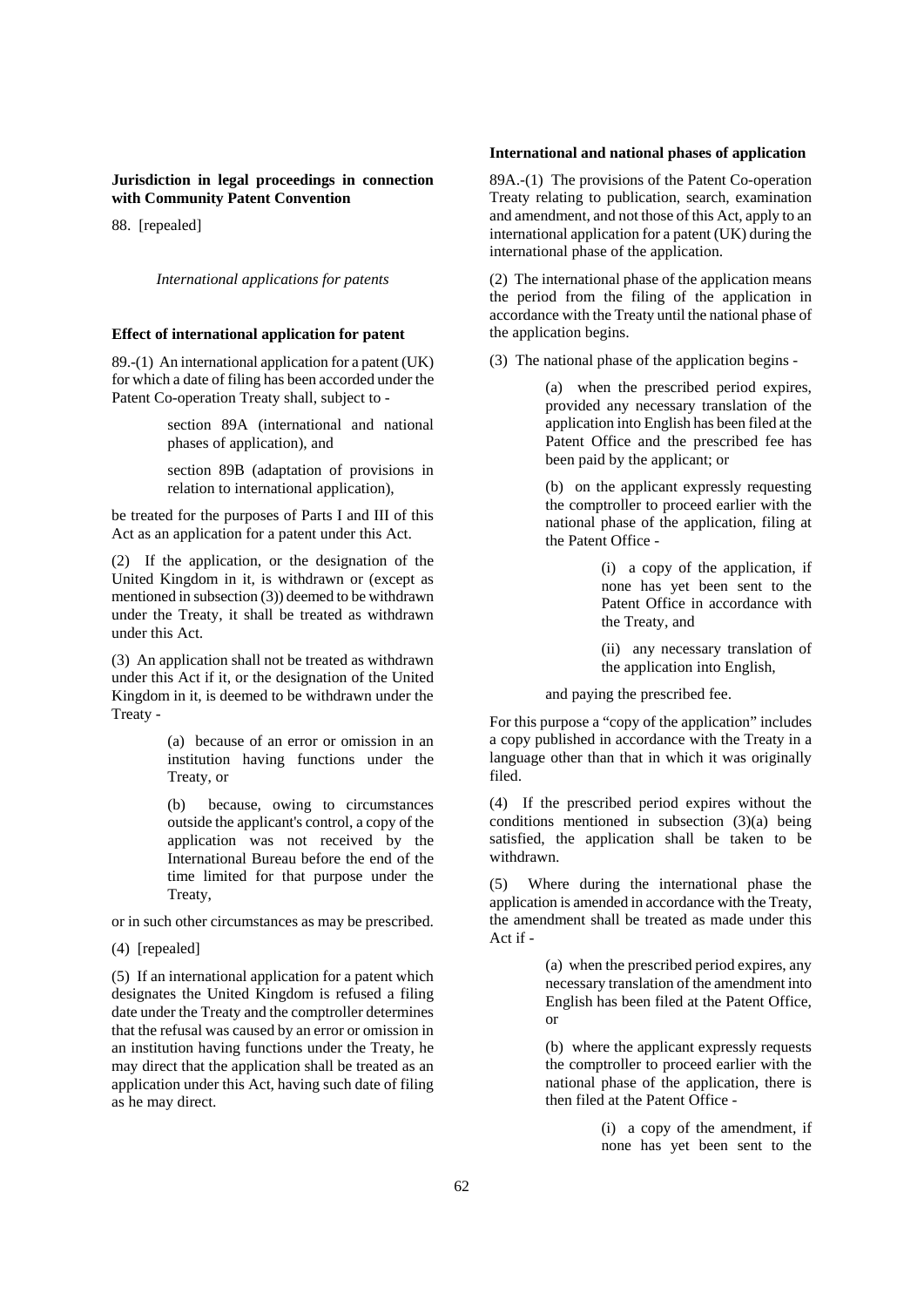**Jurisdiction in legal proceedings in connection with Community Patent Convention**

88. [repealed]

*International applications for patents*

**Effect of international application for patent**

89.-(1) An international application for a patent (UK) for which a date of filing has been accorded under the Patent Co-operation Treaty shall, subject to -

> section 89A (international and national phases of application), and
>
> section 89B (adaptation of provisions in relation to international application),

be treated for the purposes of Parts I and III of this Act as an application for a patent under this Act.

(2) If the application, or the designation of the United Kingdom in it, is withdrawn or (except as mentioned in subsection (3)) deemed to be withdrawn under the Treaty, it shall be treated as withdrawn under this Act.

(3) An application shall not be treated as withdrawn under this Act if it, or the designation of the United Kingdom in it, is deemed to be withdrawn under the Treaty -

> (a) because of an error or omission in an institution having functions under the Treaty, or
>
> (b) because, owing to circumstances outside the applicant's control, a copy of the application was not received by the International Bureau before the end of the time limited for that purpose under the Treaty,

or in such other circumstances as may be prescribed.

(4) [repealed]

(5) If an international application for a patent which designates the United Kingdom is refused a filing date under the Treaty and the comptroller determines that the refusal was caused by an error or omission in an institution having functions under the Treaty, he may direct that the application shall be treated as an application under this Act, having such date of filing as he may direct.

**International and national phases of application**

89A.-(1) The provisions of the Patent Co-operation Treaty relating to publication, search, examination and amendment, and not those of this Act, apply to an international application for a patent (UK) during the international phase of the application.

(2) The international phase of the application means the period from the filing of the application in accordance with the Treaty until the national phase of the application begins.

(3) The national phase of the application begins -

> (a) when the prescribed period expires, provided any necessary translation of the application into English has been filed at the Patent Office and the prescribed fee has been paid by the applicant; or
>
> (b) on the applicant expressly requesting the comptroller to proceed earlier with the national phase of the application, filing at the Patent Office -
>
> > (i) a copy of the application, if none has yet been sent to the Patent Office in accordance with the Treaty, and
> >
> > (ii) any necessary translation of the application into English,
>
> and paying the prescribed fee.

For this purpose a "copy of the application" includes a copy published in accordance with the Treaty in a language other than that in which it was originally filed.

(4) If the prescribed period expires without the conditions mentioned in subsection (3)(a) being satisfied, the application shall be taken to be withdrawn.

(5) Where during the international phase the application is amended in accordance with the Treaty, the amendment shall be treated as made under this Act if -

> (a) when the prescribed period expires, any necessary translation of the amendment into English has been filed at the Patent Office, or
>
> (b) where the applicant expressly requests the comptroller to proceed earlier with the national phase of the application, there is then filed at the Patent Office -
>
> > (i) a copy of the amendment, if none has yet been sent to the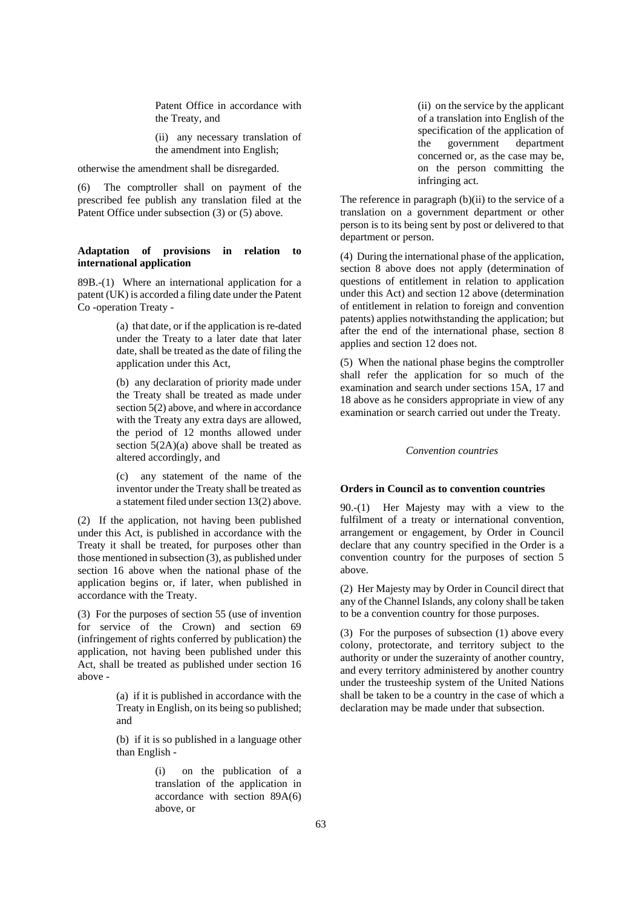Patent Office in accordance with the Treaty, and

(ii) any necessary translation of the amendment into English;

otherwise the amendment shall be disregarded.

(6) The comptroller shall on payment of the prescribed fee publish any translation filed at the Patent Office under subsection (3) or (5) above.

**Adaptation of provisions in relation to international application**

89B.-(1) Where an international application for a patent (UK) is accorded a filing date under the Patent Co -operation Treaty -

(a) that date, or if the application is re-dated under the Treaty to a later date that later date, shall be treated as the date of filing the application under this Act,

(b) any declaration of priority made under the Treaty shall be treated as made under section 5(2) above, and where in accordance with the Treaty any extra days are allowed, the period of 12 months allowed under section 5(2A)(a) above shall be treated as altered accordingly, and

(c) any statement of the name of the inventor under the Treaty shall be treated as a statement filed under section 13(2) above.

(2) If the application, not having been published under this Act, is published in accordance with the Treaty it shall be treated, for purposes other than those mentioned in subsection (3), as published under section 16 above when the national phase of the application begins or, if later, when published in accordance with the Treaty.

(3) For the purposes of section 55 (use of invention for service of the Crown) and section 69 (infringement of rights conferred by publication) the application, not having been published under this Act, shall be treated as published under section 16 above -

(a) if it is published in accordance with the Treaty in English, on its being so published; and

(b) if it is so published in a language other than English -

(i) on the publication of a translation of the application in accordance with section 89A(6) above, or

(ii) on the service by the applicant of a translation into English of the specification of the application of the government department concerned or, as the case may be, on the person committing the infringing act.

The reference in paragraph (b)(ii) to the service of a translation on a government department or other person is to its being sent by post or delivered to that department or person.

(4) During the international phase of the application, section 8 above does not apply (determination of questions of entitlement in relation to application under this Act) and section 12 above (determination of entitlement in relation to foreign and convention patents) applies notwithstanding the application; but after the end of the international phase, section 8 applies and section 12 does not.

(5) When the national phase begins the comptroller shall refer the application for so much of the examination and search under sections 15A, 17 and 18 above as he considers appropriate in view of any examination or search carried out under the Treaty.

*Convention countries*

**Orders in Council as to convention countries**

90.-(1) Her Majesty may with a view to the fulfilment of a treaty or international convention, arrangement or engagement, by Order in Council declare that any country specified in the Order is a convention country for the purposes of section 5 above.

(2) Her Majesty may by Order in Council direct that any of the Channel Islands, any colony shall be taken to be a convention country for those purposes.

(3) For the purposes of subsection (1) above every colony, protectorate, and territory subject to the authority or under the suzerainty of another country, and every territory administered by another country under the trusteeship system of the United Nations shall be taken to be a country in the case of which a declaration may be made under that subsection.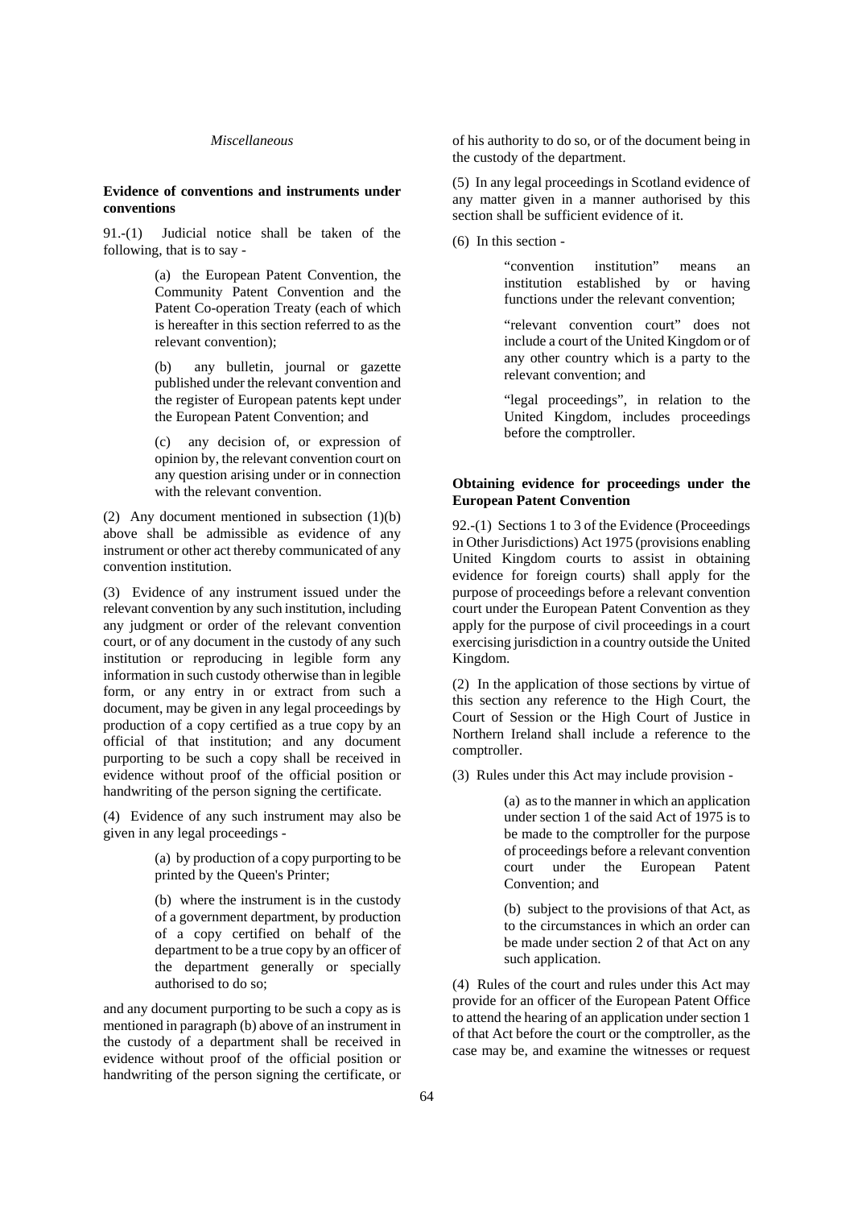*Miscellaneous*

**Evidence of conventions and instruments under conventions**

91.-(1) Judicial notice shall be taken of the following, that is to say -

> (a) the European Patent Convention, the Community Patent Convention and the Patent Co-operation Treaty (each of which is hereafter in this section referred to as the relevant convention);
>
> (b) any bulletin, journal or gazette published under the relevant convention and the register of European patents kept under the European Patent Convention; and
>
> (c) any decision of, or expression of opinion by, the relevant convention court on any question arising under or in connection with the relevant convention.

(2) Any document mentioned in subsection (1)(b) above shall be admissible as evidence of any instrument or other act thereby communicated of any convention institution.

(3) Evidence of any instrument issued under the relevant convention by any such institution, including any judgment or order of the relevant convention court, or of any document in the custody of any such institution or reproducing in legible form any information in such custody otherwise than in legible form, or any entry in or extract from such a document, may be given in any legal proceedings by production of a copy certified as a true copy by an official of that institution; and any document purporting to be such a copy shall be received in evidence without proof of the official position or handwriting of the person signing the certificate.

(4) Evidence of any such instrument may also be given in any legal proceedings -

> (a) by production of a copy purporting to be printed by the Queen's Printer;
>
> (b) where the instrument is in the custody of a government department, by production of a copy certified on behalf of the department to be a true copy by an officer of the department generally or specially authorised to do so;

and any document purporting to be such a copy as is mentioned in paragraph (b) above of an instrument in the custody of a department shall be received in evidence without proof of the official position or handwriting of the person signing the certificate, or of his authority to do so, or of the document being in the custody of the department.

(5) In any legal proceedings in Scotland evidence of any matter given in a manner authorised by this section shall be sufficient evidence of it.

(6) In this section -

> "convention institution" means an institution established by or having functions under the relevant convention;
>
> "relevant convention court" does not include a court of the United Kingdom or of any other country which is a party to the relevant convention; and
>
> "legal proceedings", in relation to the United Kingdom, includes proceedings before the comptroller.

**Obtaining evidence for proceedings under the European Patent Convention**

92.-(1) Sections 1 to 3 of the Evidence (Proceedings in Other Jurisdictions) Act 1975 (provisions enabling United Kingdom courts to assist in obtaining evidence for foreign courts) shall apply for the purpose of proceedings before a relevant convention court under the European Patent Convention as they apply for the purpose of civil proceedings in a court exercising jurisdiction in a country outside the United Kingdom.

(2) In the application of those sections by virtue of this section any reference to the High Court, the Court of Session or the High Court of Justice in Northern Ireland shall include a reference to the comptroller.

(3) Rules under this Act may include provision -

> (a) as to the manner in which an application under section 1 of the said Act of 1975 is to be made to the comptroller for the purpose of proceedings before a relevant convention court under the European Patent Convention; and
>
> (b) subject to the provisions of that Act, as to the circumstances in which an order can be made under section 2 of that Act on any such application.

(4) Rules of the court and rules under this Act may provide for an officer of the European Patent Office to attend the hearing of an application under section 1 of that Act before the court or the comptroller, as the case may be, and examine the witnesses or request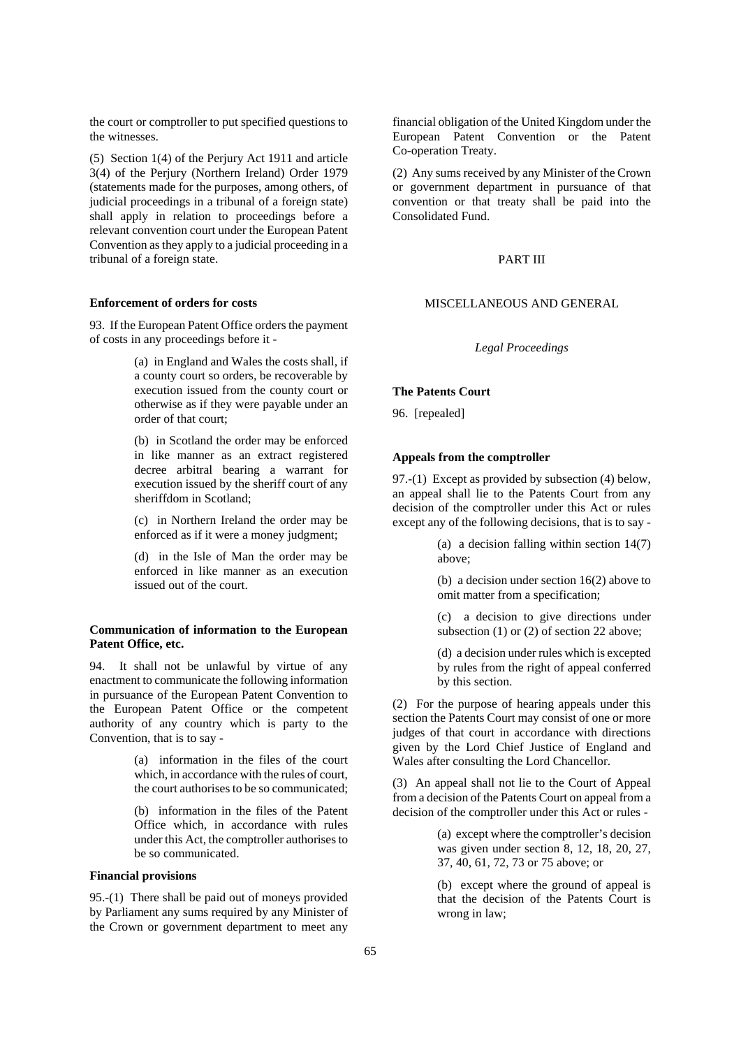the court or comptroller to put specified questions to the witnesses.

(5) Section 1(4) of the Perjury Act 1911 and article 3(4) of the Perjury (Northern Ireland) Order 1979 (statements made for the purposes, among others, of judicial proceedings in a tribunal of a foreign state) shall apply in relation to proceedings before a relevant convention court under the European Patent Convention as they apply to a judicial proceeding in a tribunal of a foreign state.

**Enforcement of orders for costs**

93. If the European Patent Office orders the payment of costs in any proceedings before it -

> (a) in England and Wales the costs shall, if a county court so orders, be recoverable by execution issued from the county court or otherwise as if they were payable under an order of that court;
>
> (b) in Scotland the order may be enforced in like manner as an extract registered decree arbitral bearing a warrant for execution issued by the sheriff court of any sheriffdom in Scotland;
>
> (c) in Northern Ireland the order may be enforced as if it were a money judgment;
>
> (d) in the Isle of Man the order may be enforced in like manner as an execution issued out of the court.

**Communication of information to the European Patent Office, etc.**

94. It shall not be unlawful by virtue of any enactment to communicate the following information in pursuance of the European Patent Convention to the European Patent Office or the competent authority of any country which is party to the Convention, that is to say -

> (a) information in the files of the court which, in accordance with the rules of court, the court authorises to be so communicated;
>
> (b) information in the files of the Patent Office which, in accordance with rules under this Act, the comptroller authorises to be so communicated.

**Financial provisions**

95.-(1) There shall be paid out of moneys provided by Parliament any sums required by any Minister of the Crown or government department to meet any financial obligation of the United Kingdom under the European Patent Convention or the Patent Co-operation Treaty.

(2) Any sums received by any Minister of the Crown or government department in pursuance of that convention or that treaty shall be paid into the Consolidated Fund.

## PART III

## MISCELLANEOUS AND GENERAL

*Legal Proceedings*

**The Patents Court**

96. [repealed]

**Appeals from the comptroller**

97.-(1) Except as provided by subsection (4) below, an appeal shall lie to the Patents Court from any decision of the comptroller under this Act or rules except any of the following decisions, that is to say -

> (a) a decision falling within section 14(7) above;
>
> (b) a decision under section 16(2) above to omit matter from a specification;
>
> (c) a decision to give directions under subsection (1) or (2) of section 22 above;
>
> (d) a decision under rules which is excepted by rules from the right of appeal conferred by this section.

(2) For the purpose of hearing appeals under this section the Patents Court may consist of one or more judges of that court in accordance with directions given by the Lord Chief Justice of England and Wales after consulting the Lord Chancellor.

(3) An appeal shall not lie to the Court of Appeal from a decision of the Patents Court on appeal from a decision of the comptroller under this Act or rules -

> (a) except where the comptroller's decision was given under section 8, 12, 18, 20, 27, 37, 40, 61, 72, 73 or 75 above; or
>
> (b) except where the ground of appeal is that the decision of the Patents Court is wrong in law;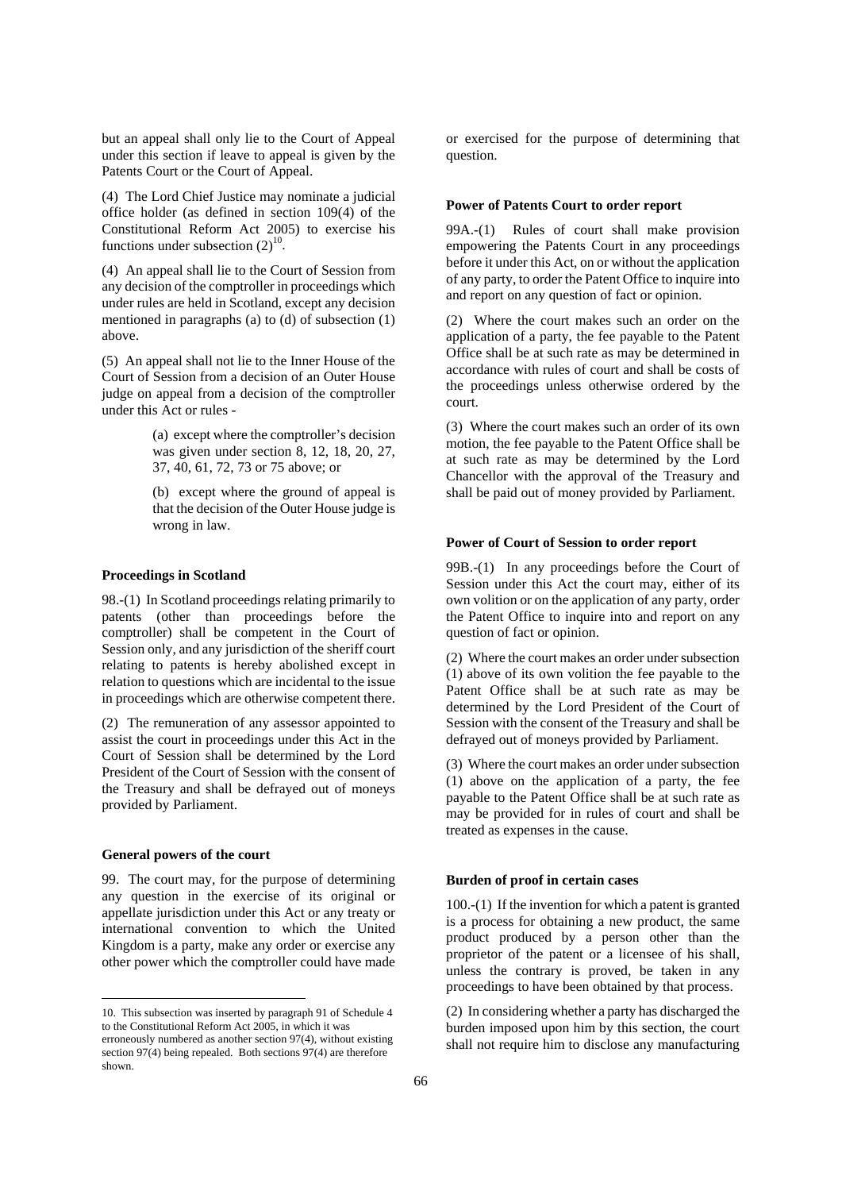but an appeal shall only lie to the Court of Appeal under this section if leave to appeal is given by the Patents Court or the Court of Appeal.

(4) The Lord Chief Justice may nominate a judicial office holder (as defined in section 109(4) of the Constitutional Reform Act 2005) to exercise his functions under subsection (2)[10].

(4) An appeal shall lie to the Court of Session from any decision of the comptroller in proceedings which under rules are held in Scotland, except any decision mentioned in paragraphs (a) to (d) of subsection (1) above.

(5) An appeal shall not lie to the Inner House of the Court of Session from a decision of an Outer House judge on appeal from a decision of the comptroller under this Act or rules -

> (a) except where the comptroller's decision was given under section 8, 12, 18, 20, 27, 37, 40, 61, 72, 73 or 75 above; or
>
> (b) except where the ground of appeal is that the decision of the Outer House judge is wrong in law.

**Proceedings in Scotland**

98.-(1) In Scotland proceedings relating primarily to patents (other than proceedings before the comptroller) shall be competent in the Court of Session only, and any jurisdiction of the sheriff court relating to patents is hereby abolished except in relation to questions which are incidental to the issue in proceedings which are otherwise competent there.

(2) The remuneration of any assessor appointed to assist the court in proceedings under this Act in the Court of Session shall be determined by the Lord President of the Court of Session with the consent of the Treasury and shall be defrayed out of moneys provided by Parliament.

**General powers of the court**

99. The court may, for the purpose of determining any question in the exercise of its original or appellate jurisdiction under this Act or any treaty or international convention to which the United Kingdom is a party, make any order or exercise any other power which the comptroller could have made or exercised for the purpose of determining that question.

**Power of Patents Court to order report**

99A.-(1) Rules of court shall make provision empowering the Patents Court in any proceedings before it under this Act, on or without the application of any party, to order the Patent Office to inquire into and report on any question of fact or opinion.

(2) Where the court makes such an order on the application of a party, the fee payable to the Patent Office shall be at such rate as may be determined in accordance with rules of court and shall be costs of the proceedings unless otherwise ordered by the court.

(3) Where the court makes such an order of its own motion, the fee payable to the Patent Office shall be at such rate as may be determined by the Lord Chancellor with the approval of the Treasury and shall be paid out of money provided by Parliament.

**Power of Court of Session to order report**

99B.-(1) In any proceedings before the Court of Session under this Act the court may, either of its own volition or on the application of any party, order the Patent Office to inquire into and report on any question of fact or opinion.

(2) Where the court makes an order under subsection (1) above of its own volition the fee payable to the Patent Office shall be at such rate as may be determined by the Lord President of the Court of Session with the consent of the Treasury and shall be defrayed out of moneys provided by Parliament.

(3) Where the court makes an order under subsection (1) above on the application of a party, the fee payable to the Patent Office shall be at such rate as may be provided for in rules of court and shall be treated as expenses in the cause.

**Burden of proof in certain cases**

100.-(1) If the invention for which a patent is granted is a process for obtaining a new product, the same product produced by a person other than the proprietor of the patent or a licensee of his shall, unless the contrary is proved, be taken in any proceedings to have been obtained by that process.

(2) In considering whether a party has discharged the burden imposed upon him by this section, the court shall not require him to disclose any manufacturing

---

10. This subsection was inserted by paragraph 91 of Schedule 4 to the Constitutional Reform Act 2005, in which it was erroneously numbered as another section 97(4), without existing section 97(4) being repealed. Both sections 97(4) are therefore shown.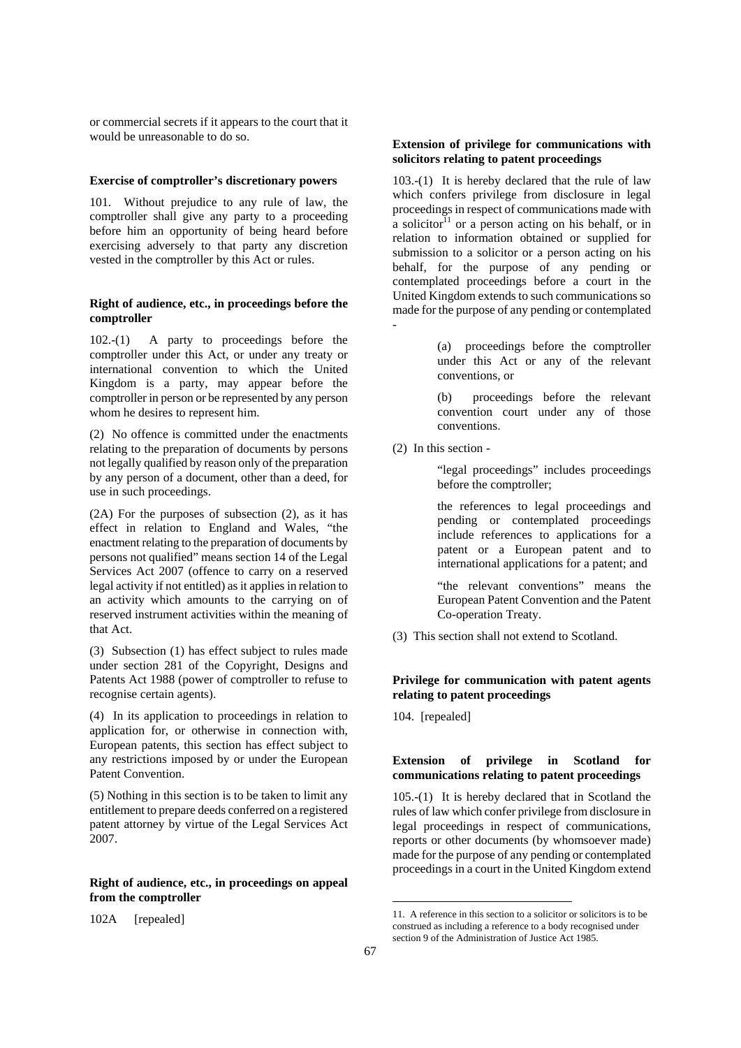or commercial secrets if it appears to the court that it would be unreasonable to do so.

**Exercise of comptroller's discretionary powers**

101. Without prejudice to any rule of law, the comptroller shall give any party to a proceeding before him an opportunity of being heard before exercising adversely to that party any discretion vested in the comptroller by this Act or rules.

**Right of audience, etc., in proceedings before the comptroller**

102.-(1) A party to proceedings before the comptroller under this Act, or under any treaty or international convention to which the United Kingdom is a party, may appear before the comptroller in person or be represented by any person whom he desires to represent him.

(2) No offence is committed under the enactments relating to the preparation of documents by persons not legally qualified by reason only of the preparation by any person of a document, other than a deed, for use in such proceedings.

(2A) For the purposes of subsection (2), as it has effect in relation to England and Wales, "the enactment relating to the preparation of documents by persons not qualified" means section 14 of the Legal Services Act 2007 (offence to carry on a reserved legal activity if not entitled) as it applies in relation to an activity which amounts to the carrying on of reserved instrument activities within the meaning of that Act.

(3) Subsection (1) has effect subject to rules made under section 281 of the Copyright, Designs and Patents Act 1988 (power of comptroller to refuse to recognise certain agents).

(4) In its application to proceedings in relation to application for, or otherwise in connection with, European patents, this section has effect subject to any restrictions imposed by or under the European Patent Convention.

(5) Nothing in this section is to be taken to limit any entitlement to prepare deeds conferred on a registered patent attorney by virtue of the Legal Services Act 2007.

**Right of audience, etc., in proceedings on appeal from the comptroller**

102A [repealed]

**Extension of privilege for communications with solicitors relating to patent proceedings**

103.-(1) It is hereby declared that the rule of law which confers privilege from disclosure in legal proceedings in respect of communications made with a solicitor[11] or a person acting on his behalf, or in relation to information obtained or supplied for submission to a solicitor or a person acting on his behalf, for the purpose of any pending or contemplated proceedings before a court in the United Kingdom extends to such communications so made for the purpose of any pending or contemplated -

> (a) proceedings before the comptroller under this Act or any of the relevant conventions, or
>
> (b) proceedings before the relevant convention court under any of those conventions.

(2) In this section -

> "legal proceedings" includes proceedings before the comptroller;
>
> the references to legal proceedings and pending or contemplated proceedings include references to applications for a patent or a European patent and to international applications for a patent; and
>
> "the relevant conventions" means the European Patent Convention and the Patent Co-operation Treaty.

(3) This section shall not extend to Scotland.

**Privilege for communication with patent agents relating to patent proceedings**

104. [repealed]

**Extension of privilege in Scotland for communications relating to patent proceedings**

105.-(1) It is hereby declared that in Scotland the rules of law which confer privilege from disclosure in legal proceedings in respect of communications, reports or other documents (by whomsoever made) made for the purpose of any pending or contemplated proceedings in a court in the United Kingdom extend

---

11. A reference in this section to a solicitor or solicitors is to be construed as including a reference to a body recognised under section 9 of the Administration of Justice Act 1985.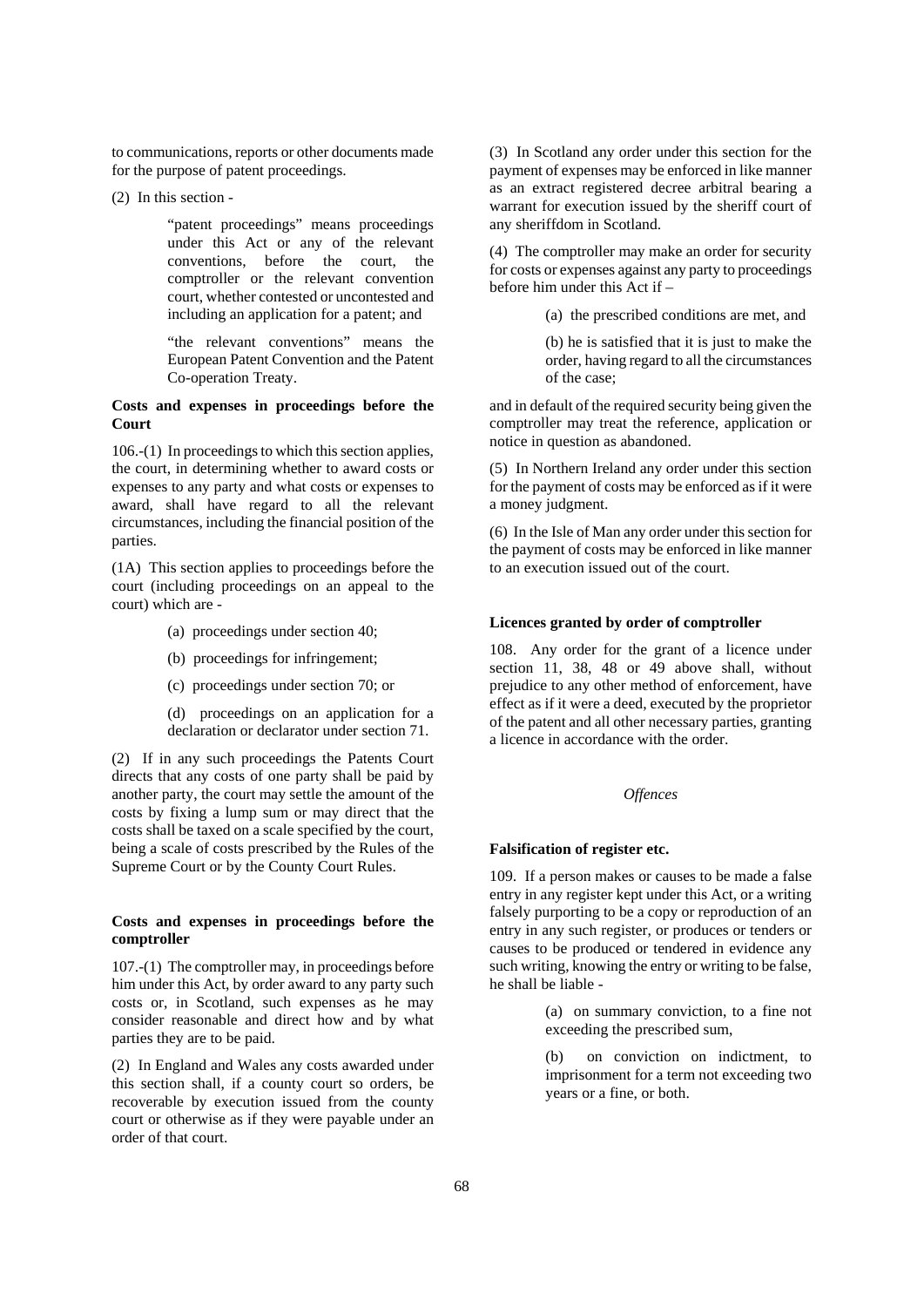to communications, reports or other documents made for the purpose of patent proceedings.

(2) In this section -

"patent proceedings" means proceedings under this Act or any of the relevant conventions, before the court, the comptroller or the relevant convention court, whether contested or uncontested and including an application for a patent; and

"the relevant conventions" means the European Patent Convention and the Patent Co-operation Treaty.

**Costs and expenses in proceedings before the Court**

106.-(1) In proceedings to which this section applies, the court, in determining whether to award costs or expenses to any party and what costs or expenses to award, shall have regard to all the relevant circumstances, including the financial position of the parties.

(1A) This section applies to proceedings before the court (including proceedings on an appeal to the court) which are -

(a) proceedings under section 40;

(b) proceedings for infringement;

(c) proceedings under section 70; or

(d) proceedings on an application for a declaration or declarator under section 71.

(2) If in any such proceedings the Patents Court directs that any costs of one party shall be paid by another party, the court may settle the amount of the costs by fixing a lump sum or may direct that the costs shall be taxed on a scale specified by the court, being a scale of costs prescribed by the Rules of the Supreme Court or by the County Court Rules.

**Costs and expenses in proceedings before the comptroller**

107.-(1) The comptroller may, in proceedings before him under this Act, by order award to any party such costs or, in Scotland, such expenses as he may consider reasonable and direct how and by what parties they are to be paid.

(2) In England and Wales any costs awarded under this section shall, if a county court so orders, be recoverable by execution issued from the county court or otherwise as if they were payable under an order of that court.

(3) In Scotland any order under this section for the payment of expenses may be enforced in like manner as an extract registered decree arbitral bearing a warrant for execution issued by the sheriff court of any sheriffdom in Scotland.

(4) The comptroller may make an order for security for costs or expenses against any party to proceedings before him under this Act if –

(a) the prescribed conditions are met, and

(b) he is satisfied that it is just to make the order, having regard to all the circumstances of the case;

and in default of the required security being given the comptroller may treat the reference, application or notice in question as abandoned.

(5) In Northern Ireland any order under this section for the payment of costs may be enforced as if it were a money judgment.

(6) In the Isle of Man any order under this section for the payment of costs may be enforced in like manner to an execution issued out of the court.

**Licences granted by order of comptroller**

108. Any order for the grant of a licence under section 11, 38, 48 or 49 above shall, without prejudice to any other method of enforcement, have effect as if it were a deed, executed by the proprietor of the patent and all other necessary parties, granting a licence in accordance with the order.

*Offences*

**Falsification of register etc.**

109. If a person makes or causes to be made a false entry in any register kept under this Act, or a writing falsely purporting to be a copy or reproduction of an entry in any such register, or produces or tenders or causes to be produced or tendered in evidence any such writing, knowing the entry or writing to be false, he shall be liable -

(a) on summary conviction, to a fine not exceeding the prescribed sum,

(b) on conviction on indictment, to imprisonment for a term not exceeding two years or a fine, or both.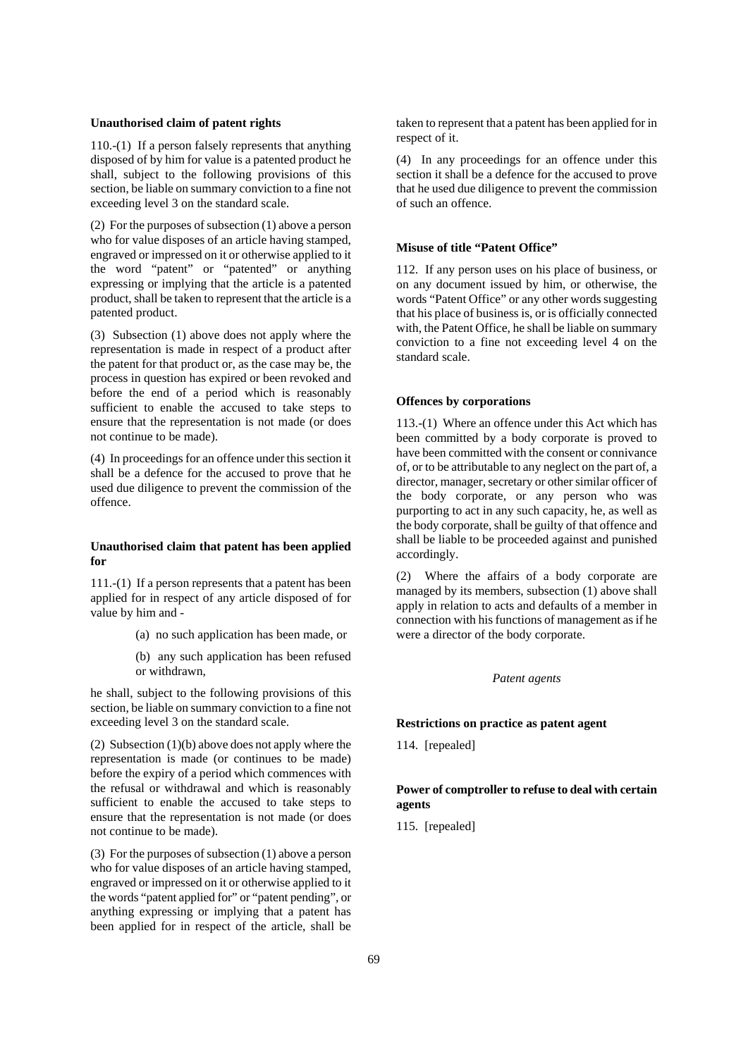**Unauthorised claim of patent rights**

110.-(1) If a person falsely represents that anything disposed of by him for value is a patented product he shall, subject to the following provisions of this section, be liable on summary conviction to a fine not exceeding level 3 on the standard scale.

(2) For the purposes of subsection (1) above a person who for value disposes of an article having stamped, engraved or impressed on it or otherwise applied to it the word "patent" or "patented" or anything expressing or implying that the article is a patented product, shall be taken to represent that the article is a patented product.

(3) Subsection (1) above does not apply where the representation is made in respect of a product after the patent for that product or, as the case may be, the process in question has expired or been revoked and before the end of a period which is reasonably sufficient to enable the accused to take steps to ensure that the representation is not made (or does not continue to be made).

(4) In proceedings for an offence under this section it shall be a defence for the accused to prove that he used due diligence to prevent the commission of the offence.

**Unauthorised claim that patent has been applied for**

111.-(1) If a person represents that a patent has been applied for in respect of any article disposed of for value by him and -

(a) no such application has been made, or

(b) any such application has been refused or withdrawn,

he shall, subject to the following provisions of this section, be liable on summary conviction to a fine not exceeding level 3 on the standard scale.

(2) Subsection (1)(b) above does not apply where the representation is made (or continues to be made) before the expiry of a period which commences with the refusal or withdrawal and which is reasonably sufficient to enable the accused to take steps to ensure that the representation is not made (or does not continue to be made).

(3) For the purposes of subsection (1) above a person who for value disposes of an article having stamped, engraved or impressed on it or otherwise applied to it the words "patent applied for" or "patent pending", or anything expressing or implying that a patent has been applied for in respect of the article, shall be taken to represent that a patent has been applied for in respect of it.

(4) In any proceedings for an offence under this section it shall be a defence for the accused to prove that he used due diligence to prevent the commission of such an offence.

**Misuse of title "Patent Office"**

112. If any person uses on his place of business, or on any document issued by him, or otherwise, the words "Patent Office" or any other words suggesting that his place of business is, or is officially connected with, the Patent Office, he shall be liable on summary conviction to a fine not exceeding level 4 on the standard scale.

**Offences by corporations**

113.-(1) Where an offence under this Act which has been committed by a body corporate is proved to have been committed with the consent or connivance of, or to be attributable to any neglect on the part of, a director, manager, secretary or other similar officer of the body corporate, or any person who was purporting to act in any such capacity, he, as well as the body corporate, shall be guilty of that offence and shall be liable to be proceeded against and punished accordingly.

(2) Where the affairs of a body corporate are managed by its members, subsection (1) above shall apply in relation to acts and defaults of a member in connection with his functions of management as if he were a director of the body corporate.

*Patent agents*

**Restrictions on practice as patent agent**

114. [repealed]

**Power of comptroller to refuse to deal with certain agents**

115. [repealed]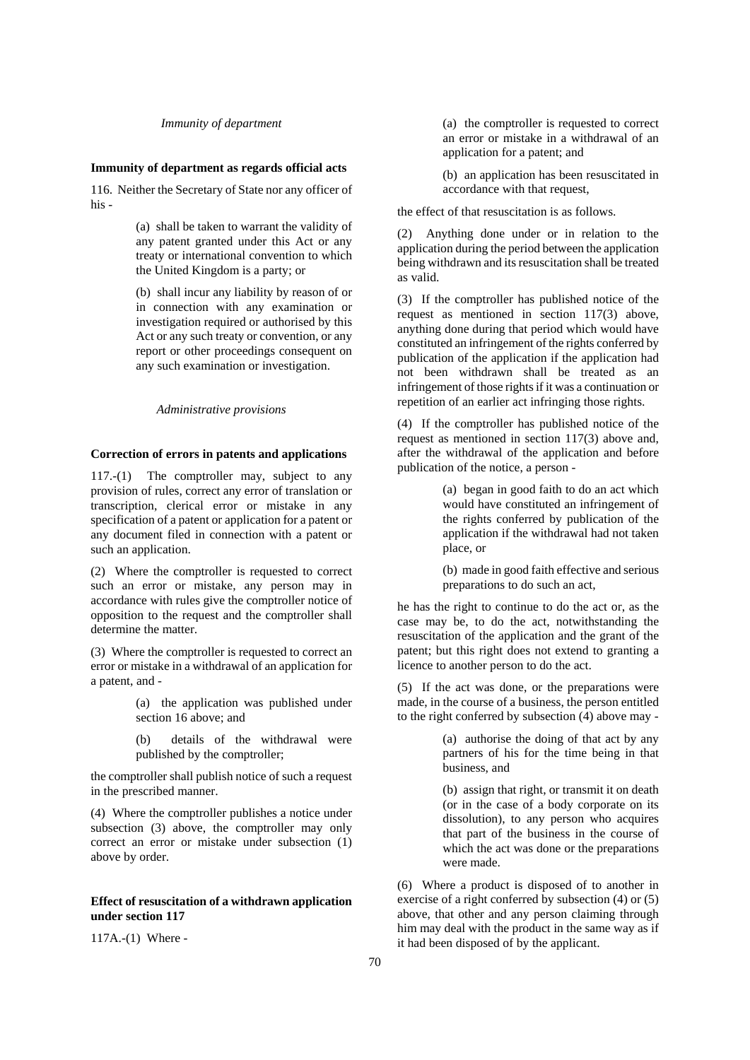*Immunity of department*

**Immunity of department as regards official acts**

116. Neither the Secretary of State nor any officer of his -

(a) shall be taken to warrant the validity of any patent granted under this Act or any treaty or international convention to which the United Kingdom is a party; or

(b) shall incur any liability by reason of or in connection with any examination or investigation required or authorised by this Act or any such treaty or convention, or any report or other proceedings consequent on any such examination or investigation.

*Administrative provisions*

**Correction of errors in patents and applications**

117.-(1) The comptroller may, subject to any provision of rules, correct any error of translation or transcription, clerical error or mistake in any specification of a patent or application for a patent or any document filed in connection with a patent or such an application.

(2) Where the comptroller is requested to correct such an error or mistake, any person may in accordance with rules give the comptroller notice of opposition to the request and the comptroller shall determine the matter.

(3) Where the comptroller is requested to correct an error or mistake in a withdrawal of an application for a patent, and -

(a) the application was published under section 16 above; and

(b) details of the withdrawal were published by the comptroller;

the comptroller shall publish notice of such a request in the prescribed manner.

(4) Where the comptroller publishes a notice under subsection (3) above, the comptroller may only correct an error or mistake under subsection (1) above by order.

**Effect of resuscitation of a withdrawn application under section 117**

117A.-(1) Where -

(a) the comptroller is requested to correct an error or mistake in a withdrawal of an application for a patent; and

(b) an application has been resuscitated in accordance with that request,

the effect of that resuscitation is as follows.

(2) Anything done under or in relation to the application during the period between the application being withdrawn and its resuscitation shall be treated as valid.

(3) If the comptroller has published notice of the request as mentioned in section 117(3) above, anything done during that period which would have constituted an infringement of the rights conferred by publication of the application if the application had not been withdrawn shall be treated as an infringement of those rights if it was a continuation or repetition of an earlier act infringing those rights.

(4) If the comptroller has published notice of the request as mentioned in section 117(3) above and, after the withdrawal of the application and before publication of the notice, a person -

(a) began in good faith to do an act which would have constituted an infringement of the rights conferred by publication of the application if the withdrawal had not taken place, or

(b) made in good faith effective and serious preparations to do such an act,

he has the right to continue to do the act or, as the case may be, to do the act, notwithstanding the resuscitation of the application and the grant of the patent; but this right does not extend to granting a licence to another person to do the act.

(5) If the act was done, or the preparations were made, in the course of a business, the person entitled to the right conferred by subsection (4) above may -

(a) authorise the doing of that act by any partners of his for the time being in that business, and

(b) assign that right, or transmit it on death (or in the case of a body corporate on its dissolution), to any person who acquires that part of the business in the course of which the act was done or the preparations were made.

(6) Where a product is disposed of to another in exercise of a right conferred by subsection (4) or (5) above, that other and any person claiming through him may deal with the product in the same way as if it had been disposed of by the applicant.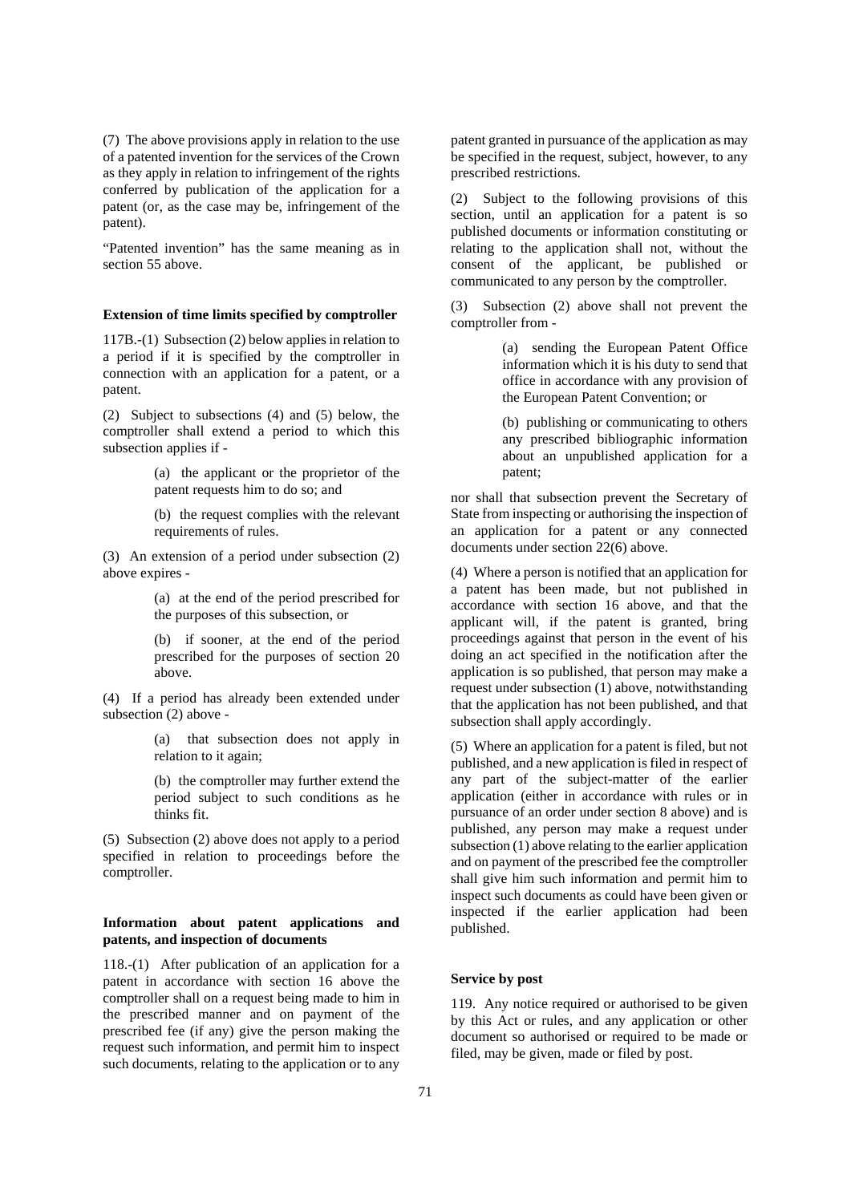(7) The above provisions apply in relation to the use of a patented invention for the services of the Crown as they apply in relation to infringement of the rights conferred by publication of the application for a patent (or, as the case may be, infringement of the patent).

"Patented invention" has the same meaning as in section 55 above.

**Extension of time limits specified by comptroller**

117B.-(1) Subsection (2) below applies in relation to a period if it is specified by the comptroller in connection with an application for a patent, or a patent.

(2) Subject to subsections (4) and (5) below, the comptroller shall extend a period to which this subsection applies if -

> (a) the applicant or the proprietor of the patent requests him to do so; and
>
> (b) the request complies with the relevant requirements of rules.

(3) An extension of a period under subsection (2) above expires -

> (a) at the end of the period prescribed for the purposes of this subsection, or
>
> (b) if sooner, at the end of the period prescribed for the purposes of section 20 above.

(4) If a period has already been extended under subsection (2) above -

> (a) that subsection does not apply in relation to it again;
>
> (b) the comptroller may further extend the period subject to such conditions as he thinks fit.

(5) Subsection (2) above does not apply to a period specified in relation to proceedings before the comptroller.

**Information about patent applications and patents, and inspection of documents**

118.-(1) After publication of an application for a patent in accordance with section 16 above the comptroller shall on a request being made to him in the prescribed manner and on payment of the prescribed fee (if any) give the person making the request such information, and permit him to inspect such documents, relating to the application or to any patent granted in pursuance of the application as may be specified in the request, subject, however, to any prescribed restrictions.

(2) Subject to the following provisions of this section, until an application for a patent is so published documents or information constituting or relating to the application shall not, without the consent of the applicant, be published or communicated to any person by the comptroller.

(3) Subsection (2) above shall not prevent the comptroller from -

> (a) sending the European Patent Office information which it is his duty to send that office in accordance with any provision of the European Patent Convention; or
>
> (b) publishing or communicating to others any prescribed bibliographic information about an unpublished application for a patent;

nor shall that subsection prevent the Secretary of State from inspecting or authorising the inspection of an application for a patent or any connected documents under section 22(6) above.

(4) Where a person is notified that an application for a patent has been made, but not published in accordance with section 16 above, and that the applicant will, if the patent is granted, bring proceedings against that person in the event of his doing an act specified in the notification after the application is so published, that person may make a request under subsection (1) above, notwithstanding that the application has not been published, and that subsection shall apply accordingly.

(5) Where an application for a patent is filed, but not published, and a new application is filed in respect of any part of the subject-matter of the earlier application (either in accordance with rules or in pursuance of an order under section 8 above) and is published, any person may make a request under subsection (1) above relating to the earlier application and on payment of the prescribed fee the comptroller shall give him such information and permit him to inspect such documents as could have been given or inspected if the earlier application had been published.

**Service by post**

119. Any notice required or authorised to be given by this Act or rules, and any application or other document so authorised or required to be made or filed, may be given, made or filed by post.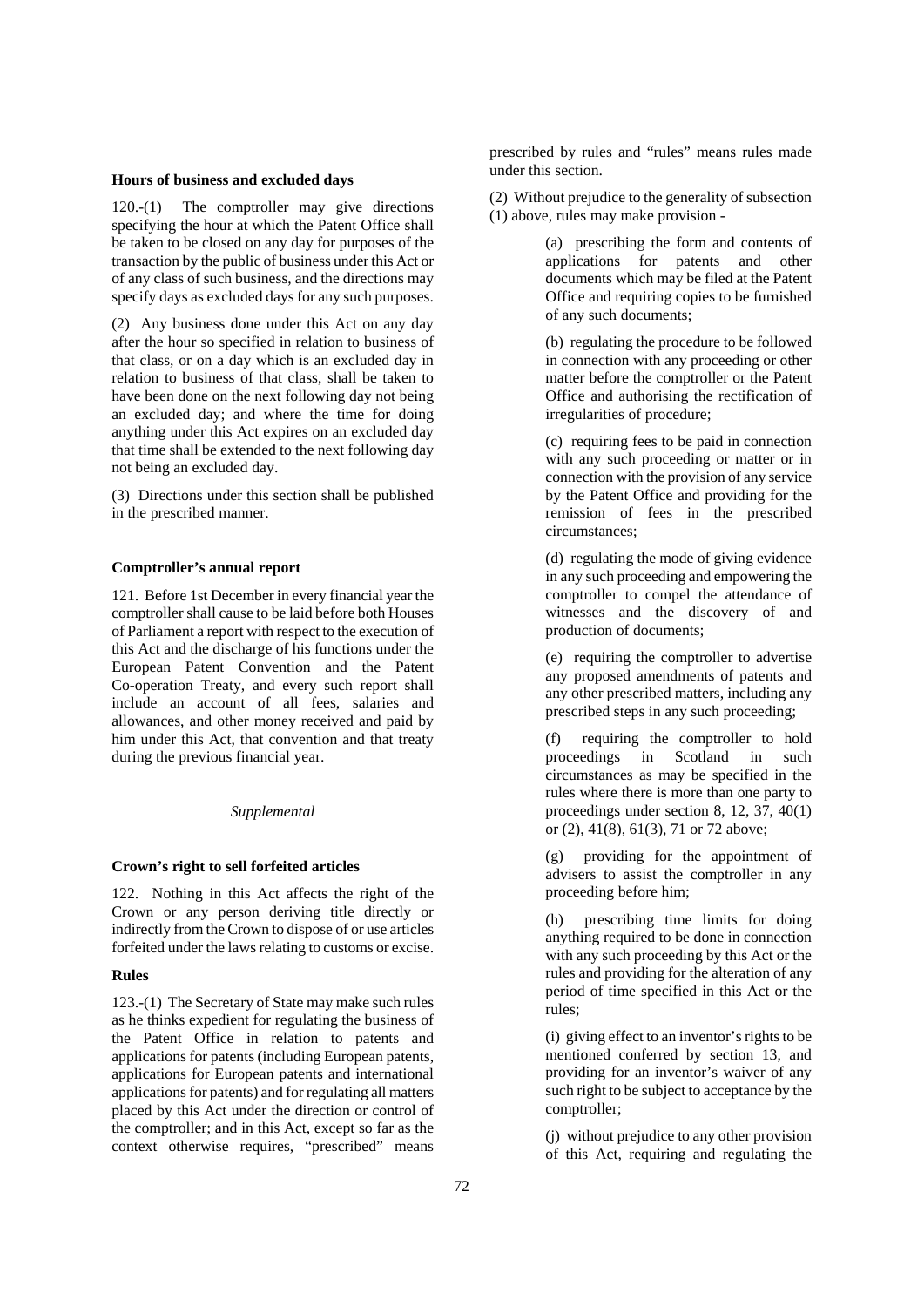**Hours of business and excluded days**

120.-(1) The comptroller may give directions specifying the hour at which the Patent Office shall be taken to be closed on any day for purposes of the transaction by the public of business under this Act or of any class of such business, and the directions may specify days as excluded days for any such purposes.

(2) Any business done under this Act on any day after the hour so specified in relation to business of that class, or on a day which is an excluded day in relation to business of that class, shall be taken to have been done on the next following day not being an excluded day; and where the time for doing anything under this Act expires on an excluded day that time shall be extended to the next following day not being an excluded day.

(3) Directions under this section shall be published in the prescribed manner.

**Comptroller's annual report**

121. Before 1st December in every financial year the comptroller shall cause to be laid before both Houses of Parliament a report with respect to the execution of this Act and the discharge of his functions under the European Patent Convention and the Patent Co-operation Treaty, and every such report shall include an account of all fees, salaries and allowances, and other money received and paid by him under this Act, that convention and that treaty during the previous financial year.

*Supplemental*

**Crown's right to sell forfeited articles**

122. Nothing in this Act affects the right of the Crown or any person deriving title directly or indirectly from the Crown to dispose of or use articles forfeited under the laws relating to customs or excise.

**Rules**

123.-(1) The Secretary of State may make such rules as he thinks expedient for regulating the business of the Patent Office in relation to patents and applications for patents (including European patents, applications for European patents and international applications for patents) and for regulating all matters placed by this Act under the direction or control of the comptroller; and in this Act, except so far as the context otherwise requires, "prescribed" means prescribed by rules and "rules" means rules made under this section.

(2) Without prejudice to the generality of subsection (1) above, rules may make provision -

(a) prescribing the form and contents of applications for patents and other documents which may be filed at the Patent Office and requiring copies to be furnished of any such documents;

(b) regulating the procedure to be followed in connection with any proceeding or other matter before the comptroller or the Patent Office and authorising the rectification of irregularities of procedure;

(c) requiring fees to be paid in connection with any such proceeding or matter or in connection with the provision of any service by the Patent Office and providing for the remission of fees in the prescribed circumstances;

(d) regulating the mode of giving evidence in any such proceeding and empowering the comptroller to compel the attendance of witnesses and the discovery of and production of documents;

(e) requiring the comptroller to advertise any proposed amendments of patents and any other prescribed matters, including any prescribed steps in any such proceeding;

(f) requiring the comptroller to hold proceedings in Scotland in such circumstances as may be specified in the rules where there is more than one party to proceedings under section 8, 12, 37, 40(1) or (2), 41(8), 61(3), 71 or 72 above;

(g) providing for the appointment of advisers to assist the comptroller in any proceeding before him;

(h) prescribing time limits for doing anything required to be done in connection with any such proceeding by this Act or the rules and providing for the alteration of any period of time specified in this Act or the rules;

(i) giving effect to an inventor's rights to be mentioned conferred by section 13, and providing for an inventor's waiver of any such right to be subject to acceptance by the comptroller;

(j) without prejudice to any other provision of this Act, requiring and regulating the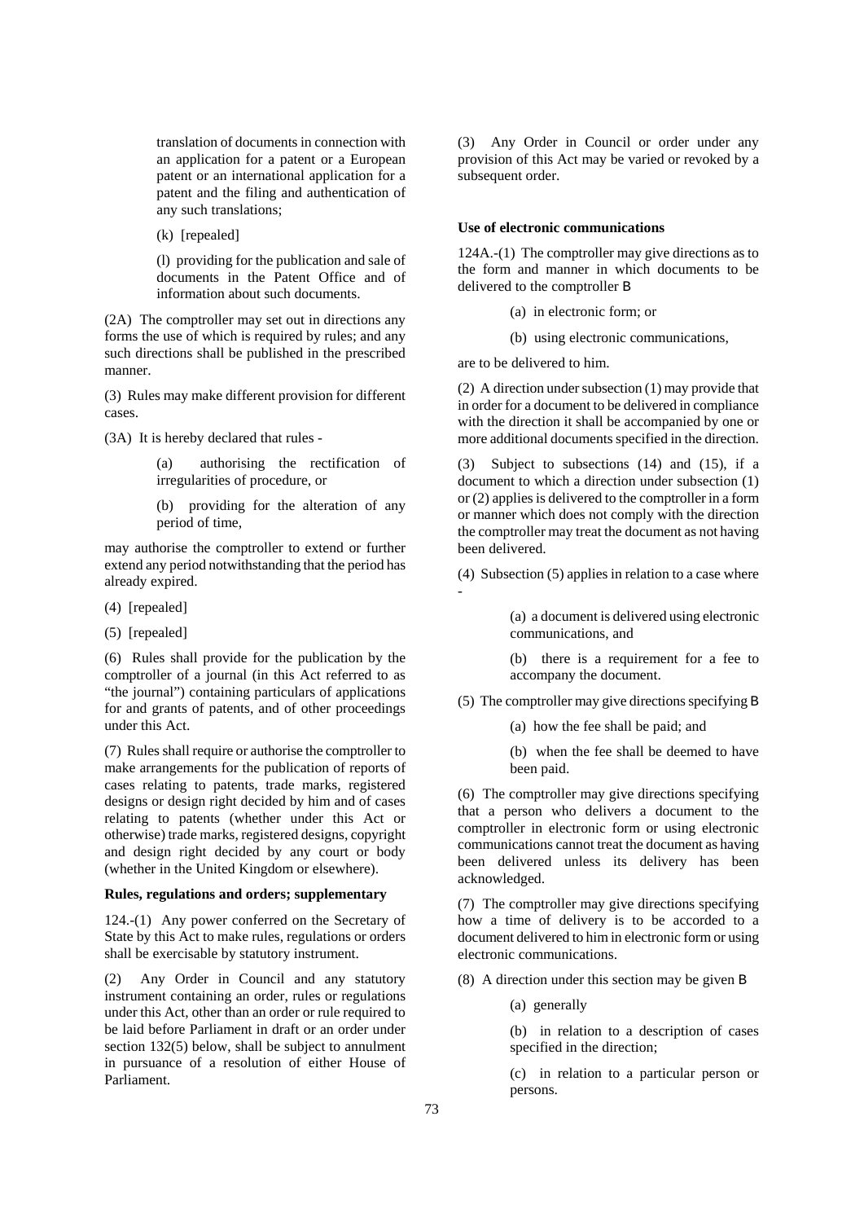translation of documents in connection with an application for a patent or a European patent or an international application for a patent and the filing and authentication of any such translations;

(k) [repealed]

(l) providing for the publication and sale of documents in the Patent Office and of information about such documents.

(2A) The comptroller may set out in directions any forms the use of which is required by rules; and any such directions shall be published in the prescribed manner.

(3) Rules may make different provision for different cases.

(3A) It is hereby declared that rules -

(a) authorising the rectification of irregularities of procedure, or

(b) providing for the alteration of any period of time,

may authorise the comptroller to extend or further extend any period notwithstanding that the period has already expired.

(4) [repealed]

(5) [repealed]

(6) Rules shall provide for the publication by the comptroller of a journal (in this Act referred to as "the journal") containing particulars of applications for and grants of patents, and of other proceedings under this Act.

(7) Rules shall require or authorise the comptroller to make arrangements for the publication of reports of cases relating to patents, trade marks, registered designs or design right decided by him and of cases relating to patents (whether under this Act or otherwise) trade marks, registered designs, copyright and design right decided by any court or body (whether in the United Kingdom or elsewhere).

**Rules, regulations and orders; supplementary**

124.-(1) Any power conferred on the Secretary of State by this Act to make rules, regulations or orders shall be exercisable by statutory instrument.

(2) Any Order in Council and any statutory instrument containing an order, rules or regulations under this Act, other than an order or rule required to be laid before Parliament in draft or an order under section 132(5) below, shall be subject to annulment in pursuance of a resolution of either House of Parliament.

(3) Any Order in Council or order under any provision of this Act may be varied or revoked by a subsequent order.

**Use of electronic communications**

124A.-(1) The comptroller may give directions as to the form and manner in which documents to be delivered to the comptroller B

(a) in electronic form; or

(b) using electronic communications,

are to be delivered to him.

(2) A direction under subsection (1) may provide that in order for a document to be delivered in compliance with the direction it shall be accompanied by one or more additional documents specified in the direction.

(3) Subject to subsections (14) and (15), if a document to which a direction under subsection (1) or (2) applies is delivered to the comptroller in a form or manner which does not comply with the direction the comptroller may treat the document as not having been delivered.

(4) Subsection (5) applies in relation to a case where -

(a) a document is delivered using electronic communications, and

(b) there is a requirement for a fee to accompany the document.

(5) The comptroller may give directions specifying B

(a) how the fee shall be paid; and

(b) when the fee shall be deemed to have been paid.

(6) The comptroller may give directions specifying that a person who delivers a document to the comptroller in electronic form or using electronic communications cannot treat the document as having been delivered unless its delivery has been acknowledged.

(7) The comptroller may give directions specifying how a time of delivery is to be accorded to a document delivered to him in electronic form or using electronic communications.

(8) A direction under this section may be given B

(a) generally

(b) in relation to a description of cases specified in the direction;

(c) in relation to a particular person or persons.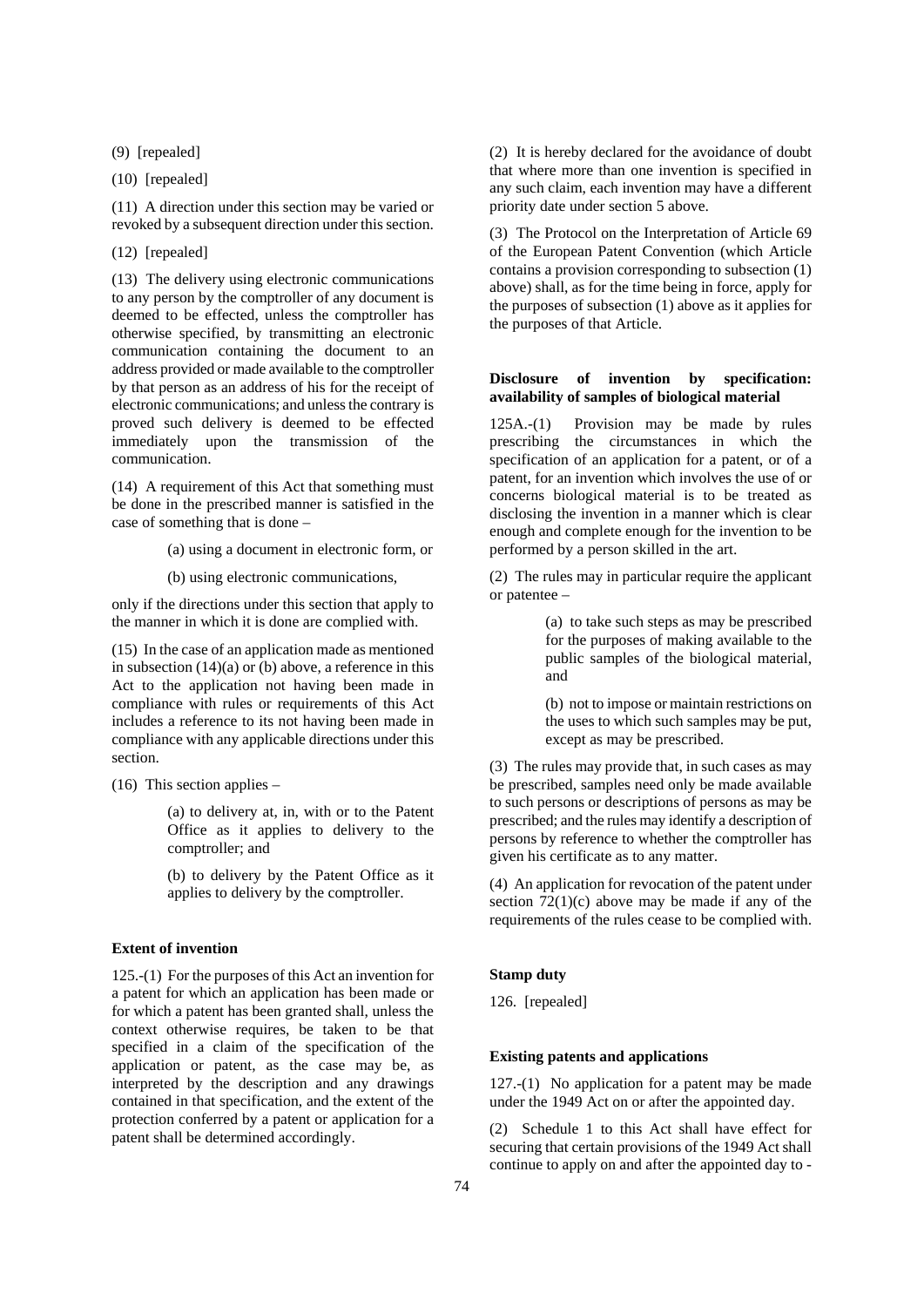(9) [repealed]

(10) [repealed]

(11) A direction under this section may be varied or revoked by a subsequent direction under this section.

(12) [repealed]

(13) The delivery using electronic communications to any person by the comptroller of any document is deemed to be effected, unless the comptroller has otherwise specified, by transmitting an electronic communication containing the document to an address provided or made available to the comptroller by that person as an address of his for the receipt of electronic communications; and unless the contrary is proved such delivery is deemed to be effected immediately upon the transmission of the communication.

(14) A requirement of this Act that something must be done in the prescribed manner is satisfied in the case of something that is done –

(a) using a document in electronic form, or

(b) using electronic communications,

only if the directions under this section that apply to the manner in which it is done are complied with.

(15) In the case of an application made as mentioned in subsection (14)(a) or (b) above, a reference in this Act to the application not having been made in compliance with rules or requirements of this Act includes a reference to its not having been made in compliance with any applicable directions under this section.

(16) This section applies –

(a) to delivery at, in, with or to the Patent Office as it applies to delivery to the comptroller; and

(b) to delivery by the Patent Office as it applies to delivery by the comptroller.

**Extent of invention**

125.-(1) For the purposes of this Act an invention for a patent for which an application has been made or for which a patent has been granted shall, unless the context otherwise requires, be taken to be that specified in a claim of the specification of the application or patent, as the case may be, as interpreted by the description and any drawings contained in that specification, and the extent of the protection conferred by a patent or application for a patent shall be determined accordingly.

(2) It is hereby declared for the avoidance of doubt that where more than one invention is specified in any such claim, each invention may have a different priority date under section 5 above.

(3) The Protocol on the Interpretation of Article 69 of the European Patent Convention (which Article contains a provision corresponding to subsection (1) above) shall, as for the time being in force, apply for the purposes of subsection (1) above as it applies for the purposes of that Article.

**Disclosure of invention by specification: availability of samples of biological material**

125A.-(1) Provision may be made by rules prescribing the circumstances in which the specification of an application for a patent, or of a patent, for an invention which involves the use of or concerns biological material is to be treated as disclosing the invention in a manner which is clear enough and complete enough for the invention to be performed by a person skilled in the art.

(2) The rules may in particular require the applicant or patentee –

(a) to take such steps as may be prescribed for the purposes of making available to the public samples of the biological material, and

(b) not to impose or maintain restrictions on the uses to which such samples may be put, except as may be prescribed.

(3) The rules may provide that, in such cases as may be prescribed, samples need only be made available to such persons or descriptions of persons as may be prescribed; and the rules may identify a description of persons by reference to whether the comptroller has given his certificate as to any matter.

(4) An application for revocation of the patent under section 72(1)(c) above may be made if any of the requirements of the rules cease to be complied with.

**Stamp duty**

126. [repealed]

**Existing patents and applications**

127.-(1) No application for a patent may be made under the 1949 Act on or after the appointed day.

(2) Schedule 1 to this Act shall have effect for securing that certain provisions of the 1949 Act shall continue to apply on and after the appointed day to -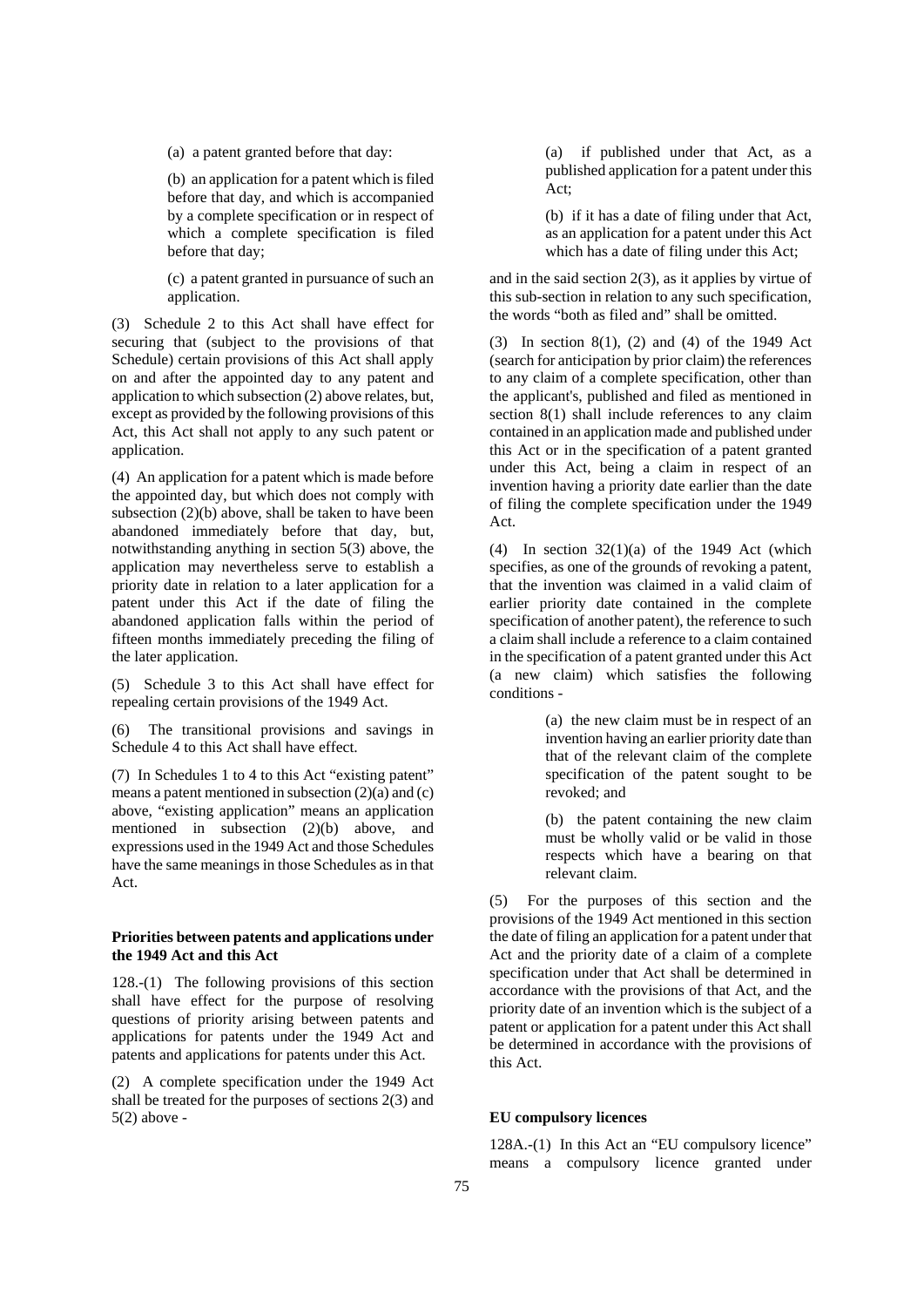(a) a patent granted before that day:

(b) an application for a patent which is filed before that day, and which is accompanied by a complete specification or in respect of which a complete specification is filed before that day;

(c) a patent granted in pursuance of such an application.

(3) Schedule 2 to this Act shall have effect for securing that (subject to the provisions of that Schedule) certain provisions of this Act shall apply on and after the appointed day to any patent and application to which subsection (2) above relates, but, except as provided by the following provisions of this Act, this Act shall not apply to any such patent or application.

(4) An application for a patent which is made before the appointed day, but which does not comply with subsection (2)(b) above, shall be taken to have been abandoned immediately before that day, but, notwithstanding anything in section 5(3) above, the application may nevertheless serve to establish a priority date in relation to a later application for a patent under this Act if the date of filing the abandoned application falls within the period of fifteen months immediately preceding the filing of the later application.

(5) Schedule 3 to this Act shall have effect for repealing certain provisions of the 1949 Act.

(6) The transitional provisions and savings in Schedule 4 to this Act shall have effect.

(7) In Schedules 1 to 4 to this Act "existing patent" means a patent mentioned in subsection (2)(a) and (c) above, "existing application" means an application mentioned in subsection (2)(b) above, and expressions used in the 1949 Act and those Schedules have the same meanings in those Schedules as in that Act.

**Priorities between patents and applications under the 1949 Act and this Act**

128.-(1) The following provisions of this section shall have effect for the purpose of resolving questions of priority arising between patents and applications for patents under the 1949 Act and patents and applications for patents under this Act.

(2) A complete specification under the 1949 Act shall be treated for the purposes of sections 2(3) and 5(2) above -

(a) if published under that Act, as a published application for a patent under this Act;

(b) if it has a date of filing under that Act, as an application for a patent under this Act which has a date of filing under this Act;

and in the said section 2(3), as it applies by virtue of this sub-section in relation to any such specification, the words "both as filed and" shall be omitted.

(3) In section 8(1), (2) and (4) of the 1949 Act (search for anticipation by prior claim) the references to any claim of a complete specification, other than the applicant's, published and filed as mentioned in section 8(1) shall include references to any claim contained in an application made and published under this Act or in the specification of a patent granted under this Act, being a claim in respect of an invention having a priority date earlier than the date of filing the complete specification under the 1949 Act.

(4) In section 32(1)(a) of the 1949 Act (which specifies, as one of the grounds of revoking a patent, that the invention was claimed in a valid claim of earlier priority date contained in the complete specification of another patent), the reference to such a claim shall include a reference to a claim contained in the specification of a patent granted under this Act (a new claim) which satisfies the following conditions -

(a) the new claim must be in respect of an invention having an earlier priority date than that of the relevant claim of the complete specification of the patent sought to be revoked; and

(b) the patent containing the new claim must be wholly valid or be valid in those respects which have a bearing on that relevant claim.

(5) For the purposes of this section and the provisions of the 1949 Act mentioned in this section the date of filing an application for a patent under that Act and the priority date of a claim of a complete specification under that Act shall be determined in accordance with the provisions of that Act, and the priority date of an invention which is the subject of a patent or application for a patent under this Act shall be determined in accordance with the provisions of this Act.

**EU compulsory licences**

128A.-(1) In this Act an "EU compulsory licence" means a compulsory licence granted under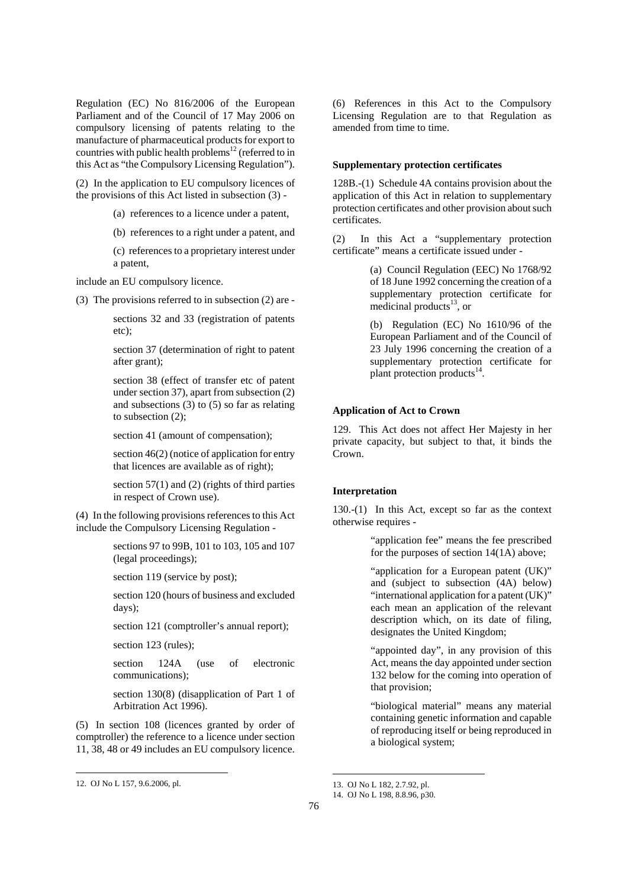Regulation (EC) No 816/2006 of the European Parliament and of the Council of 17 May 2006 on compulsory licensing of patents relating to the manufacture of pharmaceutical products for export to countries with public health problems[12] (referred to in this Act as "the Compulsory Licensing Regulation").

(2) In the application to EU compulsory licences of the provisions of this Act listed in subsection (3) -

(a) references to a licence under a patent,

(b) references to a right under a patent, and

(c) references to a proprietary interest under a patent,

include an EU compulsory licence.

(3) The provisions referred to in subsection (2) are -

sections 32 and 33 (registration of patents etc);

section 37 (determination of right to patent after grant);

section 38 (effect of transfer etc of patent under section 37), apart from subsection (2) and subsections (3) to (5) so far as relating to subsection (2);

section 41 (amount of compensation);

section 46(2) (notice of application for entry that licences are available as of right);

section 57(1) and (2) (rights of third parties in respect of Crown use).

(4) In the following provisions references to this Act include the Compulsory Licensing Regulation -

sections 97 to 99B, 101 to 103, 105 and 107 (legal proceedings);

section 119 (service by post);

section 120 (hours of business and excluded days);

section 121 (comptroller's annual report);

section 123 (rules);

section 124A (use of electronic communications);

section 130(8) (disapplication of Part 1 of Arbitration Act 1996).

(5) In section 108 (licences granted by order of comptroller) the reference to a licence under section 11, 38, 48 or 49 includes an EU compulsory licence.

(6) References in this Act to the Compulsory Licensing Regulation are to that Regulation as amended from time to time.

**Supplementary protection certificates**

128B.-(1) Schedule 4A contains provision about the application of this Act in relation to supplementary protection certificates and other provision about such certificates.

(2) In this Act a "supplementary protection certificate" means a certificate issued under -

(a) Council Regulation (EEC) No 1768/92 of 18 June 1992 concerning the creation of a supplementary protection certificate for medicinal products[13], or

(b) Regulation (EC) No 1610/96 of the European Parliament and of the Council of 23 July 1996 concerning the creation of a supplementary protection certificate for plant protection products[14].

**Application of Act to Crown**

129. This Act does not affect Her Majesty in her private capacity, but subject to that, it binds the Crown.

**Interpretation**

130.-(1) In this Act, except so far as the context otherwise requires -

"application fee" means the fee prescribed for the purposes of section 14(1A) above;

"application for a European patent (UK)" and (subject to subsection (4A) below) "international application for a patent (UK)" each mean an application of the relevant description which, on its date of filing, designates the United Kingdom;

"appointed day", in any provision of this Act, means the day appointed under section 132 below for the coming into operation of that provision;

"biological material" means any material containing genetic information and capable of reproducing itself or being reproduced in a biological system;

12. OJ No L 157, 9.6.2006, pl.

13. OJ No L 182, 2.7.92, pl.

14. OJ No L 198, 8.8.96, p30.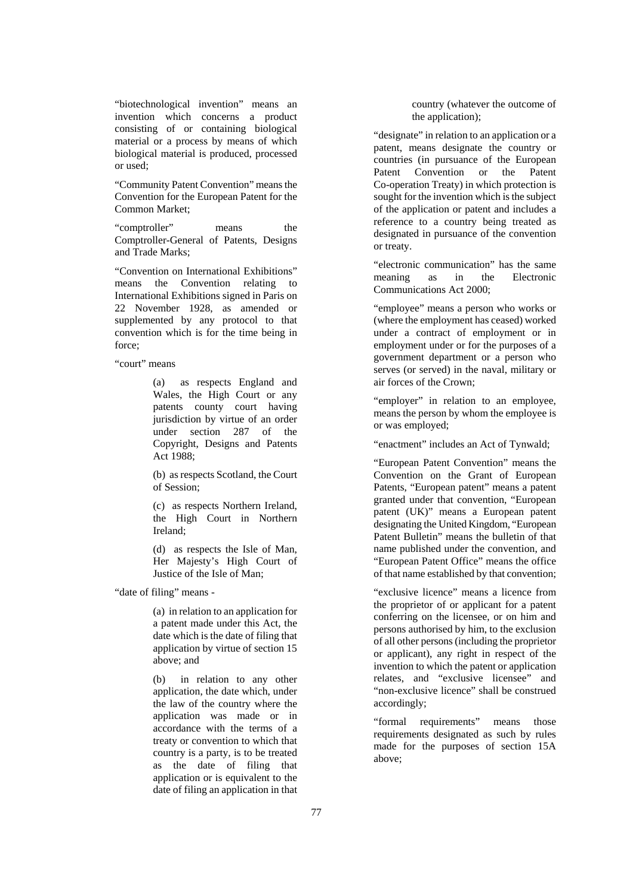"biotechnological invention" means an invention which concerns a product consisting of or containing biological material or a process by means of which biological material is produced, processed or used;

"Community Patent Convention" means the Convention for the European Patent for the Common Market;

"comptroller" means the Comptroller-General of Patents, Designs and Trade Marks;

"Convention on International Exhibitions" means the Convention relating to International Exhibitions signed in Paris on 22 November 1928, as amended or supplemented by any protocol to that convention which is for the time being in force;

"court" means

> (a) as respects England and Wales, the High Court or any patents county court having jurisdiction by virtue of an order under section 287 of the Copyright, Designs and Patents Act 1988;
>
> (b) as respects Scotland, the Court of Session;
>
> (c) as respects Northern Ireland, the High Court in Northern Ireland;
>
> (d) as respects the Isle of Man, Her Majesty's High Court of Justice of the Isle of Man;

"date of filing" means -

> (a) in relation to an application for a patent made under this Act, the date which is the date of filing that application by virtue of section 15 above; and
>
> (b) in relation to any other application, the date which, under the law of the country where the application was made or in accordance with the terms of a treaty or convention to which that country is a party, is to be treated as the date of filing that application or is equivalent to the date of filing an application in that country (whatever the outcome of the application);

"designate" in relation to an application or a patent, means designate the country or countries (in pursuance of the European Patent Convention or the Patent Co-operation Treaty) in which protection is sought for the invention which is the subject of the application or patent and includes a reference to a country being treated as designated in pursuance of the convention or treaty.

"electronic communication" has the same meaning as in the Electronic Communications Act 2000;

"employee" means a person who works or (where the employment has ceased) worked under a contract of employment or in employment under or for the purposes of a government department or a person who serves (or served) in the naval, military or air forces of the Crown;

"employer" in relation to an employee, means the person by whom the employee is or was employed;

"enactment" includes an Act of Tynwald;

"European Patent Convention" means the Convention on the Grant of European Patents, "European patent" means a patent granted under that convention, "European patent (UK)" means a European patent designating the United Kingdom, "European Patent Bulletin" means the bulletin of that name published under the convention, and "European Patent Office" means the office of that name established by that convention;

"exclusive licence" means a licence from the proprietor of or applicant for a patent conferring on the licensee, or on him and persons authorised by him, to the exclusion of all other persons (including the proprietor or applicant), any right in respect of the invention to which the patent or application relates, and "exclusive licensee" and "non-exclusive licence" shall be construed accordingly;

"formal requirements" means those requirements designated as such by rules made for the purposes of section 15A above;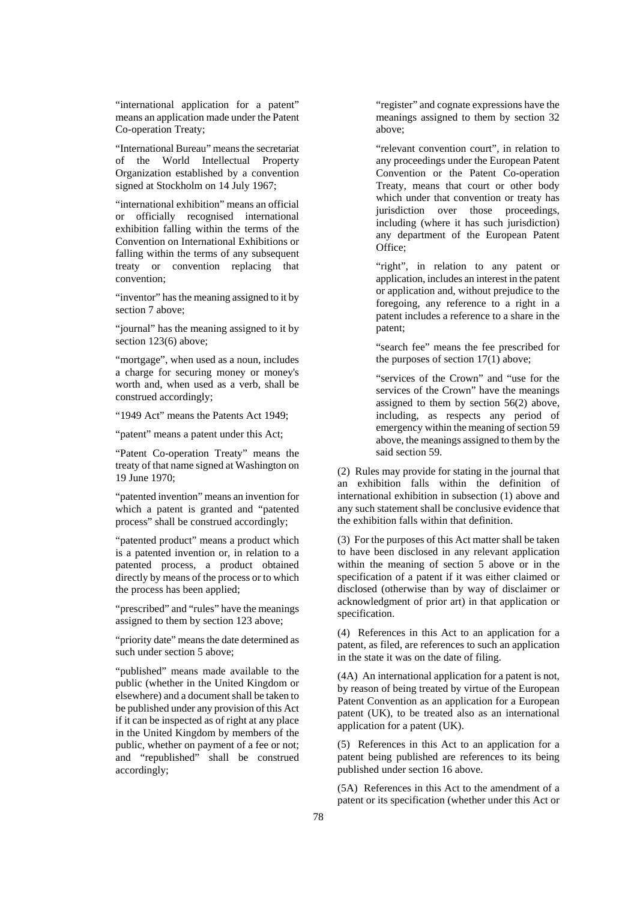"international application for a patent" means an application made under the Patent Co-operation Treaty;

"International Bureau" means the secretariat of the World Intellectual Property Organization established by a convention signed at Stockholm on 14 July 1967;

"international exhibition" means an official or officially recognised international exhibition falling within the terms of the Convention on International Exhibitions or falling within the terms of any subsequent treaty or convention replacing that convention;

"inventor" has the meaning assigned to it by section 7 above;

"journal" has the meaning assigned to it by section 123(6) above;

"mortgage", when used as a noun, includes a charge for securing money or money's worth and, when used as a verb, shall be construed accordingly;

"1949 Act" means the Patents Act 1949;

"patent" means a patent under this Act;

"Patent Co-operation Treaty" means the treaty of that name signed at Washington on 19 June 1970;

"patented invention" means an invention for which a patent is granted and "patented process" shall be construed accordingly;

"patented product" means a product which is a patented invention or, in relation to a patented process, a product obtained directly by means of the process or to which the process has been applied;

"prescribed" and "rules" have the meanings assigned to them by section 123 above;

"priority date" means the date determined as such under section 5 above;

"published" means made available to the public (whether in the United Kingdom or elsewhere) and a document shall be taken to be published under any provision of this Act if it can be inspected as of right at any place in the United Kingdom by members of the public, whether on payment of a fee or not; and "republished" shall be construed accordingly;

"register" and cognate expressions have the meanings assigned to them by section 32 above;

"relevant convention court", in relation to any proceedings under the European Patent Convention or the Patent Co-operation Treaty, means that court or other body which under that convention or treaty has jurisdiction over those proceedings, including (where it has such jurisdiction) any department of the European Patent Office;

"right", in relation to any patent or application, includes an interest in the patent or application and, without prejudice to the foregoing, any reference to a right in a patent includes a reference to a share in the patent;

"search fee" means the fee prescribed for the purposes of section 17(1) above;

"services of the Crown" and "use for the services of the Crown" have the meanings assigned to them by section 56(2) above, including, as respects any period of emergency within the meaning of section 59 above, the meanings assigned to them by the said section 59.

(2) Rules may provide for stating in the journal that an exhibition falls within the definition of international exhibition in subsection (1) above and any such statement shall be conclusive evidence that the exhibition falls within that definition.

(3) For the purposes of this Act matter shall be taken to have been disclosed in any relevant application within the meaning of section 5 above or in the specification of a patent if it was either claimed or disclosed (otherwise than by way of disclaimer or acknowledgment of prior art) in that application or specification.

(4) References in this Act to an application for a patent, as filed, are references to such an application in the state it was on the date of filing.

(4A) An international application for a patent is not, by reason of being treated by virtue of the European Patent Convention as an application for a European patent (UK), to be treated also as an international application for a patent (UK).

(5) References in this Act to an application for a patent being published are references to its being published under section 16 above.

(5A) References in this Act to the amendment of a patent or its specification (whether under this Act or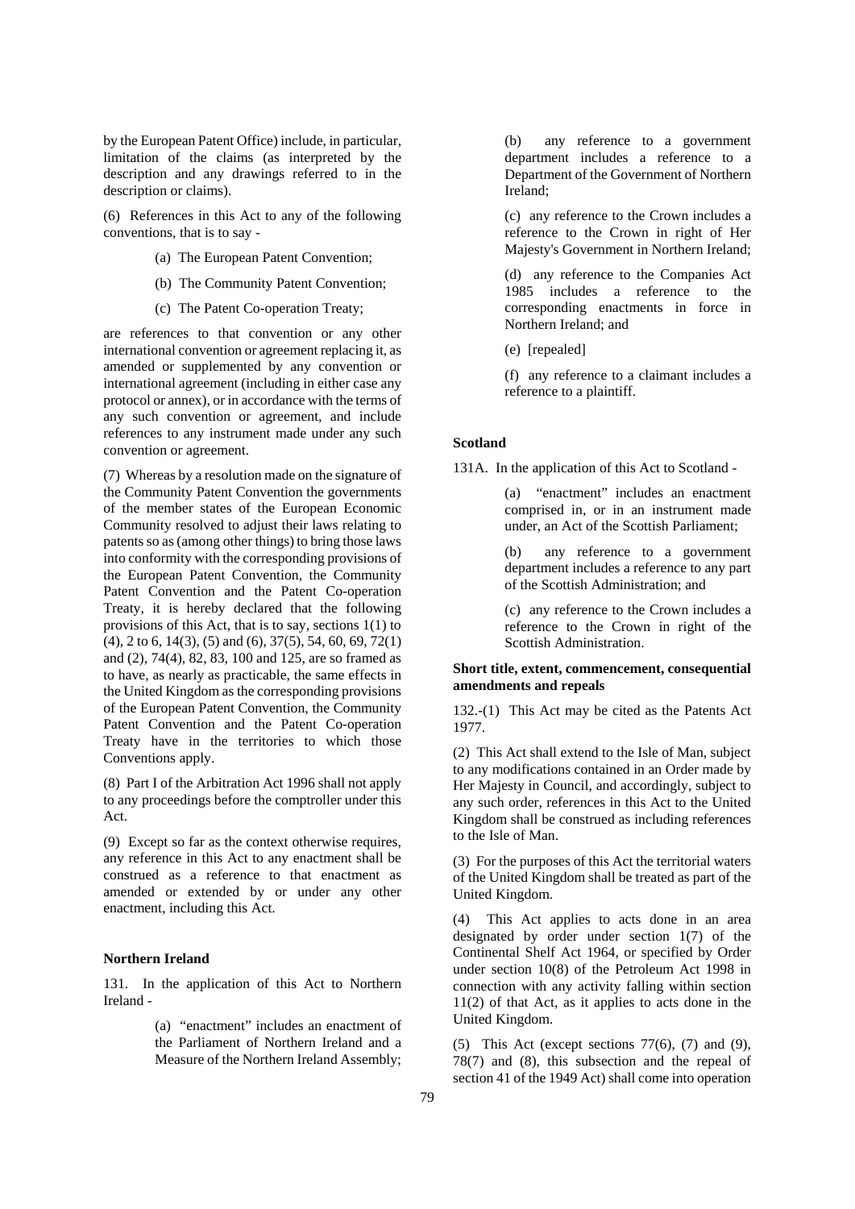by the European Patent Office) include, in particular, limitation of the claims (as interpreted by the description and any drawings referred to in the description or claims).

(6) References in this Act to any of the following conventions, that is to say -

(a) The European Patent Convention;

(b) The Community Patent Convention;

(c) The Patent Co-operation Treaty;

are references to that convention or any other international convention or agreement replacing it, as amended or supplemented by any convention or international agreement (including in either case any protocol or annex), or in accordance with the terms of any such convention or agreement, and include references to any instrument made under any such convention or agreement.

(7) Whereas by a resolution made on the signature of the Community Patent Convention the governments of the member states of the European Economic Community resolved to adjust their laws relating to patents so as (among other things) to bring those laws into conformity with the corresponding provisions of the European Patent Convention, the Community Patent Convention and the Patent Co-operation Treaty, it is hereby declared that the following provisions of this Act, that is to say, sections 1(1) to (4), 2 to 6, 14(3), (5) and (6), 37(5), 54, 60, 69, 72(1) and (2), 74(4), 82, 83, 100 and 125, are so framed as to have, as nearly as practicable, the same effects in the United Kingdom as the corresponding provisions of the European Patent Convention, the Community Patent Convention and the Patent Co-operation Treaty have in the territories to which those Conventions apply.

(8) Part I of the Arbitration Act 1996 shall not apply to any proceedings before the comptroller under this Act.

(9) Except so far as the context otherwise requires, any reference in this Act to any enactment shall be construed as a reference to that enactment as amended or extended by or under any other enactment, including this Act.

**Northern Ireland**

131. In the application of this Act to Northern Ireland -

(a) "enactment" includes an enactment of the Parliament of Northern Ireland and a Measure of the Northern Ireland Assembly;

(b) any reference to a government department includes a reference to a Department of the Government of Northern Ireland;

(c) any reference to the Crown includes a reference to the Crown in right of Her Majesty's Government in Northern Ireland;

(d) any reference to the Companies Act 1985 includes a reference to the corresponding enactments in force in Northern Ireland; and

(e) [repealed]

(f) any reference to a claimant includes a reference to a plaintiff.

**Scotland**

131A. In the application of this Act to Scotland -

(a) "enactment" includes an enactment comprised in, or in an instrument made under, an Act of the Scottish Parliament;

(b) any reference to a government department includes a reference to any part of the Scottish Administration; and

(c) any reference to the Crown includes a reference to the Crown in right of the Scottish Administration.

**Short title, extent, commencement, consequential amendments and repeals**

132.-(1) This Act may be cited as the Patents Act 1977.

(2) This Act shall extend to the Isle of Man, subject to any modifications contained in an Order made by Her Majesty in Council, and accordingly, subject to any such order, references in this Act to the United Kingdom shall be construed as including references to the Isle of Man.

(3) For the purposes of this Act the territorial waters of the United Kingdom shall be treated as part of the United Kingdom.

(4) This Act applies to acts done in an area designated by order under section 1(7) of the Continental Shelf Act 1964, or specified by Order under section 10(8) of the Petroleum Act 1998 in connection with any activity falling within section 11(2) of that Act, as it applies to acts done in the United Kingdom.

(5) This Act (except sections 77(6), (7) and (9), 78(7) and (8), this subsection and the repeal of section 41 of the 1949 Act) shall come into operation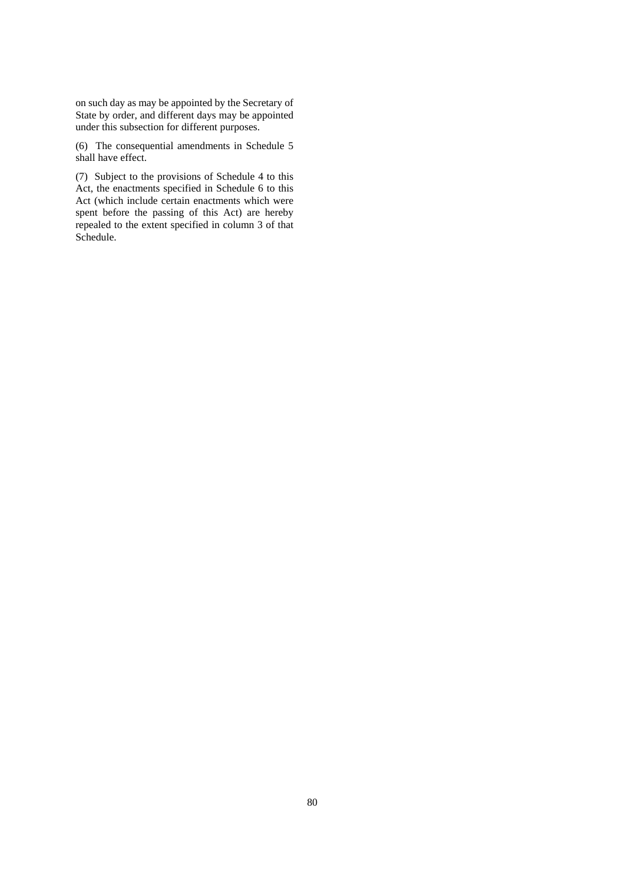on such day as may be appointed by the Secretary of State by order, and different days may be appointed under this subsection for different purposes.

(6) The consequential amendments in Schedule 5 shall have effect.

(7) Subject to the provisions of Schedule 4 to this Act, the enactments specified in Schedule 6 to this Act (which include certain enactments which were spent before the passing of this Act) are hereby repealed to the extent specified in column 3 of that Schedule.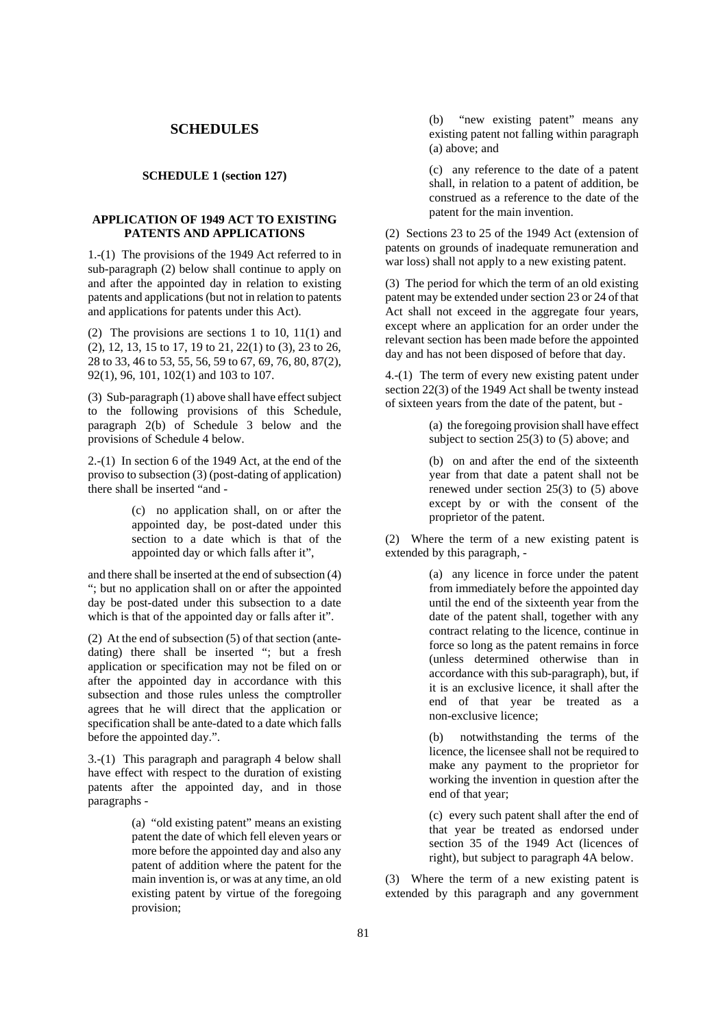# SCHEDULES

### SCHEDULE 1 (section 127)

### APPLICATION OF 1949 ACT TO EXISTING PATENTS AND APPLICATIONS

1.-(1) The provisions of the 1949 Act referred to in sub-paragraph (2) below shall continue to apply on and after the appointed day in relation to existing patents and applications (but not in relation to patents and applications for patents under this Act).

(2) The provisions are sections 1 to 10, 11(1) and (2), 12, 13, 15 to 17, 19 to 21, 22(1) to (3), 23 to 26, 28 to 33, 46 to 53, 55, 56, 59 to 67, 69, 76, 80, 87(2), 92(1), 96, 101, 102(1) and 103 to 107.

(3) Sub-paragraph (1) above shall have effect subject to the following provisions of this Schedule, paragraph 2(b) of Schedule 3 below and the provisions of Schedule 4 below.

2.-(1) In section 6 of the 1949 Act, at the end of the proviso to subsection (3) (post-dating of application) there shall be inserted "and -

> (c) no application shall, on or after the appointed day, be post-dated under this section to a date which is that of the appointed day or which falls after it",

and there shall be inserted at the end of subsection (4) "; but no application shall on or after the appointed day be post-dated under this subsection to a date which is that of the appointed day or falls after it".

(2) At the end of subsection (5) of that section (ante-dating) there shall be inserted "; but a fresh application or specification may not be filed on or after the appointed day in accordance with this subsection and those rules unless the comptroller agrees that he will direct that the application or specification shall be ante-dated to a date which falls before the appointed day.".

3.-(1) This paragraph and paragraph 4 below shall have effect with respect to the duration of existing patents after the appointed day, and in those paragraphs -

> (a) "old existing patent" means an existing patent the date of which fell eleven years or more before the appointed day and also any patent of addition where the patent for the main invention is, or was at any time, an old existing patent by virtue of the foregoing provision;
>
> (b) "new existing patent" means any existing patent not falling within paragraph (a) above; and
>
> (c) any reference to the date of a patent shall, in relation to a patent of addition, be construed as a reference to the date of the patent for the main invention.

(2) Sections 23 to 25 of the 1949 Act (extension of patents on grounds of inadequate remuneration and war loss) shall not apply to a new existing patent.

(3) The period for which the term of an old existing patent may be extended under section 23 or 24 of that Act shall not exceed in the aggregate four years, except where an application for an order under the relevant section has been made before the appointed day and has not been disposed of before that day.

4.-(1) The term of every new existing patent under section 22(3) of the 1949 Act shall be twenty instead of sixteen years from the date of the patent, but -

> (a) the foregoing provision shall have effect subject to section 25(3) to (5) above; and
>
> (b) on and after the end of the sixteenth year from that date a patent shall not be renewed under section 25(3) to (5) above except by or with the consent of the proprietor of the patent.

(2) Where the term of a new existing patent is extended by this paragraph, -

> (a) any licence in force under the patent from immediately before the appointed day until the end of the sixteenth year from the date of the patent shall, together with any contract relating to the licence, continue in force so long as the patent remains in force (unless determined otherwise than in accordance with this sub-paragraph), but, if it is an exclusive licence, it shall after the end of that year be treated as a non-exclusive licence;
>
> (b) notwithstanding the terms of the licence, the licensee shall not be required to make any payment to the proprietor for working the invention in question after the end of that year;
>
> (c) every such patent shall after the end of that year be treated as endorsed under section 35 of the 1949 Act (licences of right), but subject to paragraph 4A below.

(3) Where the term of a new existing patent is extended by this paragraph and any government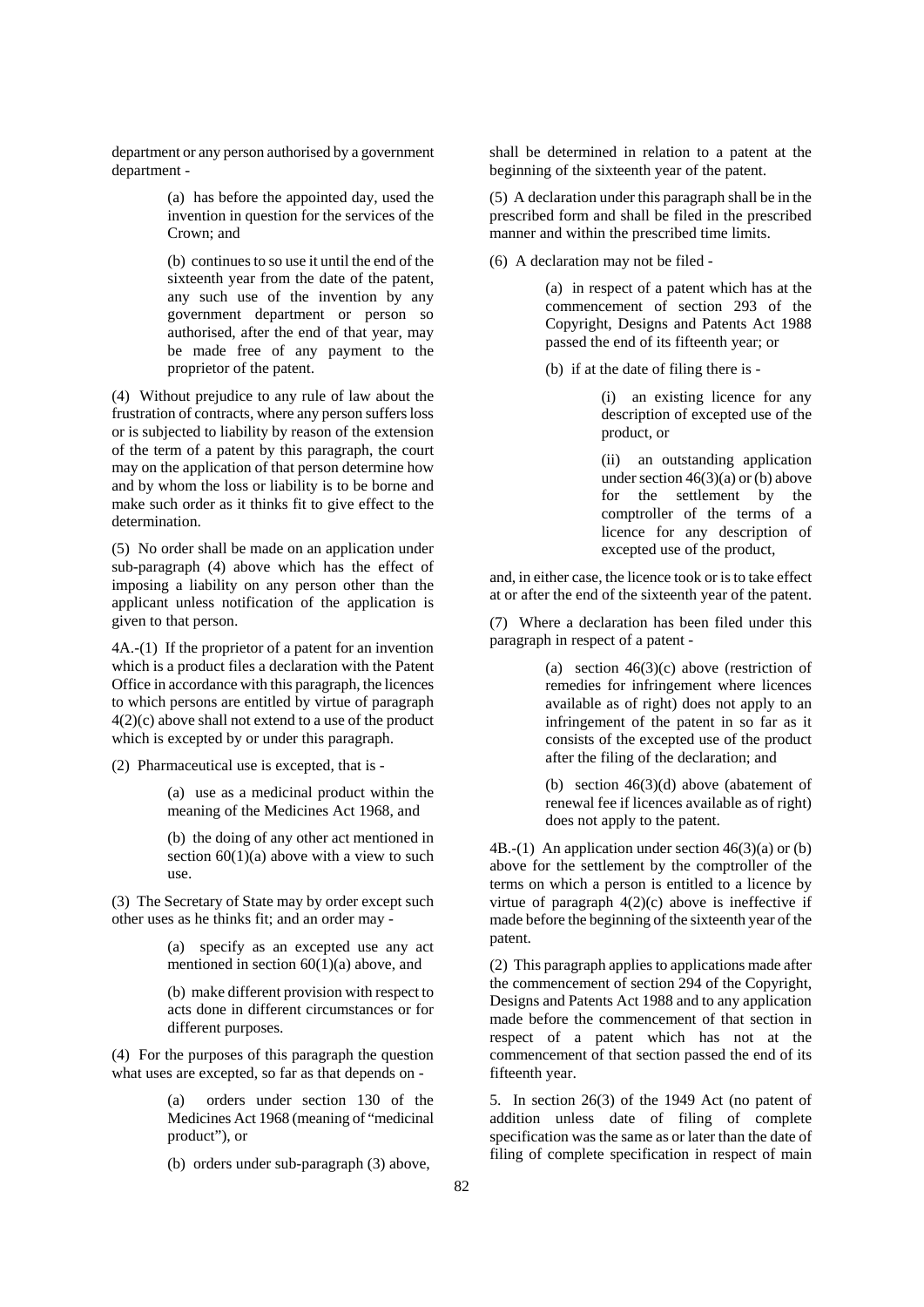department or any person authorised by a government department -

> (a) has before the appointed day, used the invention in question for the services of the Crown; and
>
> (b) continues to so use it until the end of the sixteenth year from the date of the patent, any such use of the invention by any government department or person so authorised, after the end of that year, may be made free of any payment to the proprietor of the patent.

(4) Without prejudice to any rule of law about the frustration of contracts, where any person suffers loss or is subjected to liability by reason of the extension of the term of a patent by this paragraph, the court may on the application of that person determine how and by whom the loss or liability is to be borne and make such order as it thinks fit to give effect to the determination.

(5) No order shall be made on an application under sub-paragraph (4) above which has the effect of imposing a liability on any person other than the applicant unless notification of the application is given to that person.

4A.-(1) If the proprietor of a patent for an invention which is a product files a declaration with the Patent Office in accordance with this paragraph, the licences to which persons are entitled by virtue of paragraph 4(2)(c) above shall not extend to a use of the product which is excepted by or under this paragraph.

(2) Pharmaceutical use is excepted, that is -

> (a) use as a medicinal product within the meaning of the Medicines Act 1968, and
>
> (b) the doing of any other act mentioned in section 60(1)(a) above with a view to such use.

(3) The Secretary of State may by order except such other uses as he thinks fit; and an order may -

> (a) specify as an excepted use any act mentioned in section 60(1)(a) above, and
>
> (b) make different provision with respect to acts done in different circumstances or for different purposes.

(4) For the purposes of this paragraph the question what uses are excepted, so far as that depends on -

> (a) orders under section 130 of the Medicines Act 1968 (meaning of "medicinal product"), or
>
> (b) orders under sub-paragraph (3) above,

shall be determined in relation to a patent at the beginning of the sixteenth year of the patent.

(5) A declaration under this paragraph shall be in the prescribed form and shall be filed in the prescribed manner and within the prescribed time limits.

(6) A declaration may not be filed -

> (a) in respect of a patent which has at the commencement of section 293 of the Copyright, Designs and Patents Act 1988 passed the end of its fifteenth year; or
>
> (b) if at the date of filing there is -
>
> > (i) an existing licence for any description of excepted use of the product, or
> >
> > (ii) an outstanding application under section 46(3)(a) or (b) above for the settlement by the comptroller of the terms of a licence for any description of excepted use of the product,

and, in either case, the licence took or is to take effect at or after the end of the sixteenth year of the patent.

(7) Where a declaration has been filed under this paragraph in respect of a patent -

> (a) section 46(3)(c) above (restriction of remedies for infringement where licences available as of right) does not apply to an infringement of the patent in so far as it consists of the excepted use of the product after the filing of the declaration; and
>
> (b) section 46(3)(d) above (abatement of renewal fee if licences available as of right) does not apply to the patent.

4B.-(1) An application under section 46(3)(a) or (b) above for the settlement by the comptroller of the terms on which a person is entitled to a licence by virtue of paragraph 4(2)(c) above is ineffective if made before the beginning of the sixteenth year of the patent.

(2) This paragraph applies to applications made after the commencement of section 294 of the Copyright, Designs and Patents Act 1988 and to any application made before the commencement of that section in respect of a patent which has not at the commencement of that section passed the end of its fifteenth year.

5. In section 26(3) of the 1949 Act (no patent of addition unless date of filing of complete specification was the same as or later than the date of filing of complete specification in respect of main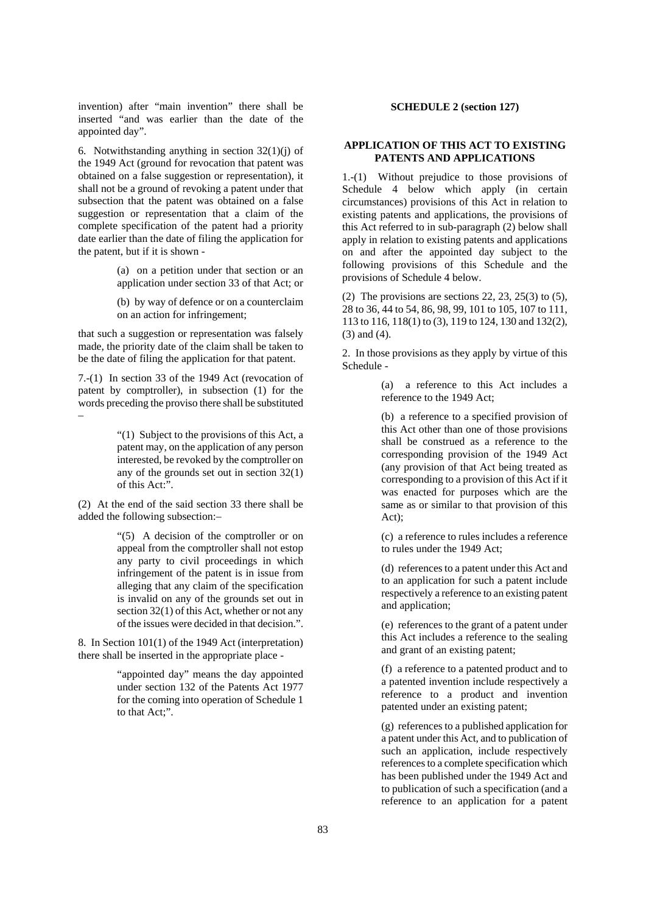invention) after "main invention" there shall be inserted "and was earlier than the date of the appointed day".

6. Notwithstanding anything in section 32(1)(j) of the 1949 Act (ground for revocation that patent was obtained on a false suggestion or representation), it shall not be a ground of revoking a patent under that subsection that the patent was obtained on a false suggestion or representation that a claim of the complete specification of the patent had a priority date earlier than the date of filing the application for the patent, but if it is shown -

> (a) on a petition under that section or an application under section 33 of that Act; or
>
> (b) by way of defence or on a counterclaim on an action for infringement;

that such a suggestion or representation was falsely made, the priority date of the claim shall be taken to be the date of filing the application for that patent.

7.-(1) In section 33 of the 1949 Act (revocation of patent by comptroller), in subsection (1) for the words preceding the proviso there shall be substituted –

> "(1) Subject to the provisions of this Act, a patent may, on the application of any person interested, be revoked by the comptroller on any of the grounds set out in section 32(1) of this Act:".

(2) At the end of the said section 33 there shall be added the following subsection:–

> "(5) A decision of the comptroller or on appeal from the comptroller shall not estop any party to civil proceedings in which infringement of the patent is in issue from alleging that any claim of the specification is invalid on any of the grounds set out in section 32(1) of this Act, whether or not any of the issues were decided in that decision.".

8. In Section 101(1) of the 1949 Act (interpretation) there shall be inserted in the appropriate place -

> "appointed day" means the day appointed under section 132 of the Patents Act 1977 for the coming into operation of Schedule 1 to that Act;".

**SCHEDULE 2 (section 127)**

## APPLICATION OF THIS ACT TO EXISTING PATENTS AND APPLICATIONS

1.-(1) Without prejudice to those provisions of Schedule 4 below which apply (in certain circumstances) provisions of this Act in relation to existing patents and applications, the provisions of this Act referred to in sub-paragraph (2) below shall apply in relation to existing patents and applications on and after the appointed day subject to the following provisions of this Schedule and the provisions of Schedule 4 below.

(2) The provisions are sections 22, 23, 25(3) to (5), 28 to 36, 44 to 54, 86, 98, 99, 101 to 105, 107 to 111, 113 to 116, 118(1) to (3), 119 to 124, 130 and 132(2), (3) and (4).

2. In those provisions as they apply by virtue of this Schedule -

> (a) a reference to this Act includes a reference to the 1949 Act;
>
> (b) a reference to a specified provision of this Act other than one of those provisions shall be construed as a reference to the corresponding provision of the 1949 Act (any provision of that Act being treated as corresponding to a provision of this Act if it was enacted for purposes which are the same as or similar to that provision of this Act);
>
> (c) a reference to rules includes a reference to rules under the 1949 Act;
>
> (d) references to a patent under this Act and to an application for such a patent include respectively a reference to an existing patent and application;
>
> (e) references to the grant of a patent under this Act includes a reference to the sealing and grant of an existing patent;
>
> (f) a reference to a patented product and to a patented invention include respectively a reference to a product and invention patented under an existing patent;
>
> (g) references to a published application for a patent under this Act, and to publication of such an application, include respectively references to a complete specification which has been published under the 1949 Act and to publication of such a specification (and a reference to an application for a patent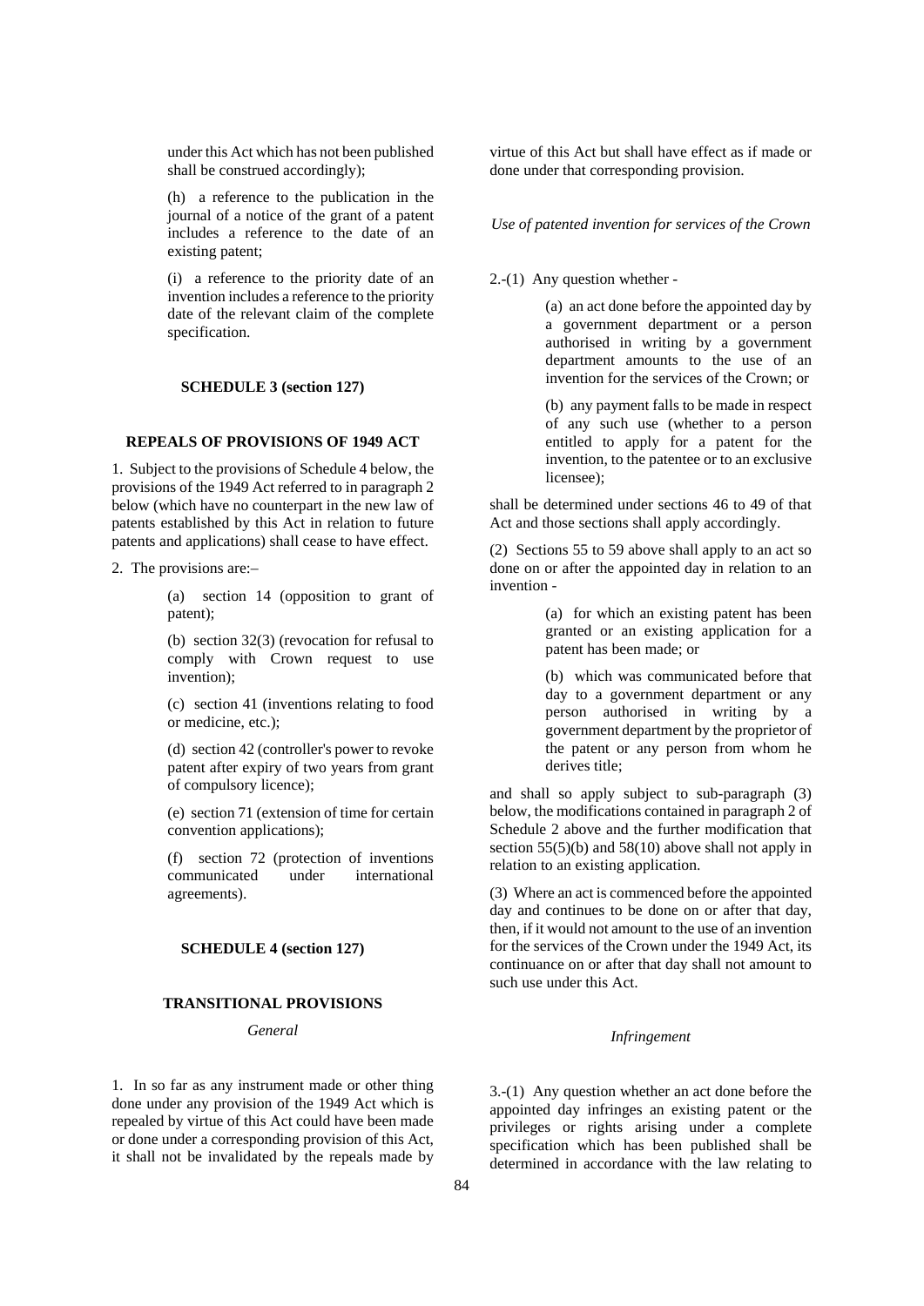under this Act which has not been published shall be construed accordingly);

(h) a reference to the publication in the journal of a notice of the grant of a patent includes a reference to the date of an existing patent;

(i) a reference to the priority date of an invention includes a reference to the priority date of the relevant claim of the complete specification.

**SCHEDULE 3 (section 127)**

**REPEALS OF PROVISIONS OF 1949 ACT**

1. Subject to the provisions of Schedule 4 below, the provisions of the 1949 Act referred to in paragraph 2 below (which have no counterpart in the new law of patents established by this Act in relation to future patents and applications) shall cease to have effect.

2. The provisions are:–

(a) section 14 (opposition to grant of patent);

(b) section 32(3) (revocation for refusal to comply with Crown request to use invention);

(c) section 41 (inventions relating to food or medicine, etc.);

(d) section 42 (controller's power to revoke patent after expiry of two years from grant of compulsory licence);

(e) section 71 (extension of time for certain convention applications);

(f) section 72 (protection of inventions communicated under international agreements).

**SCHEDULE 4 (section 127)**

**TRANSITIONAL PROVISIONS**

*General*

1. In so far as any instrument made or other thing done under any provision of the 1949 Act which is repealed by virtue of this Act could have been made or done under a corresponding provision of this Act, it shall not be invalidated by the repeals made by virtue of this Act but shall have effect as if made or done under that corresponding provision.

*Use of patented invention for services of the Crown*

2.-(1) Any question whether -

(a) an act done before the appointed day by a government department or a person authorised in writing by a government department amounts to the use of an invention for the services of the Crown; or

(b) any payment falls to be made in respect of any such use (whether to a person entitled to apply for a patent for the invention, to the patentee or to an exclusive licensee);

shall be determined under sections 46 to 49 of that Act and those sections shall apply accordingly.

(2) Sections 55 to 59 above shall apply to an act so done on or after the appointed day in relation to an invention -

(a) for which an existing patent has been granted or an existing application for a patent has been made; or

(b) which was communicated before that day to a government department or any person authorised in writing by a government department by the proprietor of the patent or any person from whom he derives title;

and shall so apply subject to sub-paragraph (3) below, the modifications contained in paragraph 2 of Schedule 2 above and the further modification that section 55(5)(b) and 58(10) above shall not apply in relation to an existing application.

(3) Where an act is commenced before the appointed day and continues to be done on or after that day, then, if it would not amount to the use of an invention for the services of the Crown under the 1949 Act, its continuance on or after that day shall not amount to such use under this Act.

*Infringement*

3.-(1) Any question whether an act done before the appointed day infringes an existing patent or the privileges or rights arising under a complete specification which has been published shall be determined in accordance with the law relating to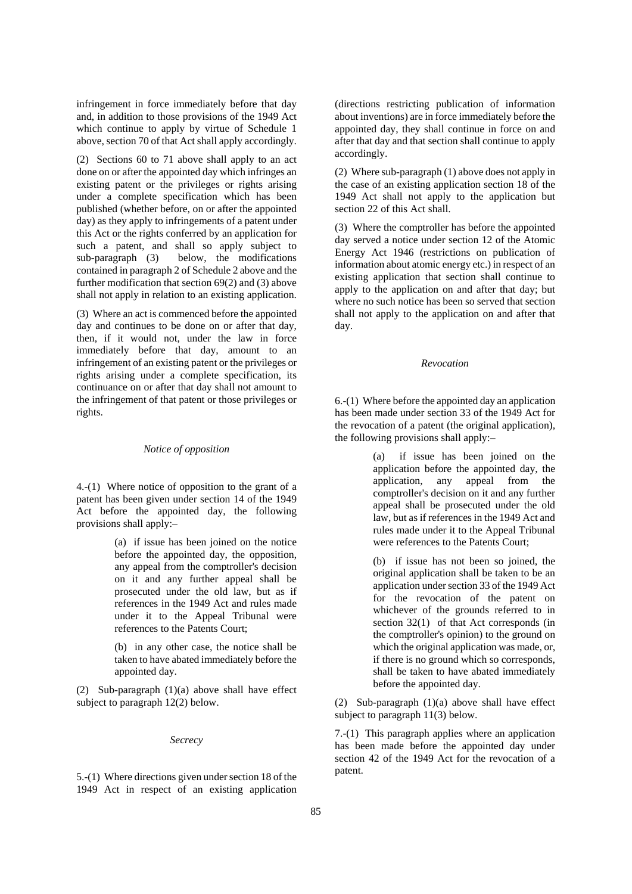infringement in force immediately before that day and, in addition to those provisions of the 1949 Act which continue to apply by virtue of Schedule 1 above, section 70 of that Act shall apply accordingly.

(2) Sections 60 to 71 above shall apply to an act done on or after the appointed day which infringes an existing patent or the privileges or rights arising under a complete specification which has been published (whether before, on or after the appointed day) as they apply to infringements of a patent under this Act or the rights conferred by an application for such a patent, and shall so apply subject to sub-paragraph (3) below, the modifications contained in paragraph 2 of Schedule 2 above and the further modification that section 69(2) and (3) above shall not apply in relation to an existing application.

(3) Where an act is commenced before the appointed day and continues to be done on or after that day, then, if it would not, under the law in force immediately before that day, amount to an infringement of an existing patent or the privileges or rights arising under a complete specification, its continuance on or after that day shall not amount to the infringement of that patent or those privileges or rights.

*Notice of opposition*

4.-(1) Where notice of opposition to the grant of a patent has been given under section 14 of the 1949 Act before the appointed day, the following provisions shall apply:–

> (a) if issue has been joined on the notice before the appointed day, the opposition, any appeal from the comptroller's decision on it and any further appeal shall be prosecuted under the old law, but as if references in the 1949 Act and rules made under it to the Appeal Tribunal were references to the Patents Court;
>
> (b) in any other case, the notice shall be taken to have abated immediately before the appointed day.

(2) Sub-paragraph (1)(a) above shall have effect subject to paragraph 12(2) below.

*Secrecy*

5.-(1) Where directions given under section 18 of the 1949 Act in respect of an existing application (directions restricting publication of information about inventions) are in force immediately before the appointed day, they shall continue in force on and after that day and that section shall continue to apply accordingly.

(2) Where sub-paragraph (1) above does not apply in the case of an existing application section 18 of the 1949 Act shall not apply to the application but section 22 of this Act shall.

(3) Where the comptroller has before the appointed day served a notice under section 12 of the Atomic Energy Act 1946 (restrictions on publication of information about atomic energy etc.) in respect of an existing application that section shall continue to apply to the application on and after that day; but where no such notice has been so served that section shall not apply to the application on and after that day.

*Revocation*

6.-(1) Where before the appointed day an application has been made under section 33 of the 1949 Act for the revocation of a patent (the original application), the following provisions shall apply:–

> (a) if issue has been joined on the application before the appointed day, the application, any appeal from the comptroller's decision on it and any further appeal shall be prosecuted under the old law, but as if references in the 1949 Act and rules made under it to the Appeal Tribunal were references to the Patents Court;
>
> (b) if issue has not been so joined, the original application shall be taken to be an application under section 33 of the 1949 Act for the revocation of the patent on whichever of the grounds referred to in section 32(1) of that Act corresponds (in the comptroller's opinion) to the ground on which the original application was made, or, if there is no ground which so corresponds, shall be taken to have abated immediately before the appointed day.

(2) Sub-paragraph (1)(a) above shall have effect subject to paragraph 11(3) below.

7.-(1) This paragraph applies where an application has been made before the appointed day under section 42 of the 1949 Act for the revocation of a patent.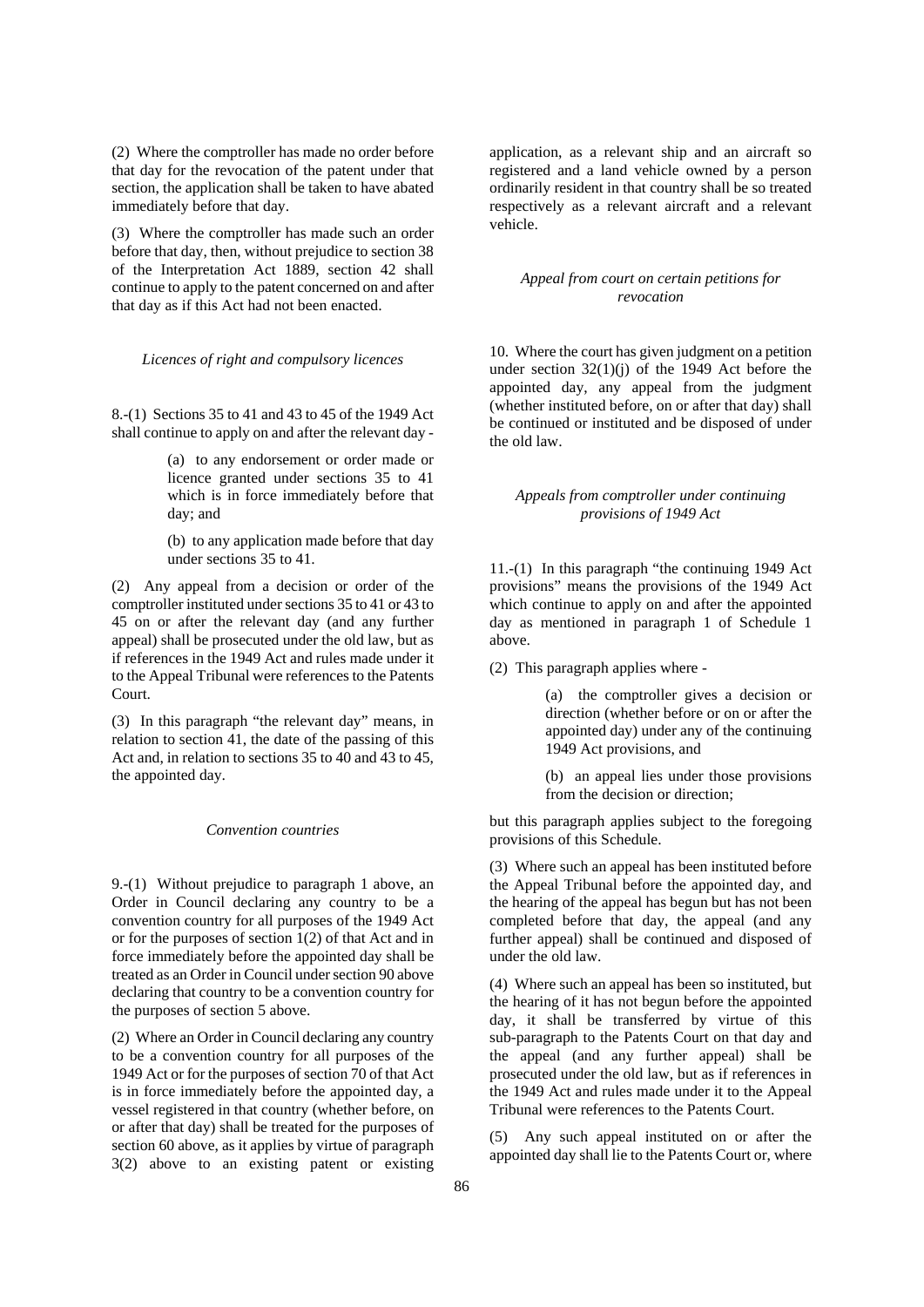(2) Where the comptroller has made no order before that day for the revocation of the patent under that section, the application shall be taken to have abated immediately before that day.

(3) Where the comptroller has made such an order before that day, then, without prejudice to section 38 of the Interpretation Act 1889, section 42 shall continue to apply to the patent concerned on and after that day as if this Act had not been enacted.

*Licences of right and compulsory licences*

8.-(1) Sections 35 to 41 and 43 to 45 of the 1949 Act shall continue to apply on and after the relevant day -

> (a) to any endorsement or order made or licence granted under sections 35 to 41 which is in force immediately before that day; and
>
> (b) to any application made before that day under sections 35 to 41.

(2) Any appeal from a decision or order of the comptroller instituted under sections 35 to 41 or 43 to 45 on or after the relevant day (and any further appeal) shall be prosecuted under the old law, but as if references in the 1949 Act and rules made under it to the Appeal Tribunal were references to the Patents Court.

(3) In this paragraph "the relevant day" means, in relation to section 41, the date of the passing of this Act and, in relation to sections 35 to 40 and 43 to 45, the appointed day.

*Convention countries*

9.-(1) Without prejudice to paragraph 1 above, an Order in Council declaring any country to be a convention country for all purposes of the 1949 Act or for the purposes of section 1(2) of that Act and in force immediately before the appointed day shall be treated as an Order in Council under section 90 above declaring that country to be a convention country for the purposes of section 5 above.

(2) Where an Order in Council declaring any country to be a convention country for all purposes of the 1949 Act or for the purposes of section 70 of that Act is in force immediately before the appointed day, a vessel registered in that country (whether before, on or after that day) shall be treated for the purposes of section 60 above, as it applies by virtue of paragraph 3(2) above to an existing patent or existing application, as a relevant ship and an aircraft so registered and a land vehicle owned by a person ordinarily resident in that country shall be so treated respectively as a relevant aircraft and a relevant vehicle.

*Appeal from court on certain petitions for revocation*

10. Where the court has given judgment on a petition under section 32(1)(j) of the 1949 Act before the appointed day, any appeal from the judgment (whether instituted before, on or after that day) shall be continued or instituted and be disposed of under the old law.

*Appeals from comptroller under continuing provisions of 1949 Act*

11.-(1) In this paragraph "the continuing 1949 Act provisions" means the provisions of the 1949 Act which continue to apply on and after the appointed day as mentioned in paragraph 1 of Schedule 1 above.

(2) This paragraph applies where -

> (a) the comptroller gives a decision or direction (whether before or on or after the appointed day) under any of the continuing 1949 Act provisions, and
>
> (b) an appeal lies under those provisions from the decision or direction;

but this paragraph applies subject to the foregoing provisions of this Schedule.

(3) Where such an appeal has been instituted before the Appeal Tribunal before the appointed day, and the hearing of the appeal has begun but has not been completed before that day, the appeal (and any further appeal) shall be continued and disposed of under the old law.

(4) Where such an appeal has been so instituted, but the hearing of it has not begun before the appointed day, it shall be transferred by virtue of this sub-paragraph to the Patents Court on that day and the appeal (and any further appeal) shall be prosecuted under the old law, but as if references in the 1949 Act and rules made under it to the Appeal Tribunal were references to the Patents Court.

(5) Any such appeal instituted on or after the appointed day shall lie to the Patents Court or, where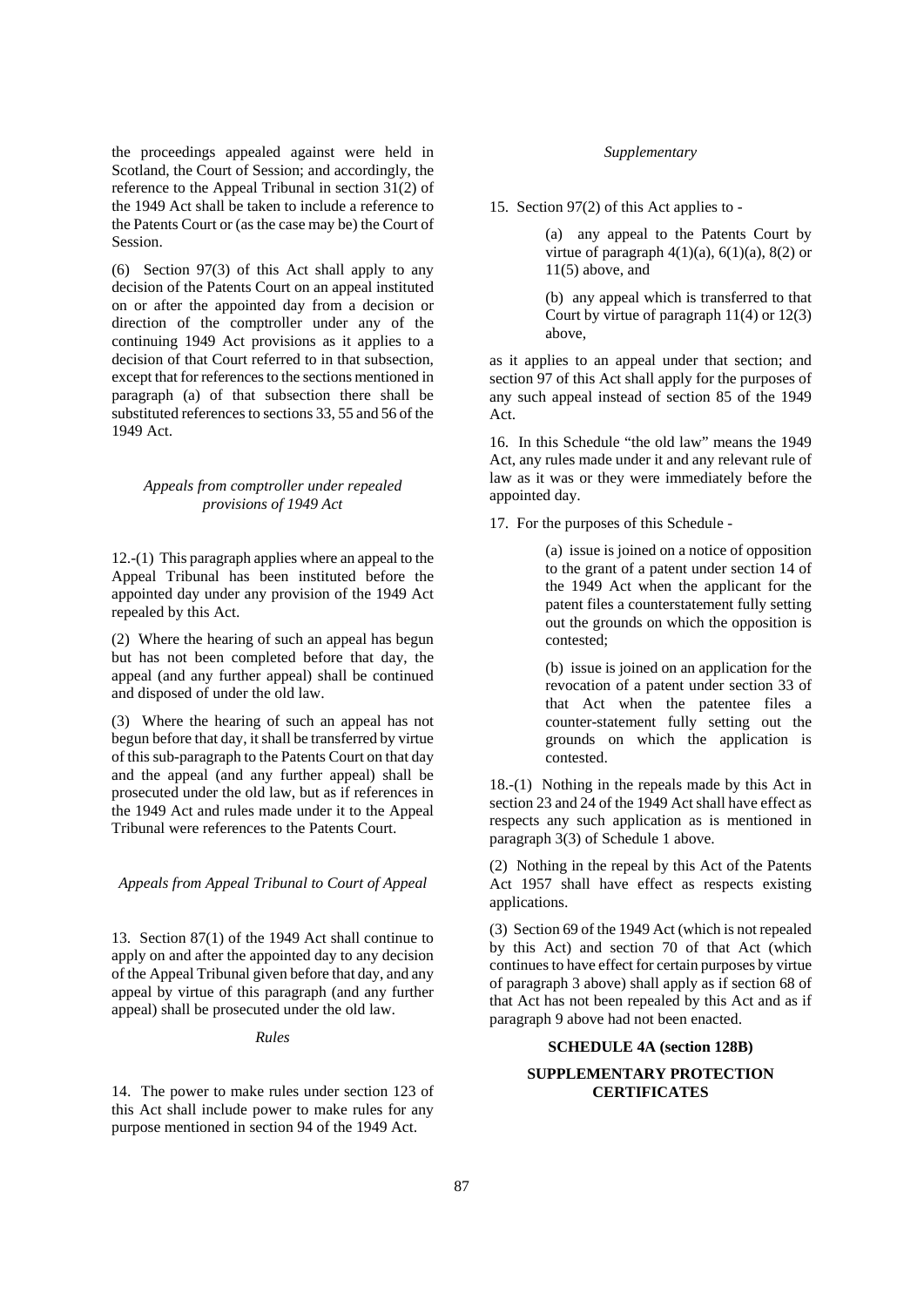the proceedings appealed against were held in Scotland, the Court of Session; and accordingly, the reference to the Appeal Tribunal in section 31(2) of the 1949 Act shall be taken to include a reference to the Patents Court or (as the case may be) the Court of Session.

(6) Section 97(3) of this Act shall apply to any decision of the Patents Court on an appeal instituted on or after the appointed day from a decision or direction of the comptroller under any of the continuing 1949 Act provisions as it applies to a decision of that Court referred to in that subsection, except that for references to the sections mentioned in paragraph (a) of that subsection there shall be substituted references to sections 33, 55 and 56 of the 1949 Act.

*Appeals from comptroller under repealed provisions of 1949 Act*

12.-(1) This paragraph applies where an appeal to the Appeal Tribunal has been instituted before the appointed day under any provision of the 1949 Act repealed by this Act.

(2) Where the hearing of such an appeal has begun but has not been completed before that day, the appeal (and any further appeal) shall be continued and disposed of under the old law.

(3) Where the hearing of such an appeal has not begun before that day, it shall be transferred by virtue of this sub-paragraph to the Patents Court on that day and the appeal (and any further appeal) shall be prosecuted under the old law, but as if references in the 1949 Act and rules made under it to the Appeal Tribunal were references to the Patents Court.

*Appeals from Appeal Tribunal to Court of Appeal*

13. Section 87(1) of the 1949 Act shall continue to apply on and after the appointed day to any decision of the Appeal Tribunal given before that day, and any appeal by virtue of this paragraph (and any further appeal) shall be prosecuted under the old law.

*Rules*

14. The power to make rules under section 123 of this Act shall include power to make rules for any purpose mentioned in section 94 of the 1949 Act.

*Supplementary*

15. Section 97(2) of this Act applies to -

> (a) any appeal to the Patents Court by virtue of paragraph 4(1)(a), 6(1)(a), 8(2) or 11(5) above, and
>
> (b) any appeal which is transferred to that Court by virtue of paragraph 11(4) or 12(3) above,

as it applies to an appeal under that section; and section 97 of this Act shall apply for the purposes of any such appeal instead of section 85 of the 1949 Act.

16. In this Schedule "the old law" means the 1949 Act, any rules made under it and any relevant rule of law as it was or they were immediately before the appointed day.

17. For the purposes of this Schedule -

> (a) issue is joined on a notice of opposition to the grant of a patent under section 14 of the 1949 Act when the applicant for the patent files a counterstatement fully setting out the grounds on which the opposition is contested;
>
> (b) issue is joined on an application for the revocation of a patent under section 33 of that Act when the patentee files a counter-statement fully setting out the grounds on which the application is contested.

18.-(1) Nothing in the repeals made by this Act in section 23 and 24 of the 1949 Act shall have effect as respects any such application as is mentioned in paragraph 3(3) of Schedule 1 above.

(2) Nothing in the repeal by this Act of the Patents Act 1957 shall have effect as respects existing applications.

(3) Section 69 of the 1949 Act (which is not repealed by this Act) and section 70 of that Act (which continues to have effect for certain purposes by virtue of paragraph 3 above) shall apply as if section 68 of that Act has not been repealed by this Act and as if paragraph 9 above had not been enacted.

## SCHEDULE 4A (section 128B)

## SUPPLEMENTARY PROTECTION CERTIFICATES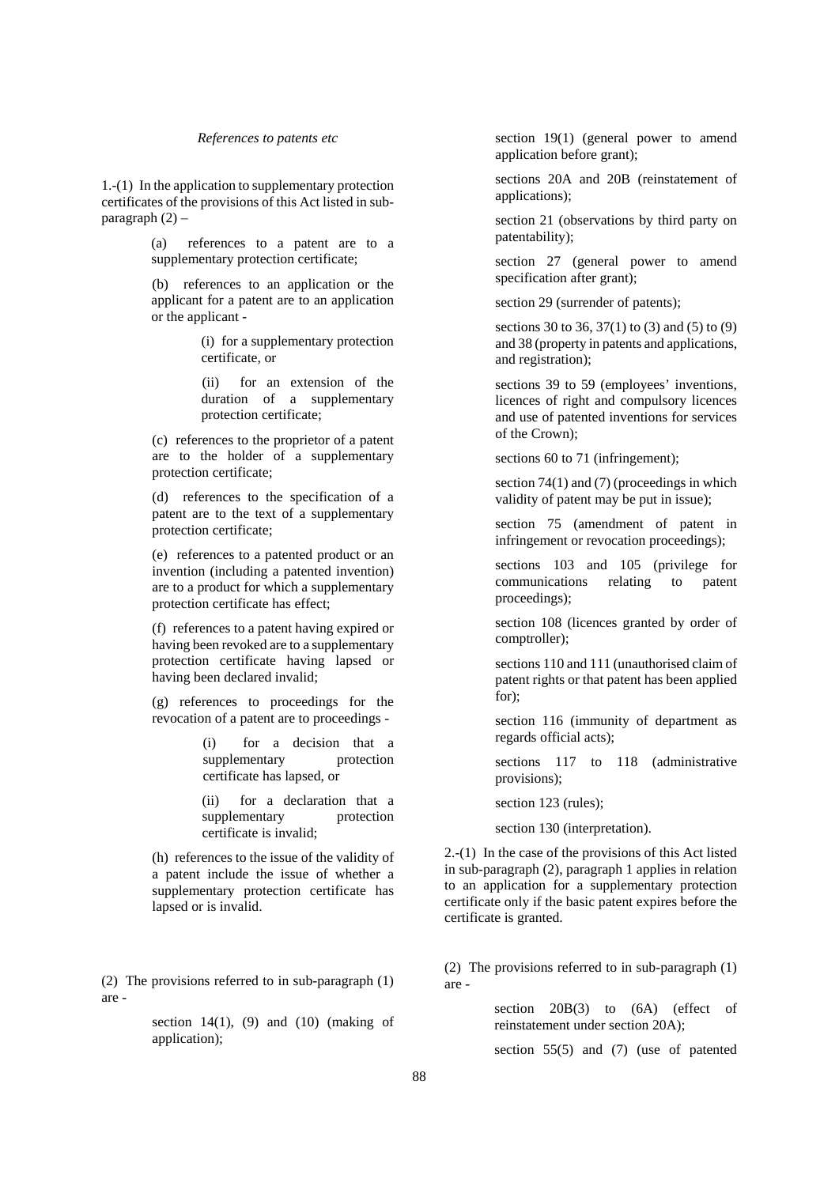*References to patents etc*

1.-(1) In the application to supplementary protection certificates of the provisions of this Act listed in sub-paragraph (2) –

(a) references to a patent are to a supplementary protection certificate;

(b) references to an application or the applicant for a patent are to an application or the applicant -

(i) for a supplementary protection certificate, or

(ii) for an extension of the duration of a supplementary protection certificate;

(c) references to the proprietor of a patent are to the holder of a supplementary protection certificate;

(d) references to the specification of a patent are to the text of a supplementary protection certificate;

(e) references to a patented product or an invention (including a patented invention) are to a product for which a supplementary protection certificate has effect;

(f) references to a patent having expired or having been revoked are to a supplementary protection certificate having lapsed or having been declared invalid;

(g) references to proceedings for the revocation of a patent are to proceedings -

(i) for a decision that a supplementary protection certificate has lapsed, or

(ii) for a declaration that a supplementary protection certificate is invalid;

(h) references to the issue of the validity of a patent include the issue of whether a supplementary protection certificate has lapsed or is invalid.

(2) The provisions referred to in sub-paragraph (1) are -

section 14(1), (9) and (10) (making of application);

section 19(1) (general power to amend application before grant);

sections 20A and 20B (reinstatement of applications);

section 21 (observations by third party on patentability);

section 27 (general power to amend specification after grant);

section 29 (surrender of patents);

sections 30 to 36, 37(1) to (3) and (5) to (9) and 38 (property in patents and applications, and registration);

sections 39 to 59 (employees' inventions, licences of right and compulsory licences and use of patented inventions for services of the Crown);

sections 60 to 71 (infringement);

section 74(1) and (7) (proceedings in which validity of patent may be put in issue);

section 75 (amendment of patent in infringement or revocation proceedings);

sections 103 and 105 (privilege for communications relating to patent proceedings);

section 108 (licences granted by order of comptroller);

sections 110 and 111 (unauthorised claim of patent rights or that patent has been applied for);

section 116 (immunity of department as regards official acts);

sections 117 to 118 (administrative provisions);

section 123 (rules);

section 130 (interpretation).

2.-(1) In the case of the provisions of this Act listed in sub-paragraph (2), paragraph 1 applies in relation to an application for a supplementary protection certificate only if the basic patent expires before the certificate is granted.

(2) The provisions referred to in sub-paragraph (1) are -

section 20B(3) to (6A) (effect of reinstatement under section 20A);

section 55(5) and (7) (use of patented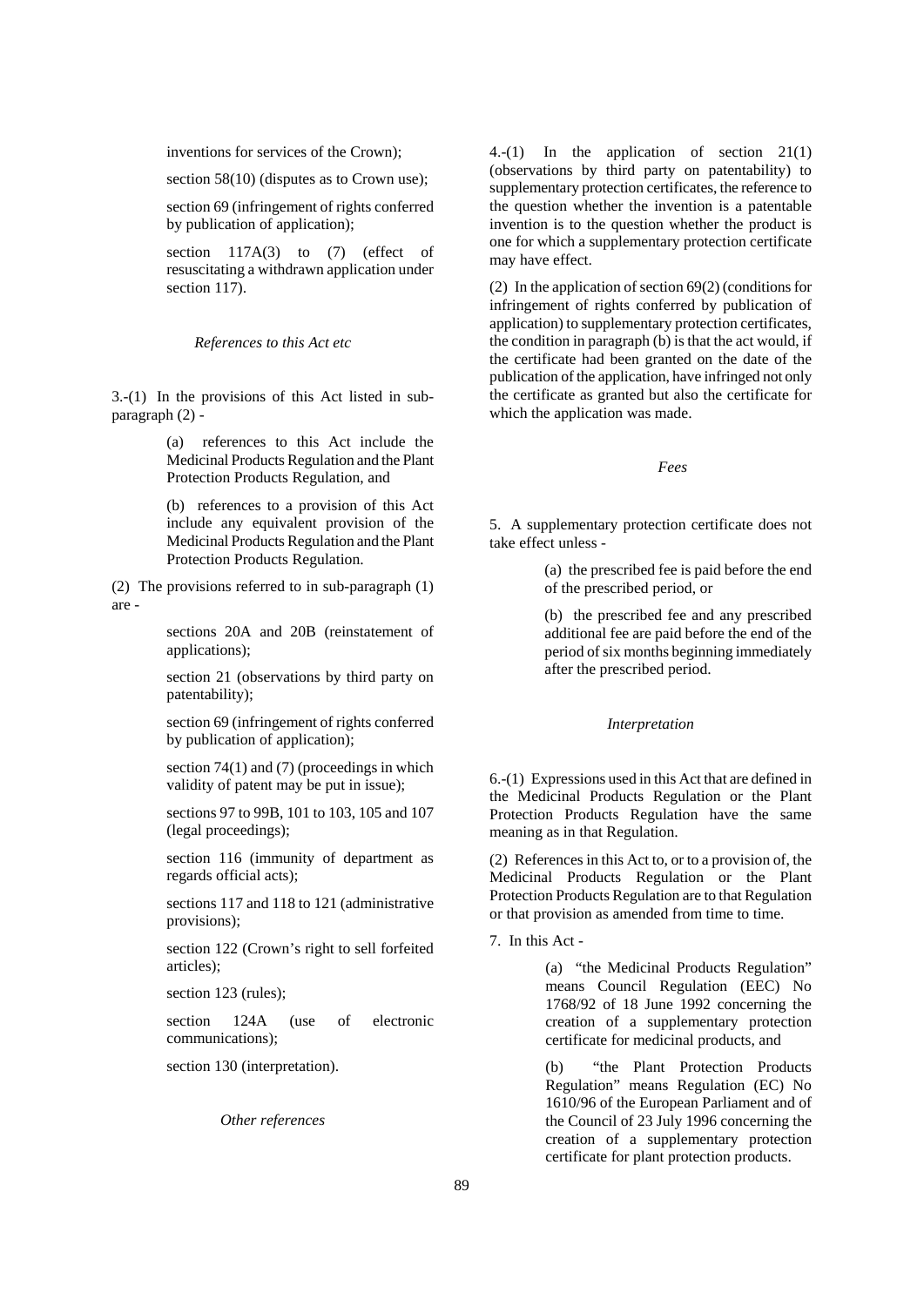inventions for services of the Crown);

section 58(10) (disputes as to Crown use);

section 69 (infringement of rights conferred by publication of application);

section 117A(3) to (7) (effect of resuscitating a withdrawn application under section 117).

*References to this Act etc*

3.-(1) In the provisions of this Act listed in sub-paragraph (2) -

(a) references to this Act include the Medicinal Products Regulation and the Plant Protection Products Regulation, and

(b) references to a provision of this Act include any equivalent provision of the Medicinal Products Regulation and the Plant Protection Products Regulation.

(2) The provisions referred to in sub-paragraph (1) are -

sections 20A and 20B (reinstatement of applications);

section 21 (observations by third party on patentability);

section 69 (infringement of rights conferred by publication of application);

section 74(1) and (7) (proceedings in which validity of patent may be put in issue);

sections 97 to 99B, 101 to 103, 105 and 107 (legal proceedings);

section 116 (immunity of department as regards official acts);

sections 117 and 118 to 121 (administrative provisions);

section 122 (Crown's right to sell forfeited articles);

section 123 (rules);

section 124A (use of electronic communications);

section 130 (interpretation).

*Other references*

4.-(1) In the application of section 21(1) (observations by third party on patentability) to supplementary protection certificates, the reference to the question whether the invention is a patentable invention is to the question whether the product is one for which a supplementary protection certificate may have effect.

(2) In the application of section 69(2) (conditions for infringement of rights conferred by publication of application) to supplementary protection certificates, the condition in paragraph (b) is that the act would, if the certificate had been granted on the date of the publication of the application, have infringed not only the certificate as granted but also the certificate for which the application was made.

*Fees*

5. A supplementary protection certificate does not take effect unless -

(a) the prescribed fee is paid before the end of the prescribed period, or

(b) the prescribed fee and any prescribed additional fee are paid before the end of the period of six months beginning immediately after the prescribed period.

*Interpretation*

6.-(1) Expressions used in this Act that are defined in the Medicinal Products Regulation or the Plant Protection Products Regulation have the same meaning as in that Regulation.

(2) References in this Act to, or to a provision of, the Medicinal Products Regulation or the Plant Protection Products Regulation are to that Regulation or that provision as amended from time to time.

7. In this Act -

(a) "the Medicinal Products Regulation" means Council Regulation (EEC) No 1768/92 of 18 June 1992 concerning the creation of a supplementary protection certificate for medicinal products, and

(b) "the Plant Protection Products Regulation" means Regulation (EC) No 1610/96 of the European Parliament and of the Council of 23 July 1996 concerning the creation of a supplementary protection certificate for plant protection products.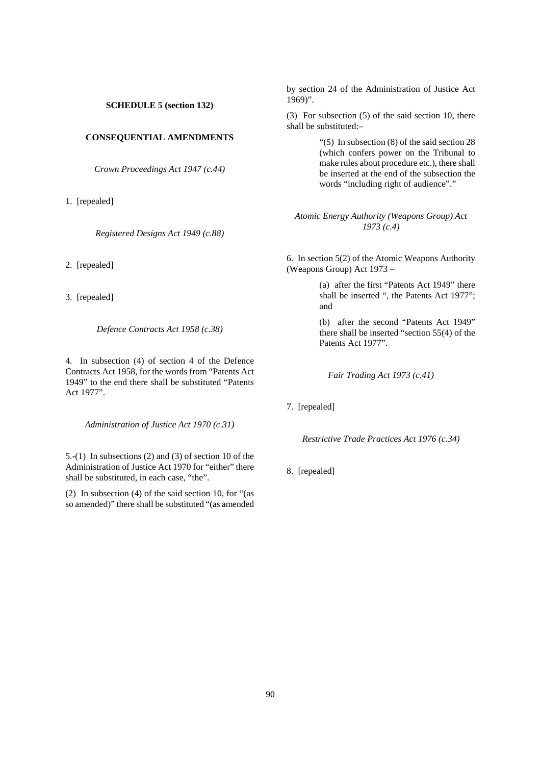**SCHEDULE 5 (section 132)**

**CONSEQUENTIAL AMENDMENTS**

*Crown Proceedings Act 1947 (c.44)*

1. [repealed]

*Registered Designs Act 1949 (c.88)*

2. [repealed]

3. [repealed]

*Defence Contracts Act 1958 (c.38)*

4. In subsection (4) of section 4 of the Defence Contracts Act 1958, for the words from "Patents Act 1949" to the end there shall be substituted "Patents Act 1977".

*Administration of Justice Act 1970 (c.31)*

5.-(1) In subsections (2) and (3) of section 10 of the Administration of Justice Act 1970 for "either" there shall be substituted, in each case, "the".

(2) In subsection (4) of the said section 10, for "(as so amended)" there shall be substituted "(as amended by section 24 of the Administration of Justice Act 1969)".

(3) For subsection (5) of the said section 10, there shall be substituted:–

> "(5) In subsection (8) of the said section 28 (which confers power on the Tribunal to make rules about procedure etc.), there shall be inserted at the end of the subsection the words "including right of audience"."

*Atomic Energy Authority (Weapons Group) Act 1973 (c.4)*

6. In section 5(2) of the Atomic Weapons Authority (Weapons Group) Act 1973 –

> (a) after the first "Patents Act 1949" there shall be inserted ", the Patents Act 1977"; and
>
> (b) after the second "Patents Act 1949" there shall be inserted "section 55(4) of the Patents Act 1977".

*Fair Trading Act 1973 (c.41)*

7. [repealed]

*Restrictive Trade Practices Act 1976 (c.34)*

8. [repealed]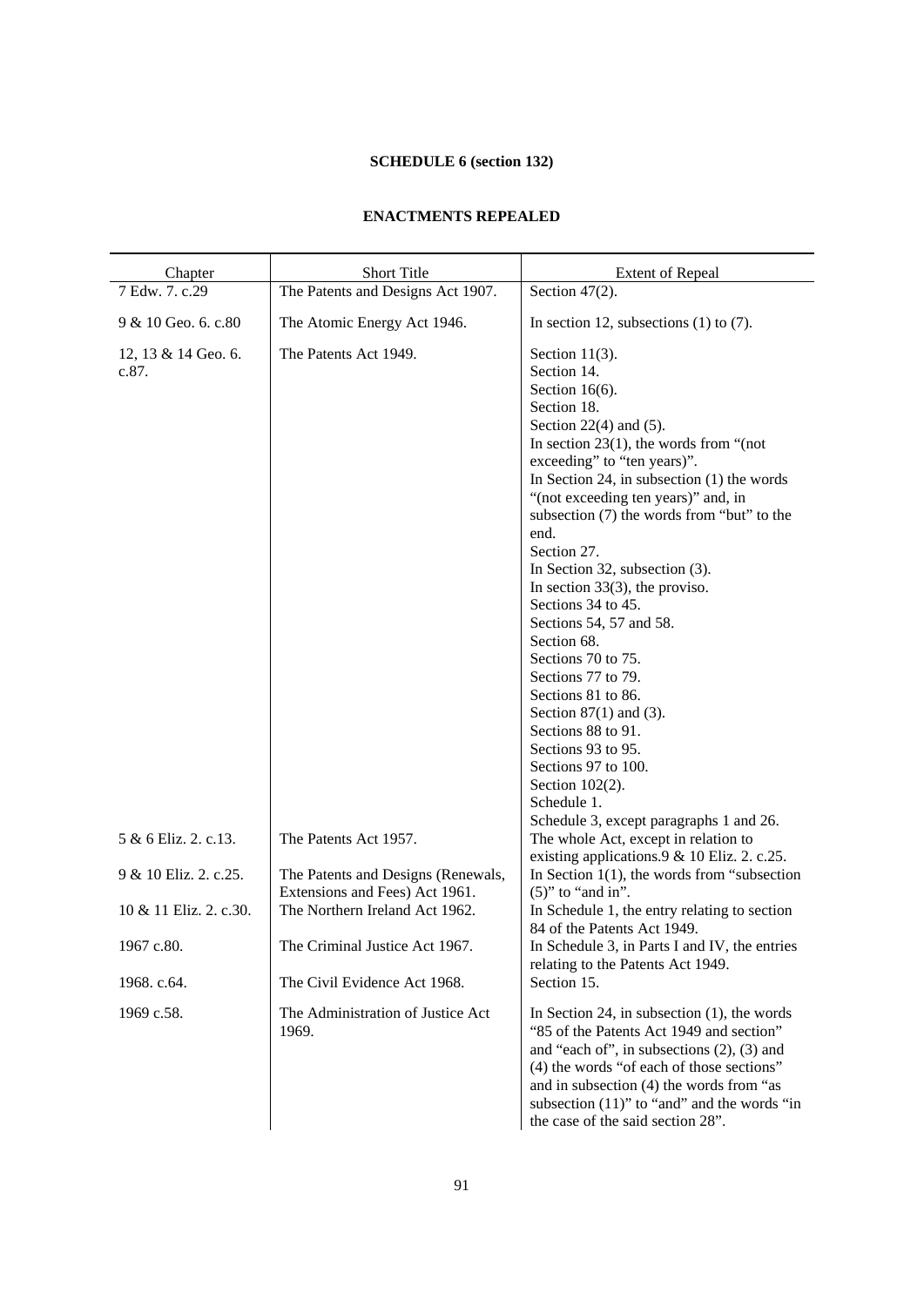**SCHEDULE 6 (section 132)**

**ENACTMENTS REPEALED**

| Chapter | Short Title | Extent of Repeal |
|---|---|---|
| 7 Edw. 7. c.29 | The Patents and Designs Act 1907. | Section 47(2). |
| 9 & 10 Geo. 6. c.80 | The Atomic Energy Act 1946. | In section 12, subsections (1) to (7). |
| 12, 13 & 14 Geo. 6. c.87. | The Patents Act 1949. | Section 11(3).<br>Section 14.<br>Section 16(6).<br>Section 18.<br>Section 22(4) and (5).<br>In section 23(1), the words from "(not exceeding" to "ten years)".<br>In Section 24, in subsection (1) the words "(not exceeding ten years)" and, in subsection (7) the words from "but" to the end.<br>Section 27.<br>In Section 32, subsection (3).<br>In section 33(3), the proviso.<br>Sections 34 to 45.<br>Sections 54, 57 and 58.<br>Section 68.<br>Sections 70 to 75.<br>Sections 77 to 79.<br>Sections 81 to 86.<br>Section 87(1) and (3).<br>Sections 88 to 91.<br>Sections 93 to 95.<br>Sections 97 to 100.<br>Section 102(2).<br>Schedule 1.<br>Schedule 3, except paragraphs 1 and 26. |
| 5 & 6 Eliz. 2. c.13. | The Patents Act 1957. | The whole Act, except in relation to existing applications.9 & 10 Eliz. 2. c.25. |
| 9 & 10 Eliz. 2. c.25. | The Patents and Designs (Renewals, Extensions and Fees) Act 1961. | In Section 1(1), the words from "subsection (5)" to "and in". |
| 10 & 11 Eliz. 2. c.30. | The Northern Ireland Act 1962. | In Schedule 1, the entry relating to section 84 of the Patents Act 1949. |
| 1967 c.80. | The Criminal Justice Act 1967. | In Schedule 3, in Parts I and IV, the entries relating to the Patents Act 1949. |
| 1968. c.64. | The Civil Evidence Act 1968. | Section 15. |
| 1969 c.58. | The Administration of Justice Act 1969. | In Section 24, in subsection (1), the words "85 of the Patents Act 1949 and section" and "each of", in subsections (2), (3) and (4) the words "of each of those sections" and in subsection (4) the words from "as subsection (11)" to "and" and the words "in the case of the said section 28". |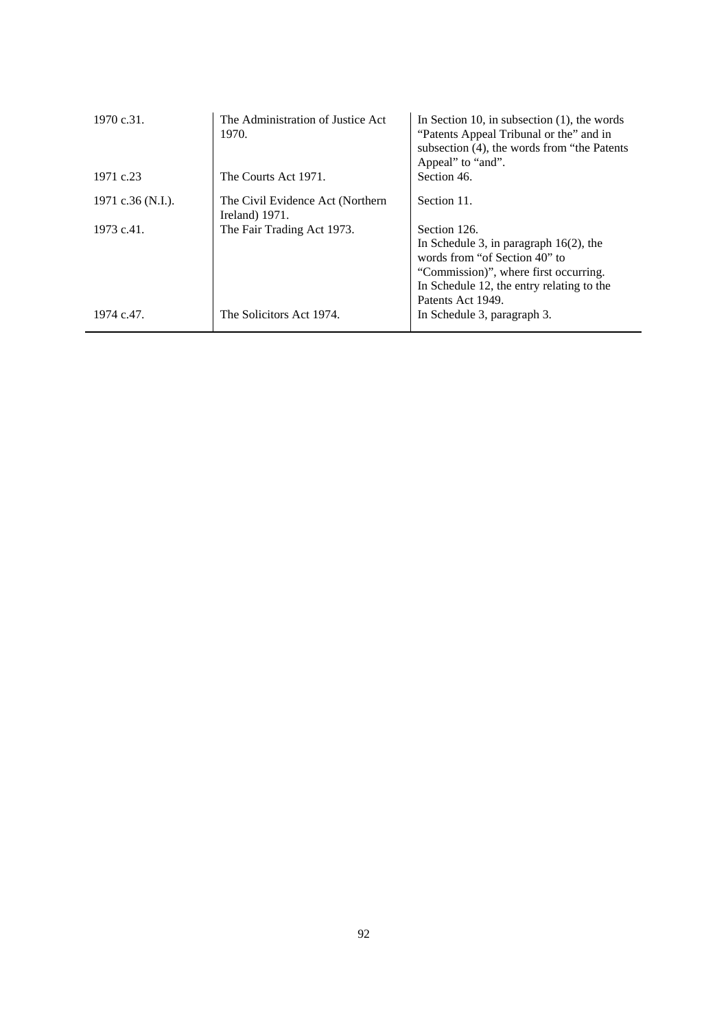| | | |
|---|---|---|
| 1970 c.31. | The Administration of Justice Act 1970. | In Section 10, in subsection (1), the words "Patents Appeal Tribunal or the" and in subsection (4), the words from "the Patents Appeal" to "and". |
| 1971 c.23 | The Courts Act 1971. | Section 46. |
| 1971 c.36 (N.I.). | The Civil Evidence Act (Northern Ireland) 1971. | Section 11. |
| 1973 c.41. | The Fair Trading Act 1973. | Section 126.<br>In Schedule 3, in paragraph 16(2), the words from "of Section 40" to "Commission)", where first occurring.<br>In Schedule 12, the entry relating to the Patents Act 1949. |
| 1974 c.47. | The Solicitors Act 1974. | In Schedule 3, paragraph 3. |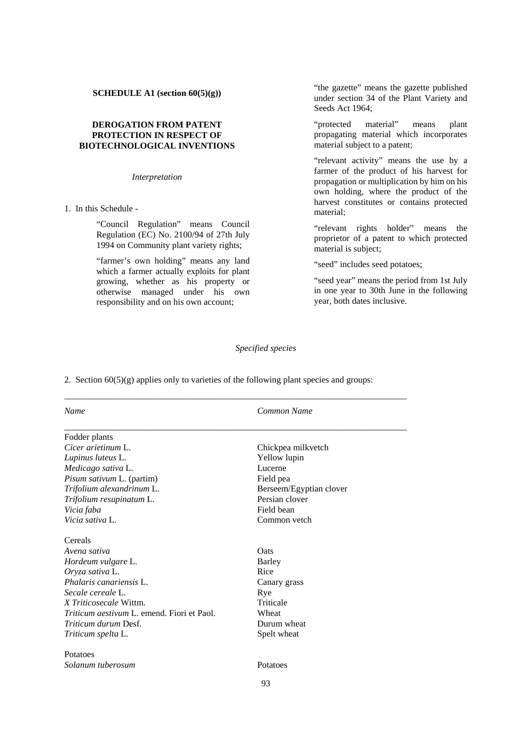**SCHEDULE A1 (section 60(5)(g))**

**DEROGATION FROM PATENT PROTECTION IN RESPECT OF BIOTECHNOLOGICAL INVENTIONS**

*Interpretation*

1. In this Schedule -

"Council Regulation" means Council Regulation (EC) No. 2100/94 of 27th July 1994 on Community plant variety rights;

"farmer's own holding" means any land which a farmer actually exploits for plant growing, whether as his property or otherwise managed under his own responsibility and on his own account;

"the gazette" means the gazette published under section 34 of the Plant Variety and Seeds Act 1964;

"protected material" means plant propagating material which incorporates material subject to a patent;

"relevant activity" means the use by a farmer of the product of his harvest for propagation or multiplication by him on his own holding, where the product of the harvest constitutes or contains protected material;

"relevant rights holder" means the proprietor of a patent to which protected material is subject;

"seed" includes seed potatoes;

"seed year" means the period from 1st July in one year to 30th June in the following year, both dates inclusive.

*Specified species*

2. Section 60(5)(g) applies only to varieties of the following plant species and groups:

| *Name* | *Common Name* |
|---|---|
| Fodder plants | |
| *Cicer arietinum* L. | Chickpea milkvetch |
| *Lupinus luteus* L. | Yellow lupin |
| *Medicago sativa* L. | Lucerne |
| *Pisum sativum* L. (partim) | Field pea |
| *Trifolium alexandrinum* L. | Berseem/Egyptian clover |
| *Trifolium resupinatum* L. | Persian clover |
| *Vicia faba* | Field bean |
| *Vicia sativa* L. | Common vetch |
| | |
| Cereals | |
| *Avena sativa* | Oats |
| *Hordeum vulgare* L. | Barley |
| *Oryza sativa* L. | Rice |
| *Phalaris canariensis* L. | Canary grass |
| *Secale cereale* L. | Rye |
| *X Triticosecale* Wittm. | Triticale |
| *Triticum aestivum* L. emend. Fiori et Paol. | Wheat |
| *Triticum durum* Desf. | Durum wheat |
| *Triticum spelta* L. | Spelt wheat |
| | |
| Potatoes | |
| *Solanum tuberosum* | Potatoes |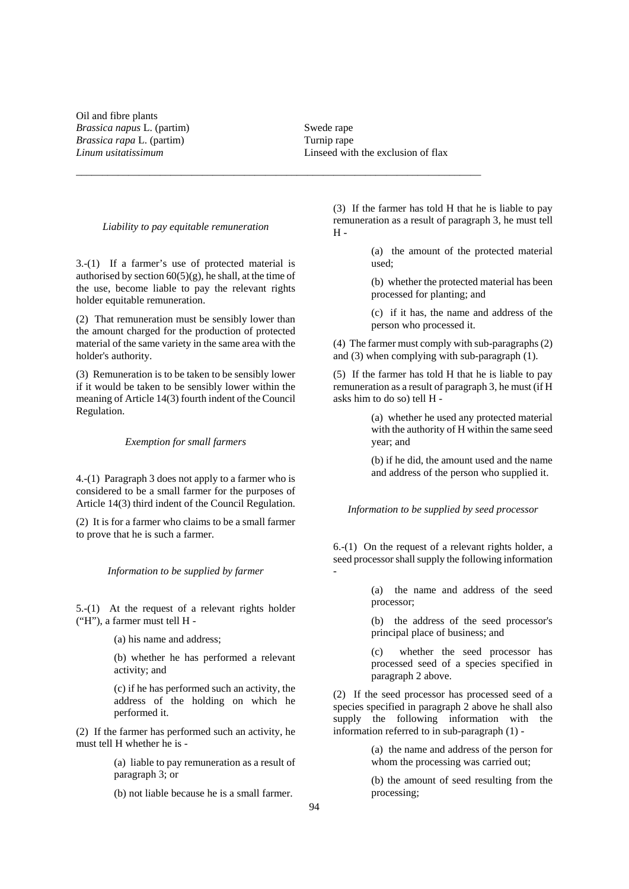Oil and fibre plants

| | |
|---|---|
| *Brassica napus* L. (partim) | Swede rape |
| *Brassica rapa* L. (partim) | Turnip rape |
| *Linum usitatissimum* | Linseed with the exclusion of flax |

---

*Liability to pay equitable remuneration*

3.-(1) If a farmer's use of protected material is authorised by section 60(5)(g), he shall, at the time of the use, become liable to pay the relevant rights holder equitable remuneration.

(2) That remuneration must be sensibly lower than the amount charged for the production of protected material of the same variety in the same area with the holder's authority.

(3) Remuneration is to be taken to be sensibly lower if it would be taken to be sensibly lower within the meaning of Article 14(3) fourth indent of the Council Regulation.

*Exemption for small farmers*

4.-(1) Paragraph 3 does not apply to a farmer who is considered to be a small farmer for the purposes of Article 14(3) third indent of the Council Regulation.

(2) It is for a farmer who claims to be a small farmer to prove that he is such a farmer.

*Information to be supplied by farmer*

5.-(1) At the request of a relevant rights holder ("H"), a farmer must tell H -

(a) his name and address;

(b) whether he has performed a relevant activity; and

(c) if he has performed such an activity, the address of the holding on which he performed it.

(2) If the farmer has performed such an activity, he must tell H whether he is -

(a) liable to pay remuneration as a result of paragraph 3; or

(b) not liable because he is a small farmer.

(3) If the farmer has told H that he is liable to pay remuneration as a result of paragraph 3, he must tell H -

(a) the amount of the protected material used;

(b) whether the protected material has been processed for planting; and

(c) if it has, the name and address of the person who processed it.

(4) The farmer must comply with sub-paragraphs (2) and (3) when complying with sub-paragraph (1).

(5) If the farmer has told H that he is liable to pay remuneration as a result of paragraph 3, he must (if H asks him to do so) tell H -

(a) whether he used any protected material with the authority of H within the same seed year; and

(b) if he did, the amount used and the name and address of the person who supplied it.

*Information to be supplied by seed processor*

6.-(1) On the request of a relevant rights holder, a seed processor shall supply the following information -

(a) the name and address of the seed processor;

(b) the address of the seed processor's principal place of business; and

(c) whether the seed processor has processed seed of a species specified in paragraph 2 above.

(2) If the seed processor has processed seed of a species specified in paragraph 2 above he shall also supply the following information with the information referred to in sub-paragraph (1) -

(a) the name and address of the person for whom the processing was carried out;

(b) the amount of seed resulting from the processing;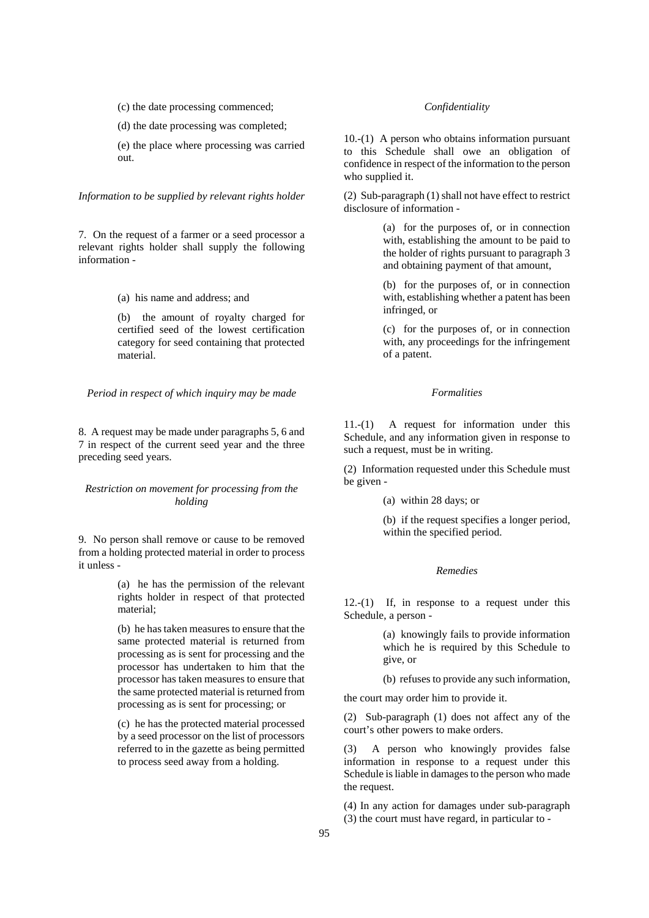(c) the date processing commenced;

(d) the date processing was completed;

(e) the place where processing was carried out.

*Information to be supplied by relevant rights holder*

7. On the request of a farmer or a seed processor a relevant rights holder shall supply the following information -

(a) his name and address; and

(b) the amount of royalty charged for certified seed of the lowest certification category for seed containing that protected material.

*Period in respect of which inquiry may be made*

8. A request may be made under paragraphs 5, 6 and 7 in respect of the current seed year and the three preceding seed years.

*Restriction on movement for processing from the holding*

9. No person shall remove or cause to be removed from a holding protected material in order to process it unless -

(a) he has the permission of the relevant rights holder in respect of that protected material;

(b) he has taken measures to ensure that the same protected material is returned from processing as is sent for processing and the processor has undertaken to him that the processor has taken measures to ensure that the same protected material is returned from processing as is sent for processing; or

(c) he has the protected material processed by a seed processor on the list of processors referred to in the gazette as being permitted to process seed away from a holding.

*Confidentiality*

10.-(1) A person who obtains information pursuant to this Schedule shall owe an obligation of confidence in respect of the information to the person who supplied it.

(2) Sub-paragraph (1) shall not have effect to restrict disclosure of information -

(a) for the purposes of, or in connection with, establishing the amount to be paid to the holder of rights pursuant to paragraph 3 and obtaining payment of that amount,

(b) for the purposes of, or in connection with, establishing whether a patent has been infringed, or

(c) for the purposes of, or in connection with, any proceedings for the infringement of a patent.

*Formalities*

11.-(1) A request for information under this Schedule, and any information given in response to such a request, must be in writing.

(2) Information requested under this Schedule must be given -

(a) within 28 days; or

(b) if the request specifies a longer period, within the specified period.

*Remedies*

12.-(1) If, in response to a request under this Schedule, a person -

(a) knowingly fails to provide information which he is required by this Schedule to give, or

(b) refuses to provide any such information,

the court may order him to provide it.

(2) Sub-paragraph (1) does not affect any of the court's other powers to make orders.

(3) A person who knowingly provides false information in response to a request under this Schedule is liable in damages to the person who made the request.

(4) In any action for damages under sub-paragraph (3) the court must have regard, in particular to -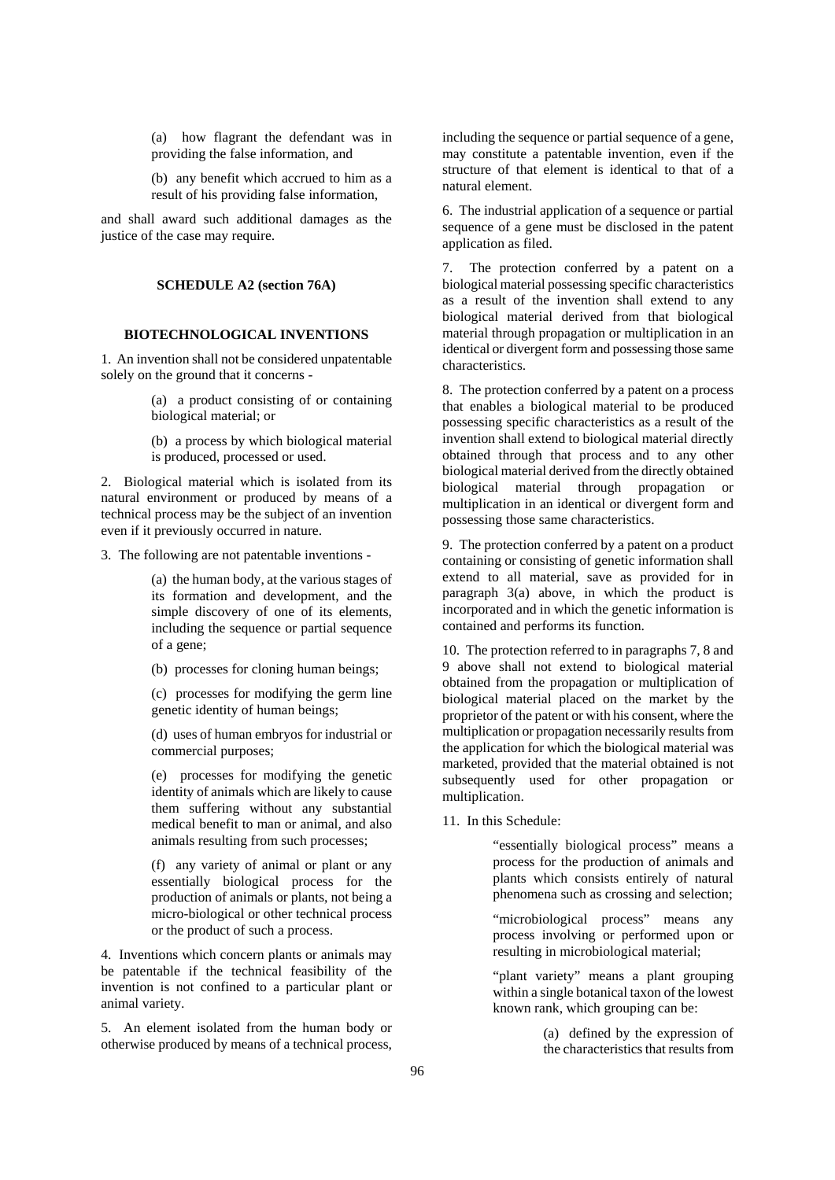(a) how flagrant the defendant was in providing the false information, and

(b) any benefit which accrued to him as a result of his providing false information,

and shall award such additional damages as the justice of the case may require.

**SCHEDULE A2 (section 76A)**

**BIOTECHNOLOGICAL INVENTIONS**

1. An invention shall not be considered unpatentable solely on the ground that it concerns -

(a) a product consisting of or containing biological material; or

(b) a process by which biological material is produced, processed or used.

2. Biological material which is isolated from its natural environment or produced by means of a technical process may be the subject of an invention even if it previously occurred in nature.

3. The following are not patentable inventions -

(a) the human body, at the various stages of its formation and development, and the simple discovery of one of its elements, including the sequence or partial sequence of a gene;

(b) processes for cloning human beings;

(c) processes for modifying the germ line genetic identity of human beings;

(d) uses of human embryos for industrial or commercial purposes;

(e) processes for modifying the genetic identity of animals which are likely to cause them suffering without any substantial medical benefit to man or animal, and also animals resulting from such processes;

(f) any variety of animal or plant or any essentially biological process for the production of animals or plants, not being a micro-biological or other technical process or the product of such a process.

4. Inventions which concern plants or animals may be patentable if the technical feasibility of the invention is not confined to a particular plant or animal variety.

5. An element isolated from the human body or otherwise produced by means of a technical process, including the sequence or partial sequence of a gene, may constitute a patentable invention, even if the structure of that element is identical to that of a natural element.

6. The industrial application of a sequence or partial sequence of a gene must be disclosed in the patent application as filed.

7. The protection conferred by a patent on a biological material possessing specific characteristics as a result of the invention shall extend to any biological material derived from that biological material through propagation or multiplication in an identical or divergent form and possessing those same characteristics.

8. The protection conferred by a patent on a process that enables a biological material to be produced possessing specific characteristics as a result of the invention shall extend to biological material directly obtained through that process and to any other biological material derived from the directly obtained biological material through propagation or multiplication in an identical or divergent form and possessing those same characteristics.

9. The protection conferred by a patent on a product containing or consisting of genetic information shall extend to all material, save as provided for in paragraph 3(a) above, in which the product is incorporated and in which the genetic information is contained and performs its function.

10. The protection referred to in paragraphs 7, 8 and 9 above shall not extend to biological material obtained from the propagation or multiplication of biological material placed on the market by the proprietor of the patent or with his consent, where the multiplication or propagation necessarily results from the application for which the biological material was marketed, provided that the material obtained is not subsequently used for other propagation or multiplication.

11. In this Schedule:

"essentially biological process" means a process for the production of animals and plants which consists entirely of natural phenomena such as crossing and selection;

"microbiological process" means any process involving or performed upon or resulting in microbiological material;

"plant variety" means a plant grouping within a single botanical taxon of the lowest known rank, which grouping can be:

(a) defined by the expression of the characteristics that results from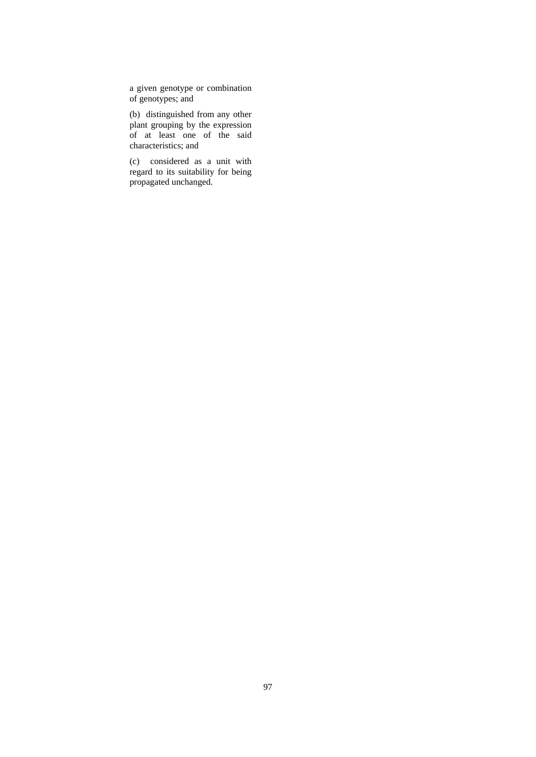a given genotype or combination of genotypes; and

(b) distinguished from any other plant grouping by the expression of at least one of the said characteristics; and

(c) considered as a unit with regard to its suitability for being propagated unchanged.